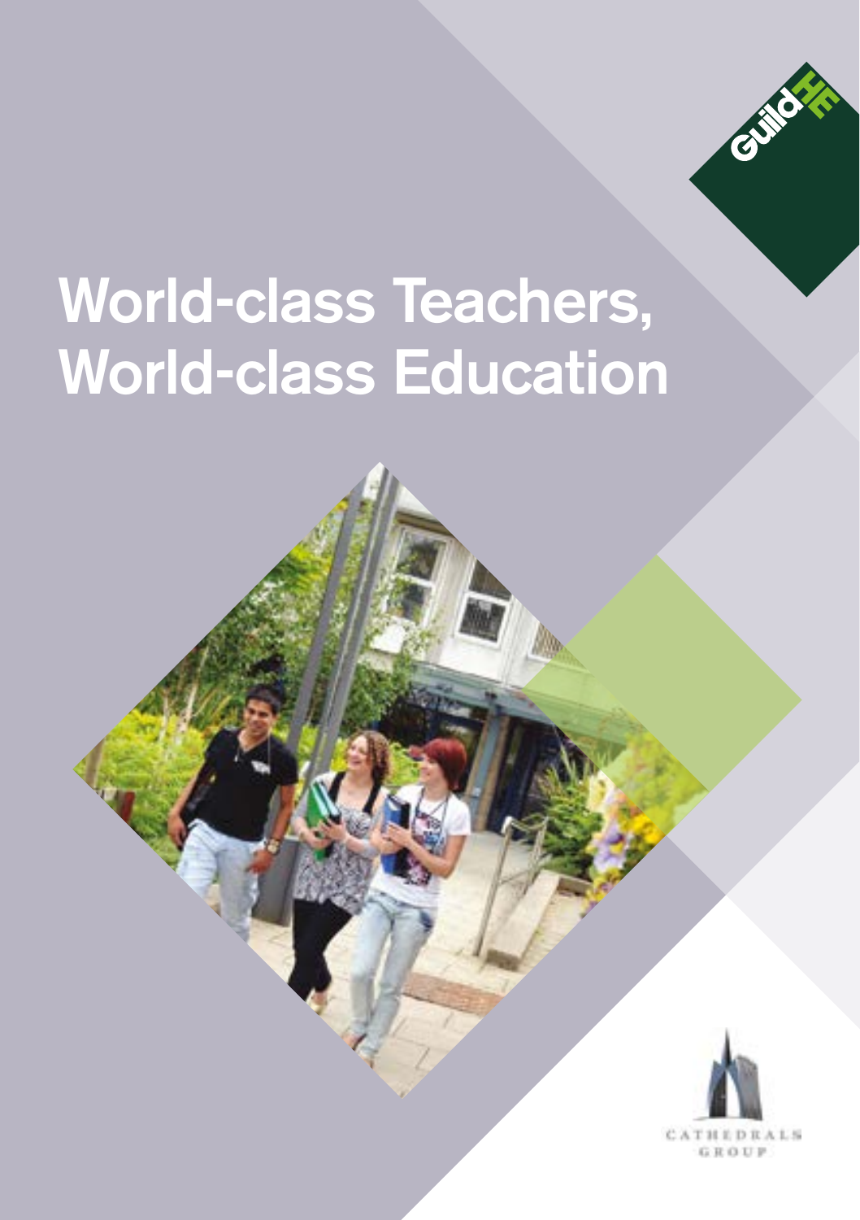# World-class Teachers, World-class Education

GuildHE

CATHEDRALS GROUP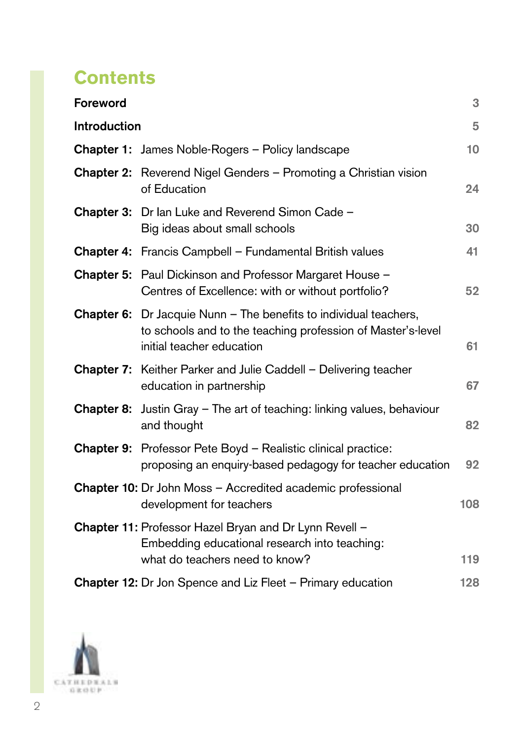# Contents

| | | |
|---|---|---|
| **Foreword** | | 3 |
| **Introduction** | | 5 |
| **Chapter 1:** | James Noble-Rogers – Policy landscape | 10 |
| **Chapter 2:** | Reverend Nigel Genders – Promoting a Christian vision of Education | 24 |
| **Chapter 3:** | Dr Ian Luke and Reverend Simon Cade – Big ideas about small schools | 30 |
| **Chapter 4:** | Francis Campbell – Fundamental British values | 41 |
| **Chapter 5:** | Paul Dickinson and Professor Margaret House – Centres of Excellence: with or without portfolio? | 52 |
| **Chapter 6:** | Dr Jacquie Nunn – The benefits to individual teachers, to schools and to the teaching profession of Master's-level initial teacher education | 61 |
| **Chapter 7:** | Keither Parker and Julie Caddell – Delivering teacher education in partnership | 67 |
| **Chapter 8:** | Justin Gray – The art of teaching: linking values, behaviour and thought | 82 |
| **Chapter 9:** | Professor Pete Boyd – Realistic clinical practice: proposing an enquiry-based pedagogy for teacher education | 92 |
| **Chapter 10:** | Dr John Moss – Accredited academic professional development for teachers | 108 |
| **Chapter 11:** | Professor Hazel Bryan and Dr Lynn Revell – Embedding educational research into teaching: what do teachers need to know? | 119 |
| **Chapter 12:** | Dr Jon Spence and Liz Fleet – Primary education | 128 |

CATHEDRALS GROUP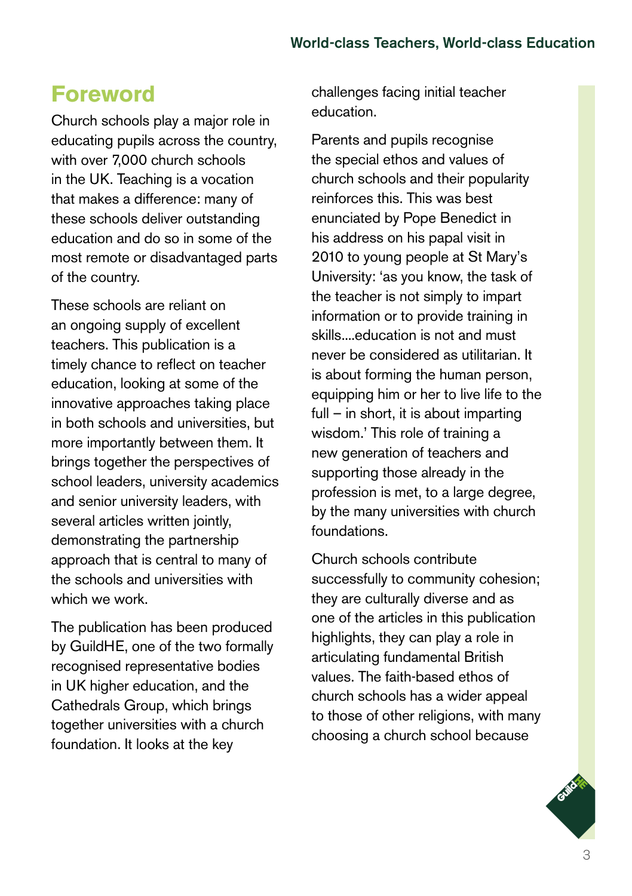# Foreword

Church schools play a major role in educating pupils across the country, with over 7,000 church schools in the UK. Teaching is a vocation that makes a difference: many of these schools deliver outstanding education and do so in some of the most remote or disadvantaged parts of the country.

These schools are reliant on an ongoing supply of excellent teachers. This publication is a timely chance to reflect on teacher education, looking at some of the innovative approaches taking place in both schools and universities, but more importantly between them. It brings together the perspectives of school leaders, university academics and senior university leaders, with several articles written jointly, demonstrating the partnership approach that is central to many of the schools and universities with which we work.

The publication has been produced by GuildHE, one of the two formally recognised representative bodies in UK higher education, and the Cathedrals Group, which brings together universities with a church foundation. It looks at the key challenges facing initial teacher education.

Parents and pupils recognise the special ethos and values of church schools and their popularity reinforces this. This was best enunciated by Pope Benedict in his address on his papal visit in 2010 to young people at St Mary's University: 'as you know, the task of the teacher is not simply to impart information or to provide training in skills....education is not and must never be considered as utilitarian. It is about forming the human person, equipping him or her to live life to the full – in short, it is about imparting wisdom.' This role of training a new generation of teachers and supporting those already in the profession is met, to a large degree, by the many universities with church foundations.

Church schools contribute successfully to community cohesion; they are culturally diverse and as one of the articles in this publication highlights, they can play a role in articulating fundamental British values. The faith-based ethos of church schools has a wider appeal to those of other religions, with many choosing a church school because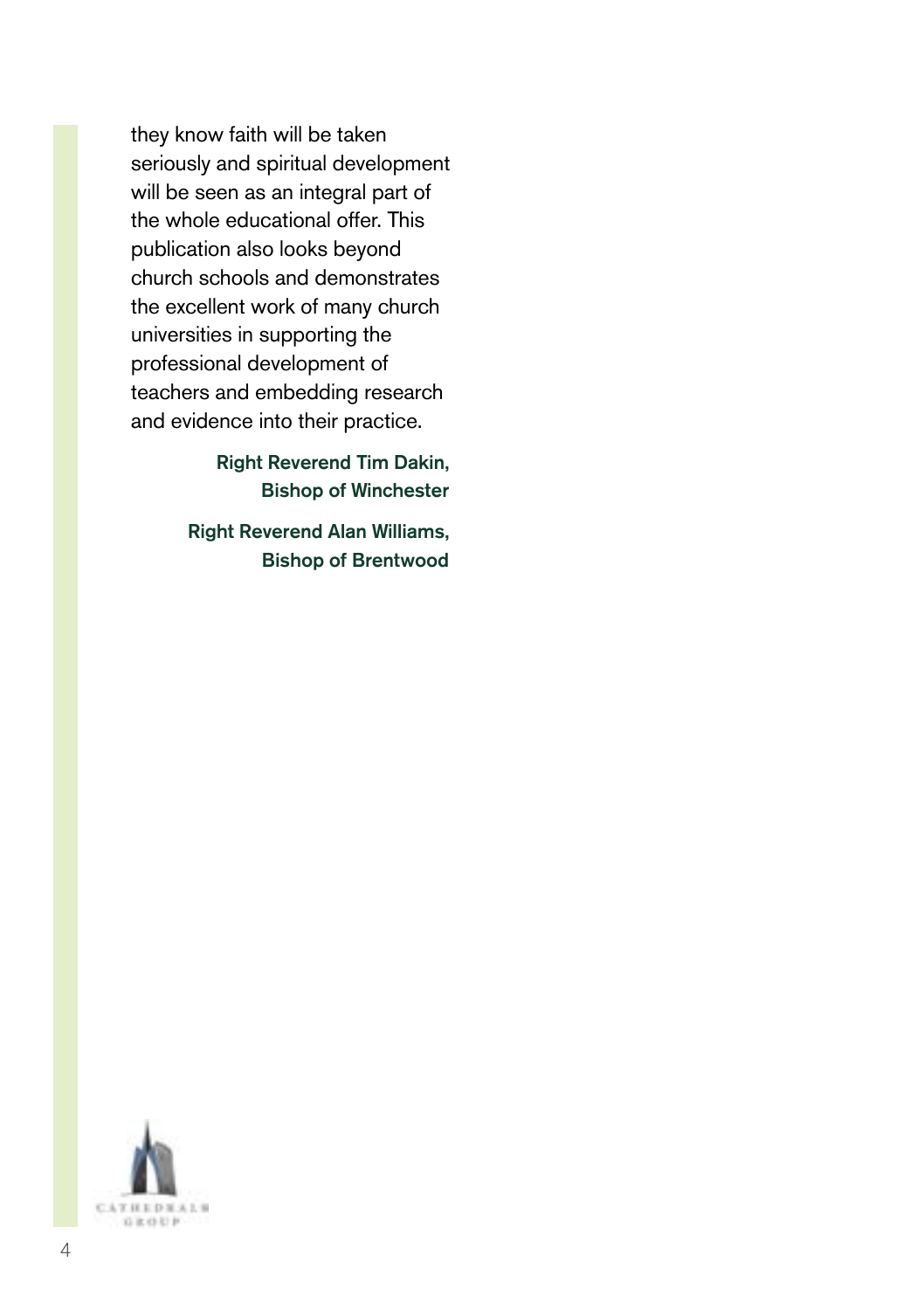they know faith will be taken seriously and spiritual development will be seen as an integral part of the whole educational offer. This publication also looks beyond church schools and demonstrates the excellent work of many church universities in supporting the professional development of teachers and embedding research and evidence into their practice.

**Right Reverend Tim Dakin,**
**Bishop of Winchester**

**Right Reverend Alan Williams,**
**Bishop of Brentwood**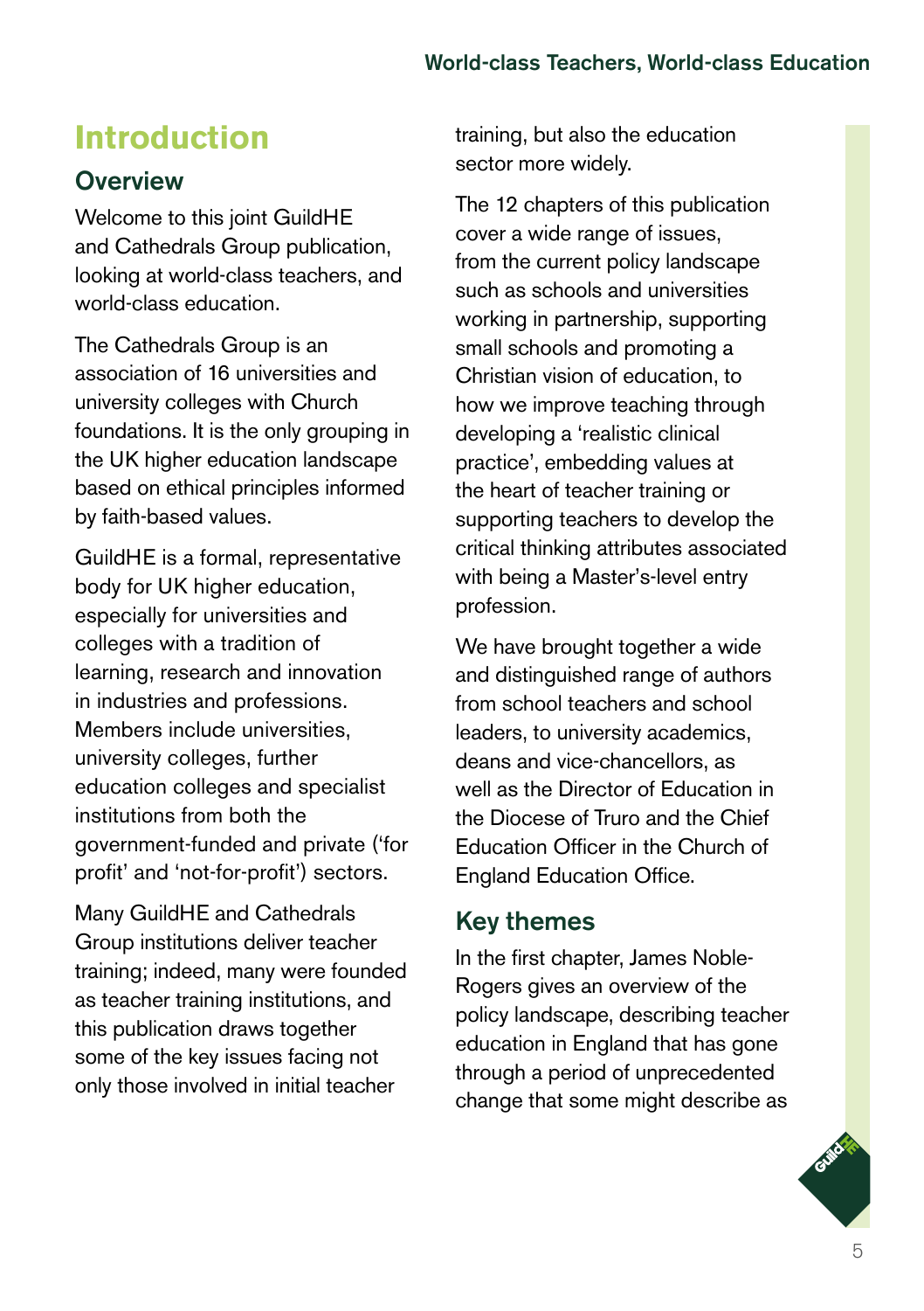# Introduction

## Overview

Welcome to this joint GuildHE and Cathedrals Group publication, looking at world-class teachers, and world-class education.

The Cathedrals Group is an association of 16 universities and university colleges with Church foundations. It is the only grouping in the UK higher education landscape based on ethical principles informed by faith-based values.

GuildHE is a formal, representative body for UK higher education, especially for universities and colleges with a tradition of learning, research and innovation in industries and professions. Members include universities, university colleges, further education colleges and specialist institutions from both the government-funded and private ('for profit' and 'not-for-profit') sectors.

Many GuildHE and Cathedrals Group institutions deliver teacher training; indeed, many were founded as teacher training institutions, and this publication draws together some of the key issues facing not only those involved in initial teacher training, but also the education sector more widely.

The 12 chapters of this publication cover a wide range of issues, from the current policy landscape such as schools and universities working in partnership, supporting small schools and promoting a Christian vision of education, to how we improve teaching through developing a 'realistic clinical practice', embedding values at the heart of teacher training or supporting teachers to develop the critical thinking attributes associated with being a Master's-level entry profession.

We have brought together a wide and distinguished range of authors from school teachers and school leaders, to university academics, deans and vice-chancellors, as well as the Director of Education in the Diocese of Truro and the Chief Education Officer in the Church of England Education Office.

## Key themes

In the first chapter, James Noble-Rogers gives an overview of the policy landscape, describing teacher education in England that has gone through a period of unprecedented change that some might describe as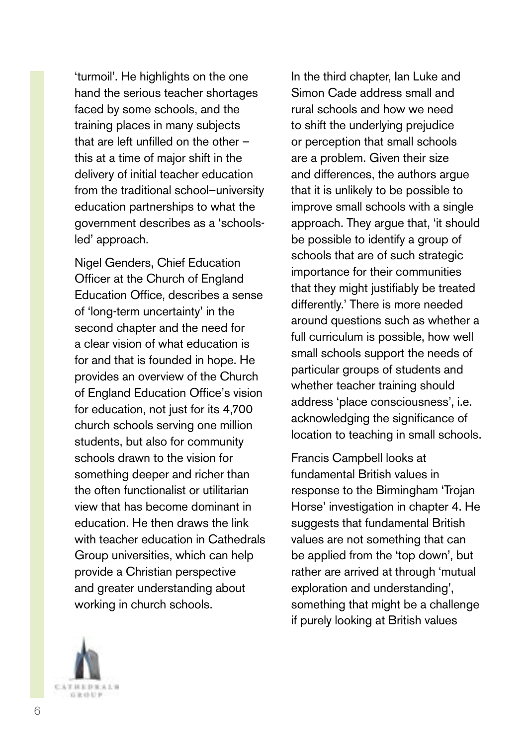'turmoil'. He highlights on the one hand the serious teacher shortages faced by some schools, and the training places in many subjects that are left unfilled on the other – this at a time of major shift in the delivery of initial teacher education from the traditional school–university education partnerships to what the government describes as a 'schools-led' approach.

Nigel Genders, Chief Education Officer at the Church of England Education Office, describes a sense of 'long-term uncertainty' in the second chapter and the need for a clear vision of what education is for and that is founded in hope. He provides an overview of the Church of England Education Office's vision for education, not just for its 4,700 church schools serving one million students, but also for community schools drawn to the vision for something deeper and richer than the often functionalist or utilitarian view that has become dominant in education. He then draws the link with teacher education in Cathedrals Group universities, which can help provide a Christian perspective and greater understanding about working in church schools.

In the third chapter, Ian Luke and Simon Cade address small and rural schools and how we need to shift the underlying prejudice or perception that small schools are a problem. Given their size and differences, the authors argue that it is unlikely to be possible to improve small schools with a single approach. They argue that, 'it should be possible to identify a group of schools that are of such strategic importance for their communities that they might justifiably be treated differently.' There is more needed around questions such as whether a full curriculum is possible, how well small schools support the needs of particular groups of students and whether teacher training should address 'place consciousness', i.e. acknowledging the significance of location to teaching in small schools.

Francis Campbell looks at fundamental British values in response to the Birmingham 'Trojan Horse' investigation in chapter 4. He suggests that fundamental British values are not something that can be applied from the 'top down', but rather are arrived at through 'mutual exploration and understanding', something that might be a challenge if purely looking at British values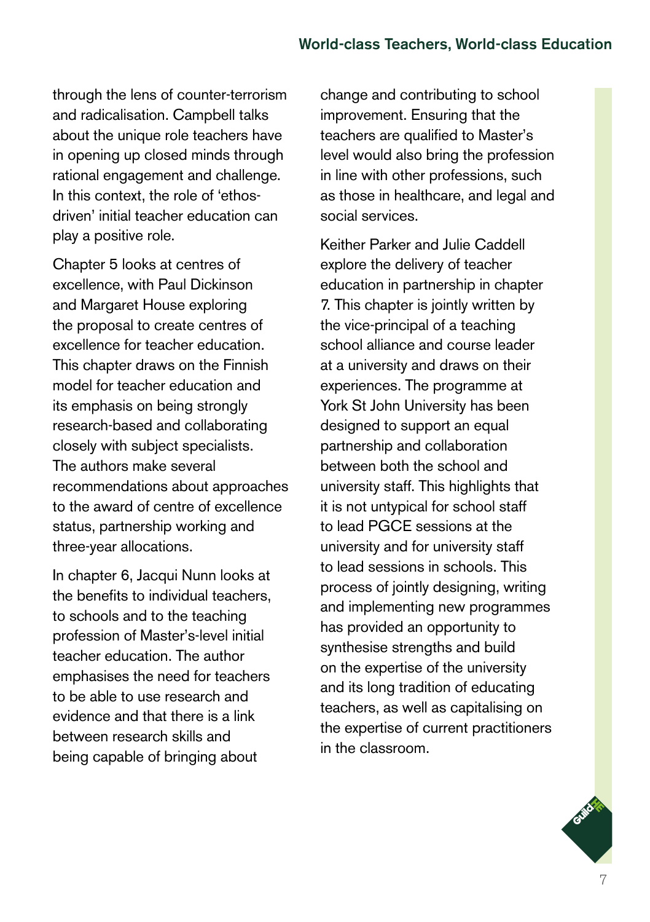through the lens of counter-terrorism and radicalisation. Campbell talks about the unique role teachers have in opening up closed minds through rational engagement and challenge. In this context, the role of 'ethos-driven' initial teacher education can play a positive role.

Chapter 5 looks at centres of excellence, with Paul Dickinson and Margaret House exploring the proposal to create centres of excellence for teacher education. This chapter draws on the Finnish model for teacher education and its emphasis on being strongly research-based and collaborating closely with subject specialists. The authors make several recommendations about approaches to the award of centre of excellence status, partnership working and three-year allocations.

In chapter 6, Jacqui Nunn looks at the benefits to individual teachers, to schools and to the teaching profession of Master's-level initial teacher education. The author emphasises the need for teachers to be able to use research and evidence and that there is a link between research skills and being capable of bringing about change and contributing to school improvement. Ensuring that the teachers are qualified to Master's level would also bring the profession in line with other professions, such as those in healthcare, and legal and social services.

Keither Parker and Julie Caddell explore the delivery of teacher education in partnership in chapter 7. This chapter is jointly written by the vice-principal of a teaching school alliance and course leader at a university and draws on their experiences. The programme at York St John University has been designed to support an equal partnership and collaboration between both the school and university staff. This highlights that it is not untypical for school staff to lead PGCE sessions at the university and for university staff to lead sessions in schools. This process of jointly designing, writing and implementing new programmes has provided an opportunity to synthesise strengths and build on the expertise of the university and its long tradition of educating teachers, as well as capitalising on the expertise of current practitioners in the classroom.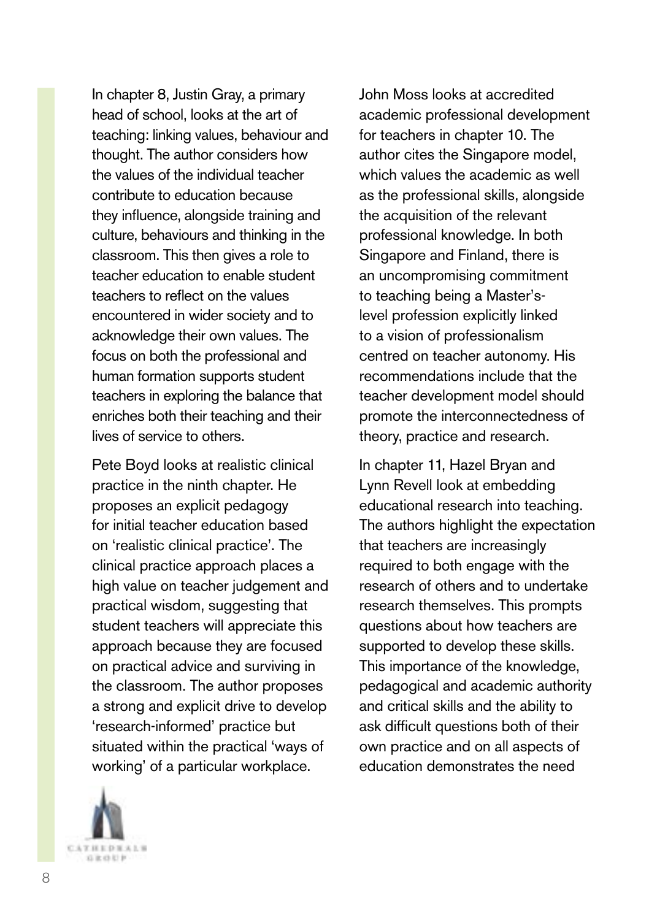In chapter 8, Justin Gray, a primary head of school, looks at the art of teaching: linking values, behaviour and thought. The author considers how the values of the individual teacher contribute to education because they influence, alongside training and culture, behaviours and thinking in the classroom. This then gives a role to teacher education to enable student teachers to reflect on the values encountered in wider society and to acknowledge their own values. The focus on both the professional and human formation supports student teachers in exploring the balance that enriches both their teaching and their lives of service to others.

Pete Boyd looks at realistic clinical practice in the ninth chapter. He proposes an explicit pedagogy for initial teacher education based on 'realistic clinical practice'. The clinical practice approach places a high value on teacher judgement and practical wisdom, suggesting that student teachers will appreciate this approach because they are focused on practical advice and surviving in the classroom. The author proposes a strong and explicit drive to develop 'research-informed' practice but situated within the practical 'ways of working' of a particular workplace.

John Moss looks at accredited academic professional development for teachers in chapter 10. The author cites the Singapore model, which values the academic as well as the professional skills, alongside the acquisition of the relevant professional knowledge. In both Singapore and Finland, there is an uncompromising commitment to teaching being a Master's-level profession explicitly linked to a vision of professionalism centred on teacher autonomy. His recommendations include that the teacher development model should promote the interconnectedness of theory, practice and research.

In chapter 11, Hazel Bryan and Lynn Revell look at embedding educational research into teaching. The authors highlight the expectation that teachers are increasingly required to both engage with the research of others and to undertake research themselves. This prompts questions about how teachers are supported to develop these skills. This importance of the knowledge, pedagogical and academic authority and critical skills and the ability to ask difficult questions both of their own practice and on all aspects of education demonstrates the need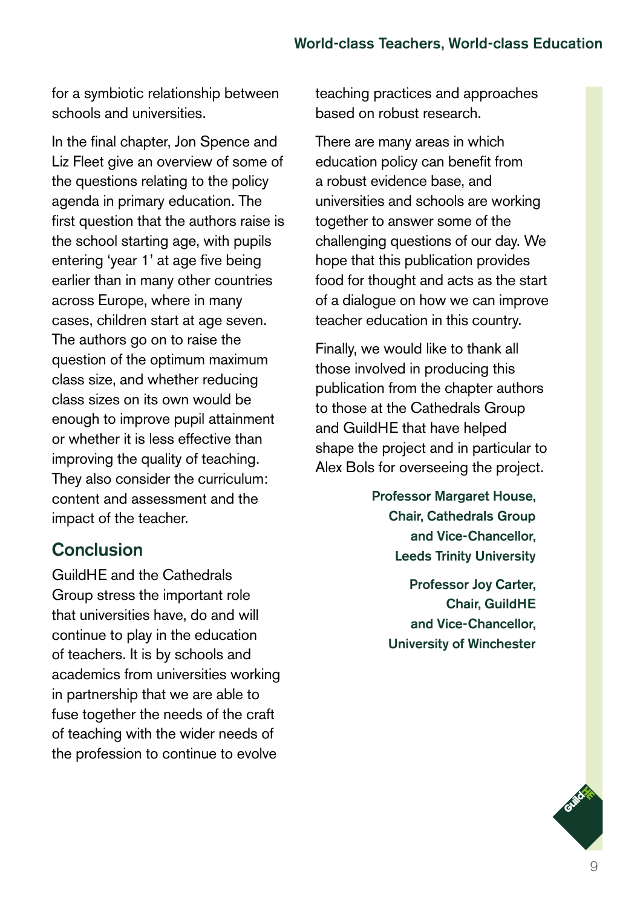for a symbiotic relationship between schools and universities.

In the final chapter, Jon Spence and Liz Fleet give an overview of some of the questions relating to the policy agenda in primary education. The first question that the authors raise is the school starting age, with pupils entering 'year 1' at age five being earlier than in many other countries across Europe, where in many cases, children start at age seven. The authors go on to raise the question of the optimum maximum class size, and whether reducing class sizes on its own would be enough to improve pupil attainment or whether it is less effective than improving the quality of teaching. They also consider the curriculum: content and assessment and the impact of the teacher.

## Conclusion

GuildHE and the Cathedrals Group stress the important role that universities have, do and will continue to play in the education of teachers. It is by schools and academics from universities working in partnership that we are able to fuse together the needs of the craft of teaching with the wider needs of the profession to continue to evolve teaching practices and approaches based on robust research.

There are many areas in which education policy can benefit from a robust evidence base, and universities and schools are working together to answer some of the challenging questions of our day. We hope that this publication provides food for thought and acts as the start of a dialogue on how we can improve teacher education in this country.

Finally, we would like to thank all those involved in producing this publication from the chapter authors to those at the Cathedrals Group and GuildHE that have helped shape the project and in particular to Alex Bols for overseeing the project.

**Professor Margaret House,**
**Chair, Cathedrals Group**
**and Vice-Chancellor,**
**Leeds Trinity University**

**Professor Joy Carter,**
**Chair, GuildHE**
**and Vice-Chancellor,**
**University of Winchester**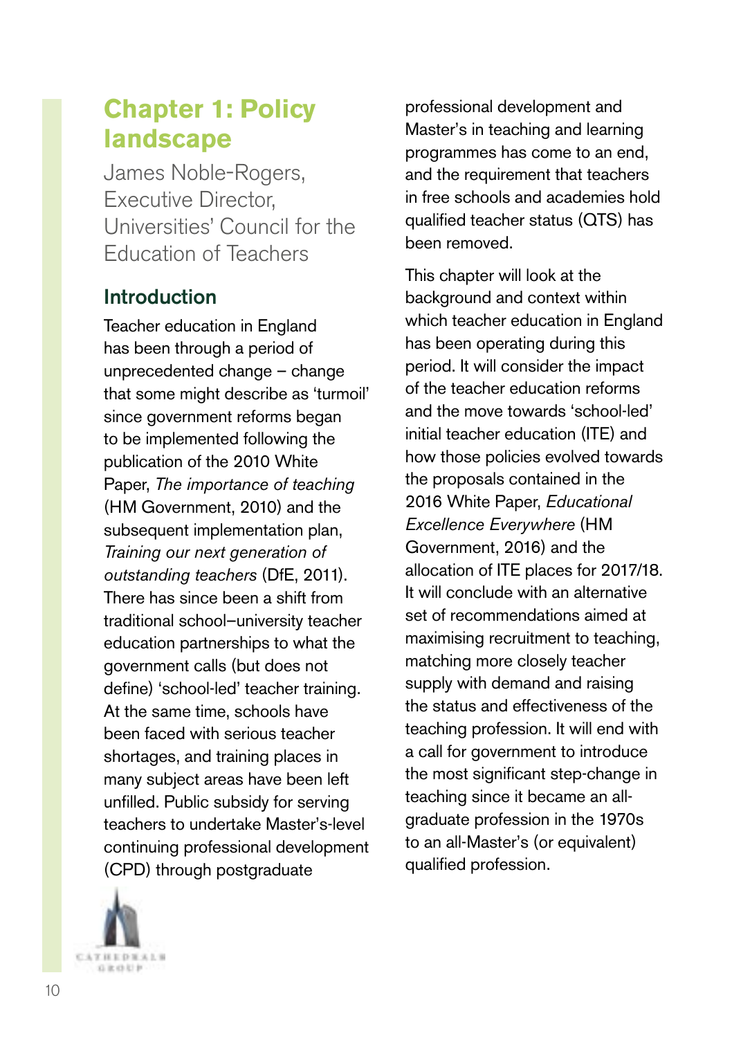# Chapter 1: Policy landscape

James Noble-Rogers, Executive Director, Universities' Council for the Education of Teachers

## Introduction

Teacher education in England has been through a period of unprecedented change – change that some might describe as 'turmoil' since government reforms began to be implemented following the publication of the 2010 White Paper, *The importance of teaching* (HM Government, 2010) and the subsequent implementation plan, *Training our next generation of outstanding teachers* (DfE, 2011). There has since been a shift from traditional school–university teacher education partnerships to what the government calls (but does not define) 'school-led' teacher training. At the same time, schools have been faced with serious teacher shortages, and training places in many subject areas have been left unfilled. Public subsidy for serving teachers to undertake Master's-level continuing professional development (CPD) through postgraduate professional development and Master's in teaching and learning programmes has come to an end, and the requirement that teachers in free schools and academies hold qualified teacher status (QTS) has been removed.

This chapter will look at the background and context within which teacher education in England has been operating during this period. It will consider the impact of the teacher education reforms and the move towards 'school-led' initial teacher education (ITE) and how those policies evolved towards the proposals contained in the 2016 White Paper, *Educational Excellence Everywhere* (HM Government, 2016) and the allocation of ITE places for 2017/18. It will conclude with an alternative set of recommendations aimed at maximising recruitment to teaching, matching more closely teacher supply with demand and raising the status and effectiveness of the teaching profession. It will end with a call for government to introduce the most significant step-change in teaching since it became an all-graduate profession in the 1970s to an all-Master's (or equivalent) qualified profession.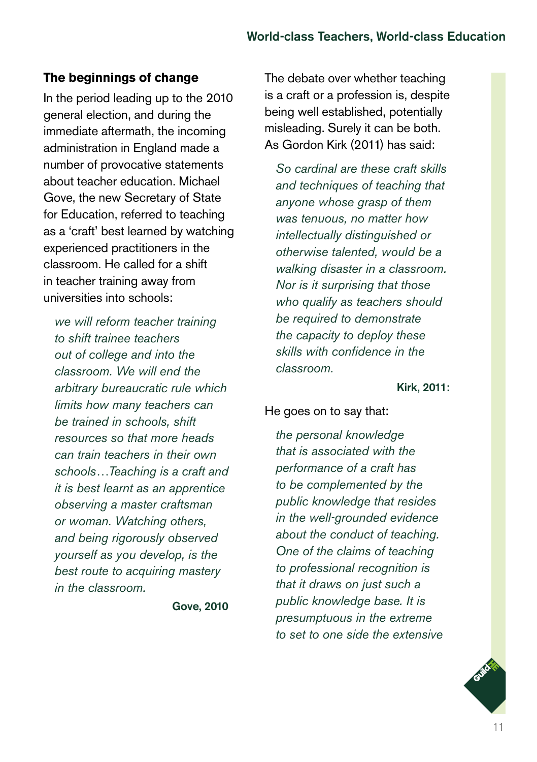## The beginnings of change

In the period leading up to the 2010 general election, and during the immediate aftermath, the incoming administration in England made a number of provocative statements about teacher education. Michael Gove, the new Secretary of State for Education, referred to teaching as a 'craft' best learned by watching experienced practitioners in the classroom. He called for a shift in teacher training away from universities into schools:

> *we will reform teacher training to shift trainee teachers out of college and into the classroom. We will end the arbitrary bureaucratic rule which limits how many teachers can be trained in schools, shift resources so that more heads can train teachers in their own schools…Teaching is a craft and it is best learnt as an apprentice observing a master craftsman or woman. Watching others, and being rigorously observed yourself as you develop, is the best route to acquiring mastery in the classroom.*
>
> **Gove, 2010**

The debate over whether teaching is a craft or a profession is, despite being well established, potentially misleading. Surely it can be both. As Gordon Kirk (2011) has said:

> *So cardinal are these craft skills and techniques of teaching that anyone whose grasp of them was tenuous, no matter how intellectually distinguished or otherwise talented, would be a walking disaster in a classroom. Nor is it surprising that those who qualify as teachers should be required to demonstrate the capacity to deploy these skills with confidence in the classroom.*
>
> **Kirk, 2011:**

He goes on to say that:

> *the personal knowledge that is associated with the performance of a craft has to be complemented by the public knowledge that resides in the well-grounded evidence about the conduct of teaching. One of the claims of teaching to professional recognition is that it draws on just such a public knowledge base. It is presumptuous in the extreme to set to one side the extensive*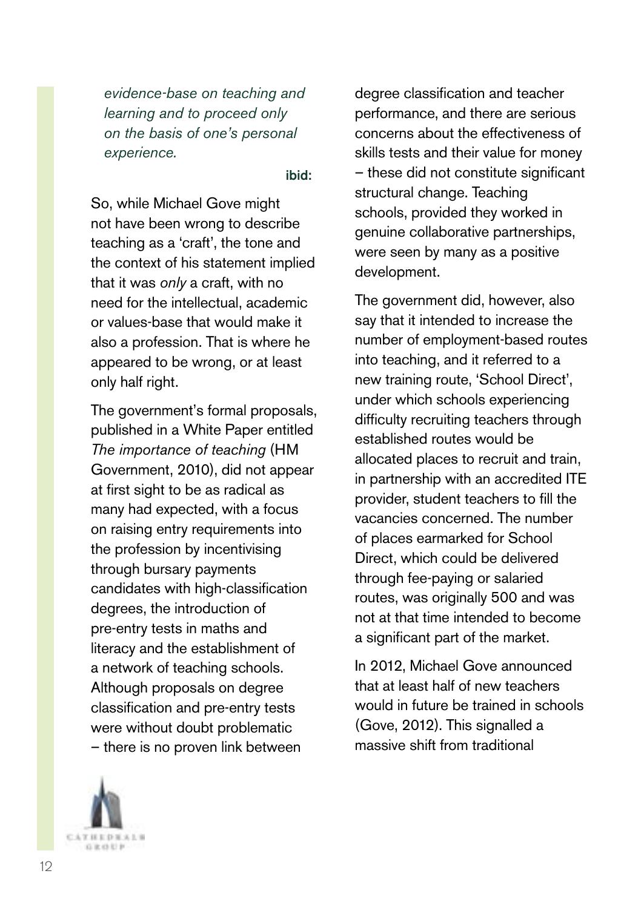*evidence-base on teaching and learning and to proceed only on the basis of one's personal experience.*

**ibid:**

So, while Michael Gove might not have been wrong to describe teaching as a 'craft', the tone and the context of his statement implied that it was *only* a craft, with no need for the intellectual, academic or values-base that would make it also a profession. That is where he appeared to be wrong, or at least only half right.

The government's formal proposals, published in a White Paper entitled *The importance of teaching* (HM Government, 2010), did not appear at first sight to be as radical as many had expected, with a focus on raising entry requirements into the profession by incentivising through bursary payments candidates with high-classification degrees, the introduction of pre-entry tests in maths and literacy and the establishment of a network of teaching schools. Although proposals on degree classification and pre-entry tests were without doubt problematic – there is no proven link between degree classification and teacher performance, and there are serious concerns about the effectiveness of skills tests and their value for money – these did not constitute significant structural change. Teaching schools, provided they worked in genuine collaborative partnerships, were seen by many as a positive development.

The government did, however, also say that it intended to increase the number of employment-based routes into teaching, and it referred to a new training route, 'School Direct', under which schools experiencing difficulty recruiting teachers through established routes would be allocated places to recruit and train, in partnership with an accredited ITE provider, student teachers to fill the vacancies concerned. The number of places earmarked for School Direct, which could be delivered through fee-paying or salaried routes, was originally 500 and was not at that time intended to become a significant part of the market.

In 2012, Michael Gove announced that at least half of new teachers would in future be trained in schools (Gove, 2012). This signalled a massive shift from traditional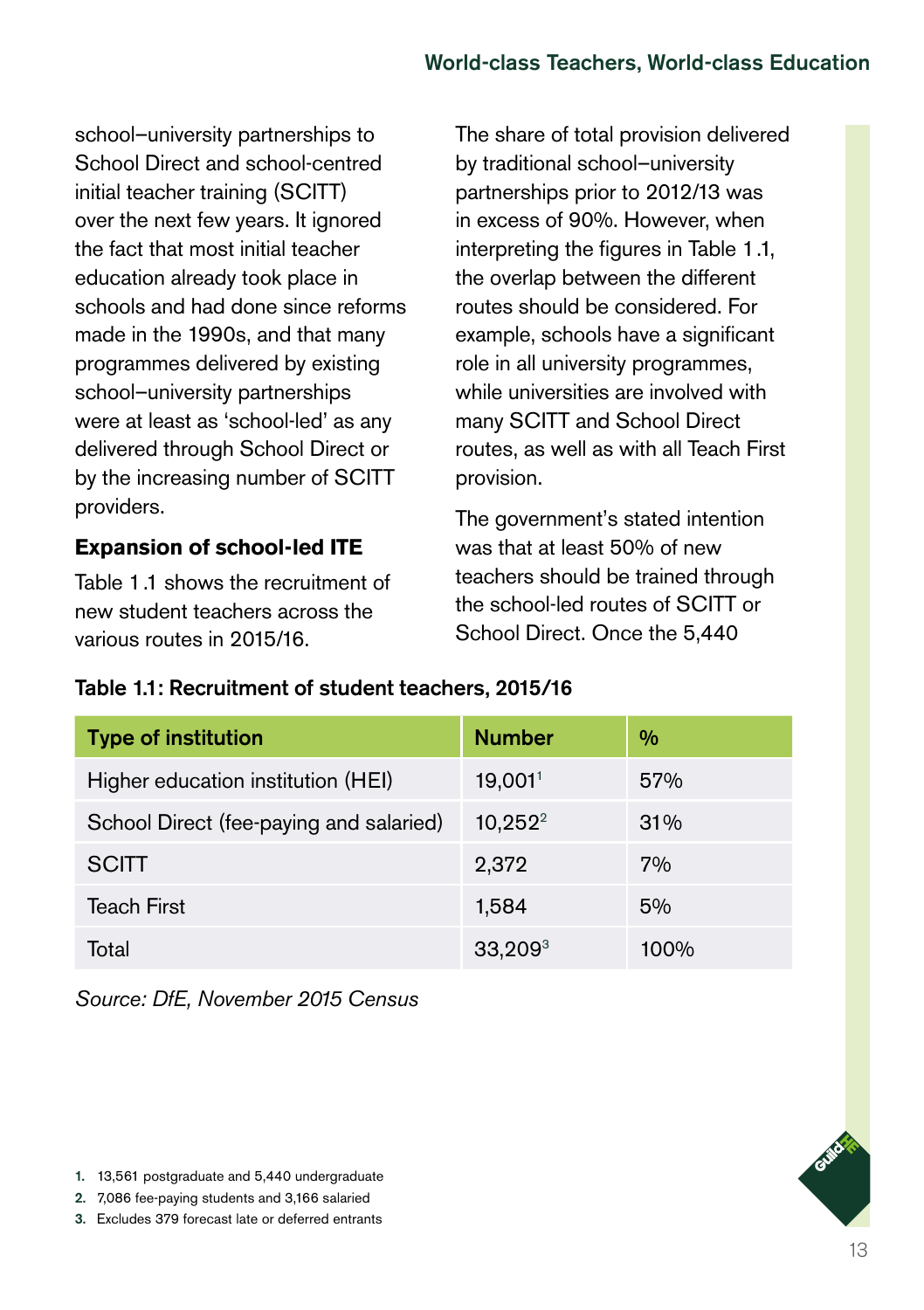school–university partnerships to School Direct and school-centred initial teacher training (SCITT) over the next few years. It ignored the fact that most initial teacher education already took place in schools and had done since reforms made in the 1990s, and that many programmes delivered by existing school–university partnerships were at least as 'school-led' as any delivered through School Direct or by the increasing number of SCITT providers.

### Expansion of school-led ITE

Table 1.1 shows the recruitment of new student teachers across the various routes in 2015/16.

The share of total provision delivered by traditional school–university partnerships prior to 2012/13 was in excess of 90%. However, when interpreting the figures in Table 1.1, the overlap between the different routes should be considered. For example, schools have a significant role in all university programmes, while universities are involved with many SCITT and School Direct routes, as well as with all Teach First provision.

The government's stated intention was that at least 50% of new teachers should be trained through the school-led routes of SCITT or School Direct. Once the 5,440

**Table 1.1: Recruitment of student teachers, 2015/16**

| Type of institution | Number | % |
|---|---|---|
| Higher education institution (HEI) | 19,001[1] | 57% |
| School Direct (fee-paying and salaried) | 10,252[2] | 31% |
| SCITT | 2,372 | 7% |
| Teach First | 1,584 | 5% |
| Total | 33,209[3] | 100% |

*Source: DfE, November 2015 Census*

1. 13,561 postgraduate and 5,440 undergraduate
2. 7,086 fee-paying students and 3,166 salaried
3. Excludes 379 forecast late or deferred entrants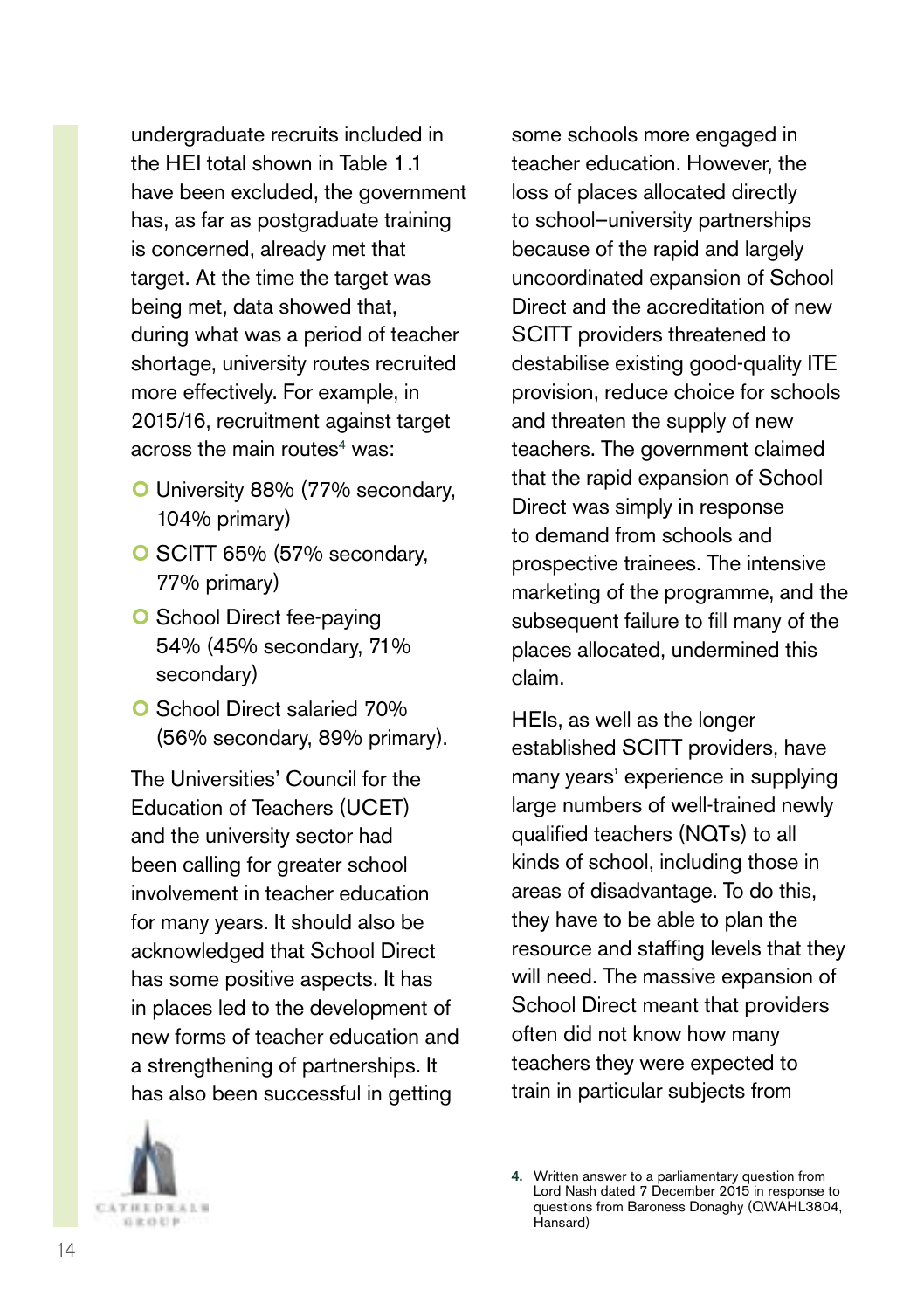undergraduate recruits included in the HEI total shown in Table 1.1 have been excluded, the government has, as far as postgraduate training is concerned, already met that target. At the time the target was being met, data showed that, during what was a period of teacher shortage, university routes recruited more effectively. For example, in 2015/16, recruitment against target across the main routes[4] was:

- University 88% (77% secondary, 104% primary)
- SCITT 65% (57% secondary, 77% primary)
- School Direct fee-paying 54% (45% secondary, 71% secondary)
- School Direct salaried 70% (56% secondary, 89% primary).

The Universities' Council for the Education of Teachers (UCET) and the university sector had been calling for greater school involvement in teacher education for many years. It should also be acknowledged that School Direct has some positive aspects. It has in places led to the development of new forms of teacher education and a strengthening of partnerships. It has also been successful in getting some schools more engaged in teacher education. However, the loss of places allocated directly to school–university partnerships because of the rapid and largely uncoordinated expansion of School Direct and the accreditation of new SCITT providers threatened to destabilise existing good-quality ITE provision, reduce choice for schools and threaten the supply of new teachers. The government claimed that the rapid expansion of School Direct was simply in response to demand from schools and prospective trainees. The intensive marketing of the programme, and the subsequent failure to fill many of the places allocated, undermined this claim.

HEIs, as well as the longer established SCITT providers, have many years' experience in supplying large numbers of well-trained newly qualified teachers (NQTs) to all kinds of school, including those in areas of disadvantage. To do this, they have to be able to plan the resource and staffing levels that they will need. The massive expansion of School Direct meant that providers often did not know how many teachers they were expected to train in particular subjects from

4. Written answer to a parliamentary question from Lord Nash dated 7 December 2015 in response to questions from Baroness Donaghy (QWAHL3804, Hansard)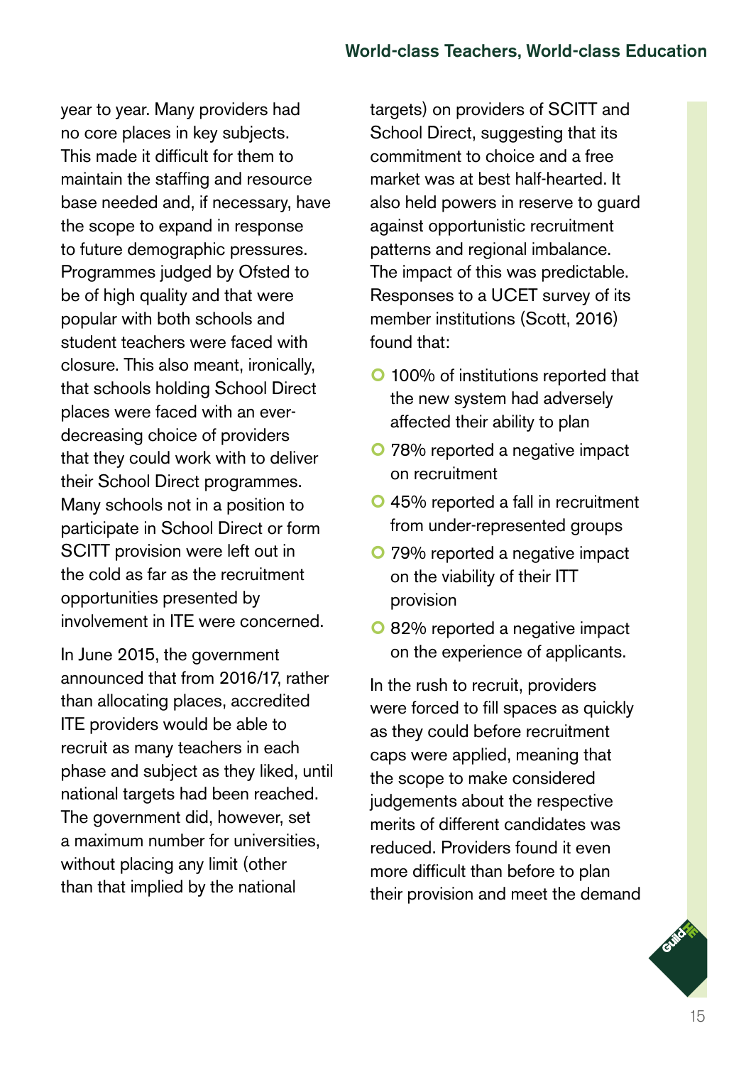year to year. Many providers had no core places in key subjects. This made it difficult for them to maintain the staffing and resource base needed and, if necessary, have the scope to expand in response to future demographic pressures. Programmes judged by Ofsted to be of high quality and that were popular with both schools and student teachers were faced with closure. This also meant, ironically, that schools holding School Direct places were faced with an ever-decreasing choice of providers that they could work with to deliver their School Direct programmes. Many schools not in a position to participate in School Direct or form SCITT provision were left out in the cold as far as the recruitment opportunities presented by involvement in ITE were concerned.

In June 2015, the government announced that from 2016/17, rather than allocating places, accredited ITE providers would be able to recruit as many teachers in each phase and subject as they liked, until national targets had been reached. The government did, however, set a maximum number for universities, without placing any limit (other than that implied by the national targets) on providers of SCITT and School Direct, suggesting that its commitment to choice and a free market was at best half-hearted. It also held powers in reserve to guard against opportunistic recruitment patterns and regional imbalance. The impact of this was predictable. Responses to a UCET survey of its member institutions (Scott, 2016) found that:

- 100% of institutions reported that the new system had adversely affected their ability to plan
- 78% reported a negative impact on recruitment
- 45% reported a fall in recruitment from under-represented groups
- 79% reported a negative impact on the viability of their ITT provision
- 82% reported a negative impact on the experience of applicants.

In the rush to recruit, providers were forced to fill spaces as quickly as they could before recruitment caps were applied, meaning that the scope to make considered judgements about the respective merits of different candidates was reduced. Providers found it even more difficult than before to plan their provision and meet the demand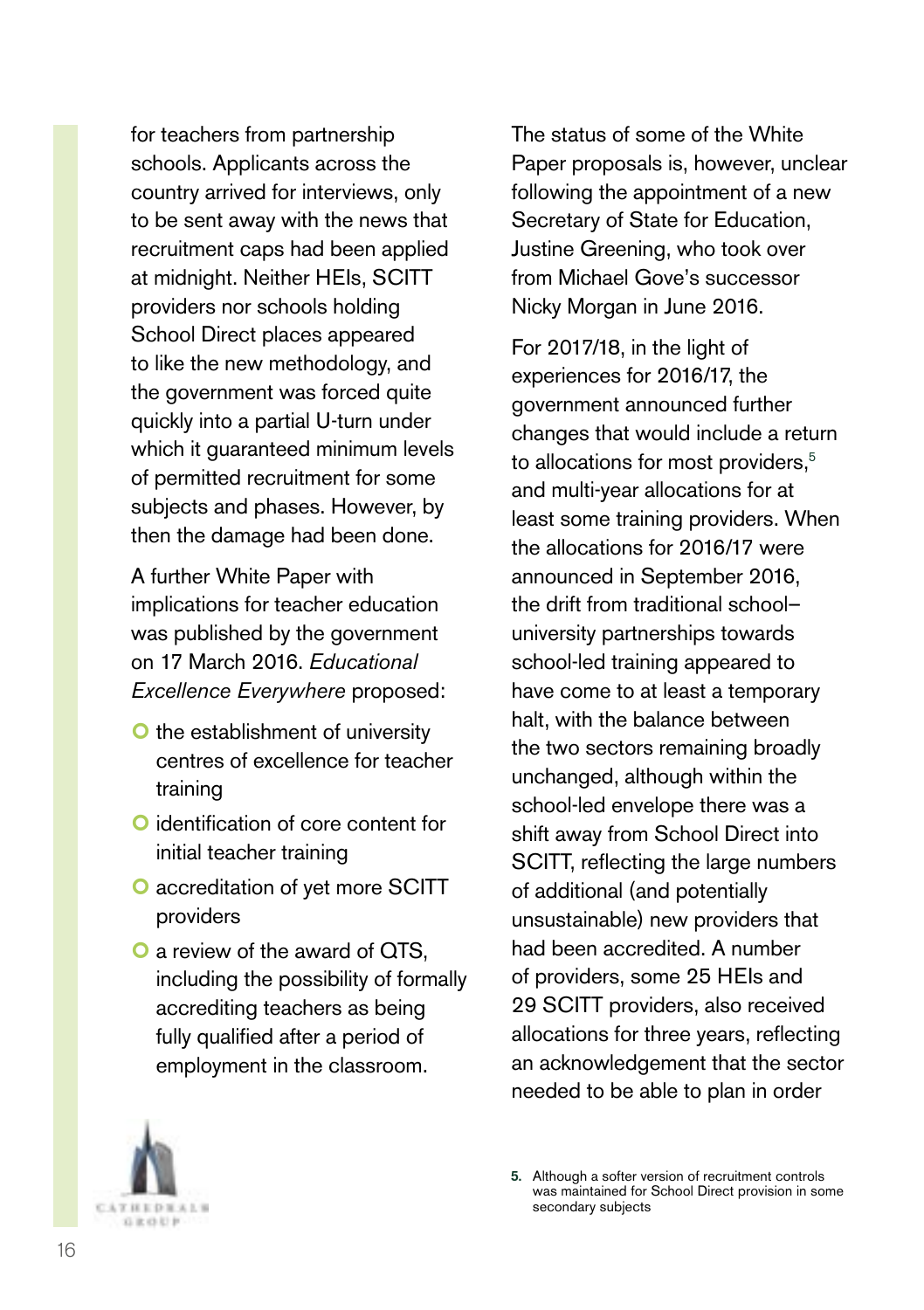for teachers from partnership schools. Applicants across the country arrived for interviews, only to be sent away with the news that recruitment caps had been applied at midnight. Neither HEIs, SCITT providers nor schools holding School Direct places appeared to like the new methodology, and the government was forced quite quickly into a partial U-turn under which it guaranteed minimum levels of permitted recruitment for some subjects and phases. However, by then the damage had been done.

A further White Paper with implications for teacher education was published by the government on 17 March 2016. *Educational Excellence Everywhere* proposed:

- the establishment of university centres of excellence for teacher training
- identification of core content for initial teacher training
- accreditation of yet more SCITT providers
- a review of the award of QTS, including the possibility of formally accrediting teachers as being fully qualified after a period of employment in the classroom.

The status of some of the White Paper proposals is, however, unclear following the appointment of a new Secretary of State for Education, Justine Greening, who took over from Michael Gove's successor Nicky Morgan in June 2016.

For 2017/18, in the light of experiences for 2016/17, the government announced further changes that would include a return to allocations for most providers,[5] and multi-year allocations for at least some training providers. When the allocations for 2016/17 were announced in September 2016, the drift from traditional school–university partnerships towards school-led training appeared to have come to at least a temporary halt, with the balance between the two sectors remaining broadly unchanged, although within the school-led envelope there was a shift away from School Direct into SCITT, reflecting the large numbers of additional (and potentially unsustainable) new providers that had been accredited. A number of providers, some 25 HEIs and 29 SCITT providers, also received allocations for three years, reflecting an acknowledgement that the sector needed to be able to plan in order

5. Although a softer version of recruitment controls was maintained for School Direct provision in some secondary subjects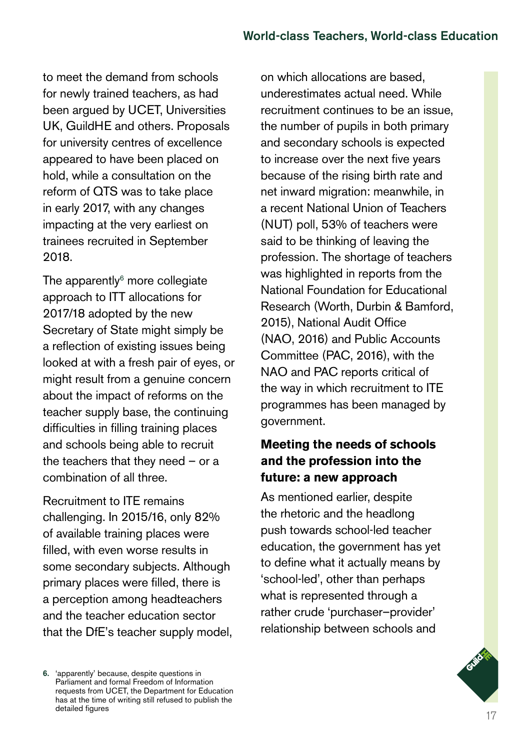to meet the demand from schools for newly trained teachers, as had been argued by UCET, Universities UK, GuildHE and others. Proposals for university centres of excellence appeared to have been placed on hold, while a consultation on the reform of QTS was to take place in early 2017, with any changes impacting at the very earliest on trainees recruited in September 2018.

The apparently[6] more collegiate approach to ITT allocations for 2017/18 adopted by the new Secretary of State might simply be a reflection of existing issues being looked at with a fresh pair of eyes, or might result from a genuine concern about the impact of reforms on the teacher supply base, the continuing difficulties in filling training places and schools being able to recruit the teachers that they need – or a combination of all three.

Recruitment to ITE remains challenging. In 2015/16, only 82% of available training places were filled, with even worse results in some secondary subjects. Although primary places were filled, there is a perception among headteachers and the teacher education sector that the DfE's teacher supply model, on which allocations are based, underestimates actual need. While recruitment continues to be an issue, the number of pupils in both primary and secondary schools is expected to increase over the next five years because of the rising birth rate and net inward migration: meanwhile, in a recent National Union of Teachers (NUT) poll, 53% of teachers were said to be thinking of leaving the profession. The shortage of teachers was highlighted in reports from the National Foundation for Educational Research (Worth, Durbin & Bamford, 2015), National Audit Office (NAO, 2016) and Public Accounts Committee (PAC, 2016), with the NAO and PAC reports critical of the way in which recruitment to ITE programmes has been managed by government.

### Meeting the needs of schools and the profession into the future: a new approach

As mentioned earlier, despite the rhetoric and the headlong push towards school-led teacher education, the government has yet to define what it actually means by 'school-led', other than perhaps what is represented through a rather crude 'purchaser–provider' relationship between schools and

6. 'apparently' because, despite questions in Parliament and formal Freedom of Information requests from UCET, the Department for Education has at the time of writing still refused to publish the detailed figures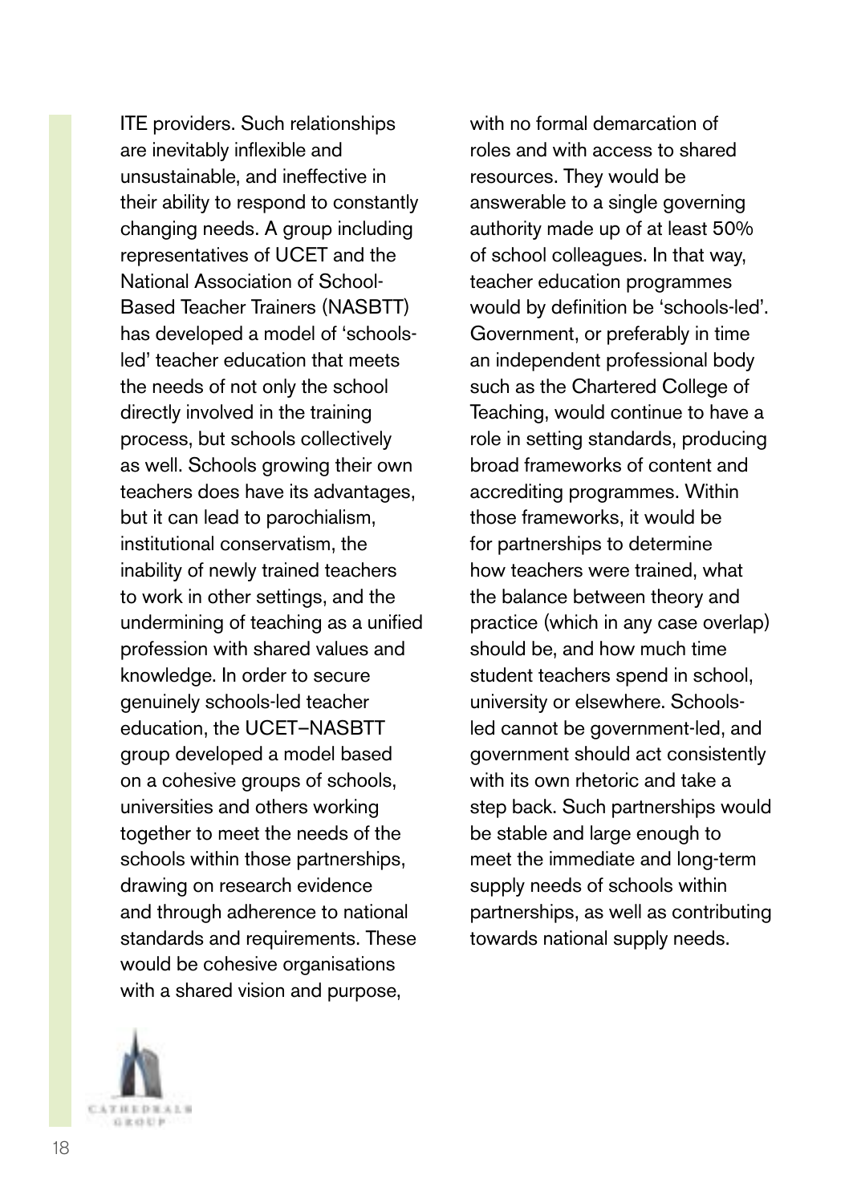ITE providers. Such relationships are inevitably inflexible and unsustainable, and ineffective in their ability to respond to constantly changing needs. A group including representatives of UCET and the National Association of School-Based Teacher Trainers (NASBTT) has developed a model of 'schools-led' teacher education that meets the needs of not only the school directly involved in the training process, but schools collectively as well. Schools growing their own teachers does have its advantages, but it can lead to parochialism, institutional conservatism, the inability of newly trained teachers to work in other settings, and the undermining of teaching as a unified profession with shared values and knowledge. In order to secure genuinely schools-led teacher education, the UCET–NASBTT group developed a model based on a cohesive groups of schools, universities and others working together to meet the needs of the schools within those partnerships, drawing on research evidence and through adherence to national standards and requirements. These would be cohesive organisations with a shared vision and purpose, with no formal demarcation of roles and with access to shared resources. They would be answerable to a single governing authority made up of at least 50% of school colleagues. In that way, teacher education programmes would by definition be 'schools-led'. Government, or preferably in time an independent professional body such as the Chartered College of Teaching, would continue to have a role in setting standards, producing broad frameworks of content and accrediting programmes. Within those frameworks, it would be for partnerships to determine how teachers were trained, what the balance between theory and practice (which in any case overlap) should be, and how much time student teachers spend in school, university or elsewhere. Schools-led cannot be government-led, and government should act consistently with its own rhetoric and take a step back. Such partnerships would be stable and large enough to meet the immediate and long-term supply needs of schools within partnerships, as well as contributing towards national supply needs.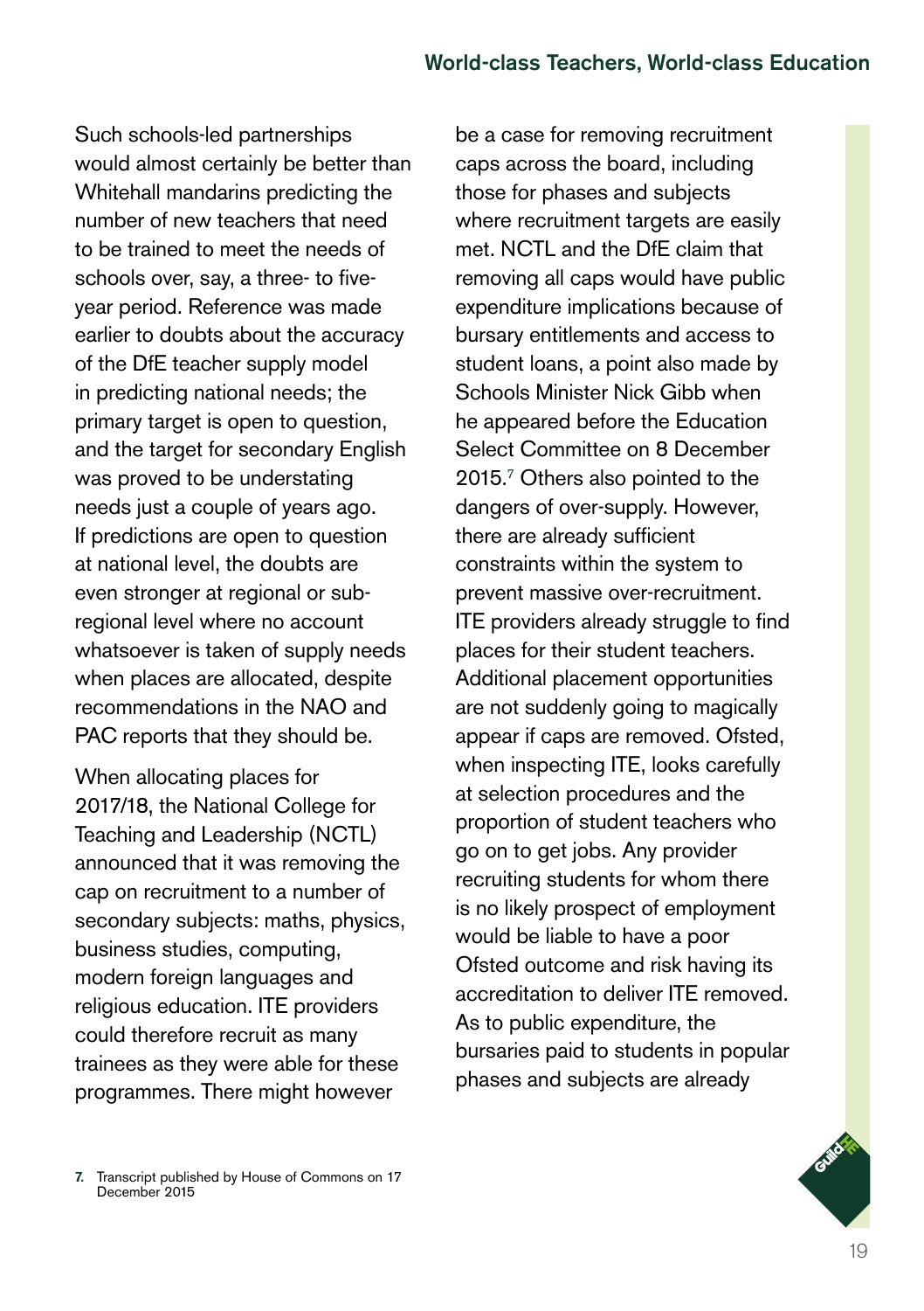Such schools-led partnerships would almost certainly be better than Whitehall mandarins predicting the number of new teachers that need to be trained to meet the needs of schools over, say, a three- to five-year period. Reference was made earlier to doubts about the accuracy of the DfE teacher supply model in predicting national needs; the primary target is open to question, and the target for secondary English was proved to be understating needs just a couple of years ago. If predictions are open to question at national level, the doubts are even stronger at regional or sub-regional level where no account whatsoever is taken of supply needs when places are allocated, despite recommendations in the NAO and PAC reports that they should be.

When allocating places for 2017/18, the National College for Teaching and Leadership (NCTL) announced that it was removing the cap on recruitment to a number of secondary subjects: maths, physics, business studies, computing, modern foreign languages and religious education. ITE providers could therefore recruit as many trainees as they were able for these programmes. There might however be a case for removing recruitment caps across the board, including those for phases and subjects where recruitment targets are easily met. NCTL and the DfE claim that removing all caps would have public expenditure implications because of bursary entitlements and access to student loans, a point also made by Schools Minister Nick Gibb when he appeared before the Education Select Committee on 8 December 2015.[7] Others also pointed to the dangers of over-supply. However, there are already sufficient constraints within the system to prevent massive over-recruitment. ITE providers already struggle to find places for their student teachers. Additional placement opportunities are not suddenly going to magically appear if caps are removed. Ofsted, when inspecting ITE, looks carefully at selection procedures and the proportion of student teachers who go on to get jobs. Any provider recruiting students for whom there is no likely prospect of employment would be liable to have a poor Ofsted outcome and risk having its accreditation to deliver ITE removed. As to public expenditure, the bursaries paid to students in popular phases and subjects are already

7. Transcript published by House of Commons on 17 December 2015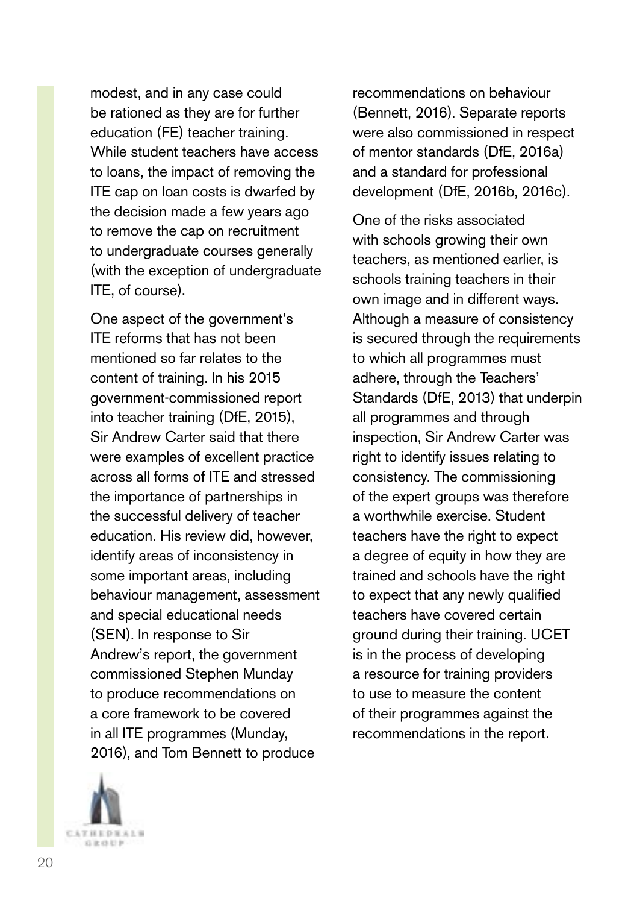modest, and in any case could be rationed as they are for further education (FE) teacher training. While student teachers have access to loans, the impact of removing the ITE cap on loan costs is dwarfed by the decision made a few years ago to remove the cap on recruitment to undergraduate courses generally (with the exception of undergraduate ITE, of course).

One aspect of the government's ITE reforms that has not been mentioned so far relates to the content of training. In his 2015 government-commissioned report into teacher training (DfE, 2015), Sir Andrew Carter said that there were examples of excellent practice across all forms of ITE and stressed the importance of partnerships in the successful delivery of teacher education. His review did, however, identify areas of inconsistency in some important areas, including behaviour management, assessment and special educational needs (SEN). In response to Sir Andrew's report, the government commissioned Stephen Munday to produce recommendations on a core framework to be covered in all ITE programmes (Munday, 2016), and Tom Bennett to produce recommendations on behaviour (Bennett, 2016). Separate reports were also commissioned in respect of mentor standards (DfE, 2016a) and a standard for professional development (DfE, 2016b, 2016c).

One of the risks associated with schools growing their own teachers, as mentioned earlier, is schools training teachers in their own image and in different ways. Although a measure of consistency is secured through the requirements to which all programmes must adhere, through the Teachers' Standards (DfE, 2013) that underpin all programmes and through inspection, Sir Andrew Carter was right to identify issues relating to consistency. The commissioning of the expert groups was therefore a worthwhile exercise. Student teachers have the right to expect a degree of equity in how they are trained and schools have the right to expect that any newly qualified teachers have covered certain ground during their training. UCET is in the process of developing a resource for training providers to use to measure the content of their programmes against the recommendations in the report.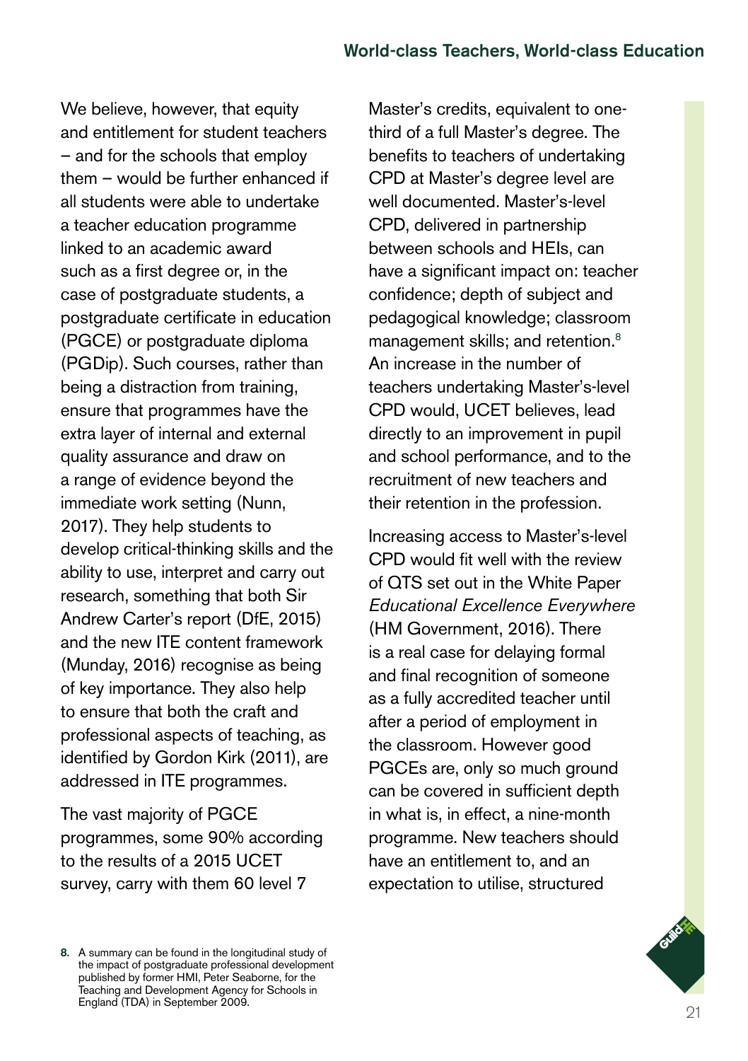We believe, however, that equity and entitlement for student teachers – and for the schools that employ them – would be further enhanced if all students were able to undertake a teacher education programme linked to an academic award such as a first degree or, in the case of postgraduate students, a postgraduate certificate in education (PGCE) or postgraduate diploma (PGDip). Such courses, rather than being a distraction from training, ensure that programmes have the extra layer of internal and external quality assurance and draw on a range of evidence beyond the immediate work setting (Nunn, 2017). They help students to develop critical-thinking skills and the ability to use, interpret and carry out research, something that both Sir Andrew Carter's report (DfE, 2015) and the new ITE content framework (Munday, 2016) recognise as being of key importance. They also help to ensure that both the craft and professional aspects of teaching, as identified by Gordon Kirk (2011), are addressed in ITE programmes.

The vast majority of PGCE programmes, some 90% according to the results of a 2015 UCET survey, carry with them 60 level 7 Master's credits, equivalent to one-third of a full Master's degree. The benefits to teachers of undertaking CPD at Master's degree level are well documented. Master's-level CPD, delivered in partnership between schools and HEIs, can have a significant impact on: teacher confidence; depth of subject and pedagogical knowledge; classroom management skills; and retention.[8] An increase in the number of teachers undertaking Master's-level CPD would, UCET believes, lead directly to an improvement in pupil and school performance, and to the recruitment of new teachers and their retention in the profession.

Increasing access to Master's-level CPD would fit well with the review of QTS set out in the White Paper *Educational Excellence Everywhere* (HM Government, 2016). There is a real case for delaying formal and final recognition of someone as a fully accredited teacher until after a period of employment in the classroom. However good PGCEs are, only so much ground can be covered in sufficient depth in what is, in effect, a nine-month programme. New teachers should have an entitlement to, and an expectation to utilise, structured

8. A summary can be found in the longitudinal study of the impact of postgraduate professional development published by former HMI, Peter Seaborne, for the Teaching and Development Agency for Schools in England (TDA) in September 2009.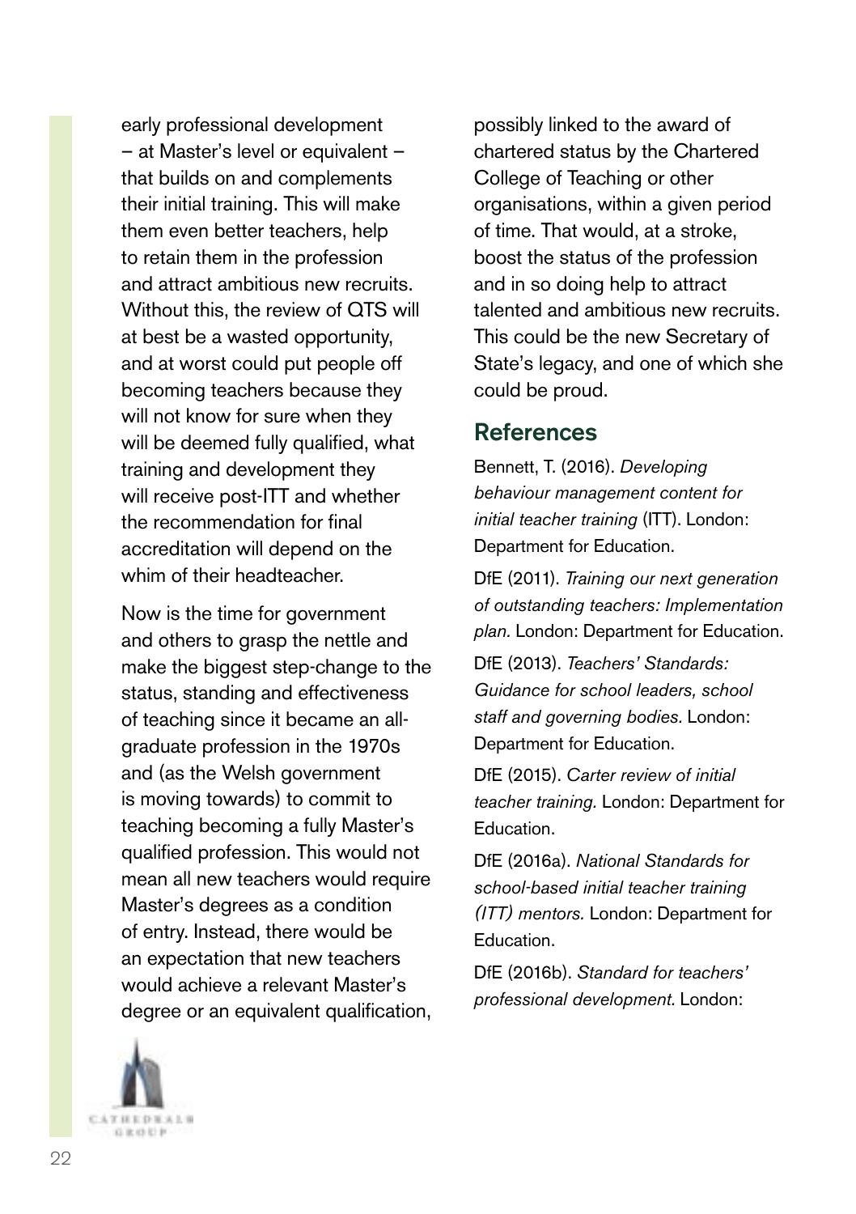early professional development – at Master's level or equivalent – that builds on and complements their initial training. This will make them even better teachers, help to retain them in the profession and attract ambitious new recruits. Without this, the review of QTS will at best be a wasted opportunity, and at worst could put people off becoming teachers because they will not know for sure when they will be deemed fully qualified, what training and development they will receive post-ITT and whether the recommendation for final accreditation will depend on the whim of their headteacher.

Now is the time for government and others to grasp the nettle and make the biggest step-change to the status, standing and effectiveness of teaching since it became an all-graduate profession in the 1970s and (as the Welsh government is moving towards) to commit to teaching becoming a fully Master's qualified profession. This would not mean all new teachers would require Master's degrees as a condition of entry. Instead, there would be an expectation that new teachers would achieve a relevant Master's degree or an equivalent qualification, possibly linked to the award of chartered status by the Chartered College of Teaching or other organisations, within a given period of time. That would, at a stroke, boost the status of the profession and in so doing help to attract talented and ambitious new recruits. This could be the new Secretary of State's legacy, and one of which she could be proud.

## References

Bennett, T. (2016). *Developing behaviour management content for initial teacher training* (ITT). London: Department for Education.

DfE (2011). *Training our next generation of outstanding teachers: Implementation plan.* London: Department for Education.

DfE (2013). *Teachers' Standards: Guidance for school leaders, school staff and governing bodies.* London: Department for Education.

DfE (2015). *Carter review of initial teacher training.* London: Department for Education.

DfE (2016a). *National Standards for school-based initial teacher training (ITT) mentors.* London: Department for Education.

DfE (2016b). *Standard for teachers' professional development.* London: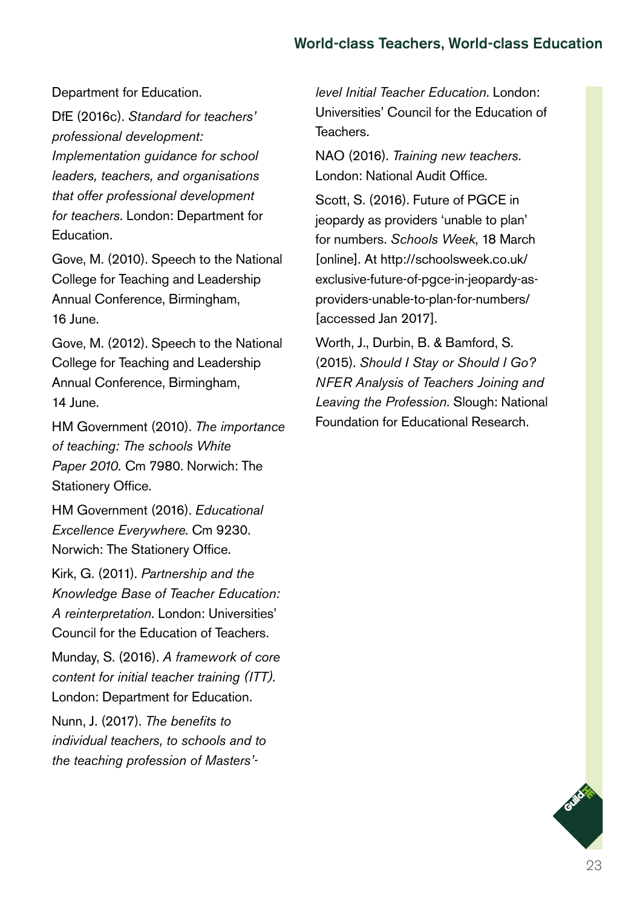Department for Education.

DfE (2016c). *Standard for teachers' professional development: Implementation guidance for school leaders, teachers, and organisations that offer professional development for teachers.* London: Department for Education.

Gove, M. (2010). Speech to the National College for Teaching and Leadership Annual Conference, Birmingham, 16 June.

Gove, M. (2012). Speech to the National College for Teaching and Leadership Annual Conference, Birmingham, 14 June.

HM Government (2010). *The importance of teaching: The schools White Paper 2010.* Cm 7980. Norwich: The Stationery Office.

HM Government (2016). *Educational Excellence Everywhere.* Cm 9230. Norwich: The Stationery Office.

Kirk, G. (2011). *Partnership and the Knowledge Base of Teacher Education: A reinterpretation.* London: Universities' Council for the Education of Teachers.

Munday, S. (2016). *A framework of core content for initial teacher training (ITT).* London: Department for Education.

Nunn, J. (2017). *The benefits to individual teachers, to schools and to the teaching profession of Masters'-level Initial Teacher Education.* London: Universities' Council for the Education of Teachers.

NAO (2016). *Training new teachers.* London: National Audit Office.

Scott, S. (2016). Future of PGCE in jeopardy as providers 'unable to plan' for numbers. *Schools Week*, 18 March [online]. At http://schoolsweek.co.uk/exclusive-future-of-pgce-in-jeopardy-as-providers-unable-to-plan-for-numbers/ [accessed Jan 2017].

Worth, J., Durbin, B. & Bamford, S. (2015). *Should I Stay or Should I Go? NFER Analysis of Teachers Joining and Leaving the Profession.* Slough: National Foundation for Educational Research.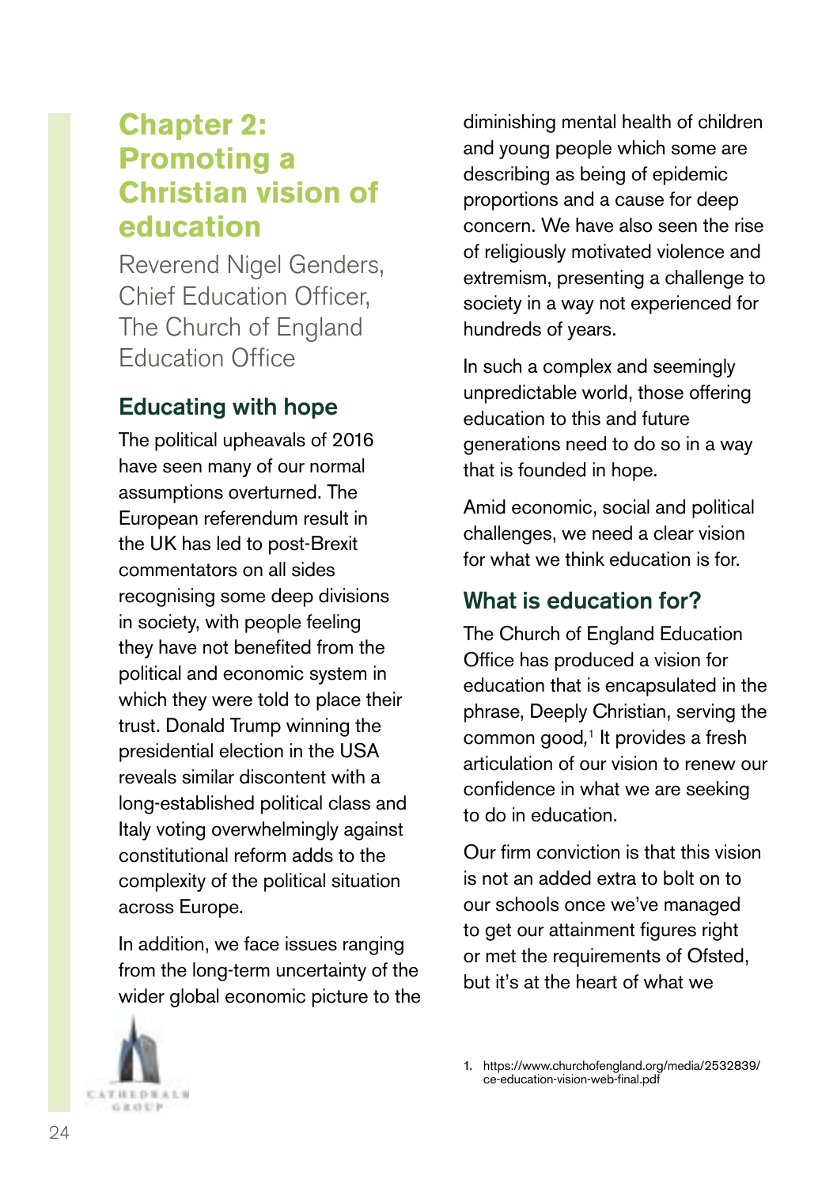# Chapter 2: Promoting a Christian vision of education

Reverend Nigel Genders, Chief Education Officer, The Church of England Education Office

## Educating with hope

The political upheavals of 2016 have seen many of our normal assumptions overturned. The European referendum result in the UK has led to post-Brexit commentators on all sides recognising some deep divisions in society, with people feeling they have not benefited from the political and economic system in which they were told to place their trust. Donald Trump winning the presidential election in the USA reveals similar discontent with a long-established political class and Italy voting overwhelmingly against constitutional reform adds to the complexity of the political situation across Europe.

In addition, we face issues ranging from the long-term uncertainty of the wider global economic picture to the diminishing mental health of children and young people which some are describing as being of epidemic proportions and a cause for deep concern. We have also seen the rise of religiously motivated violence and extremism, presenting a challenge to society in a way not experienced for hundreds of years.

In such a complex and seemingly unpredictable world, those offering education to this and future generations need to do so in a way that is founded in hope.

Amid economic, social and political challenges, we need a clear vision for what we think education is for.

## What is education for?

The Church of England Education Office has produced a vision for education that is encapsulated in the phrase, Deeply Christian, serving the common good,[1] It provides a fresh articulation of our vision to renew our confidence in what we are seeking to do in education.

Our firm conviction is that this vision is not an added extra to bolt on to our schools once we've managed to get our attainment figures right or met the requirements of Ofsted, but it's at the heart of what we

1. https://www.churchofengland.org/media/2532839/ce-education-vision-web-final.pdf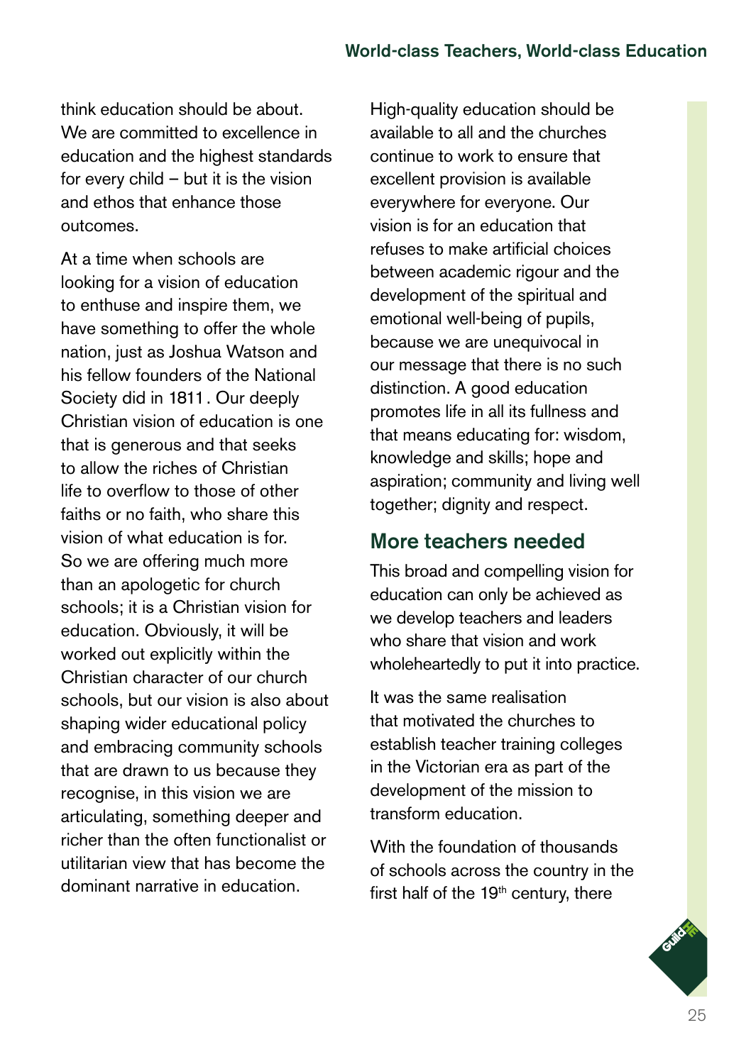think education should be about. We are committed to excellence in education and the highest standards for every child – but it is the vision and ethos that enhance those outcomes.

At a time when schools are looking for a vision of education to enthuse and inspire them, we have something to offer the whole nation, just as Joshua Watson and his fellow founders of the National Society did in 1811. Our deeply Christian vision of education is one that is generous and that seeks to allow the riches of Christian life to overflow to those of other faiths or no faith, who share this vision of what education is for. So we are offering much more than an apologetic for church schools; it is a Christian vision for education. Obviously, it will be worked out explicitly within the Christian character of our church schools, but our vision is also about shaping wider educational policy and embracing community schools that are drawn to us because they recognise, in this vision we are articulating, something deeper and richer than the often functionalist or utilitarian view that has become the dominant narrative in education.

High-quality education should be available to all and the churches continue to work to ensure that excellent provision is available everywhere for everyone. Our vision is for an education that refuses to make artificial choices between academic rigour and the development of the spiritual and emotional well-being of pupils, because we are unequivocal in our message that there is no such distinction. A good education promotes life in all its fullness and that means educating for: wisdom, knowledge and skills; hope and aspiration; community and living well together; dignity and respect.

## More teachers needed

This broad and compelling vision for education can only be achieved as we develop teachers and leaders who share that vision and work wholeheartedly to put it into practice.

It was the same realisation that motivated the churches to establish teacher training colleges in the Victorian era as part of the development of the mission to transform education.

With the foundation of thousands of schools across the country in the first half of the 19th century, there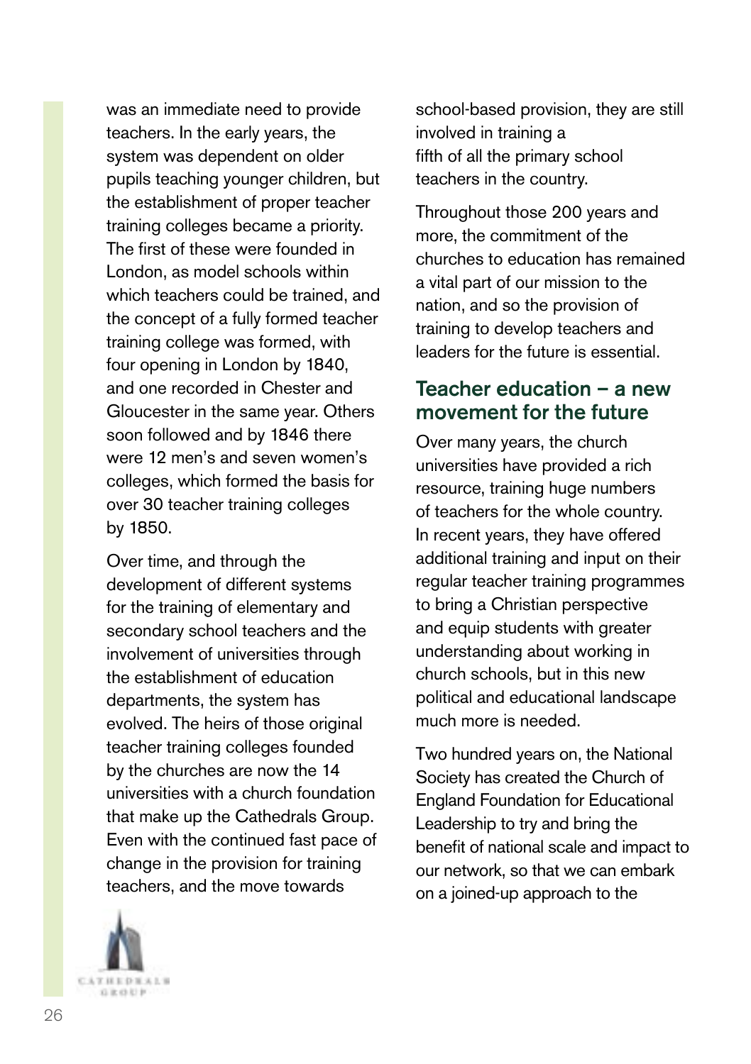was an immediate need to provide teachers. In the early years, the system was dependent on older pupils teaching younger children, but the establishment of proper teacher training colleges became a priority. The first of these were founded in London, as model schools within which teachers could be trained, and the concept of a fully formed teacher training college was formed, with four opening in London by 1840, and one recorded in Chester and Gloucester in the same year. Others soon followed and by 1846 there were 12 men's and seven women's colleges, which formed the basis for over 30 teacher training colleges by 1850.

Over time, and through the development of different systems for the training of elementary and secondary school teachers and the involvement of universities through the establishment of education departments, the system has evolved. The heirs of those original teacher training colleges founded by the churches are now the 14 universities with a church foundation that make up the Cathedrals Group. Even with the continued fast pace of change in the provision for training teachers, and the move towards school-based provision, they are still involved in training a fifth of all the primary school teachers in the country.

Throughout those 200 years and more, the commitment of the churches to education has remained a vital part of our mission to the nation, and so the provision of training to develop teachers and leaders for the future is essential.

## Teacher education – a new movement for the future

Over many years, the church universities have provided a rich resource, training huge numbers of teachers for the whole country. In recent years, they have offered additional training and input on their regular teacher training programmes to bring a Christian perspective and equip students with greater understanding about working in church schools, but in this new political and educational landscape much more is needed.

Two hundred years on, the National Society has created the Church of England Foundation for Educational Leadership to try and bring the benefit of national scale and impact to our network, so that we can embark on a joined-up approach to the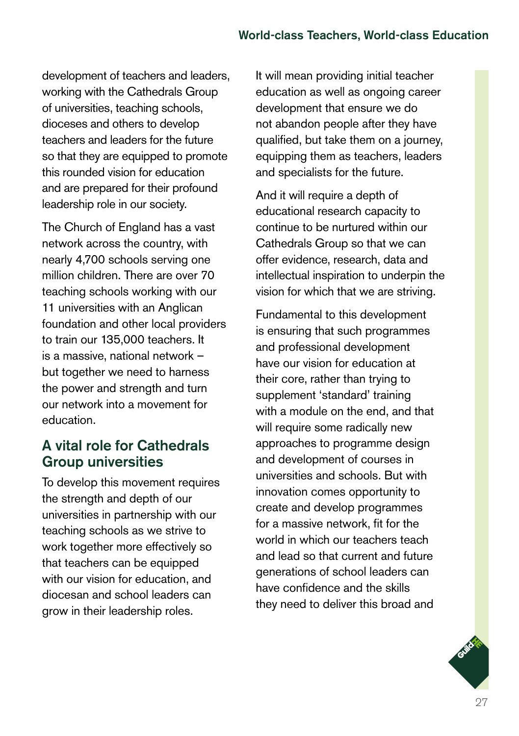development of teachers and leaders, working with the Cathedrals Group of universities, teaching schools, dioceses and others to develop teachers and leaders for the future so that they are equipped to promote this rounded vision for education and are prepared for their profound leadership role in our society.

The Church of England has a vast network across the country, with nearly 4,700 schools serving one million children. There are over 70 teaching schools working with our 11 universities with an Anglican foundation and other local providers to train our 135,000 teachers. It is a massive, national network – but together we need to harness the power and strength and turn our network into a movement for education.

## A vital role for Cathedrals Group universities

To develop this movement requires the strength and depth of our universities in partnership with our teaching schools as we strive to work together more effectively so that teachers can be equipped with our vision for education, and diocesan and school leaders can grow in their leadership roles.

It will mean providing initial teacher education as well as ongoing career development that ensure we do not abandon people after they have qualified, but take them on a journey, equipping them as teachers, leaders and specialists for the future.

And it will require a depth of educational research capacity to continue to be nurtured within our Cathedrals Group so that we can offer evidence, research, data and intellectual inspiration to underpin the vision for which that we are striving.

Fundamental to this development is ensuring that such programmes and professional development have our vision for education at their core, rather than trying to supplement 'standard' training with a module on the end, and that will require some radically new approaches to programme design and development of courses in universities and schools. But with innovation comes opportunity to create and develop programmes for a massive network, fit for the world in which our teachers teach and lead so that current and future generations of school leaders can have confidence and the skills they need to deliver this broad and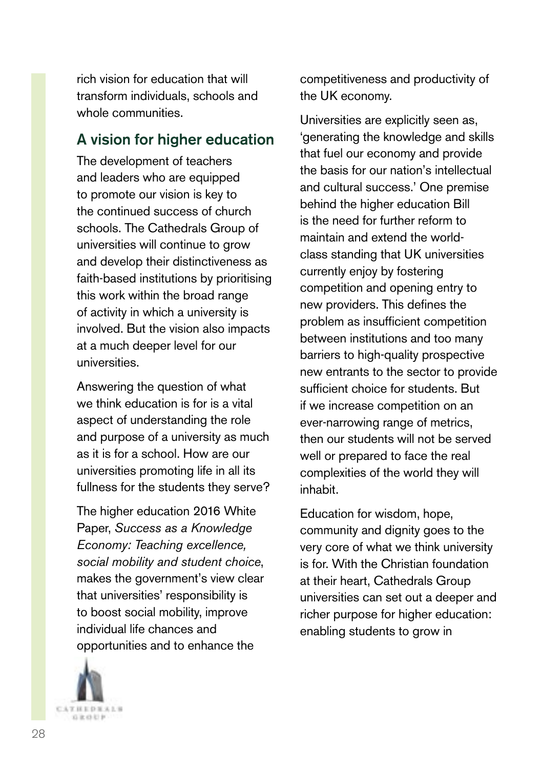rich vision for education that will transform individuals, schools and whole communities.

## A vision for higher education

The development of teachers and leaders who are equipped to promote our vision is key to the continued success of church schools. The Cathedrals Group of universities will continue to grow and develop their distinctiveness as faith-based institutions by prioritising this work within the broad range of activity in which a university is involved. But the vision also impacts at a much deeper level for our universities.

Answering the question of what we think education is for is a vital aspect of understanding the role and purpose of a university as much as it is for a school. How are our universities promoting life in all its fullness for the students they serve?

The higher education 2016 White Paper, *Success as a Knowledge Economy: Teaching excellence, social mobility and student choice*, makes the government's view clear that universities' responsibility is to boost social mobility, improve individual life chances and opportunities and to enhance the competitiveness and productivity of the UK economy.

Universities are explicitly seen as, 'generating the knowledge and skills that fuel our economy and provide the basis for our nation's intellectual and cultural success.' One premise behind the higher education Bill is the need for further reform to maintain and extend the world-class standing that UK universities currently enjoy by fostering competition and opening entry to new providers. This defines the problem as insufficient competition between institutions and too many barriers to high-quality prospective new entrants to the sector to provide sufficient choice for students. But if we increase competition on an ever-narrowing range of metrics, then our students will not be served well or prepared to face the real complexities of the world they will inhabit.

Education for wisdom, hope, community and dignity goes to the very core of what we think university is for. With the Christian foundation at their heart, Cathedrals Group universities can set out a deeper and richer purpose for higher education: enabling students to grow in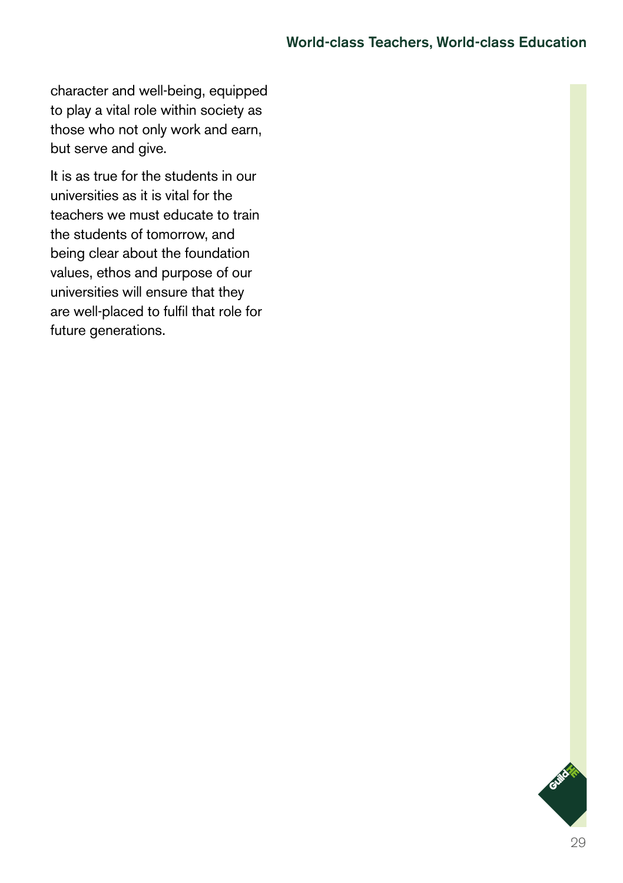character and well-being, equipped to play a vital role within society as those who not only work and earn, but serve and give.

It is as true for the students in our universities as it is vital for the teachers we must educate to train the students of tomorrow, and being clear about the foundation values, ethos and purpose of our universities will ensure that they are well-placed to fulfil that role for future generations.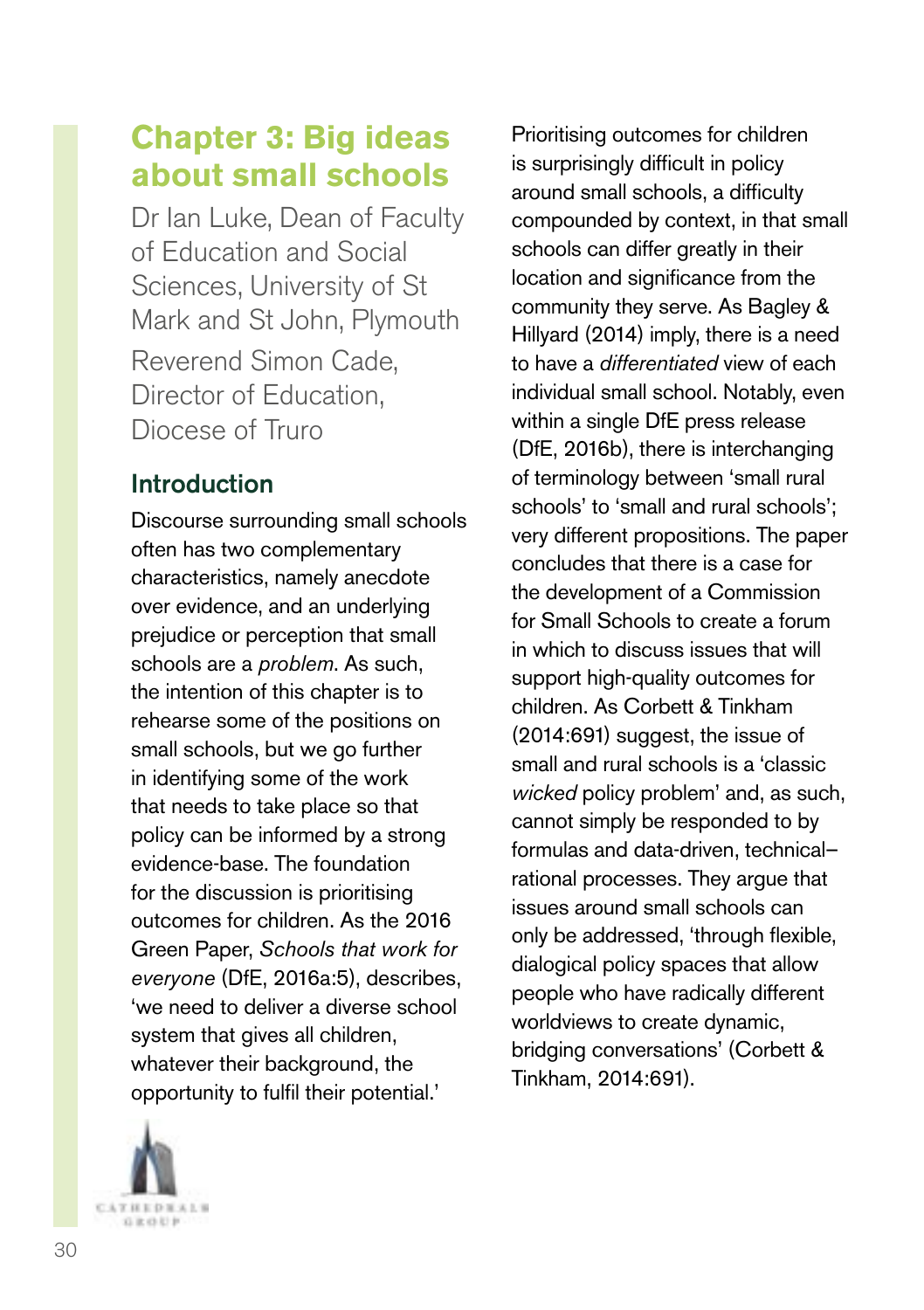# Chapter 3: Big ideas about small schools

Dr Ian Luke, Dean of Faculty of Education and Social Sciences, University of St Mark and St John, Plymouth

Reverend Simon Cade, Director of Education, Diocese of Truro

## Introduction

Discourse surrounding small schools often has two complementary characteristics, namely anecdote over evidence, and an underlying prejudice or perception that small schools are a *problem*. As such, the intention of this chapter is to rehearse some of the positions on small schools, but we go further in identifying some of the work that needs to take place so that policy can be informed by a strong evidence-base. The foundation for the discussion is prioritising outcomes for children. As the 2016 Green Paper, *Schools that work for everyone* (DfE, 2016a:5), describes, 'we need to deliver a diverse school system that gives all children, whatever their background, the opportunity to fulfil their potential.'

Prioritising outcomes for children is surprisingly difficult in policy around small schools, a difficulty compounded by context, in that small schools can differ greatly in their location and significance from the community they serve. As Bagley & Hillyard (2014) imply, there is a need to have a *differentiated* view of each individual small school. Notably, even within a single DfE press release (DfE, 2016b), there is interchanging of terminology between 'small rural schools' to 'small and rural schools'; very different propositions. The paper concludes that there is a case for the development of a Commission for Small Schools to create a forum in which to discuss issues that will support high-quality outcomes for children. As Corbett & Tinkham (2014:691) suggest, the issue of small and rural schools is a 'classic *wicked* policy problem' and, as such, cannot simply be responded to by formulas and data-driven, technical–rational processes. They argue that issues around small schools can only be addressed, 'through flexible, dialogical policy spaces that allow people who have radically different worldviews to create dynamic, bridging conversations' (Corbett & Tinkham, 2014:691).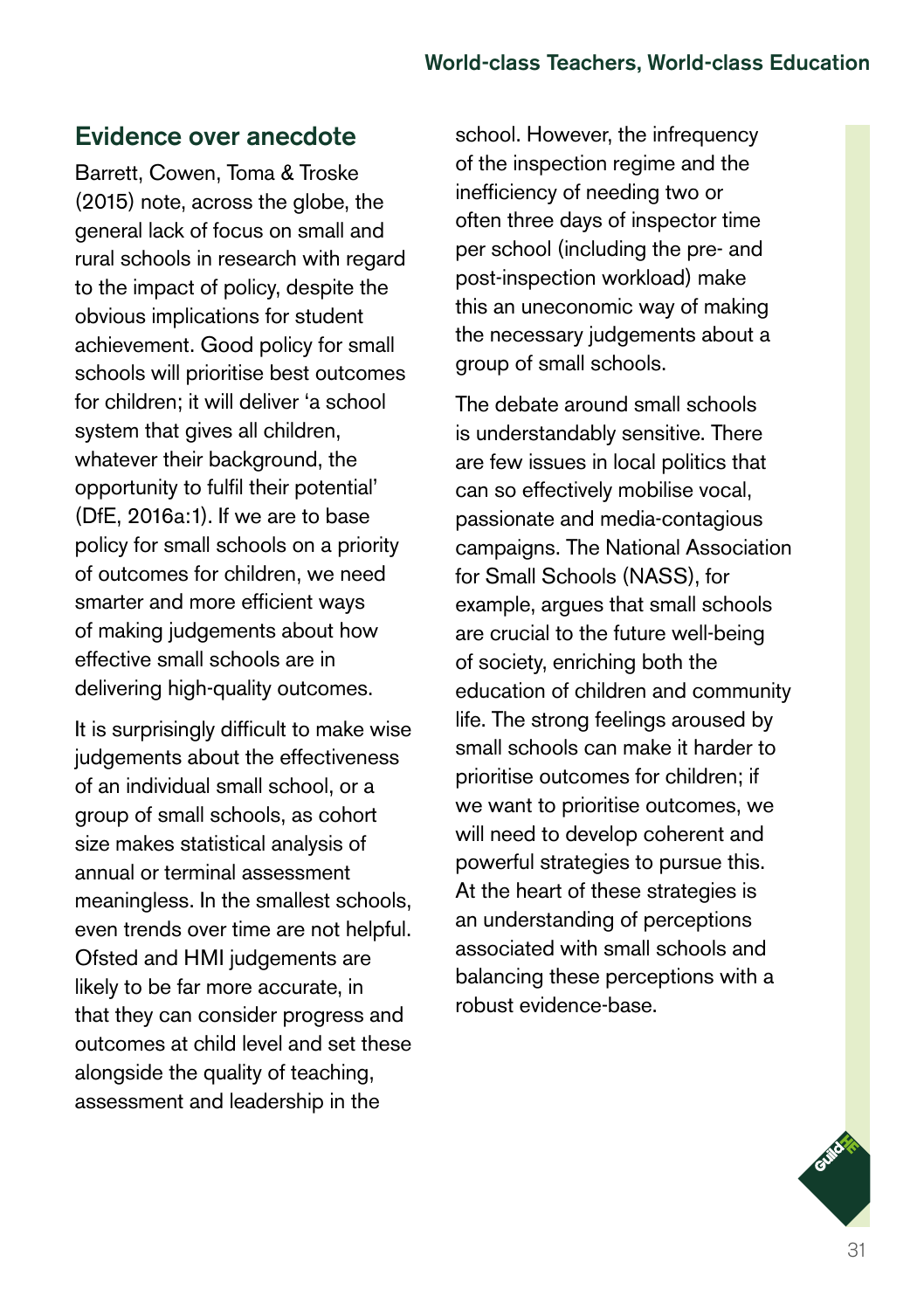## Evidence over anecdote

Barrett, Cowen, Toma & Troske (2015) note, across the globe, the general lack of focus on small and rural schools in research with regard to the impact of policy, despite the obvious implications for student achievement. Good policy for small schools will prioritise best outcomes for children; it will deliver 'a school system that gives all children, whatever their background, the opportunity to fulfil their potential' (DfE, 2016a:1). If we are to base policy for small schools on a priority of outcomes for children, we need smarter and more efficient ways of making judgements about how effective small schools are in delivering high-quality outcomes.

It is surprisingly difficult to make wise judgements about the effectiveness of an individual small school, or a group of small schools, as cohort size makes statistical analysis of annual or terminal assessment meaningless. In the smallest schools, even trends over time are not helpful. Ofsted and HMI judgements are likely to be far more accurate, in that they can consider progress and outcomes at child level and set these alongside the quality of teaching, assessment and leadership in the school. However, the infrequency of the inspection regime and the inefficiency of needing two or often three days of inspector time per school (including the pre- and post-inspection workload) make this an uneconomic way of making the necessary judgements about a group of small schools.

The debate around small schools is understandably sensitive. There are few issues in local politics that can so effectively mobilise vocal, passionate and media-contagious campaigns. The National Association for Small Schools (NASS), for example, argues that small schools are crucial to the future well-being of society, enriching both the education of children and community life. The strong feelings aroused by small schools can make it harder to prioritise outcomes for children; if we want to prioritise outcomes, we will need to develop coherent and powerful strategies to pursue this. At the heart of these strategies is an understanding of perceptions associated with small schools and balancing these perceptions with a robust evidence-base.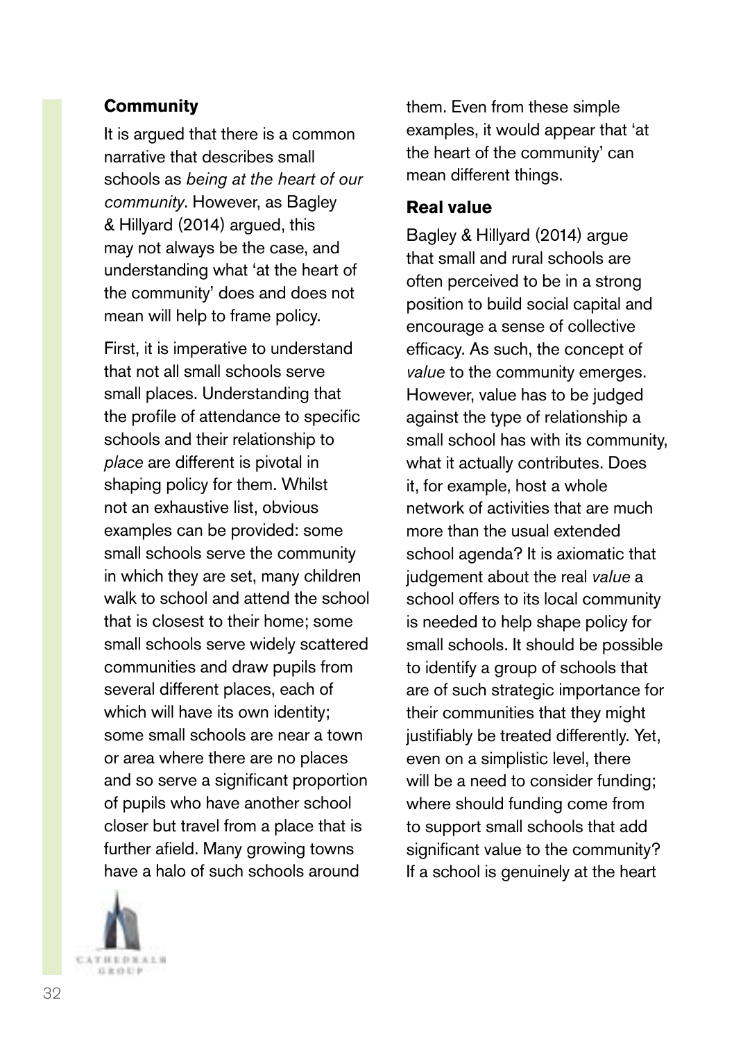## Community

It is argued that there is a common narrative that describes small schools as *being at the heart of our community*. However, as Bagley & Hillyard (2014) argued, this may not always be the case, and understanding what 'at the heart of the community' does and does not mean will help to frame policy.

First, it is imperative to understand that not all small schools serve small places. Understanding that the profile of attendance to specific schools and their relationship to *place* are different is pivotal in shaping policy for them. Whilst not an exhaustive list, obvious examples can be provided: some small schools serve the community in which they are set, many children walk to school and attend the school that is closest to their home; some small schools serve widely scattered communities and draw pupils from several different places, each of which will have its own identity; some small schools are near a town or area where there are no places and so serve a significant proportion of pupils who have another school closer but travel from a place that is further afield. Many growing towns have a halo of such schools around them. Even from these simple examples, it would appear that 'at the heart of the community' can mean different things.

## Real value

Bagley & Hillyard (2014) argue that small and rural schools are often perceived to be in a strong position to build social capital and encourage a sense of collective efficacy. As such, the concept of *value* to the community emerges. However, value has to be judged against the type of relationship a small school has with its community, what it actually contributes. Does it, for example, host a whole network of activities that are much more than the usual extended school agenda? It is axiomatic that judgement about the real *value* a school offers to its local community is needed to help shape policy for small schools. It should be possible to identify a group of schools that are of such strategic importance for their communities that they might justifiably be treated differently. Yet, even on a simplistic level, there will be a need to consider funding; where should funding come from to support small schools that add significant value to the community? If a school is genuinely at the heart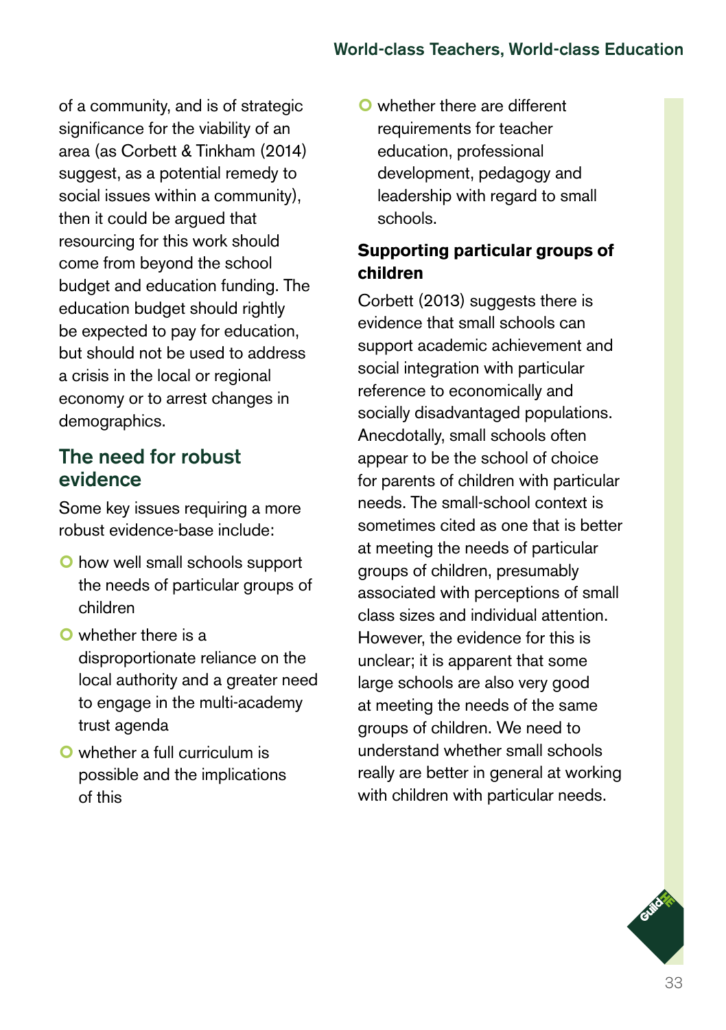of a community, and is of strategic significance for the viability of an area (as Corbett & Tinkham (2014) suggest, as a potential remedy to social issues within a community), then it could be argued that resourcing for this work should come from beyond the school budget and education funding. The education budget should rightly be expected to pay for education, but should not be used to address a crisis in the local or regional economy or to arrest changes in demographics.

## The need for robust evidence

Some key issues requiring a more robust evidence-base include:

- how well small schools support the needs of particular groups of children
- whether there is a disproportionate reliance on the local authority and a greater need to engage in the multi-academy trust agenda
- whether a full curriculum is possible and the implications of this
- whether there are different requirements for teacher education, professional development, pedagogy and leadership with regard to small schools.

### Supporting particular groups of children

Corbett (2013) suggests there is evidence that small schools can support academic achievement and social integration with particular reference to economically and socially disadvantaged populations. Anecdotally, small schools often appear to be the school of choice for parents of children with particular needs. The small-school context is sometimes cited as one that is better at meeting the needs of particular groups of children, presumably associated with perceptions of small class sizes and individual attention. However, the evidence for this is unclear; it is apparent that some large schools are also very good at meeting the needs of the same groups of children. We need to understand whether small schools really are better in general at working with children with particular needs.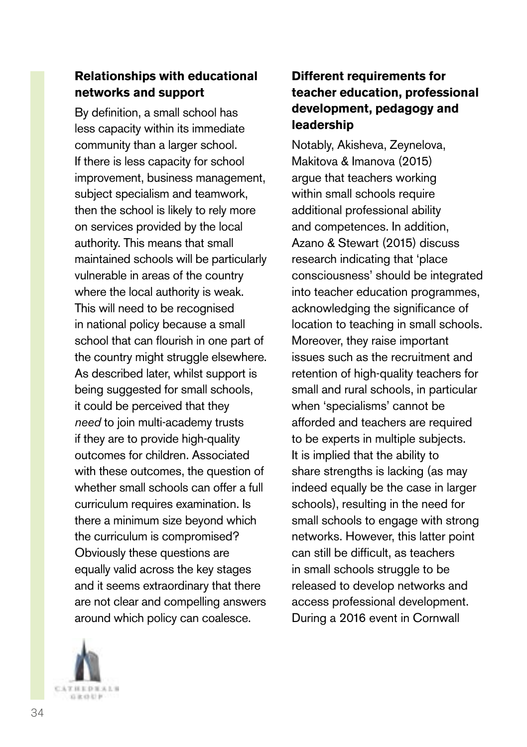### Relationships with educational networks and support

By definition, a small school has less capacity within its immediate community than a larger school. If there is less capacity for school improvement, business management, subject specialism and teamwork, then the school is likely to rely more on services provided by the local authority. This means that small maintained schools will be particularly vulnerable in areas of the country where the local authority is weak. This will need to be recognised in national policy because a small school that can flourish in one part of the country might struggle elsewhere. As described later, whilst support is being suggested for small schools, it could be perceived that they *need* to join multi-academy trusts if they are to provide high-quality outcomes for children. Associated with these outcomes, the question of whether small schools can offer a full curriculum requires examination. Is there a minimum size beyond which the curriculum is compromised? Obviously these questions are equally valid across the key stages and it seems extraordinary that there are not clear and compelling answers around which policy can coalesce.

### Different requirements for teacher education, professional development, pedagogy and leadership

Notably, Akisheva, Zeynelova, Makitova & Imanova (2015) argue that teachers working within small schools require additional professional ability and competences. In addition, Azano & Stewart (2015) discuss research indicating that 'place consciousness' should be integrated into teacher education programmes, acknowledging the significance of location to teaching in small schools. Moreover, they raise important issues such as the recruitment and retention of high-quality teachers for small and rural schools, in particular when 'specialisms' cannot be afforded and teachers are required to be experts in multiple subjects. It is implied that the ability to share strengths is lacking (as may indeed equally be the case in larger schools), resulting in the need for small schools to engage with strong networks. However, this latter point can still be difficult, as teachers in small schools struggle to be released to develop networks and access professional development. During a 2016 event in Cornwall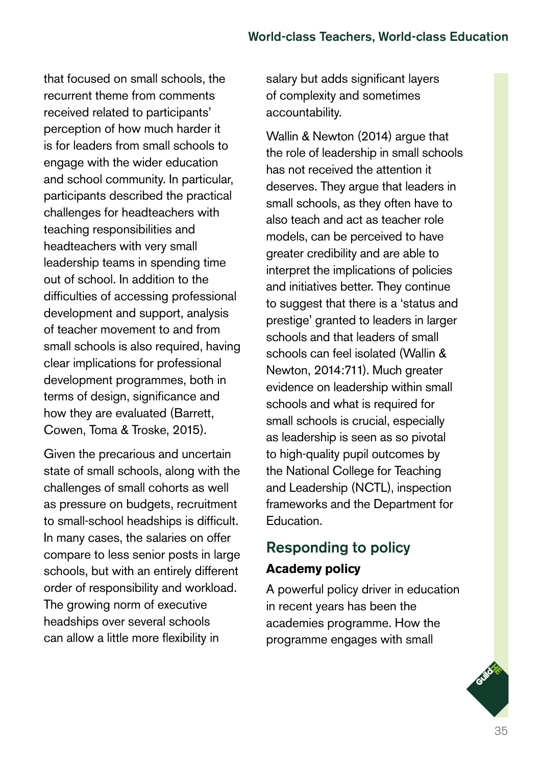that focused on small schools, the recurrent theme from comments received related to participants' perception of how much harder it is for leaders from small schools to engage with the wider education and school community. In particular, participants described the practical challenges for headteachers with teaching responsibilities and headteachers with very small leadership teams in spending time out of school. In addition to the difficulties of accessing professional development and support, analysis of teacher movement to and from small schools is also required, having clear implications for professional development programmes, both in terms of design, significance and how they are evaluated (Barrett, Cowen, Toma & Troske, 2015).

Given the precarious and uncertain state of small schools, along with the challenges of small cohorts as well as pressure on budgets, recruitment to small-school headships is difficult. In many cases, the salaries on offer compare to less senior posts in large schools, but with an entirely different order of responsibility and workload. The growing norm of executive headships over several schools can allow a little more flexibility in salary but adds significant layers of complexity and sometimes accountability.

Wallin & Newton (2014) argue that the role of leadership in small schools has not received the attention it deserves. They argue that leaders in small schools, as they often have to also teach and act as teacher role models, can be perceived to have greater credibility and are able to interpret the implications of policies and initiatives better. They continue to suggest that there is a 'status and prestige' granted to leaders in larger schools and that leaders of small schools can feel isolated (Wallin & Newton, 2014:711). Much greater evidence on leadership within small schools and what is required for small schools is crucial, especially as leadership is seen as so pivotal to high-quality pupil outcomes by the National College for Teaching and Leadership (NCTL), inspection frameworks and the Department for Education.

## Responding to policy

### Academy policy

A powerful policy driver in education in recent years has been the academies programme. How the programme engages with small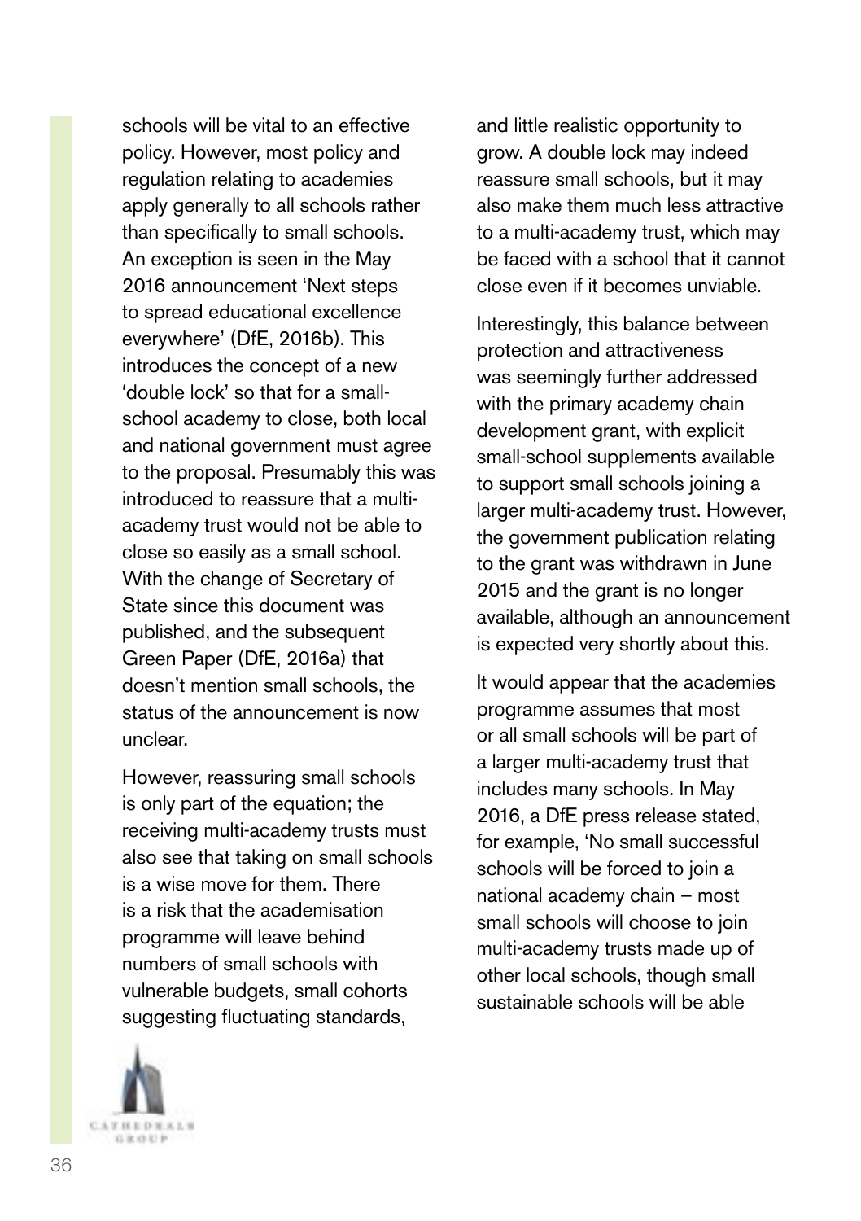schools will be vital to an effective policy. However, most policy and regulation relating to academies apply generally to all schools rather than specifically to small schools. An exception is seen in the May 2016 announcement 'Next steps to spread educational excellence everywhere' (DfE, 2016b). This introduces the concept of a new 'double lock' so that for a small-school academy to close, both local and national government must agree to the proposal. Presumably this was introduced to reassure that a multi-academy trust would not be able to close so easily as a small school. With the change of Secretary of State since this document was published, and the subsequent Green Paper (DfE, 2016a) that doesn't mention small schools, the status of the announcement is now unclear.

However, reassuring small schools is only part of the equation; the receiving multi-academy trusts must also see that taking on small schools is a wise move for them. There is a risk that the academisation programme will leave behind numbers of small schools with vulnerable budgets, small cohorts suggesting fluctuating standards, and little realistic opportunity to grow. A double lock may indeed reassure small schools, but it may also make them much less attractive to a multi-academy trust, which may be faced with a school that it cannot close even if it becomes unviable.

Interestingly, this balance between protection and attractiveness was seemingly further addressed with the primary academy chain development grant, with explicit small-school supplements available to support small schools joining a larger multi-academy trust. However, the government publication relating to the grant was withdrawn in June 2015 and the grant is no longer available, although an announcement is expected very shortly about this.

It would appear that the academies programme assumes that most or all small schools will be part of a larger multi-academy trust that includes many schools. In May 2016, a DfE press release stated, for example, 'No small successful schools will be forced to join a national academy chain – most small schools will choose to join multi-academy trusts made up of other local schools, though small sustainable schools will be able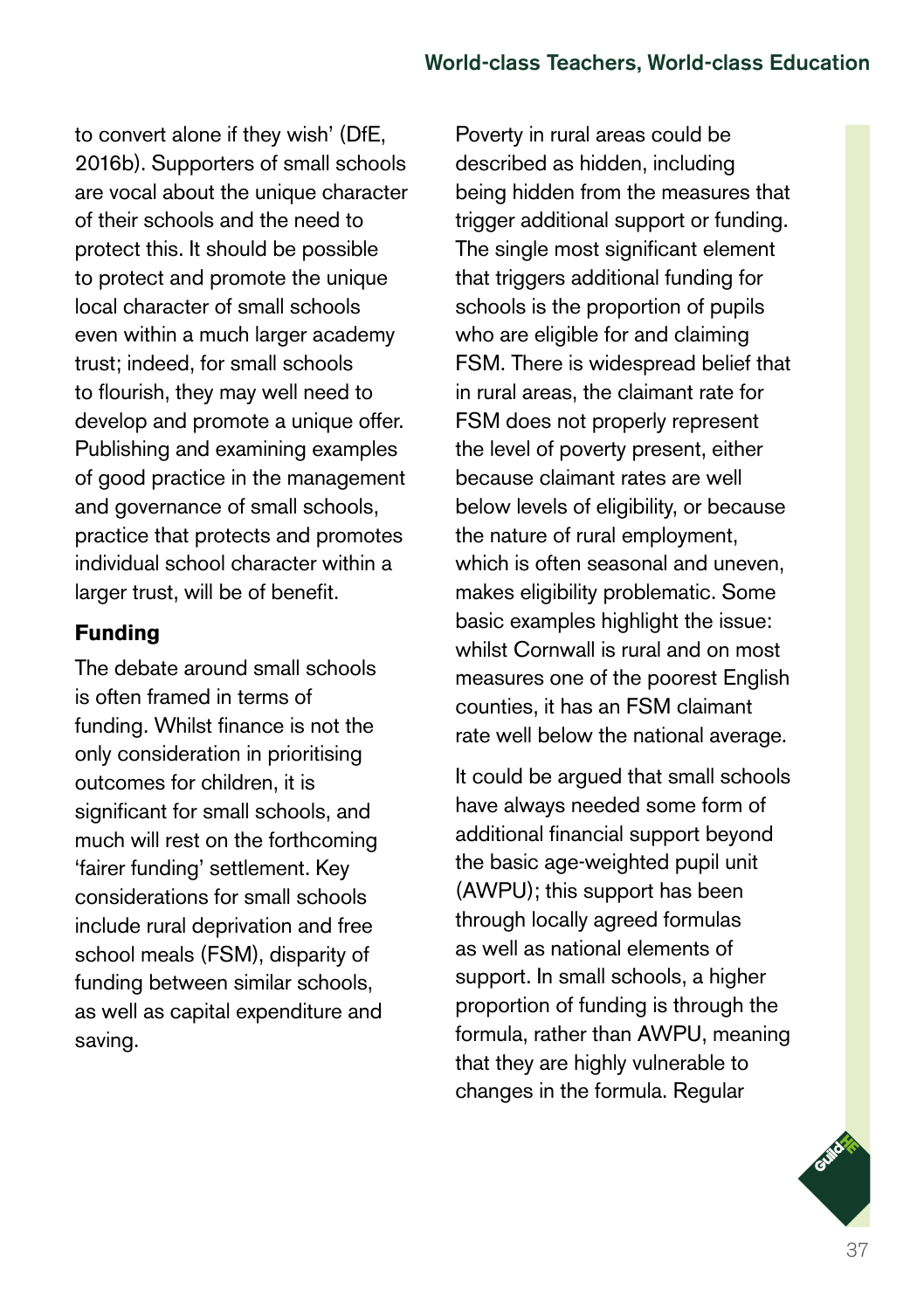to convert alone if they wish' (DfE, 2016b). Supporters of small schools are vocal about the unique character of their schools and the need to protect this. It should be possible to protect and promote the unique local character of small schools even within a much larger academy trust; indeed, for small schools to flourish, they may well need to develop and promote a unique offer. Publishing and examining examples of good practice in the management and governance of small schools, practice that protects and promotes individual school character within a larger trust, will be of benefit.

## Funding

The debate around small schools is often framed in terms of funding. Whilst finance is not the only consideration in prioritising outcomes for children, it is significant for small schools, and much will rest on the forthcoming 'fairer funding' settlement. Key considerations for small schools include rural deprivation and free school meals (FSM), disparity of funding between similar schools, as well as capital expenditure and saving.

Poverty in rural areas could be described as hidden, including being hidden from the measures that trigger additional support or funding. The single most significant element that triggers additional funding for schools is the proportion of pupils who are eligible for and claiming FSM. There is widespread belief that in rural areas, the claimant rate for FSM does not properly represent the level of poverty present, either because claimant rates are well below levels of eligibility, or because the nature of rural employment, which is often seasonal and uneven, makes eligibility problematic. Some basic examples highlight the issue: whilst Cornwall is rural and on most measures one of the poorest English counties, it has an FSM claimant rate well below the national average.

It could be argued that small schools have always needed some form of additional financial support beyond the basic age-weighted pupil unit (AWPU); this support has been through locally agreed formulas as well as national elements of support. In small schools, a higher proportion of funding is through the formula, rather than AWPU, meaning that they are highly vulnerable to changes in the formula. Regular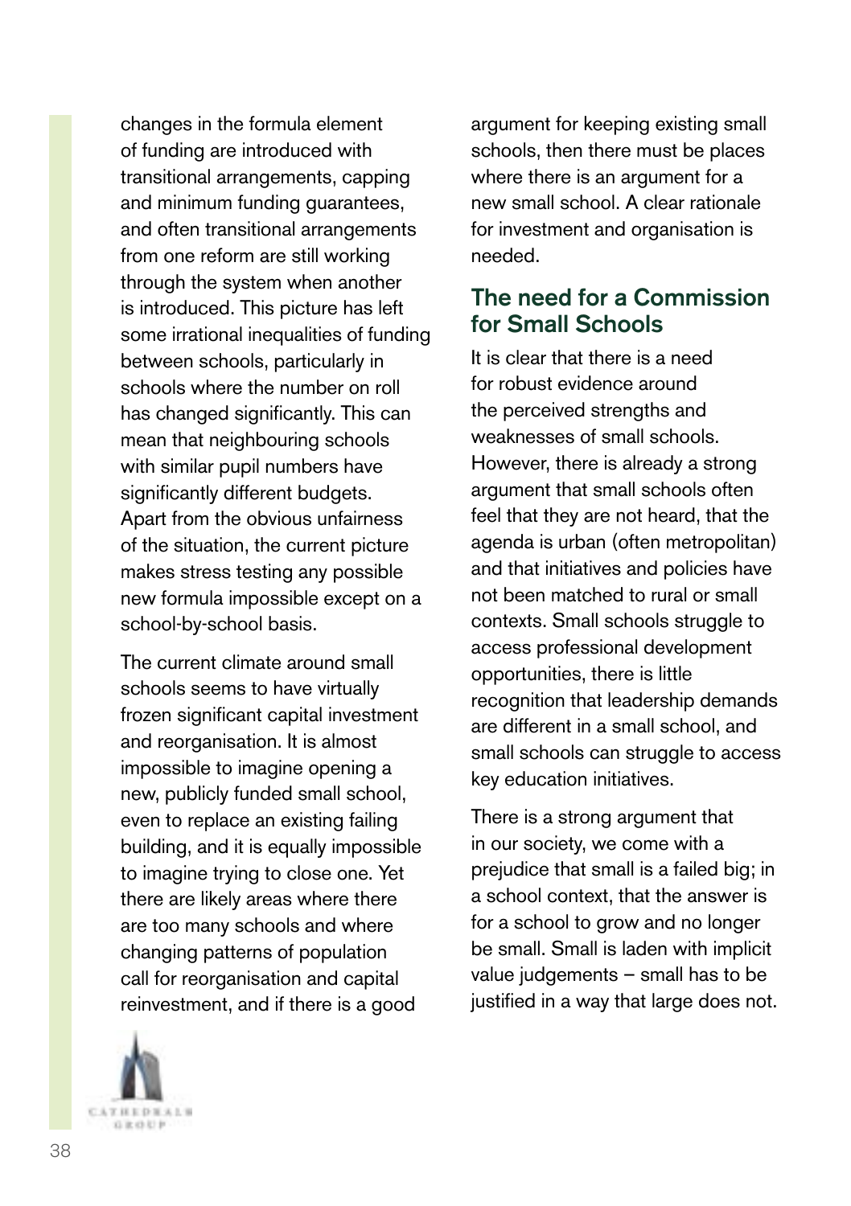changes in the formula element of funding are introduced with transitional arrangements, capping and minimum funding guarantees, and often transitional arrangements from one reform are still working through the system when another is introduced. This picture has left some irrational inequalities of funding between schools, particularly in schools where the number on roll has changed significantly. This can mean that neighbouring schools with similar pupil numbers have significantly different budgets. Apart from the obvious unfairness of the situation, the current picture makes stress testing any possible new formula impossible except on a school-by-school basis.

The current climate around small schools seems to have virtually frozen significant capital investment and reorganisation. It is almost impossible to imagine opening a new, publicly funded small school, even to replace an existing failing building, and it is equally impossible to imagine trying to close one. Yet there are likely areas where there are too many schools and where changing patterns of population call for reorganisation and capital reinvestment, and if there is a good argument for keeping existing small schools, then there must be places where there is an argument for a new small school. A clear rationale for investment and organisation is needed.

## The need for a Commission for Small Schools

It is clear that there is a need for robust evidence around the perceived strengths and weaknesses of small schools. However, there is already a strong argument that small schools often feel that they are not heard, that the agenda is urban (often metropolitan) and that initiatives and policies have not been matched to rural or small contexts. Small schools struggle to access professional development opportunities, there is little recognition that leadership demands are different in a small school, and small schools can struggle to access key education initiatives.

There is a strong argument that in our society, we come with a prejudice that small is a failed big; in a school context, that the answer is for a school to grow and no longer be small. Small is laden with implicit value judgements – small has to be justified in a way that large does not.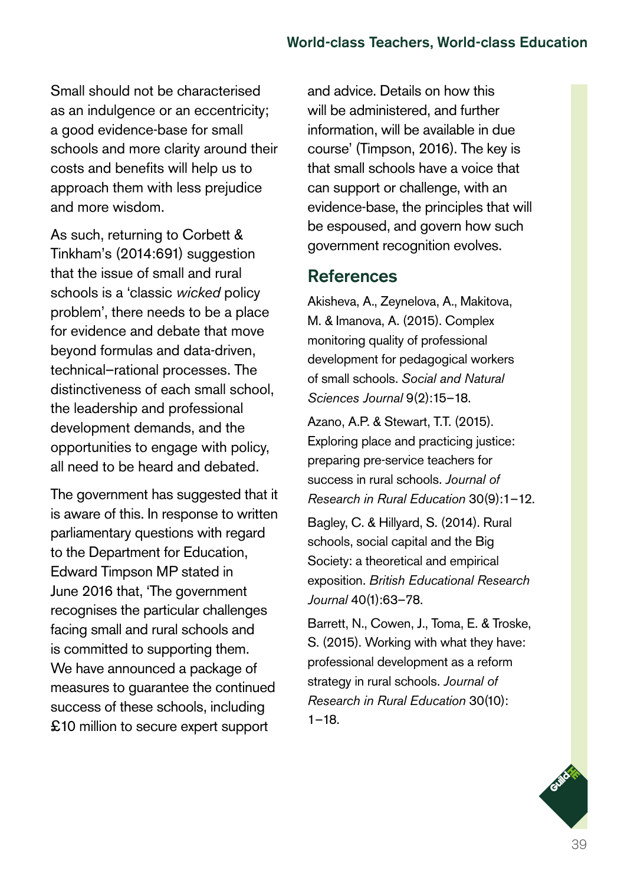Small should not be characterised as an indulgence or an eccentricity; a good evidence-base for small schools and more clarity around their costs and benefits will help us to approach them with less prejudice and more wisdom.

As such, returning to Corbett & Tinkham's (2014:691) suggestion that the issue of small and rural schools is a 'classic *wicked* policy problem', there needs to be a place for evidence and debate that move beyond formulas and data-driven, technical–rational processes. The distinctiveness of each small school, the leadership and professional development demands, and the opportunities to engage with policy, all need to be heard and debated.

The government has suggested that it is aware of this. In response to written parliamentary questions with regard to the Department for Education, Edward Timpson MP stated in June 2016 that, 'The government recognises the particular challenges facing small and rural schools and is committed to supporting them. We have announced a package of measures to guarantee the continued success of these schools, including £10 million to secure expert support and advice. Details on how this will be administered, and further information, will be available in due course' (Timpson, 2016). The key is that small schools have a voice that can support or challenge, with an evidence-base, the principles that will be espoused, and govern how such government recognition evolves.

## References

Akisheva, A., Zeynelova, A., Makitova, M. & Imanova, A. (2015). Complex monitoring quality of professional development for pedagogical workers of small schools. *Social and Natural Sciences Journal* 9(2):15–18.

Azano, A.P. & Stewart, T.T. (2015). Exploring place and practicing justice: preparing pre-service teachers for success in rural schools. *Journal of Research in Rural Education* 30(9):1–12.

Bagley, C. & Hillyard, S. (2014). Rural schools, social capital and the Big Society: a theoretical and empirical exposition. *British Educational Research Journal* 40(1):63–78.

Barrett, N., Cowen, J., Toma, E. & Troske, S. (2015). Working with what they have: professional development as a reform strategy in rural schools. *Journal of Research in Rural Education* 30(10): 1–18.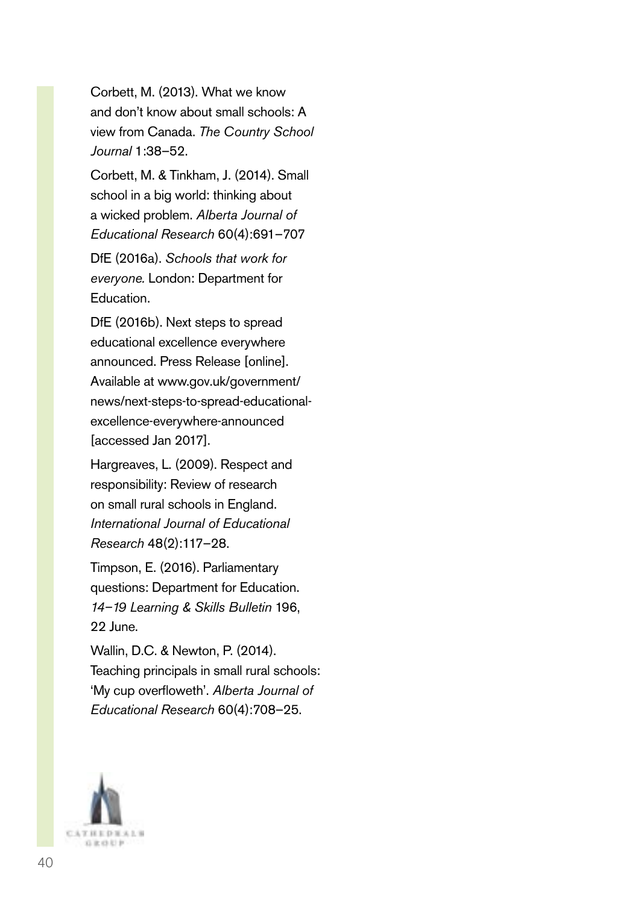Corbett, M. (2013). What we know and don't know about small schools: A view from Canada. *The Country School Journal* 1:38–52.

Corbett, M. & Tinkham, J. (2014). Small school in a big world: thinking about a wicked problem. *Alberta Journal of Educational Research* 60(4):691–707

DfE (2016a). *Schools that work for everyone.* London: Department for Education.

DfE (2016b). Next steps to spread educational excellence everywhere announced. Press Release [online]. Available at www.gov.uk/government/news/next-steps-to-spread-educational-excellence-everywhere-announced [accessed Jan 2017].

Hargreaves, L. (2009). Respect and responsibility: Review of research on small rural schools in England. *International Journal of Educational Research* 48(2):117–28.

Timpson, E. (2016). Parliamentary questions: Department for Education. *14–19 Learning & Skills Bulletin* 196, 22 June.

Wallin, D.C. & Newton, P. (2014). Teaching principals in small rural schools: 'My cup overfloweth'. *Alberta Journal of Educational Research* 60(4):708–25.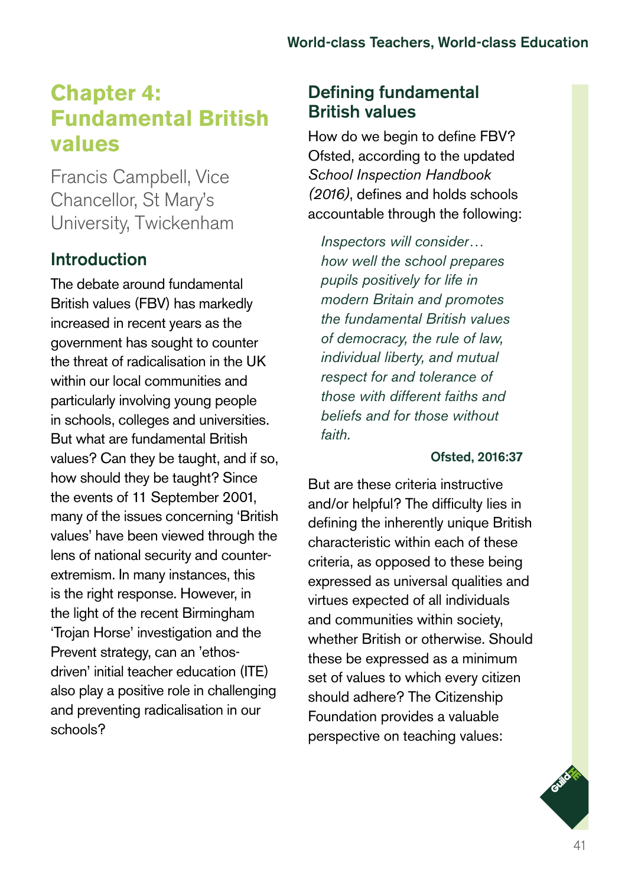# Chapter 4: Fundamental British values

Francis Campbell, Vice Chancellor, St Mary's University, Twickenham

## Introduction

The debate around fundamental British values (FBV) has markedly increased in recent years as the government has sought to counter the threat of radicalisation in the UK within our local communities and particularly involving young people in schools, colleges and universities. But what are fundamental British values? Can they be taught, and if so, how should they be taught? Since the events of 11 September 2001, many of the issues concerning 'British values' have been viewed through the lens of national security and counter-extremism. In many instances, this is the right response. However, in the light of the recent Birmingham 'Trojan Horse' investigation and the Prevent strategy, can an 'ethos-driven' initial teacher education (ITE) also play a positive role in challenging and preventing radicalisation in our schools?

## Defining fundamental British values

How do we begin to define FBV? Ofsted, according to the updated *School Inspection Handbook (2016)*, defines and holds schools accountable through the following:

> *Inspectors will consider… how well the school prepares pupils positively for life in modern Britain and promotes the fundamental British values of democracy, the rule of law, individual liberty, and mutual respect for and tolerance of those with different faiths and beliefs and for those without faith.*
>
> **Ofsted, 2016:37**

But are these criteria instructive and/or helpful? The difficulty lies in defining the inherently unique British characteristic within each of these criteria, as opposed to these being expressed as universal qualities and virtues expected of all individuals and communities within society, whether British or otherwise. Should these be expressed as a minimum set of values to which every citizen should adhere? The Citizenship Foundation provides a valuable perspective on teaching values: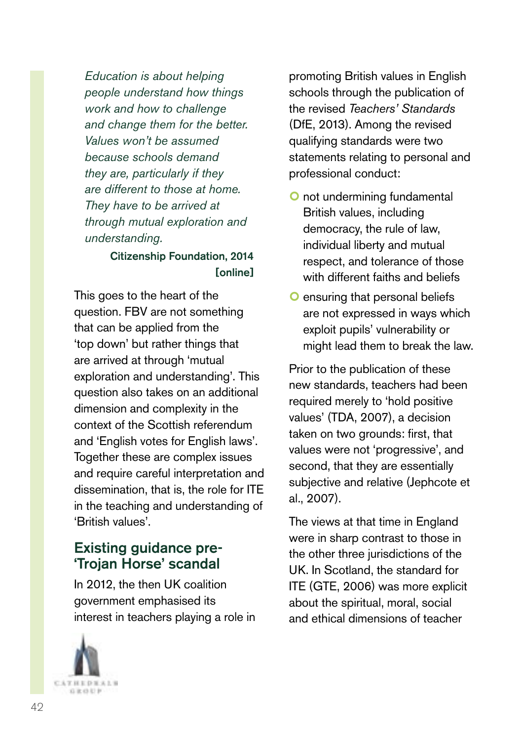*Education is about helping people understand how things work and how to challenge and change them for the better. Values won't be assumed because schools demand they are, particularly if they are different to those at home. They have to be arrived at through mutual exploration and understanding.*

**Citizenship Foundation, 2014 [online]**

This goes to the heart of the question. FBV are not something that can be applied from the 'top down' but rather things that are arrived at through 'mutual exploration and understanding'. This question also takes on an additional dimension and complexity in the context of the Scottish referendum and 'English votes for English laws'. Together these are complex issues and require careful interpretation and dissemination, that is, the role for ITE in the teaching and understanding of 'British values'.

## Existing guidance pre-'Trojan Horse' scandal

In 2012, the then UK coalition government emphasised its interest in teachers playing a role in promoting British values in English schools through the publication of the revised *Teachers' Standards* (DfE, 2013). Among the revised qualifying standards were two statements relating to personal and professional conduct:

- not undermining fundamental British values, including democracy, the rule of law, individual liberty and mutual respect, and tolerance of those with different faiths and beliefs
- ensuring that personal beliefs are not expressed in ways which exploit pupils' vulnerability or might lead them to break the law.

Prior to the publication of these new standards, teachers had been required merely to 'hold positive values' (TDA, 2007), a decision taken on two grounds: first, that values were not 'progressive', and second, that they are essentially subjective and relative (Jephcote et al., 2007).

The views at that time in England were in sharp contrast to those in the other three jurisdictions of the UK. In Scotland, the standard for ITE (GTE, 2006) was more explicit about the spiritual, moral, social and ethical dimensions of teacher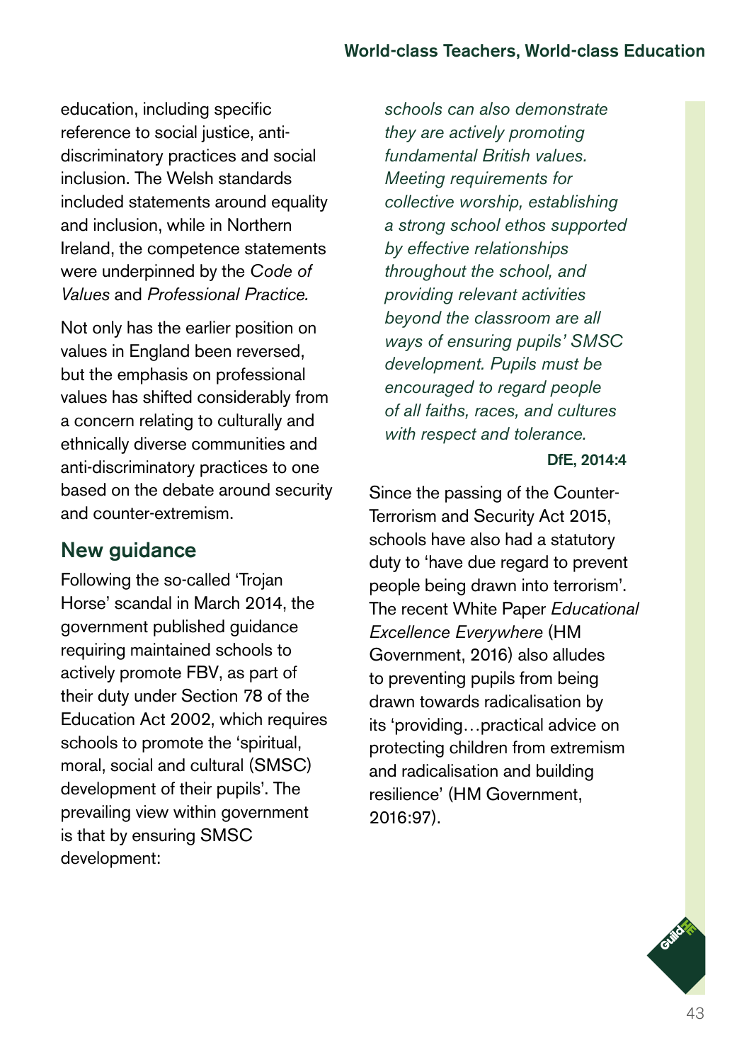education, including specific reference to social justice, anti-discriminatory practices and social inclusion. The Welsh standards included statements around equality and inclusion, while in Northern Ireland, the competence statements were underpinned by the *Code of Values* and *Professional Practice.*

Not only has the earlier position on values in England been reversed, but the emphasis on professional values has shifted considerably from a concern relating to culturally and ethnically diverse communities and anti-discriminatory practices to one based on the debate around security and counter-extremism.

## New guidance

Following the so-called 'Trojan Horse' scandal in March 2014, the government published guidance requiring maintained schools to actively promote FBV, as part of their duty under Section 78 of the Education Act 2002, which requires schools to promote the 'spiritual, moral, social and cultural (SMSC) development of their pupils'. The prevailing view within government is that by ensuring SMSC development:

> *schools can also demonstrate they are actively promoting fundamental British values. Meeting requirements for collective worship, establishing a strong school ethos supported by effective relationships throughout the school, and providing relevant activities beyond the classroom are all ways of ensuring pupils' SMSC development. Pupils must be encouraged to regard people of all faiths, races, and cultures with respect and tolerance.*
>
> **DfE, 2014:4**

Since the passing of the Counter-Terrorism and Security Act 2015, schools have also had a statutory duty to 'have due regard to prevent people being drawn into terrorism'. The recent White Paper *Educational Excellence Everywhere* (HM Government, 2016) also alludes to preventing pupils from being drawn towards radicalisation by its 'providing…practical advice on protecting children from extremism and radicalisation and building resilience' (HM Government, 2016:97).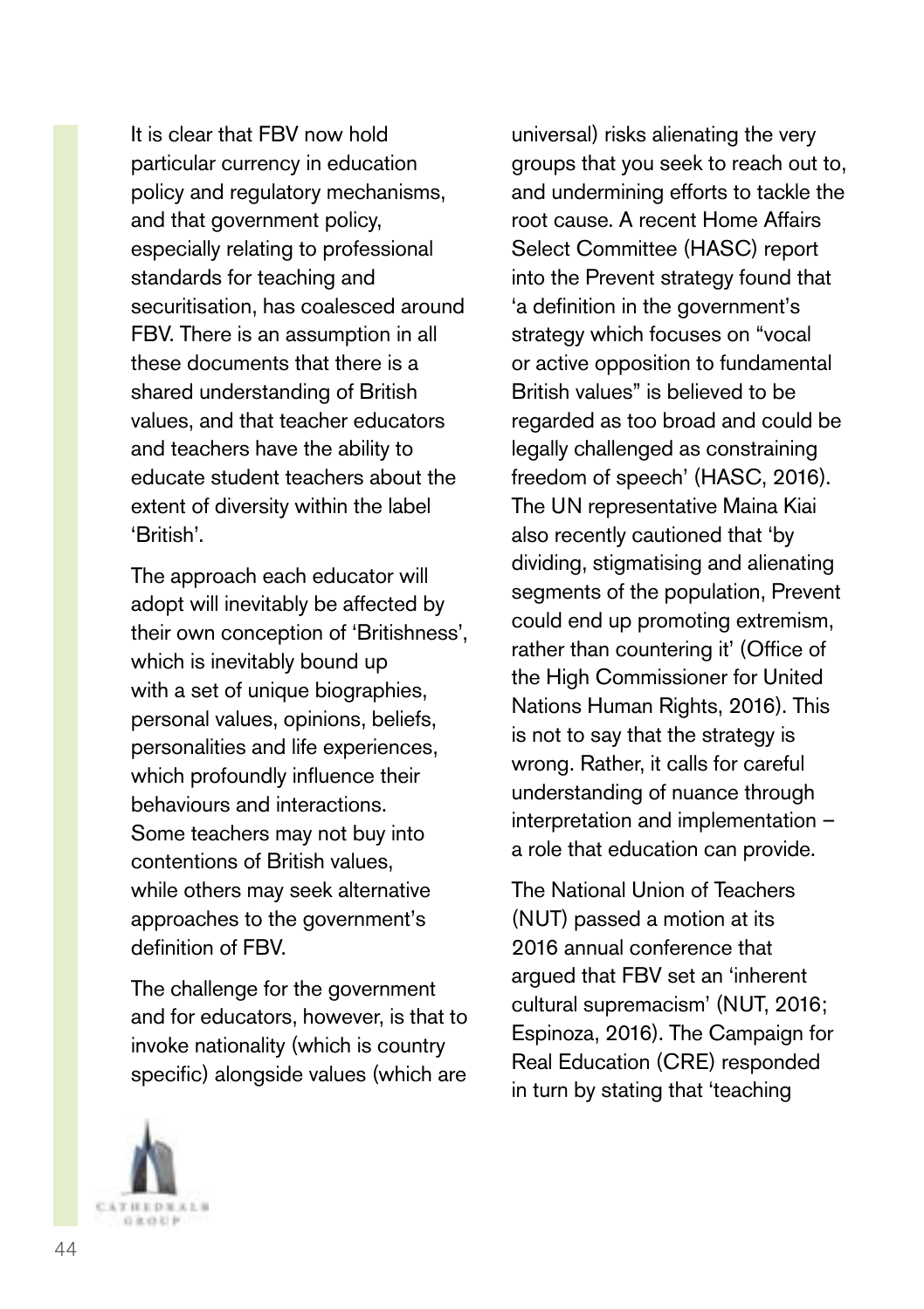It is clear that FBV now hold particular currency in education policy and regulatory mechanisms, and that government policy, especially relating to professional standards for teaching and securitisation, has coalesced around FBV. There is an assumption in all these documents that there is a shared understanding of British values, and that teacher educators and teachers have the ability to educate student teachers about the extent of diversity within the label 'British'.

The approach each educator will adopt will inevitably be affected by their own conception of 'Britishness', which is inevitably bound up with a set of unique biographies, personal values, opinions, beliefs, personalities and life experiences, which profoundly influence their behaviours and interactions. Some teachers may not buy into contentions of British values, while others may seek alternative approaches to the government's definition of FBV.

The challenge for the government and for educators, however, is that to invoke nationality (which is country specific) alongside values (which are universal) risks alienating the very groups that you seek to reach out to, and undermining efforts to tackle the root cause. A recent Home Affairs Select Committee (HASC) report into the Prevent strategy found that 'a definition in the government's strategy which focuses on "vocal or active opposition to fundamental British values" is believed to be regarded as too broad and could be legally challenged as constraining freedom of speech' (HASC, 2016). The UN representative Maina Kiai also recently cautioned that 'by dividing, stigmatising and alienating segments of the population, Prevent could end up promoting extremism, rather than countering it' (Office of the High Commissioner for United Nations Human Rights, 2016). This is not to say that the strategy is wrong. Rather, it calls for careful understanding of nuance through interpretation and implementation – a role that education can provide.

The National Union of Teachers (NUT) passed a motion at its 2016 annual conference that argued that FBV set an 'inherent cultural supremacism' (NUT, 2016; Espinoza, 2016). The Campaign for Real Education (CRE) responded in turn by stating that 'teaching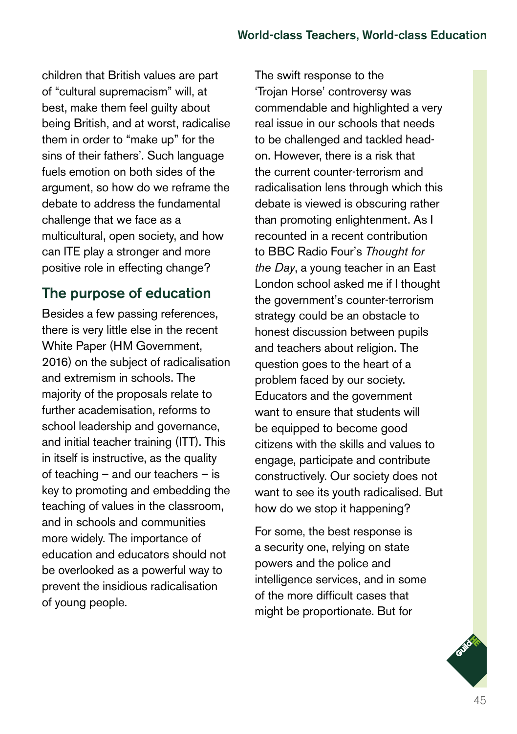children that British values are part of "cultural supremacism" will, at best, make them feel guilty about being British, and at worst, radicalise them in order to "make up" for the sins of their fathers'. Such language fuels emotion on both sides of the argument, so how do we reframe the debate to address the fundamental challenge that we face as a multicultural, open society, and how can ITE play a stronger and more positive role in effecting change?

## The purpose of education

Besides a few passing references, there is very little else in the recent White Paper (HM Government, 2016) on the subject of radicalisation and extremism in schools. The majority of the proposals relate to further academisation, reforms to school leadership and governance, and initial teacher training (ITT). This in itself is instructive, as the quality of teaching – and our teachers – is key to promoting and embedding the teaching of values in the classroom, and in schools and communities more widely. The importance of education and educators should not be overlooked as a powerful way to prevent the insidious radicalisation of young people.

The swift response to the 'Trojan Horse' controversy was commendable and highlighted a very real issue in our schools that needs to be challenged and tackled head-on. However, there is a risk that the current counter-terrorism and radicalisation lens through which this debate is viewed is obscuring rather than promoting enlightenment. As I recounted in a recent contribution to BBC Radio Four's *Thought for the Day*, a young teacher in an East London school asked me if I thought the government's counter-terrorism strategy could be an obstacle to honest discussion between pupils and teachers about religion. The question goes to the heart of a problem faced by our society. Educators and the government want to ensure that students will be equipped to become good citizens with the skills and values to engage, participate and contribute constructively. Our society does not want to see its youth radicalised. But how do we stop it happening?

For some, the best response is a security one, relying on state powers and the police and intelligence services, and in some of the more difficult cases that might be proportionate. But for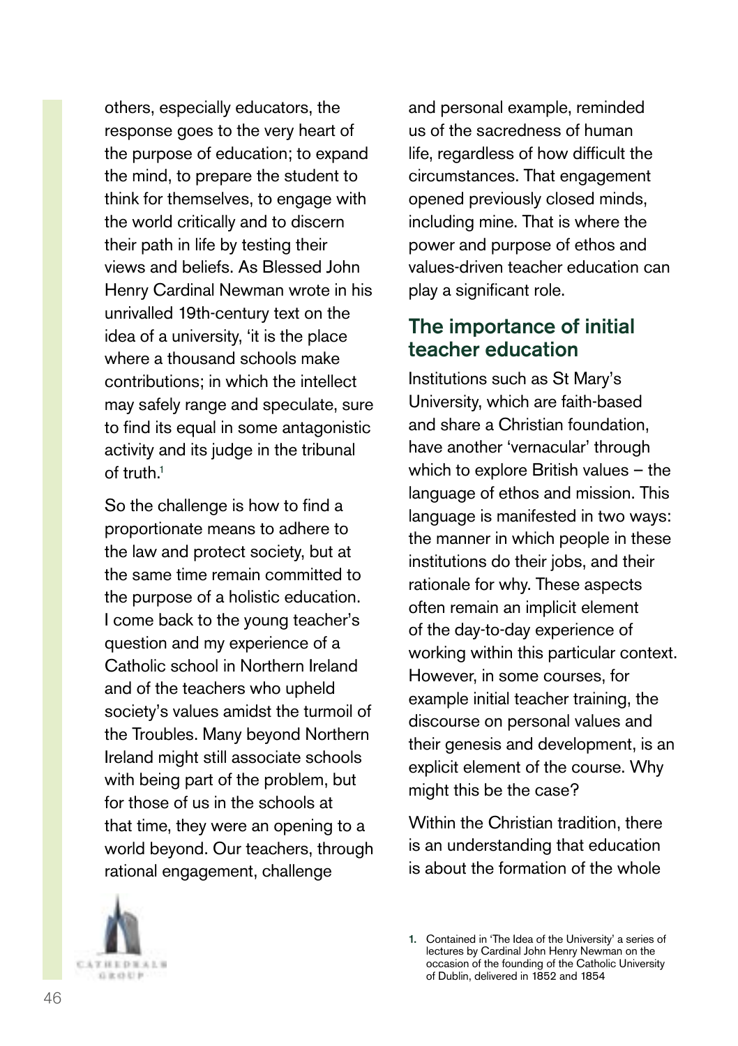others, especially educators, the response goes to the very heart of the purpose of education; to expand the mind, to prepare the student to think for themselves, to engage with the world critically and to discern their path in life by testing their views and beliefs. As Blessed John Henry Cardinal Newman wrote in his unrivalled 19th-century text on the idea of a university, 'it is the place where a thousand schools make contributions; in which the intellect may safely range and speculate, sure to find its equal in some antagonistic activity and its judge in the tribunal of truth.[1]

So the challenge is how to find a proportionate means to adhere to the law and protect society, but at the same time remain committed to the purpose of a holistic education. I come back to the young teacher's question and my experience of a Catholic school in Northern Ireland and of the teachers who upheld society's values amidst the turmoil of the Troubles. Many beyond Northern Ireland might still associate schools with being part of the problem, but for those of us in the schools at that time, they were an opening to a world beyond. Our teachers, through rational engagement, challenge and personal example, reminded us of the sacredness of human life, regardless of how difficult the circumstances. That engagement opened previously closed minds, including mine. That is where the power and purpose of ethos and values-driven teacher education can play a significant role.

## The importance of initial teacher education

Institutions such as St Mary's University, which are faith-based and share a Christian foundation, have another 'vernacular' through which to explore British values – the language of ethos and mission. This language is manifested in two ways: the manner in which people in these institutions do their jobs, and their rationale for why. These aspects often remain an implicit element of the day-to-day experience of working within this particular context. However, in some courses, for example initial teacher training, the discourse on personal values and their genesis and development, is an explicit element of the course. Why might this be the case?

Within the Christian tradition, there is an understanding that education is about the formation of the whole

1. Contained in 'The Idea of the University' a series of lectures by Cardinal John Henry Newman on the occasion of the founding of the Catholic University of Dublin, delivered in 1852 and 1854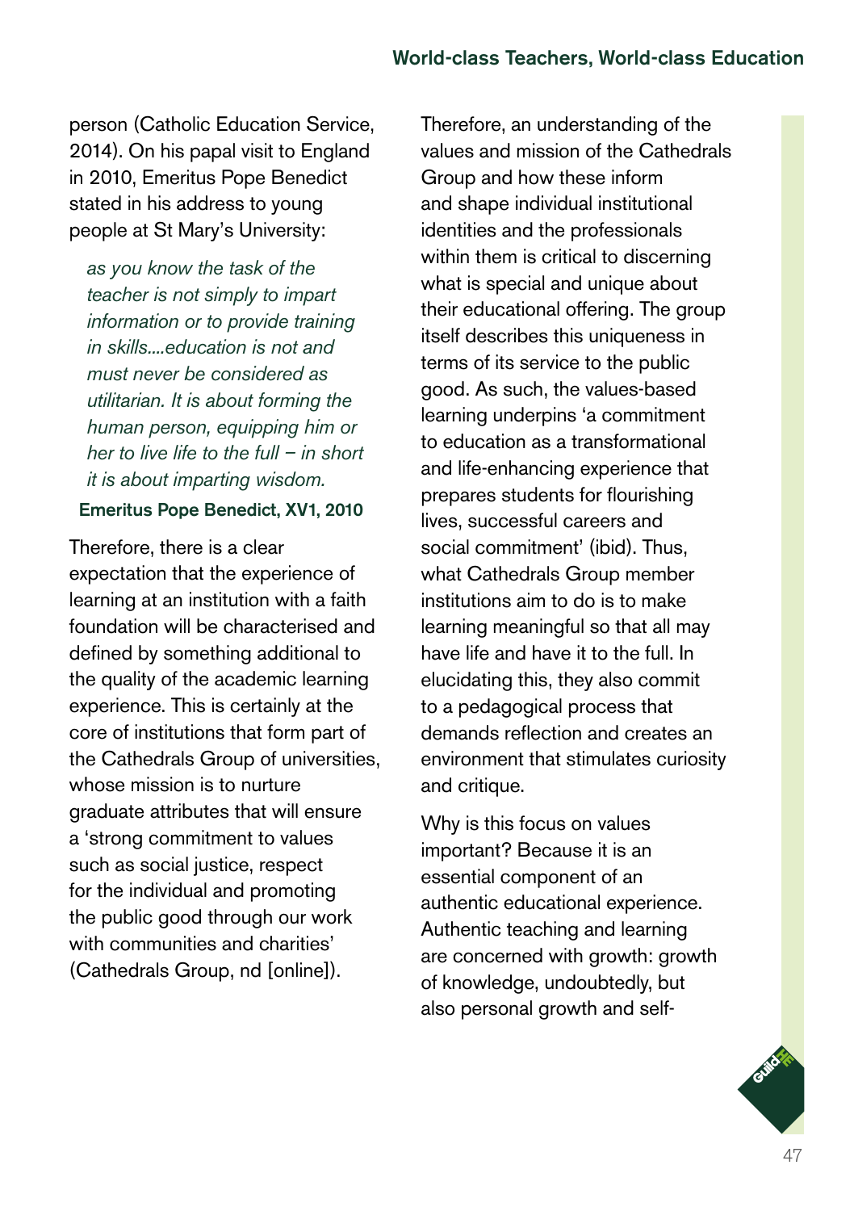person (Catholic Education Service, 2014). On his papal visit to England in 2010, Emeritus Pope Benedict stated in his address to young people at St Mary's University:

> *as you know the task of the teacher is not simply to impart information or to provide training in skills....education is not and must never be considered as utilitarian. It is about forming the human person, equipping him or her to live life to the full – in short it is about imparting wisdom.*
>
> **Emeritus Pope Benedict, XV1, 2010**

Therefore, there is a clear expectation that the experience of learning at an institution with a faith foundation will be characterised and defined by something additional to the quality of the academic learning experience. This is certainly at the core of institutions that form part of the Cathedrals Group of universities, whose mission is to nurture graduate attributes that will ensure a 'strong commitment to values such as social justice, respect for the individual and promoting the public good through our work with communities and charities' (Cathedrals Group, nd [online]).

Therefore, an understanding of the values and mission of the Cathedrals Group and how these inform and shape individual institutional identities and the professionals within them is critical to discerning what is special and unique about their educational offering. The group itself describes this uniqueness in terms of its service to the public good. As such, the values-based learning underpins 'a commitment to education as a transformational and life-enhancing experience that prepares students for flourishing lives, successful careers and social commitment' (ibid). Thus, what Cathedrals Group member institutions aim to do is to make learning meaningful so that all may have life and have it to the full. In elucidating this, they also commit to a pedagogical process that demands reflection and creates an environment that stimulates curiosity and critique.

Why is this focus on values important? Because it is an essential component of an authentic educational experience. Authentic teaching and learning are concerned with growth: growth of knowledge, undoubtedly, but also personal growth and self-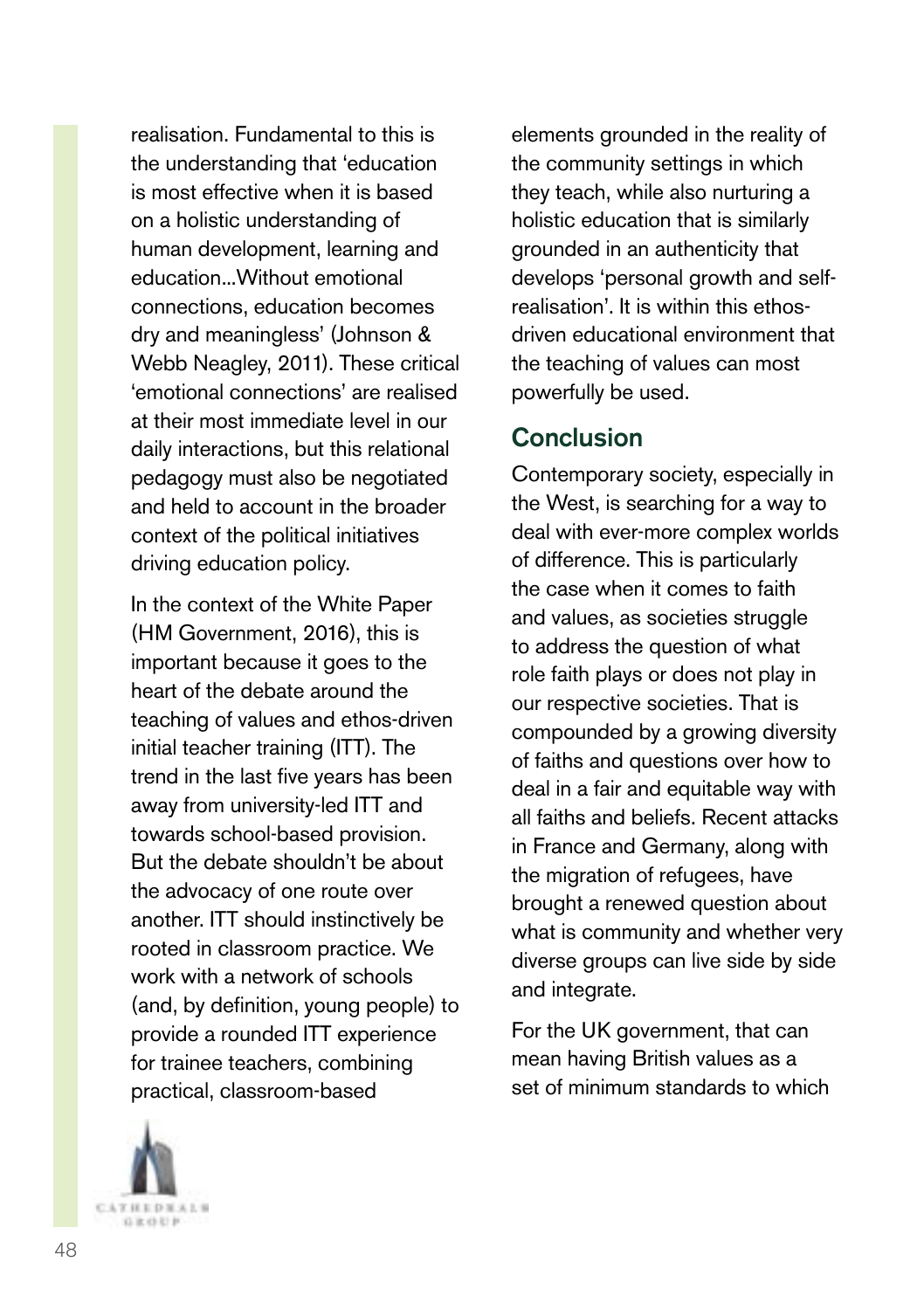realisation. Fundamental to this is the understanding that 'education is most effective when it is based on a holistic understanding of human development, learning and education...Without emotional connections, education becomes dry and meaningless' (Johnson & Webb Neagley, 2011). These critical 'emotional connections' are realised at their most immediate level in our daily interactions, but this relational pedagogy must also be negotiated and held to account in the broader context of the political initiatives driving education policy.

In the context of the White Paper (HM Government, 2016), this is important because it goes to the heart of the debate around the teaching of values and ethos-driven initial teacher training (ITT). The trend in the last five years has been away from university-led ITT and towards school-based provision. But the debate shouldn't be about the advocacy of one route over another. ITT should instinctively be rooted in classroom practice. We work with a network of schools (and, by definition, young people) to provide a rounded ITT experience for trainee teachers, combining practical, classroom-based elements grounded in the reality of the community settings in which they teach, while also nurturing a holistic education that is similarly grounded in an authenticity that develops 'personal growth and self-realisation'. It is within this ethos-driven educational environment that the teaching of values can most powerfully be used.

## Conclusion

Contemporary society, especially in the West, is searching for a way to deal with ever-more complex worlds of difference. This is particularly the case when it comes to faith and values, as societies struggle to address the question of what role faith plays or does not play in our respective societies. That is compounded by a growing diversity of faiths and questions over how to deal in a fair and equitable way with all faiths and beliefs. Recent attacks in France and Germany, along with the migration of refugees, have brought a renewed question about what is community and whether very diverse groups can live side by side and integrate.

For the UK government, that can mean having British values as a set of minimum standards to which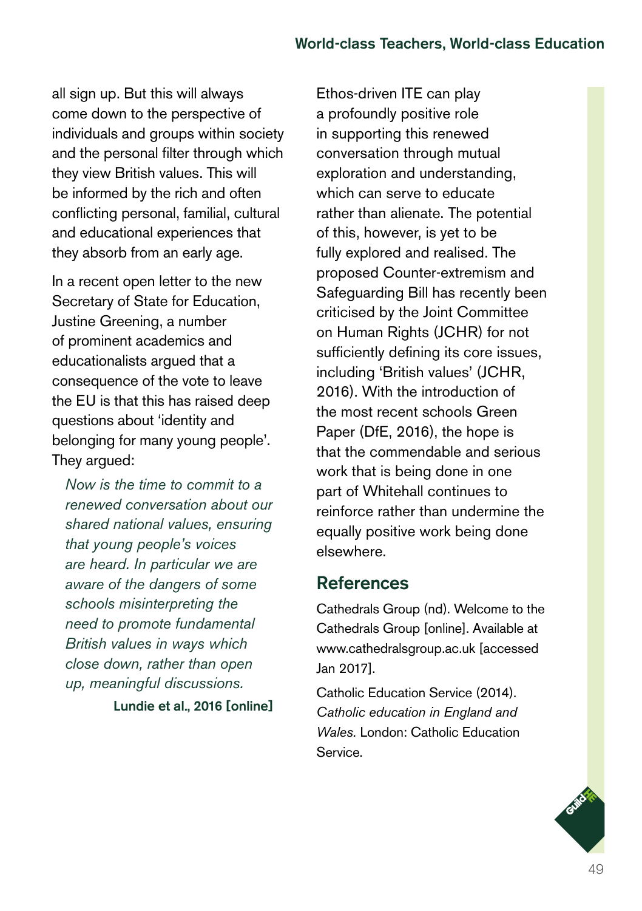all sign up. But this will always come down to the perspective of individuals and groups within society and the personal filter through which they view British values. This will be informed by the rich and often conflicting personal, familial, cultural and educational experiences that they absorb from an early age.

In a recent open letter to the new Secretary of State for Education, Justine Greening, a number of prominent academics and educationalists argued that a consequence of the vote to leave the EU is that this has raised deep questions about 'identity and belonging for many young people'. They argued:

> *Now is the time to commit to a renewed conversation about our shared national values, ensuring that young people's voices are heard. In particular we are aware of the dangers of some schools misinterpreting the need to promote fundamental British values in ways which close down, rather than open up, meaningful discussions.*
>
> **Lundie et al., 2016 [online]**

Ethos-driven ITE can play a profoundly positive role in supporting this renewed conversation through mutual exploration and understanding, which can serve to educate rather than alienate. The potential of this, however, is yet to be fully explored and realised. The proposed Counter-extremism and Safeguarding Bill has recently been criticised by the Joint Committee on Human Rights (JCHR) for not sufficiently defining its core issues, including 'British values' (JCHR, 2016). With the introduction of the most recent schools Green Paper (DfE, 2016), the hope is that the commendable and serious work that is being done in one part of Whitehall continues to reinforce rather than undermine the equally positive work being done elsewhere.

## References

Cathedrals Group (nd). Welcome to the Cathedrals Group [online]. Available at www.cathedralsgroup.ac.uk [accessed Jan 2017].

Catholic Education Service (2014). *Catholic education in England and Wales*. London: Catholic Education Service.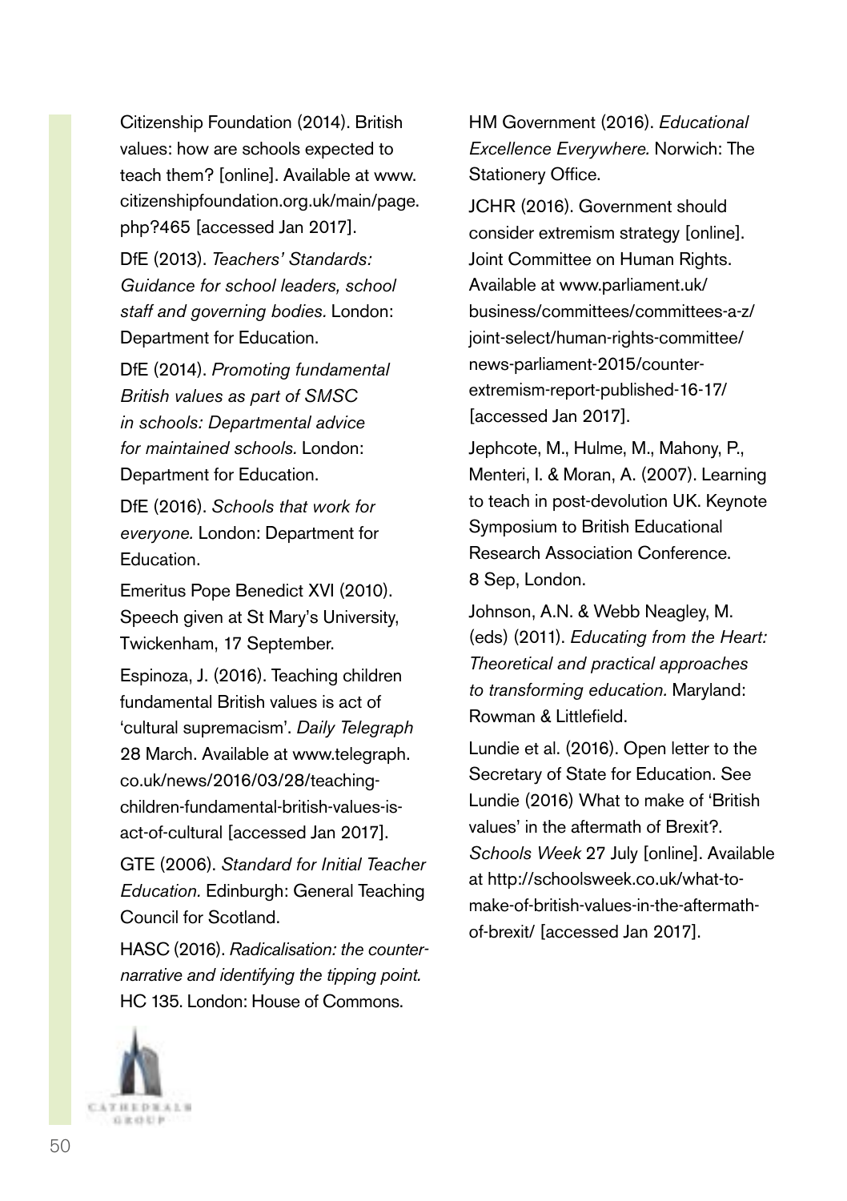Citizenship Foundation (2014). British values: how are schools expected to teach them? [online]. Available at www.citizenshipfoundation.org.uk/main/page.php?465 [accessed Jan 2017].

DfE (2013). *Teachers' Standards: Guidance for school leaders, school staff and governing bodies.* London: Department for Education.

DfE (2014). *Promoting fundamental British values as part of SMSC in schools: Departmental advice for maintained schools.* London: Department for Education.

DfE (2016). *Schools that work for everyone.* London: Department for Education.

Emeritus Pope Benedict XVI (2010). Speech given at St Mary's University, Twickenham, 17 September.

Espinoza, J. (2016). Teaching children fundamental British values is act of 'cultural supremacism'. *Daily Telegraph* 28 March. Available at www.telegraph.co.uk/news/2016/03/28/teaching-children-fundamental-british-values-is-act-of-cultural [accessed Jan 2017].

GTE (2006). *Standard for Initial Teacher Education.* Edinburgh: General Teaching Council for Scotland.

HASC (2016). *Radicalisation: the counter-narrative and identifying the tipping point.* HC 135. London: House of Commons.

HM Government (2016). *Educational Excellence Everywhere.* Norwich: The Stationery Office.

JCHR (2016). Government should consider extremism strategy [online]. Joint Committee on Human Rights. Available at www.parliament.uk/business/committees/committees-a-z/joint-select/human-rights-committee/news-parliament-2015/counter-extremism-report-published-16-17/ [accessed Jan 2017].

Jephcote, M., Hulme, M., Mahony, P., Menteri, I. & Moran, A. (2007). Learning to teach in post-devolution UK. Keynote Symposium to British Educational Research Association Conference. 8 Sep, London.

Johnson, A.N. & Webb Neagley, M. (eds) (2011). *Educating from the Heart: Theoretical and practical approaches to transforming education.* Maryland: Rowman & Littlefield.

Lundie et al. (2016). Open letter to the Secretary of State for Education. See Lundie (2016) What to make of 'British values' in the aftermath of Brexit?. *Schools Week* 27 July [online]. Available at http://schoolsweek.co.uk/what-to-make-of-british-values-in-the-aftermath-of-brexit/ [accessed Jan 2017].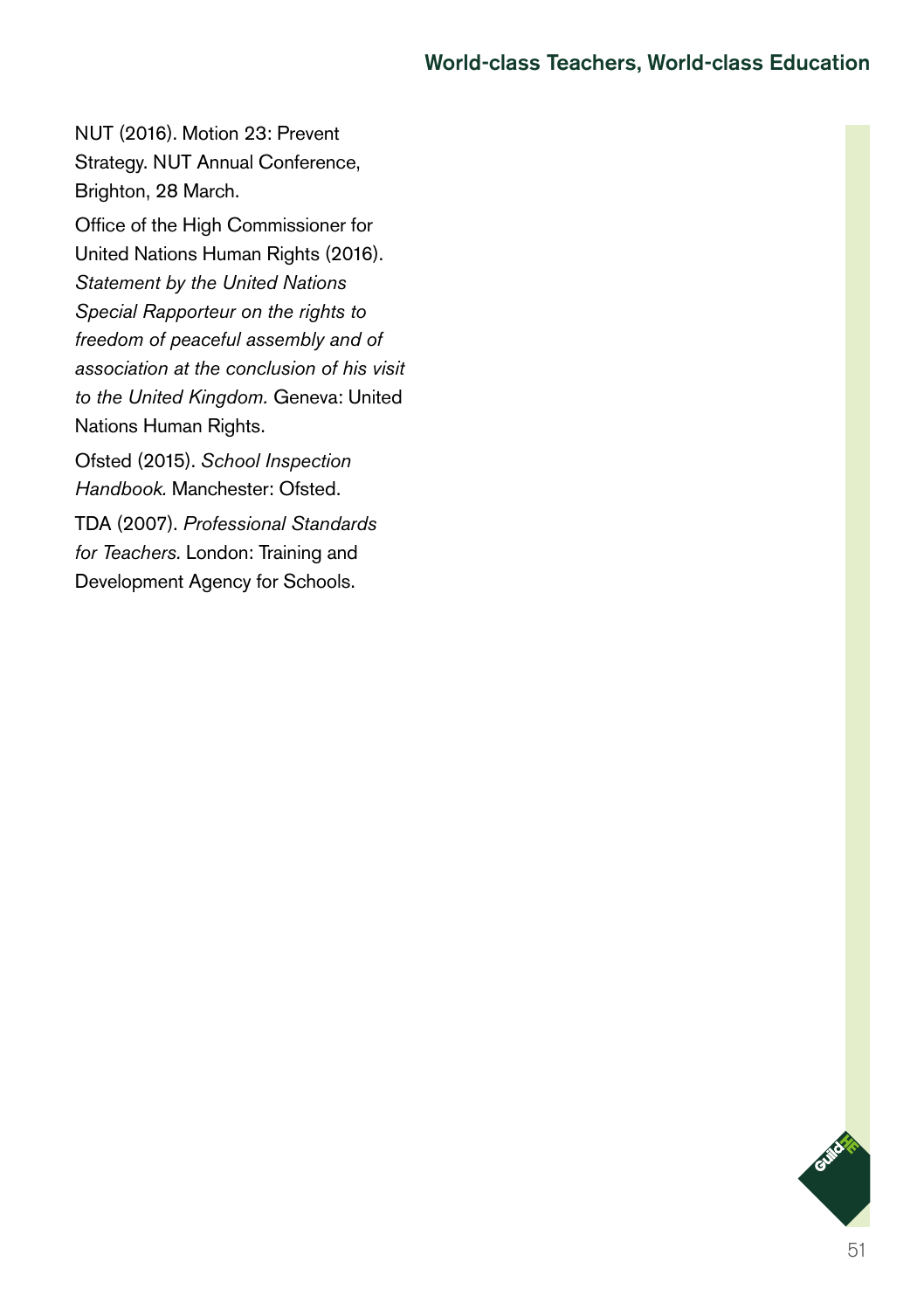NUT (2016). Motion 23: Prevent Strategy. NUT Annual Conference, Brighton, 28 March.

Office of the High Commissioner for United Nations Human Rights (2016). *Statement by the United Nations Special Rapporteur on the rights to freedom of peaceful assembly and of association at the conclusion of his visit to the United Kingdom.* Geneva: United Nations Human Rights.

Ofsted (2015). *School Inspection Handbook.* Manchester: Ofsted.

TDA (2007). *Professional Standards for Teachers.* London: Training and Development Agency for Schools.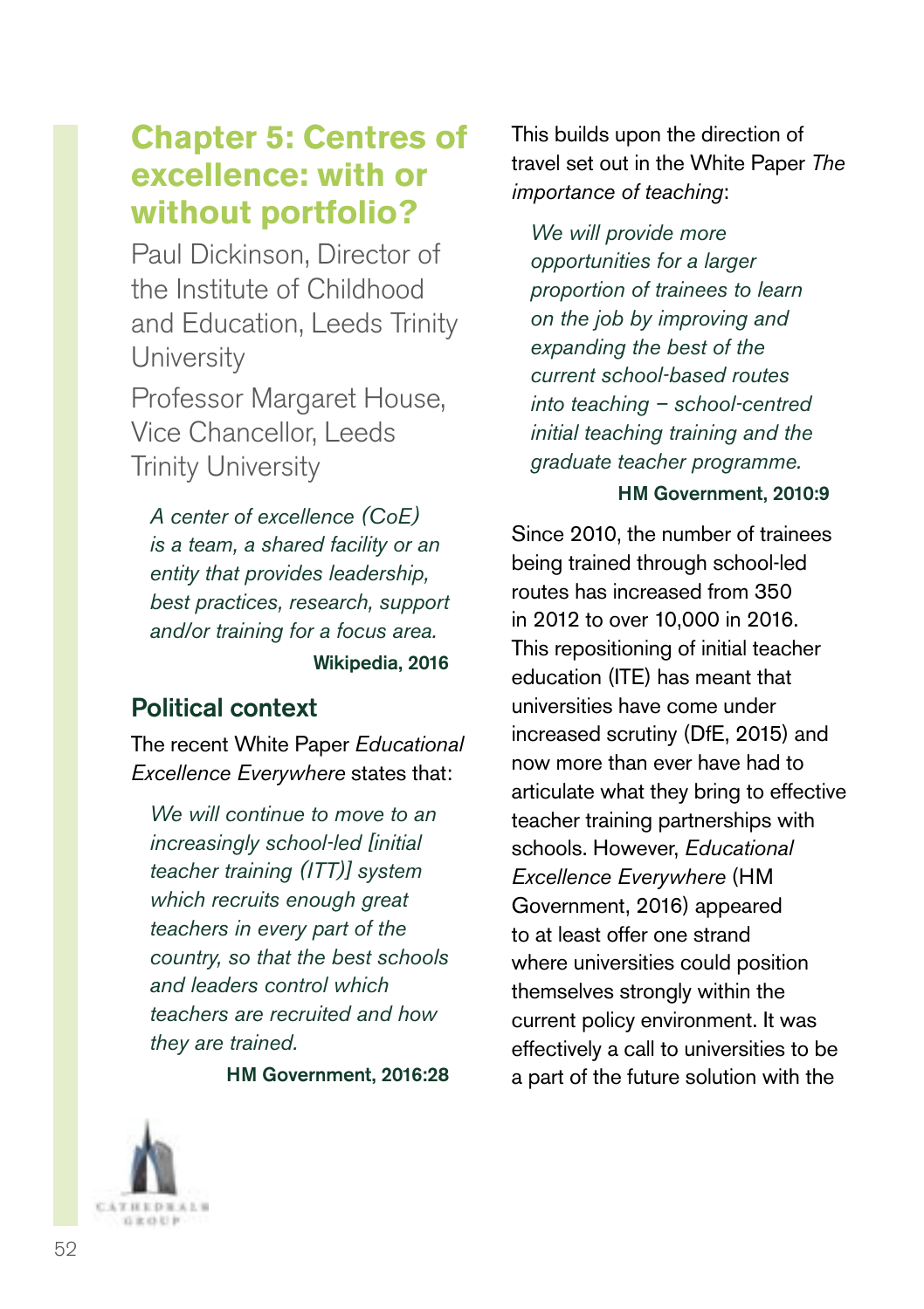# Chapter 5: Centres of excellence: with or without portfolio?

Paul Dickinson, Director of the Institute of Childhood and Education, Leeds Trinity University

Professor Margaret House, Vice Chancellor, Leeds Trinity University

> *A center of excellence (CoE) is a team, a shared facility or an entity that provides leadership, best practices, research, support and/or training for a focus area.*
>
> **Wikipedia, 2016**

## Political context

The recent White Paper *Educational Excellence Everywhere* states that:

> *We will continue to move to an increasingly school-led [initial teacher training (ITT)] system which recruits enough great teachers in every part of the country, so that the best schools and leaders control which teachers are recruited and how they are trained.*
>
> **HM Government, 2016:28**

This builds upon the direction of travel set out in the White Paper *The importance of teaching*:

> *We will provide more opportunities for a larger proportion of trainees to learn on the job by improving and expanding the best of the current school-based routes into teaching – school-centred initial teaching training and the graduate teacher programme.*
>
> **HM Government, 2010:9**

Since 2010, the number of trainees being trained through school-led routes has increased from 350 in 2012 to over 10,000 in 2016. This repositioning of initial teacher education (ITE) has meant that universities have come under increased scrutiny (DfE, 2015) and now more than ever have had to articulate what they bring to effective teacher training partnerships with schools. However, *Educational Excellence Everywhere* (HM Government, 2016) appeared to at least offer one strand where universities could position themselves strongly within the current policy environment. It was effectively a call to universities to be a part of the future solution with the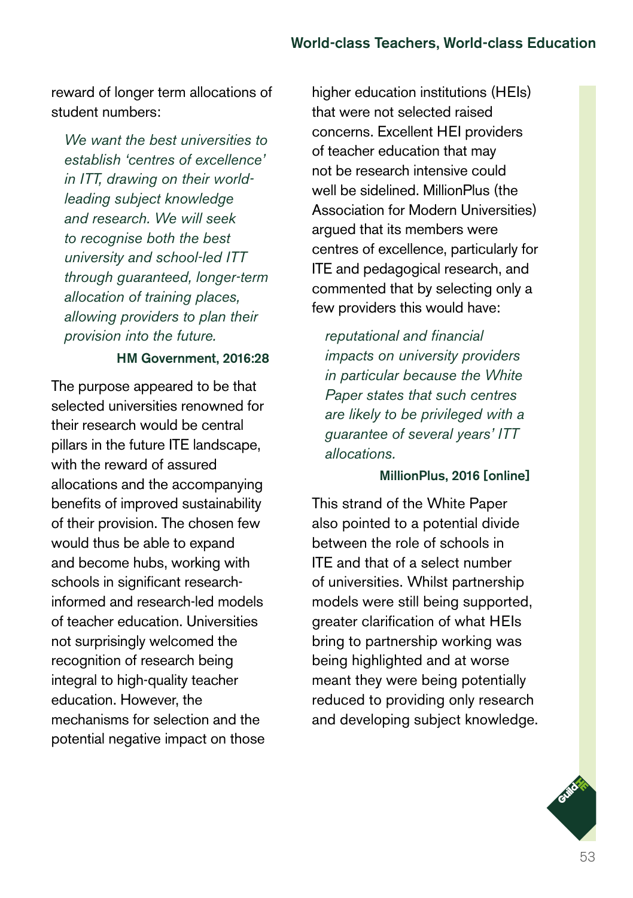reward of longer term allocations of student numbers:

> *We want the best universities to establish 'centres of excellence' in ITT, drawing on their world-leading subject knowledge and research. We will seek to recognise both the best university and school-led ITT through guaranteed, longer-term allocation of training places, allowing providers to plan their provision into the future.*
>
> **HM Government, 2016:28**

The purpose appeared to be that selected universities renowned for their research would be central pillars in the future ITE landscape, with the reward of assured allocations and the accompanying benefits of improved sustainability of their provision. The chosen few would thus be able to expand and become hubs, working with schools in significant research-informed and research-led models of teacher education. Universities not surprisingly welcomed the recognition of research being integral to high-quality teacher education. However, the mechanisms for selection and the potential negative impact on those higher education institutions (HEIs) that were not selected raised concerns. Excellent HEI providers of teacher education that may not be research intensive could well be sidelined. MillionPlus (the Association for Modern Universities) argued that its members were centres of excellence, particularly for ITE and pedagogical research, and commented that by selecting only a few providers this would have:

> *reputational and financial impacts on university providers in particular because the White Paper states that such centres are likely to be privileged with a guarantee of several years' ITT allocations.*
>
> **MillionPlus, 2016 [online]**

This strand of the White Paper also pointed to a potential divide between the role of schools in ITE and that of a select number of universities. Whilst partnership models were still being supported, greater clarification of what HEIs bring to partnership working was being highlighted and at worse meant they were being potentially reduced to providing only research and developing subject knowledge.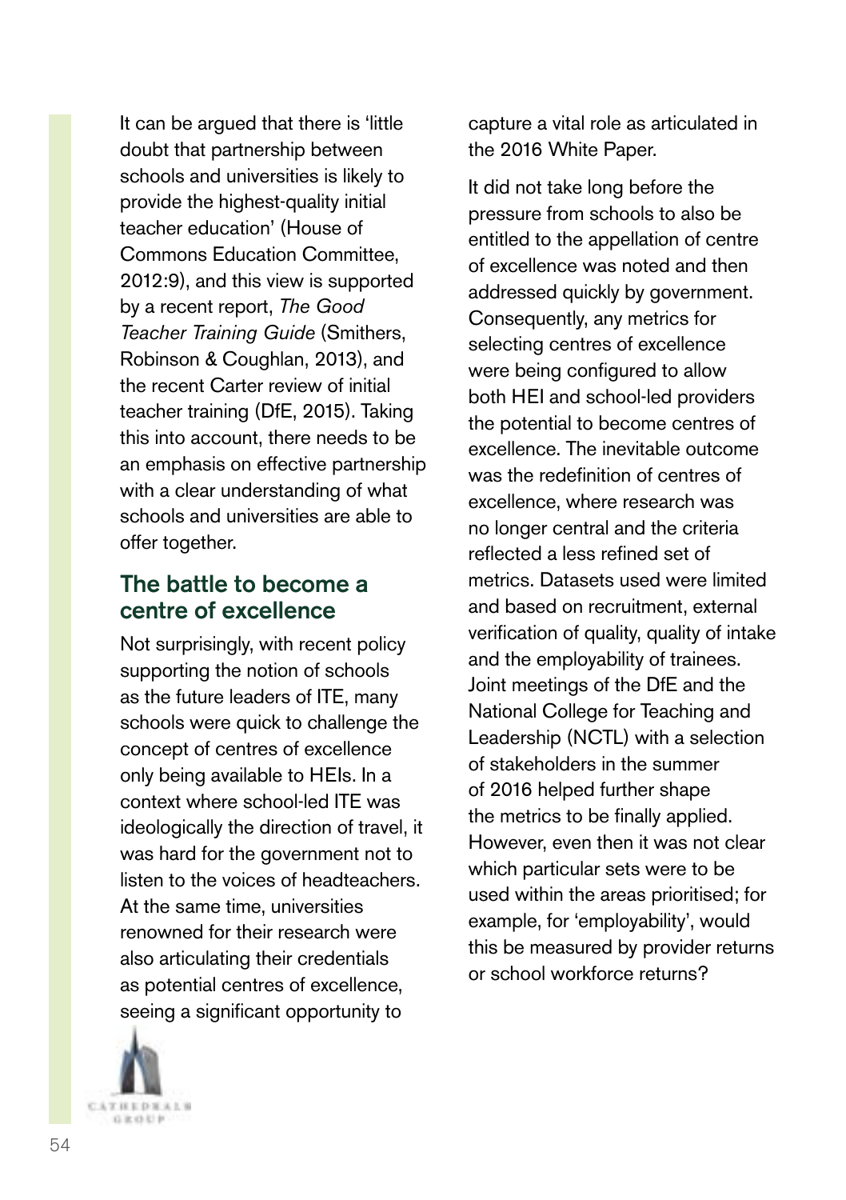It can be argued that there is 'little doubt that partnership between schools and universities is likely to provide the highest-quality initial teacher education' (House of Commons Education Committee, 2012:9), and this view is supported by a recent report, *The Good Teacher Training Guide* (Smithers, Robinson & Coughlan, 2013), and the recent Carter review of initial teacher training (DfE, 2015). Taking this into account, there needs to be an emphasis on effective partnership with a clear understanding of what schools and universities are able to offer together.

## The battle to become a centre of excellence

Not surprisingly, with recent policy supporting the notion of schools as the future leaders of ITE, many schools were quick to challenge the concept of centres of excellence only being available to HEIs. In a context where school-led ITE was ideologically the direction of travel, it was hard for the government not to listen to the voices of headteachers. At the same time, universities renowned for their research were also articulating their credentials as potential centres of excellence, seeing a significant opportunity to capture a vital role as articulated in the 2016 White Paper.

It did not take long before the pressure from schools to also be entitled to the appellation of centre of excellence was noted and then addressed quickly by government. Consequently, any metrics for selecting centres of excellence were being configured to allow both HEI and school-led providers the potential to become centres of excellence. The inevitable outcome was the redefinition of centres of excellence, where research was no longer central and the criteria reflected a less refined set of metrics. Datasets used were limited and based on recruitment, external verification of quality, quality of intake and the employability of trainees. Joint meetings of the DfE and the National College for Teaching and Leadership (NCTL) with a selection of stakeholders in the summer of 2016 helped further shape the metrics to be finally applied. However, even then it was not clear which particular sets were to be used within the areas prioritised; for example, for 'employability', would this be measured by provider returns or school workforce returns?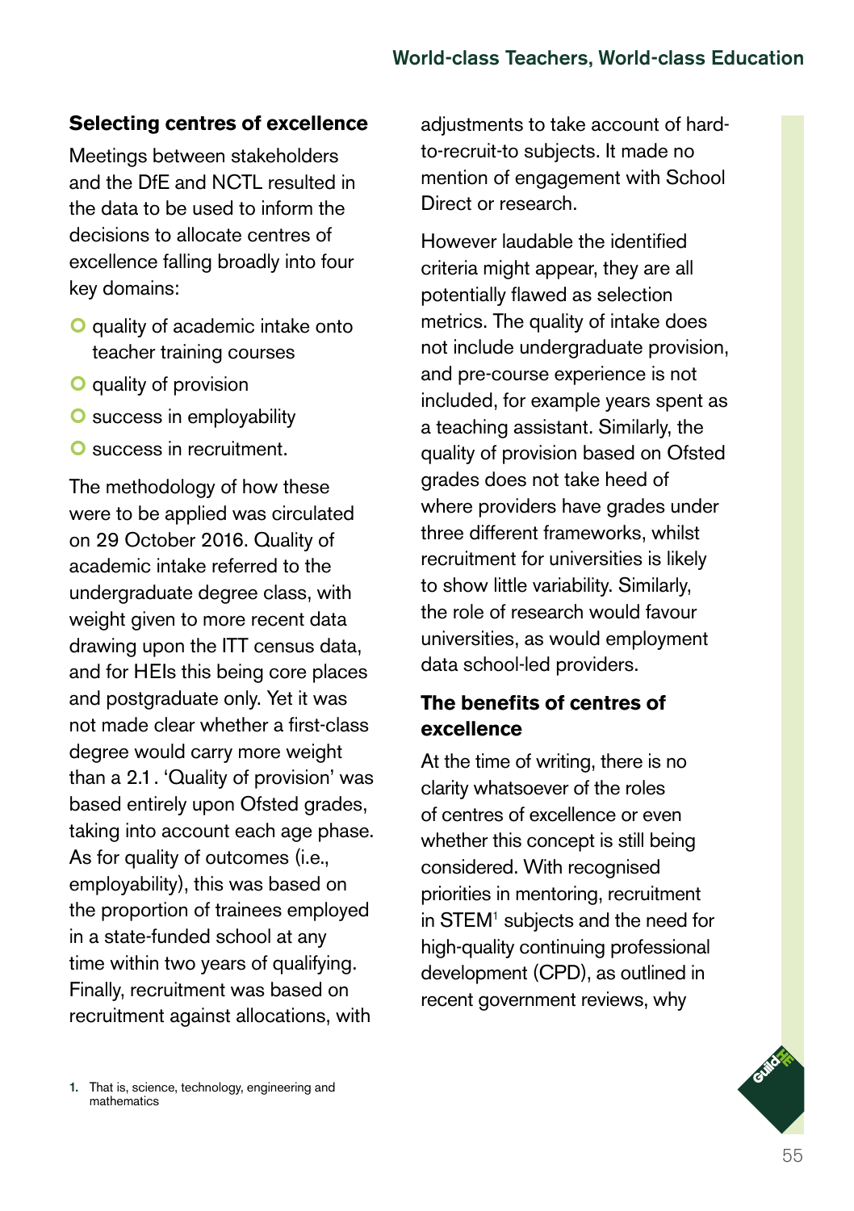## Selecting centres of excellence

Meetings between stakeholders and the DfE and NCTL resulted in the data to be used to inform the decisions to allocate centres of excellence falling broadly into four key domains:

- quality of academic intake onto teacher training courses
- quality of provision
- success in employability
- success in recruitment.

The methodology of how these were to be applied was circulated on 29 October 2016. Quality of academic intake referred to the undergraduate degree class, with weight given to more recent data drawing upon the ITT census data, and for HEIs this being core places and postgraduate only. Yet it was not made clear whether a first-class degree would carry more weight than a 2.1 . 'Quality of provision' was based entirely upon Ofsted grades, taking into account each age phase. As for quality of outcomes (i.e., employability), this was based on the proportion of trainees employed in a state-funded school at any time within two years of qualifying. Finally, recruitment was based on recruitment against allocations, with adjustments to take account of hard-to-recruit-to subjects. It made no mention of engagement with School Direct or research.

However laudable the identified criteria might appear, they are all potentially flawed as selection metrics. The quality of intake does not include undergraduate provision, and pre-course experience is not included, for example years spent as a teaching assistant. Similarly, the quality of provision based on Ofsted grades does not take heed of where providers have grades under three different frameworks, whilst recruitment for universities is likely to show little variability. Similarly, the role of research would favour universities, as would employment data school-led providers.

## The benefits of centres of excellence

At the time of writing, there is no clarity whatsoever of the roles of centres of excellence or even whether this concept is still being considered. With recognised priorities in mentoring, recruitment in STEM[1] subjects and the need for high-quality continuing professional development (CPD), as outlined in recent government reviews, why

1. That is, science, technology, engineering and mathematics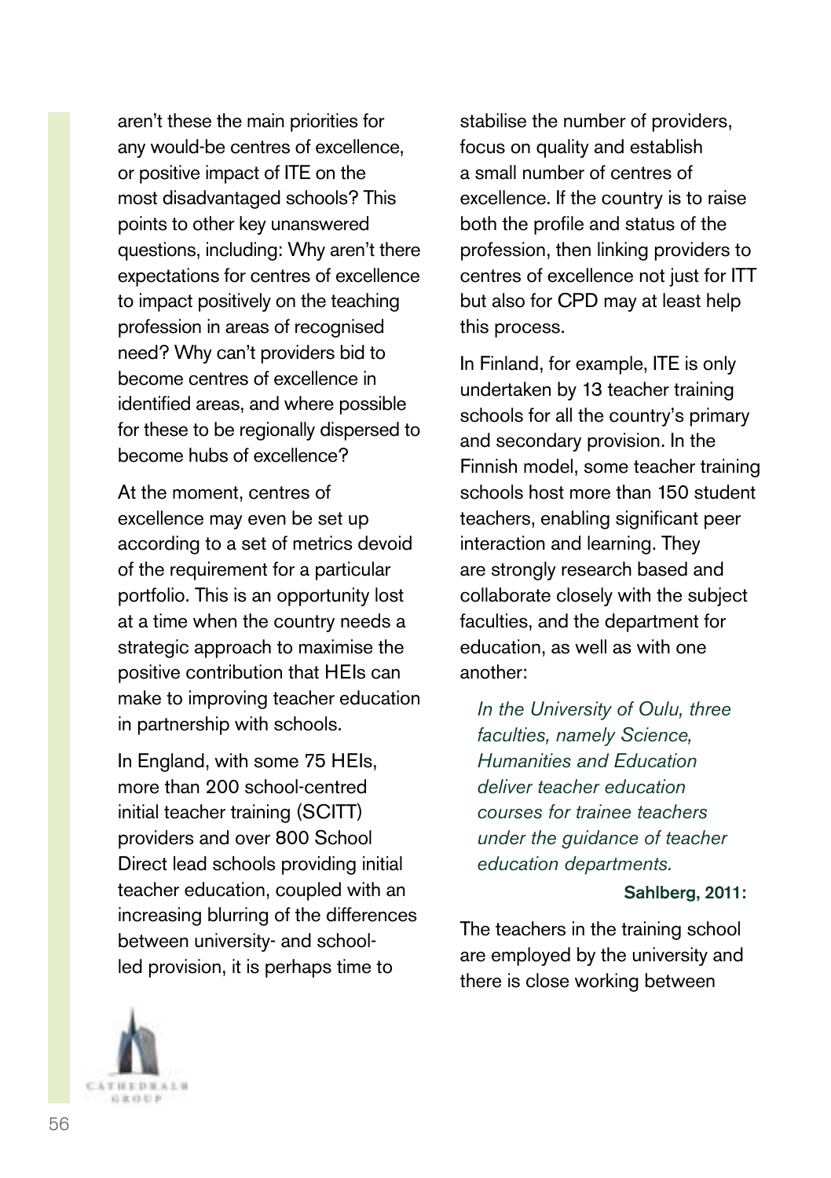aren't these the main priorities for any would-be centres of excellence, or positive impact of ITE on the most disadvantaged schools? This points to other key unanswered questions, including: Why aren't there expectations for centres of excellence to impact positively on the teaching profession in areas of recognised need? Why can't providers bid to become centres of excellence in identified areas, and where possible for these to be regionally dispersed to become hubs of excellence?

At the moment, centres of excellence may even be set up according to a set of metrics devoid of the requirement for a particular portfolio. This is an opportunity lost at a time when the country needs a strategic approach to maximise the positive contribution that HEIs can make to improving teacher education in partnership with schools.

In England, with some 75 HEIs, more than 200 school-centred initial teacher training (SCITT) providers and over 800 School Direct lead schools providing initial teacher education, coupled with an increasing blurring of the differences between university- and school-led provision, it is perhaps time to stabilise the number of providers, focus on quality and establish a small number of centres of excellence. If the country is to raise both the profile and status of the profession, then linking providers to centres of excellence not just for ITT but also for CPD may at least help this process.

In Finland, for example, ITE is only undertaken by 13 teacher training schools for all the country's primary and secondary provision. In the Finnish model, some teacher training schools host more than 150 student teachers, enabling significant peer interaction and learning. They are strongly research based and collaborate closely with the subject faculties, and the department for education, as well as with one another:

> *In the University of Oulu, three faculties, namely Science, Humanities and Education deliver teacher education courses for trainee teachers under the guidance of teacher education departments.*
>
> **Sahlberg, 2011:**

The teachers in the training school are employed by the university and there is close working between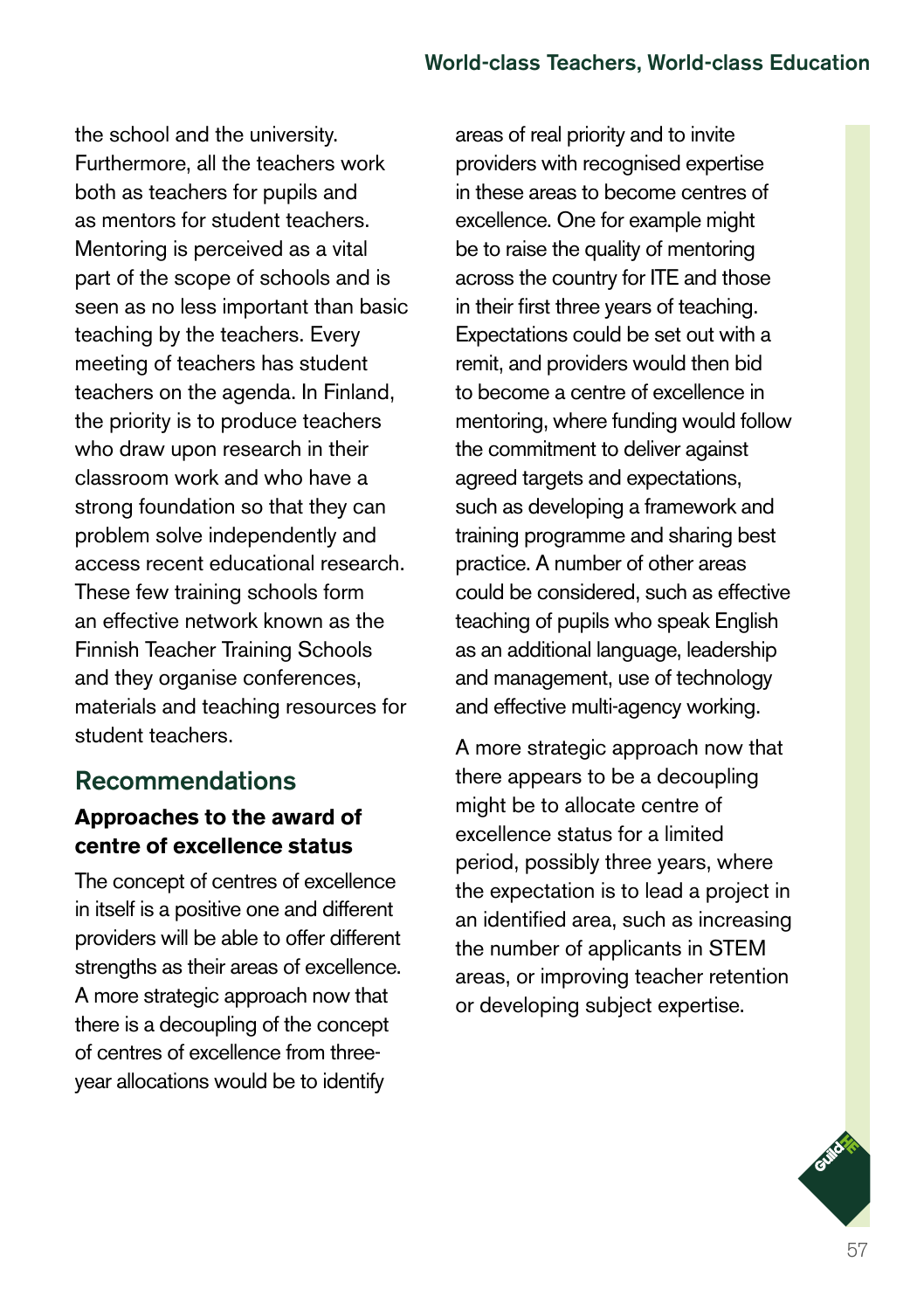the school and the university. Furthermore, all the teachers work both as teachers for pupils and as mentors for student teachers. Mentoring is perceived as a vital part of the scope of schools and is seen as no less important than basic teaching by the teachers. Every meeting of teachers has student teachers on the agenda. In Finland, the priority is to produce teachers who draw upon research in their classroom work and who have a strong foundation so that they can problem solve independently and access recent educational research. These few training schools form an effective network known as the Finnish Teacher Training Schools and they organise conferences, materials and teaching resources for student teachers.

## Recommendations

### Approaches to the award of centre of excellence status

The concept of centres of excellence in itself is a positive one and different providers will be able to offer different strengths as their areas of excellence. A more strategic approach now that there is a decoupling of the concept of centres of excellence from three-year allocations would be to identify areas of real priority and to invite providers with recognised expertise in these areas to become centres of excellence. One for example might be to raise the quality of mentoring across the country for ITE and those in their first three years of teaching. Expectations could be set out with a remit, and providers would then bid to become a centre of excellence in mentoring, where funding would follow the commitment to deliver against agreed targets and expectations, such as developing a framework and training programme and sharing best practice. A number of other areas could be considered, such as effective teaching of pupils who speak English as an additional language, leadership and management, use of technology and effective multi-agency working.

A more strategic approach now that there appears to be a decoupling might be to allocate centre of excellence status for a limited period, possibly three years, where the expectation is to lead a project in an identified area, such as increasing the number of applicants in STEM areas, or improving teacher retention or developing subject expertise.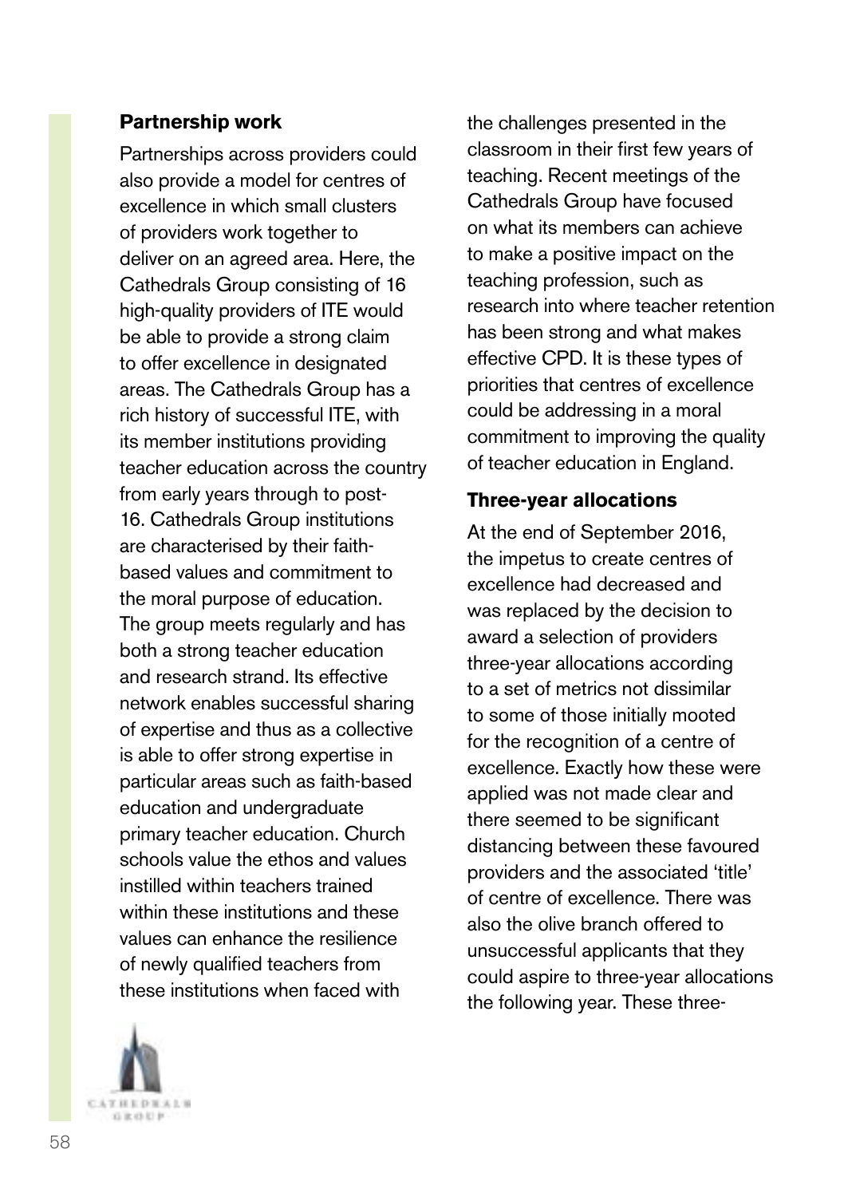### Partnership work

Partnerships across providers could also provide a model for centres of excellence in which small clusters of providers work together to deliver on an agreed area. Here, the Cathedrals Group consisting of 16 high-quality providers of ITE would be able to provide a strong claim to offer excellence in designated areas. The Cathedrals Group has a rich history of successful ITE, with its member institutions providing teacher education across the country from early years through to post-16. Cathedrals Group institutions are characterised by their faith-based values and commitment to the moral purpose of education. The group meets regularly and has both a strong teacher education and research strand. Its effective network enables successful sharing of expertise and thus as a collective is able to offer strong expertise in particular areas such as faith-based education and undergraduate primary teacher education. Church schools value the ethos and values instilled within teachers trained within these institutions and these values can enhance the resilience of newly qualified teachers from these institutions when faced with the challenges presented in the classroom in their first few years of teaching. Recent meetings of the Cathedrals Group have focused on what its members can achieve to make a positive impact on the teaching profession, such as research into where teacher retention has been strong and what makes effective CPD. It is these types of priorities that centres of excellence could be addressing in a moral commitment to improving the quality of teacher education in England.

### Three-year allocations

At the end of September 2016, the impetus to create centres of excellence had decreased and was replaced by the decision to award a selection of providers three-year allocations according to a set of metrics not dissimilar to some of those initially mooted for the recognition of a centre of excellence. Exactly how these were applied was not made clear and there seemed to be significant distancing between these favoured providers and the associated 'title' of centre of excellence. There was also the olive branch offered to unsuccessful applicants that they could aspire to three-year allocations the following year. These three-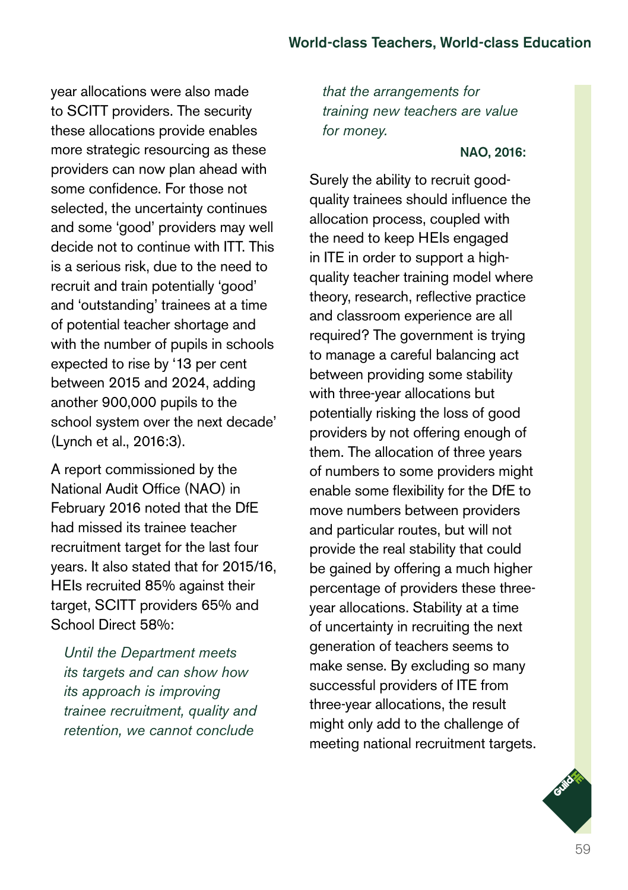year allocations were also made to SCITT providers. The security these allocations provide enables more strategic resourcing as these providers can now plan ahead with some confidence. For those not selected, the uncertainty continues and some 'good' providers may well decide not to continue with ITT. This is a serious risk, due to the need to recruit and train potentially 'good' and 'outstanding' trainees at a time of potential teacher shortage and with the number of pupils in schools expected to rise by '13 per cent between 2015 and 2024, adding another 900,000 pupils to the school system over the next decade' (Lynch et al., 2016:3).

A report commissioned by the National Audit Office (NAO) in February 2016 noted that the DfE had missed its trainee teacher recruitment target for the last four years. It also stated that for 2015/16, HEIs recruited 85% against their target, SCITT providers 65% and School Direct 58%:

> *Until the Department meets its targets and can show how its approach is improving trainee recruitment, quality and retention, we cannot conclude that the arrangements for training new teachers are value for money.*
>
> **NAO, 2016:**

Surely the ability to recruit good-quality trainees should influence the allocation process, coupled with the need to keep HEIs engaged in ITE in order to support a high-quality teacher training model where theory, research, reflective practice and classroom experience are all required? The government is trying to manage a careful balancing act between providing some stability with three-year allocations but potentially risking the loss of good providers by not offering enough of them. The allocation of three years of numbers to some providers might enable some flexibility for the DfE to move numbers between providers and particular routes, but will not provide the real stability that could be gained by offering a much higher percentage of providers these three-year allocations. Stability at a time of uncertainty in recruiting the next generation of teachers seems to make sense. By excluding so many successful providers of ITE from three-year allocations, the result might only add to the challenge of meeting national recruitment targets.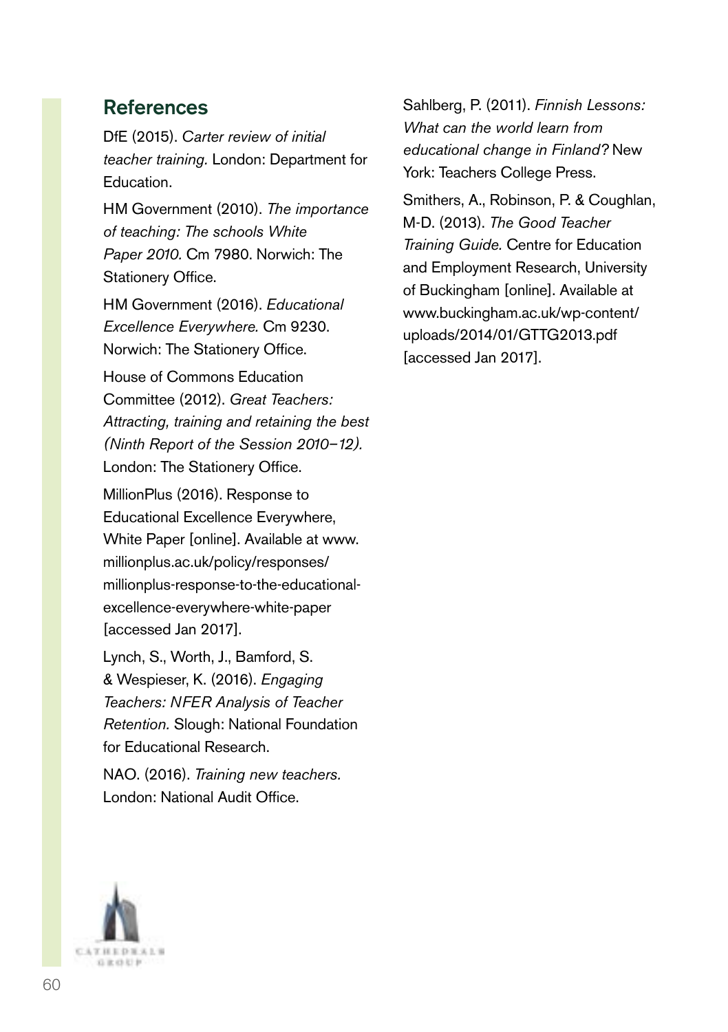## References

DfE (2015). *Carter review of initial teacher training.* London: Department for Education.

HM Government (2010). *The importance of teaching: The schools White Paper 2010.* Cm 7980. Norwich: The Stationery Office.

HM Government (2016). *Educational Excellence Everywhere.* Cm 9230. Norwich: The Stationery Office.

House of Commons Education Committee (2012). *Great Teachers: Attracting, training and retaining the best (Ninth Report of the Session 2010–12).* London: The Stationery Office.

MillionPlus (2016). Response to Educational Excellence Everywhere, White Paper [online]. Available at www.millionplus.ac.uk/policy/responses/millionplus-response-to-the-educational-excellence-everywhere-white-paper [accessed Jan 2017].

Lynch, S., Worth, J., Bamford, S. & Wespieser, K. (2016). *Engaging Teachers: NFER Analysis of Teacher Retention.* Slough: National Foundation for Educational Research.

NAO. (2016). *Training new teachers.* London: National Audit Office.

Sahlberg, P. (2011). *Finnish Lessons: What can the world learn from educational change in Finland?* New York: Teachers College Press.

Smithers, A., Robinson, P. & Coughlan, M-D. (2013). *The Good Teacher Training Guide.* Centre for Education and Employment Research, University of Buckingham [online]. Available at www.buckingham.ac.uk/wp-content/uploads/2014/01/GTTG2013.pdf [accessed Jan 2017].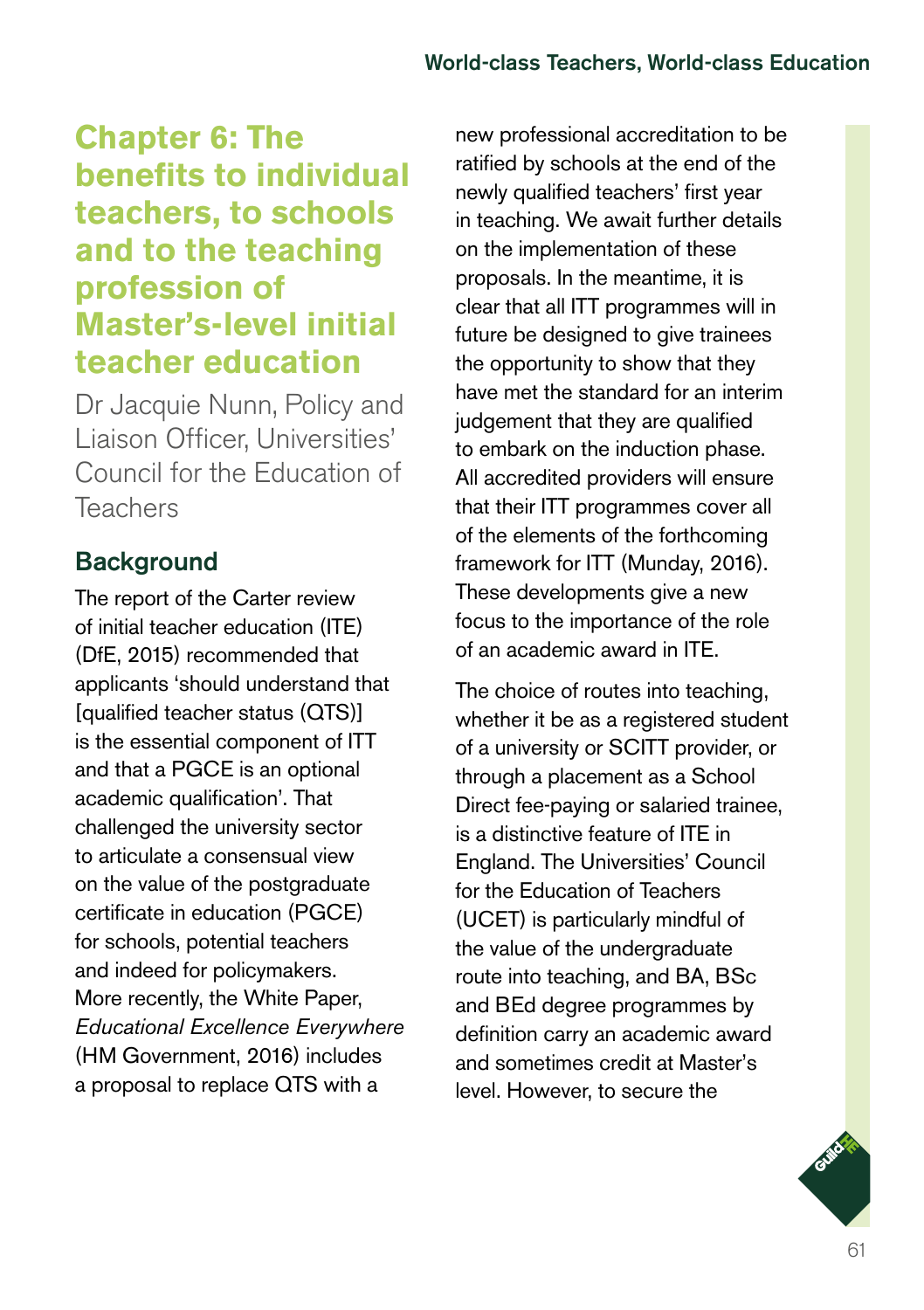# Chapter 6: The benefits to individual teachers, to schools and to the teaching profession of Master's-level initial teacher education

Dr Jacquie Nunn, Policy and Liaison Officer, Universities' Council for the Education of Teachers

## Background

The report of the Carter review of initial teacher education (ITE) (DfE, 2015) recommended that applicants 'should understand that [qualified teacher status (QTS)] is the essential component of ITT and that a PGCE is an optional academic qualification'. That challenged the university sector to articulate a consensual view on the value of the postgraduate certificate in education (PGCE) for schools, potential teachers and indeed for policymakers. More recently, the White Paper, *Educational Excellence Everywhere* (HM Government, 2016) includes a proposal to replace QTS with a new professional accreditation to be ratified by schools at the end of the newly qualified teachers' first year in teaching. We await further details on the implementation of these proposals. In the meantime, it is clear that all ITT programmes will in future be designed to give trainees the opportunity to show that they have met the standard for an interim judgement that they are qualified to embark on the induction phase. All accredited providers will ensure that their ITT programmes cover all of the elements of the forthcoming framework for ITT (Munday, 2016). These developments give a new focus to the importance of the role of an academic award in ITE.

The choice of routes into teaching, whether it be as a registered student of a university or SCITT provider, or through a placement as a School Direct fee-paying or salaried trainee, is a distinctive feature of ITE in England. The Universities' Council for the Education of Teachers (UCET) is particularly mindful of the value of the undergraduate route into teaching, and BA, BSc and BEd degree programmes by definition carry an academic award and sometimes credit at Master's level. However, to secure the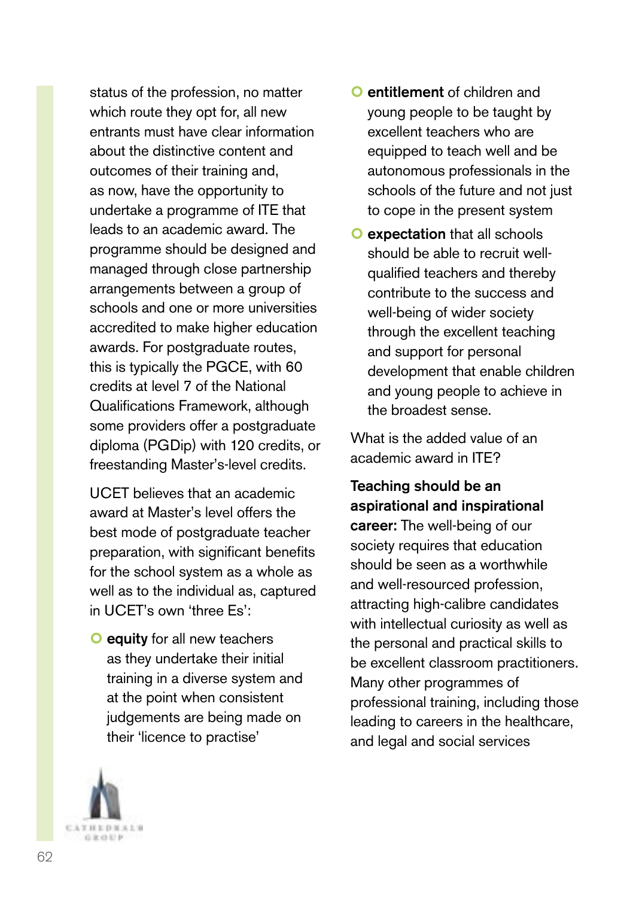status of the profession, no matter which route they opt for, all new entrants must have clear information about the distinctive content and outcomes of their training and, as now, have the opportunity to undertake a programme of ITE that leads to an academic award. The programme should be designed and managed through close partnership arrangements between a group of schools and one or more universities accredited to make higher education awards. For postgraduate routes, this is typically the PGCE, with 60 credits at level 7 of the National Qualifications Framework, although some providers offer a postgraduate diploma (PGDip) with 120 credits, or freestanding Master's-level credits.

UCET believes that an academic award at Master's level offers the best mode of postgraduate teacher preparation, with significant benefits for the school system as a whole as well as to the individual as, captured in UCET's own 'three Es':

- **equity** for all new teachers as they undertake their initial training in a diverse system and at the point when consistent judgements are being made on their 'licence to practise'
- **entitlement** of children and young people to be taught by excellent teachers who are equipped to teach well and be autonomous professionals in the schools of the future and not just to cope in the present system
- **expectation** that all schools should be able to recruit well-qualified teachers and thereby contribute to the success and well-being of wider society through the excellent teaching and support for personal development that enable children and young people to achieve in the broadest sense.

What is the added value of an academic award in ITE?

**Teaching should be an aspirational and inspirational career:** The well-being of our society requires that education should be seen as a worthwhile and well-resourced profession, attracting high-calibre candidates with intellectual curiosity as well as the personal and practical skills to be excellent classroom practitioners. Many other programmes of professional training, including those leading to careers in the healthcare, and legal and social services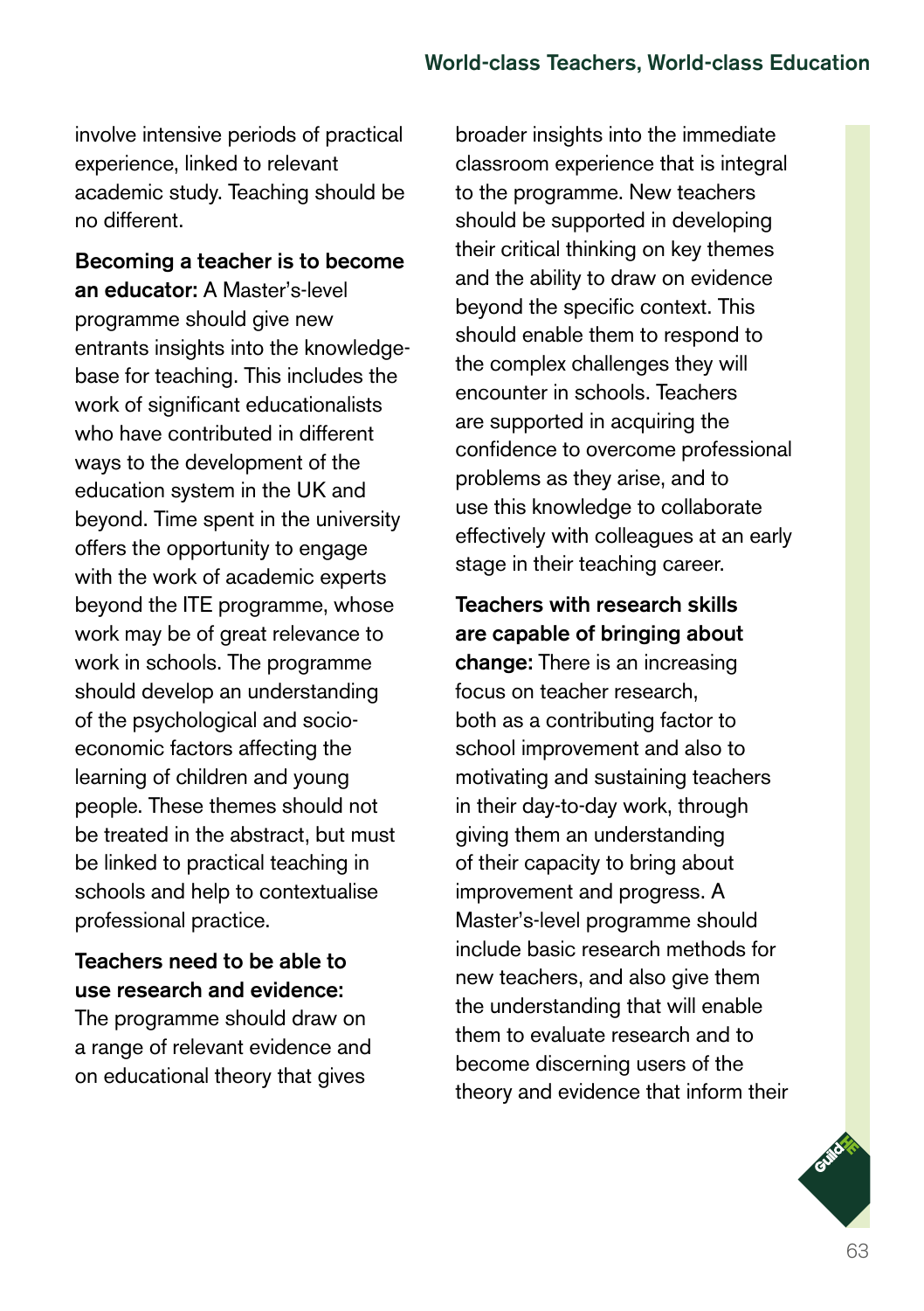involve intensive periods of practical experience, linked to relevant academic study. Teaching should be no different.

**Becoming a teacher is to become an educator:** A Master's-level programme should give new entrants insights into the knowledge-base for teaching. This includes the work of significant educationalists who have contributed in different ways to the development of the education system in the UK and beyond. Time spent in the university offers the opportunity to engage with the work of academic experts beyond the ITE programme, whose work may be of great relevance to work in schools. The programme should develop an understanding of the psychological and socio-economic factors affecting the learning of children and young people. These themes should not be treated in the abstract, but must be linked to practical teaching in schools and help to contextualise professional practice.

**Teachers need to be able to use research and evidence:** The programme should draw on a range of relevant evidence and on educational theory that gives broader insights into the immediate classroom experience that is integral to the programme. New teachers should be supported in developing their critical thinking on key themes and the ability to draw on evidence beyond the specific context. This should enable them to respond to the complex challenges they will encounter in schools. Teachers are supported in acquiring the confidence to overcome professional problems as they arise, and to use this knowledge to collaborate effectively with colleagues at an early stage in their teaching career.

**Teachers with research skills are capable of bringing about change:** There is an increasing focus on teacher research, both as a contributing factor to school improvement and also to motivating and sustaining teachers in their day-to-day work, through giving them an understanding of their capacity to bring about improvement and progress. A Master's-level programme should include basic research methods for new teachers, and also give them the understanding that will enable them to evaluate research and to become discerning users of the theory and evidence that inform their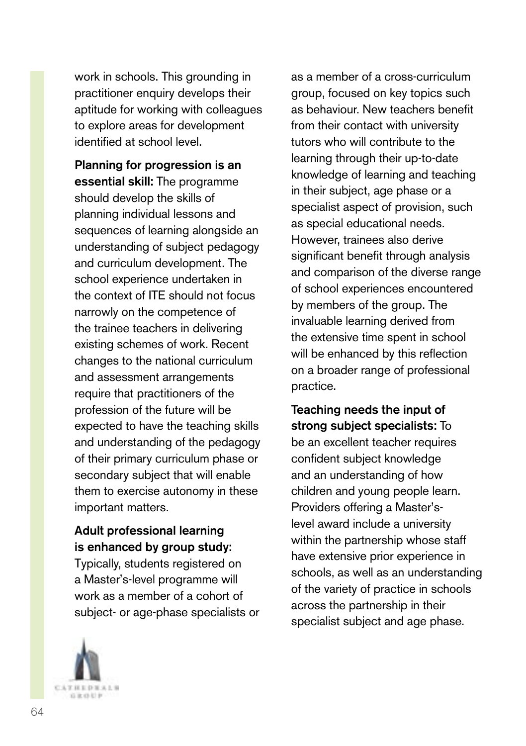work in schools. This grounding in practitioner enquiry develops their aptitude for working with colleagues to explore areas for development identified at school level.

**Planning for progression is an essential skill:** The programme should develop the skills of planning individual lessons and sequences of learning alongside an understanding of subject pedagogy and curriculum development. The school experience undertaken in the context of ITE should not focus narrowly on the competence of the trainee teachers in delivering existing schemes of work. Recent changes to the national curriculum and assessment arrangements require that practitioners of the profession of the future will be expected to have the teaching skills and understanding of the pedagogy of their primary curriculum phase or secondary subject that will enable them to exercise autonomy in these important matters.

**Adult professional learning is enhanced by group study:** Typically, students registered on a Master's-level programme will work as a member of a cohort of subject- or age-phase specialists or as a member of a cross-curriculum group, focused on key topics such as behaviour. New teachers benefit from their contact with university tutors who will contribute to the learning through their up-to-date knowledge of learning and teaching in their subject, age phase or a specialist aspect of provision, such as special educational needs. However, trainees also derive significant benefit through analysis and comparison of the diverse range of school experiences encountered by members of the group. The invaluable learning derived from the extensive time spent in school will be enhanced by this reflection on a broader range of professional practice.

**Teaching needs the input of strong subject specialists:** To be an excellent teacher requires confident subject knowledge and an understanding of how children and young people learn. Providers offering a Master's-level award include a university within the partnership whose staff have extensive prior experience in schools, as well as an understanding of the variety of practice in schools across the partnership in their specialist subject and age phase.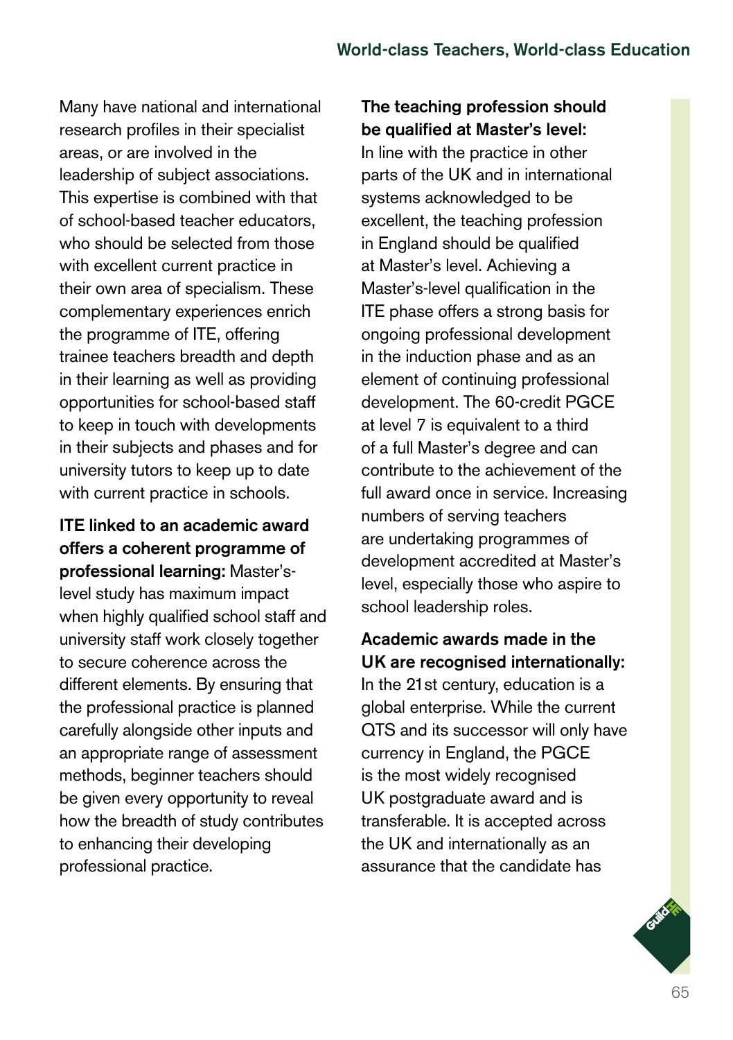Many have national and international research profiles in their specialist areas, or are involved in the leadership of subject associations. This expertise is combined with that of school-based teacher educators, who should be selected from those with excellent current practice in their own area of specialism. These complementary experiences enrich the programme of ITE, offering trainee teachers breadth and depth in their learning as well as providing opportunities for school-based staff to keep in touch with developments in their subjects and phases and for university tutors to keep up to date with current practice in schools.

**ITE linked to an academic award offers a coherent programme of professional learning:** Master's-level study has maximum impact when highly qualified school staff and university staff work closely together to secure coherence across the different elements. By ensuring that the professional practice is planned carefully alongside other inputs and an appropriate range of assessment methods, beginner teachers should be given every opportunity to reveal how the breadth of study contributes to enhancing their developing professional practice.

**The teaching profession should be qualified at Master's level:** In line with the practice in other parts of the UK and in international systems acknowledged to be excellent, the teaching profession in England should be qualified at Master's level. Achieving a Master's-level qualification in the ITE phase offers a strong basis for ongoing professional development in the induction phase and as an element of continuing professional development. The 60-credit PGCE at level 7 is equivalent to a third of a full Master's degree and can contribute to the achievement of the full award once in service. Increasing numbers of serving teachers are undertaking programmes of development accredited at Master's level, especially those who aspire to school leadership roles.

**Academic awards made in the UK are recognised internationally:** In the 21st century, education is a global enterprise. While the current QTS and its successor will only have currency in England, the PGCE is the most widely recognised UK postgraduate award and is transferable. It is accepted across the UK and internationally as an assurance that the candidate has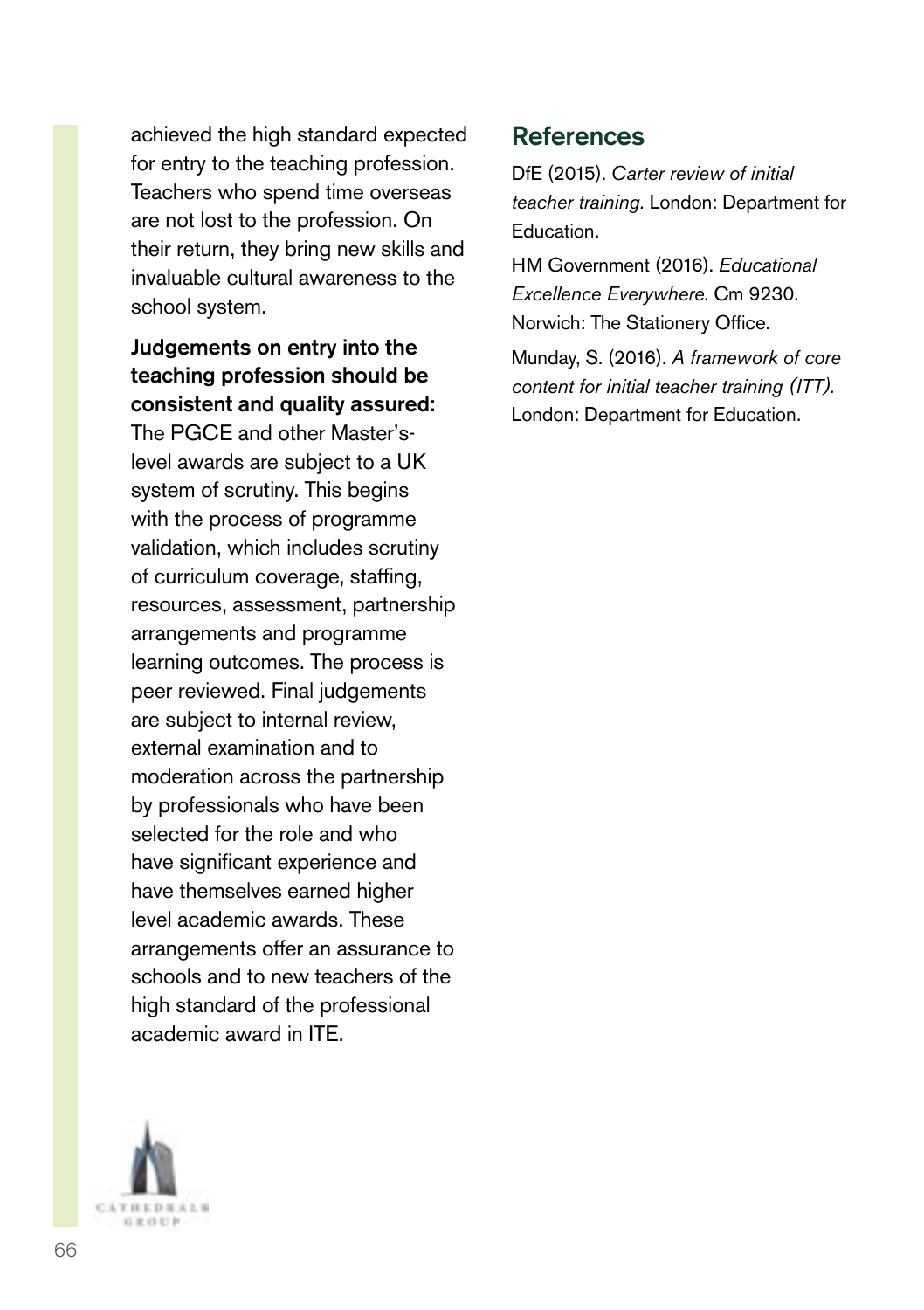achieved the high standard expected for entry to the teaching profession. Teachers who spend time overseas are not lost to the profession. On their return, they bring new skills and invaluable cultural awareness to the school system.

**Judgements on entry into the teaching profession should be consistent and quality assured:** The PGCE and other Master's-level awards are subject to a UK system of scrutiny. This begins with the process of programme validation, which includes scrutiny of curriculum coverage, staffing, resources, assessment, partnership arrangements and programme learning outcomes. The process is peer reviewed. Final judgements are subject to internal review, external examination and to moderation across the partnership by professionals who have been selected for the role and who have significant experience and have themselves earned higher level academic awards. These arrangements offer an assurance to schools and to new teachers of the high standard of the professional academic award in ITE.

## References

DfE (2015). *Carter review of initial teacher training.* London: Department for Education.

HM Government (2016). *Educational Excellence Everywhere.* Cm 9230. Norwich: The Stationery Office.

Munday, S. (2016). *A framework of core content for initial teacher training (ITT).* London: Department for Education.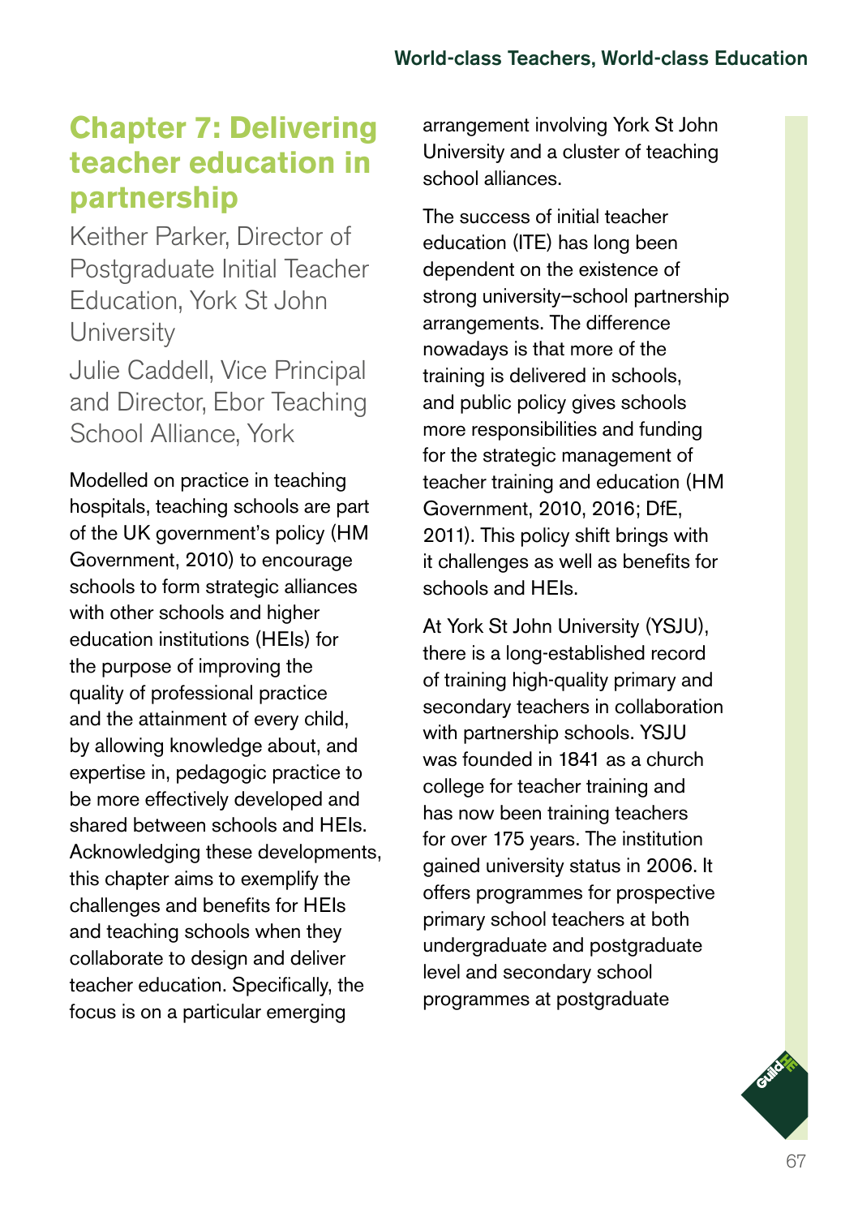# Chapter 7: Delivering teacher education in partnership

Keither Parker, Director of Postgraduate Initial Teacher Education, York St John University

Julie Caddell, Vice Principal and Director, Ebor Teaching School Alliance, York

Modelled on practice in teaching hospitals, teaching schools are part of the UK government's policy (HM Government, 2010) to encourage schools to form strategic alliances with other schools and higher education institutions (HEIs) for the purpose of improving the quality of professional practice and the attainment of every child, by allowing knowledge about, and expertise in, pedagogic practice to be more effectively developed and shared between schools and HEIs. Acknowledging these developments, this chapter aims to exemplify the challenges and benefits for HEIs and teaching schools when they collaborate to design and deliver teacher education. Specifically, the focus is on a particular emerging arrangement involving York St John University and a cluster of teaching school alliances.

The success of initial teacher education (ITE) has long been dependent on the existence of strong university–school partnership arrangements. The difference nowadays is that more of the training is delivered in schools, and public policy gives schools more responsibilities and funding for the strategic management of teacher training and education (HM Government, 2010, 2016; DfE, 2011). This policy shift brings with it challenges as well as benefits for schools and HEIs.

At York St John University (YSJU), there is a long-established record of training high-quality primary and secondary teachers in collaboration with partnership schools. YSJU was founded in 1841 as a church college for teacher training and has now been training teachers for over 175 years. The institution gained university status in 2006. It offers programmes for prospective primary school teachers at both undergraduate and postgraduate level and secondary school programmes at postgraduate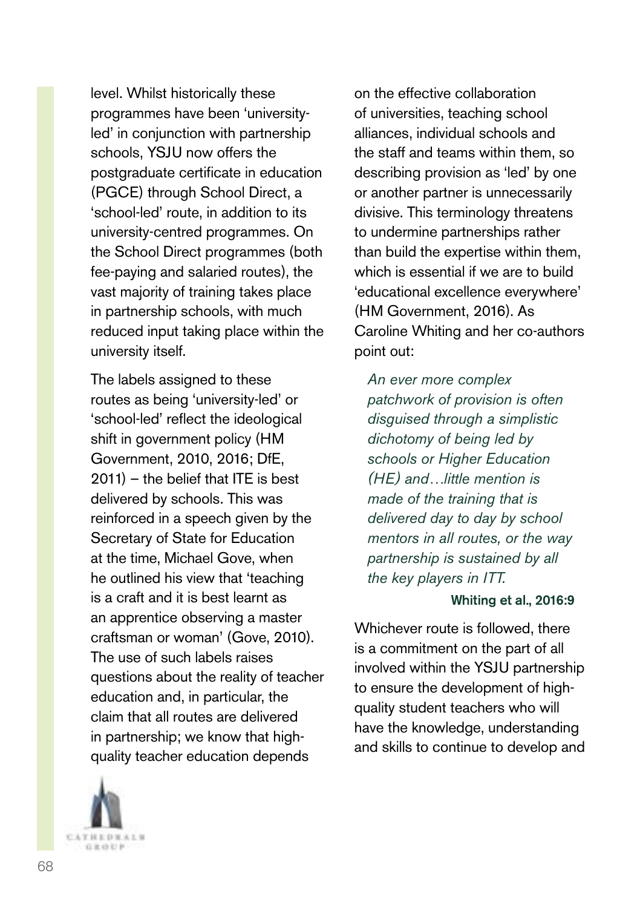level. Whilst historically these programmes have been 'university-led' in conjunction with partnership schools, YSJU now offers the postgraduate certificate in education (PGCE) through School Direct, a 'school-led' route, in addition to its university-centred programmes. On the School Direct programmes (both fee-paying and salaried routes), the vast majority of training takes place in partnership schools, with much reduced input taking place within the university itself.

The labels assigned to these routes as being 'university-led' or 'school-led' reflect the ideological shift in government policy (HM Government, 2010, 2016; DfE, 2011) – the belief that ITE is best delivered by schools. This was reinforced in a speech given by the Secretary of State for Education at the time, Michael Gove, when he outlined his view that 'teaching is a craft and it is best learnt as an apprentice observing a master craftsman or woman' (Gove, 2010). The use of such labels raises questions about the reality of teacher education and, in particular, the claim that all routes are delivered in partnership; we know that high-quality teacher education depends on the effective collaboration of universities, teaching school alliances, individual schools and the staff and teams within them, so describing provision as 'led' by one or another partner is unnecessarily divisive. This terminology threatens to undermine partnerships rather than build the expertise within them, which is essential if we are to build 'educational excellence everywhere' (HM Government, 2016). As Caroline Whiting and her co-authors point out:

> *An ever more complex patchwork of provision is often disguised through a simplistic dichotomy of being led by schools or Higher Education (HE) and…little mention is made of the training that is delivered day to day by school mentors in all routes, or the way partnership is sustained by all the key players in ITT.*
>
> **Whiting et al., 2016:9**

Whichever route is followed, there is a commitment on the part of all involved within the YSJU partnership to ensure the development of high-quality student teachers who will have the knowledge, understanding and skills to continue to develop and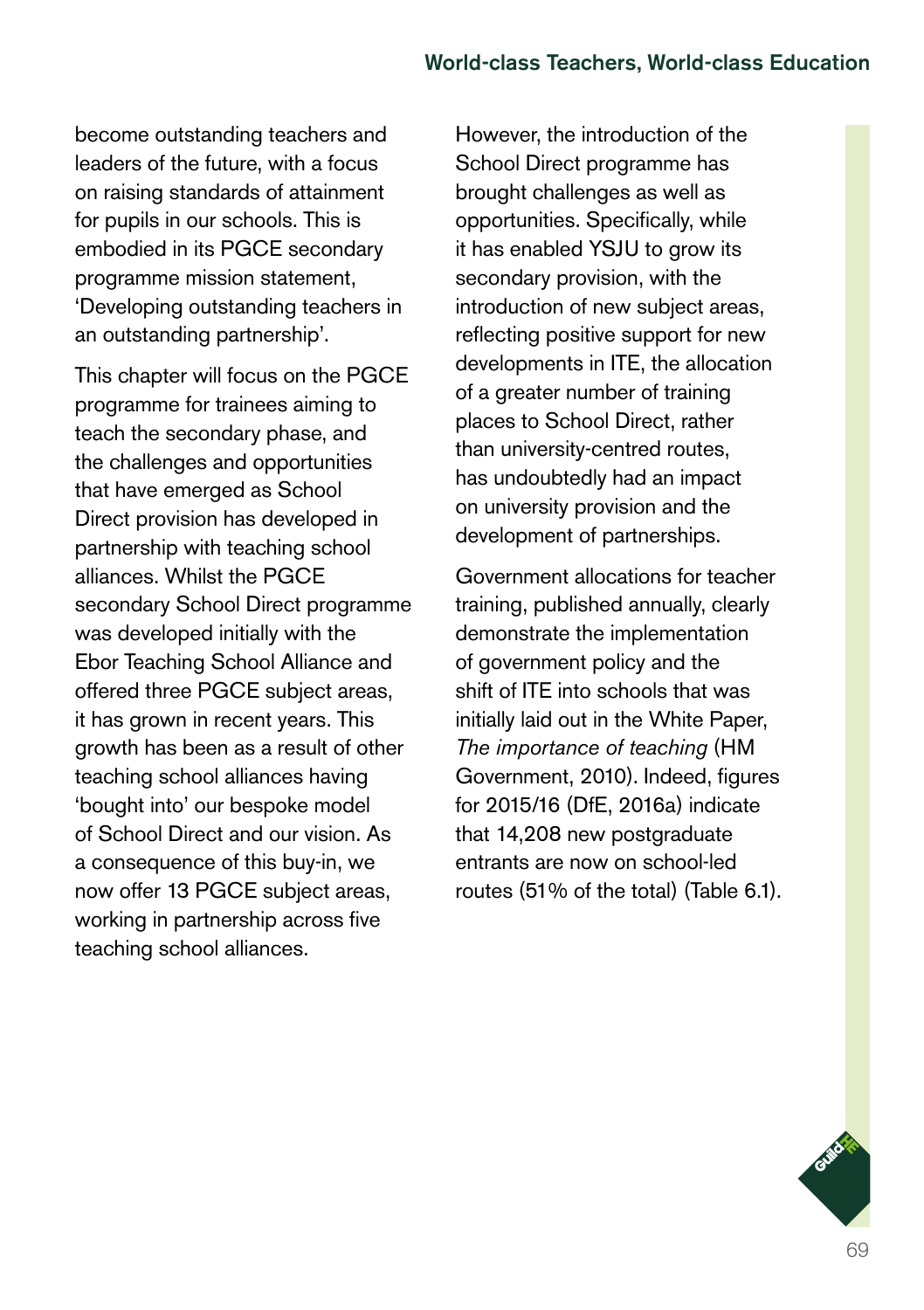become outstanding teachers and leaders of the future, with a focus on raising standards of attainment for pupils in our schools. This is embodied in its PGCE secondary programme mission statement, 'Developing outstanding teachers in an outstanding partnership'.

This chapter will focus on the PGCE programme for trainees aiming to teach the secondary phase, and the challenges and opportunities that have emerged as School Direct provision has developed in partnership with teaching school alliances. Whilst the PGCE secondary School Direct programme was developed initially with the Ebor Teaching School Alliance and offered three PGCE subject areas, it has grown in recent years. This growth has been as a result of other teaching school alliances having 'bought into' our bespoke model of School Direct and our vision. As a consequence of this buy-in, we now offer 13 PGCE subject areas, working in partnership across five teaching school alliances.

However, the introduction of the School Direct programme has brought challenges as well as opportunities. Specifically, while it has enabled YSJU to grow its secondary provision, with the introduction of new subject areas, reflecting positive support for new developments in ITE, the allocation of a greater number of training places to School Direct, rather than university-centred routes, has undoubtedly had an impact on university provision and the development of partnerships.

Government allocations for teacher training, published annually, clearly demonstrate the implementation of government policy and the shift of ITE into schools that was initially laid out in the White Paper, *The importance of teaching* (HM Government, 2010). Indeed, figures for 2015/16 (DfE, 2016a) indicate that 14,208 new postgraduate entrants are now on school-led routes (51% of the total) (Table 6.1).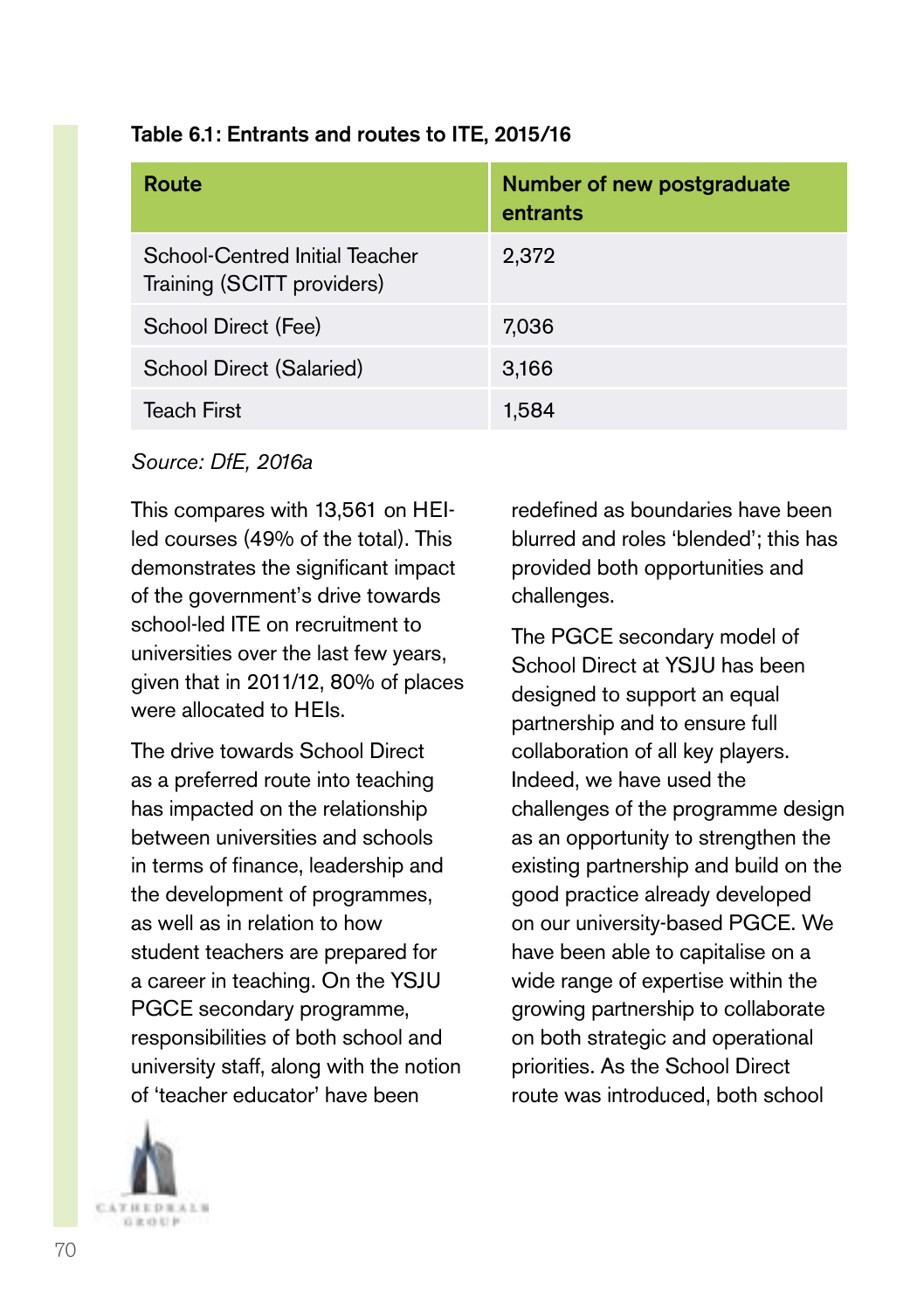**Table 6.1: Entrants and routes to ITE, 2015/16**

| Route | Number of new postgraduate entrants |
|---|---|
| School-Centred Initial Teacher Training (SCITT providers) | 2,372 |
| School Direct (Fee) | 7,036 |
| School Direct (Salaried) | 3,166 |
| Teach First | 1,584 |

*Source: DfE, 2016a*

This compares with 13,561 on HEI-led courses (49% of the total). This demonstrates the significant impact of the government's drive towards school-led ITE on recruitment to universities over the last few years, given that in 2011/12, 80% of places were allocated to HEIs.

The drive towards School Direct as a preferred route into teaching has impacted on the relationship between universities and schools in terms of finance, leadership and the development of programmes, as well as in relation to how student teachers are prepared for a career in teaching. On the YSJU PGCE secondary programme, responsibilities of both school and university staff, along with the notion of 'teacher educator' have been redefined as boundaries have been blurred and roles 'blended'; this has provided both opportunities and challenges.

The PGCE secondary model of School Direct at YSJU has been designed to support an equal partnership and to ensure full collaboration of all key players. Indeed, we have used the challenges of the programme design as an opportunity to strengthen the existing partnership and build on the good practice already developed on our university-based PGCE. We have been able to capitalise on a wide range of expertise within the growing partnership to collaborate on both strategic and operational priorities. As the School Direct route was introduced, both school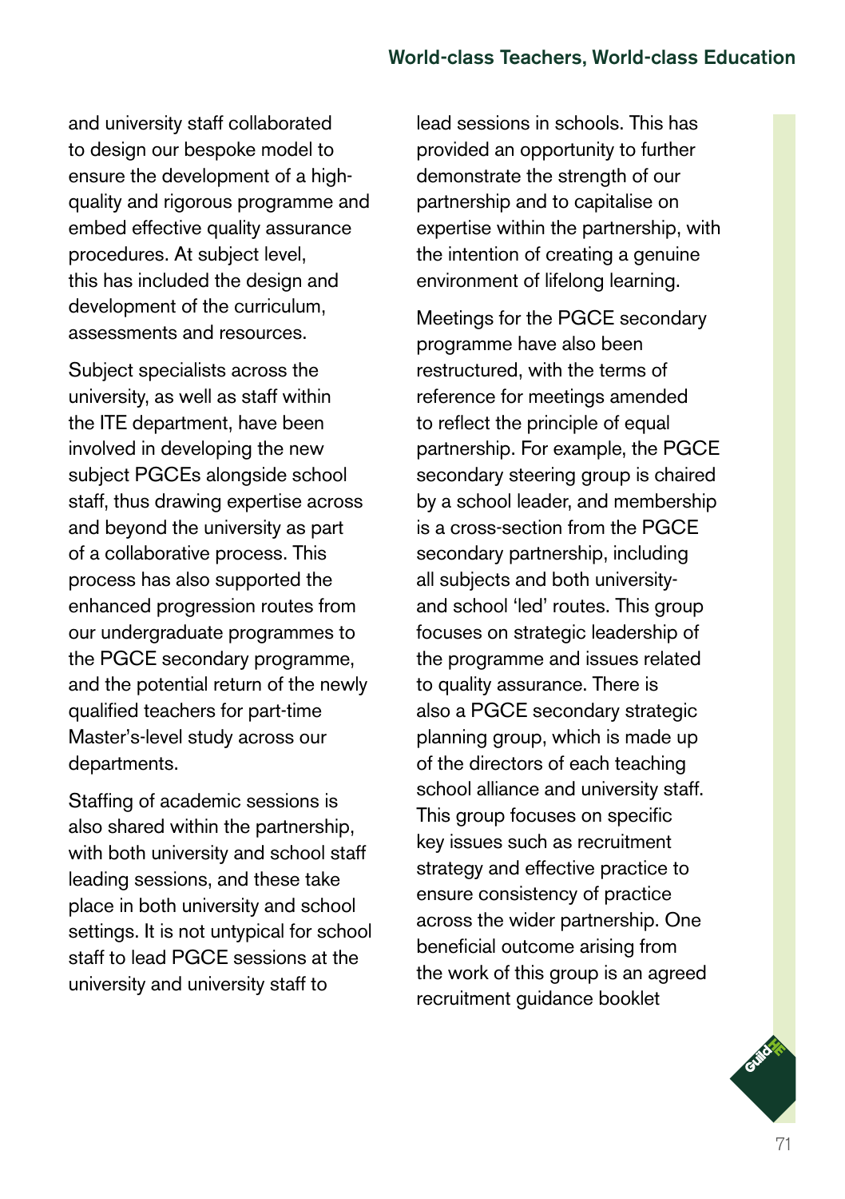and university staff collaborated to design our bespoke model to ensure the development of a high-quality and rigorous programme and embed effective quality assurance procedures. At subject level, this has included the design and development of the curriculum, assessments and resources.

Subject specialists across the university, as well as staff within the ITE department, have been involved in developing the new subject PGCEs alongside school staff, thus drawing expertise across and beyond the university as part of a collaborative process. This process has also supported the enhanced progression routes from our undergraduate programmes to the PGCE secondary programme, and the potential return of the newly qualified teachers for part-time Master's-level study across our departments.

Staffing of academic sessions is also shared within the partnership, with both university and school staff leading sessions, and these take place in both university and school settings. It is not untypical for school staff to lead PGCE sessions at the university and university staff to lead sessions in schools. This has provided an opportunity to further demonstrate the strength of our partnership and to capitalise on expertise within the partnership, with the intention of creating a genuine environment of lifelong learning.

Meetings for the PGCE secondary programme have also been restructured, with the terms of reference for meetings amended to reflect the principle of equal partnership. For example, the PGCE secondary steering group is chaired by a school leader, and membership is a cross-section from the PGCE secondary partnership, including all subjects and both university- and school 'led' routes. This group focuses on strategic leadership of the programme and issues related to quality assurance. There is also a PGCE secondary strategic planning group, which is made up of the directors of each teaching school alliance and university staff. This group focuses on specific key issues such as recruitment strategy and effective practice to ensure consistency of practice across the wider partnership. One beneficial outcome arising from the work of this group is an agreed recruitment guidance booklet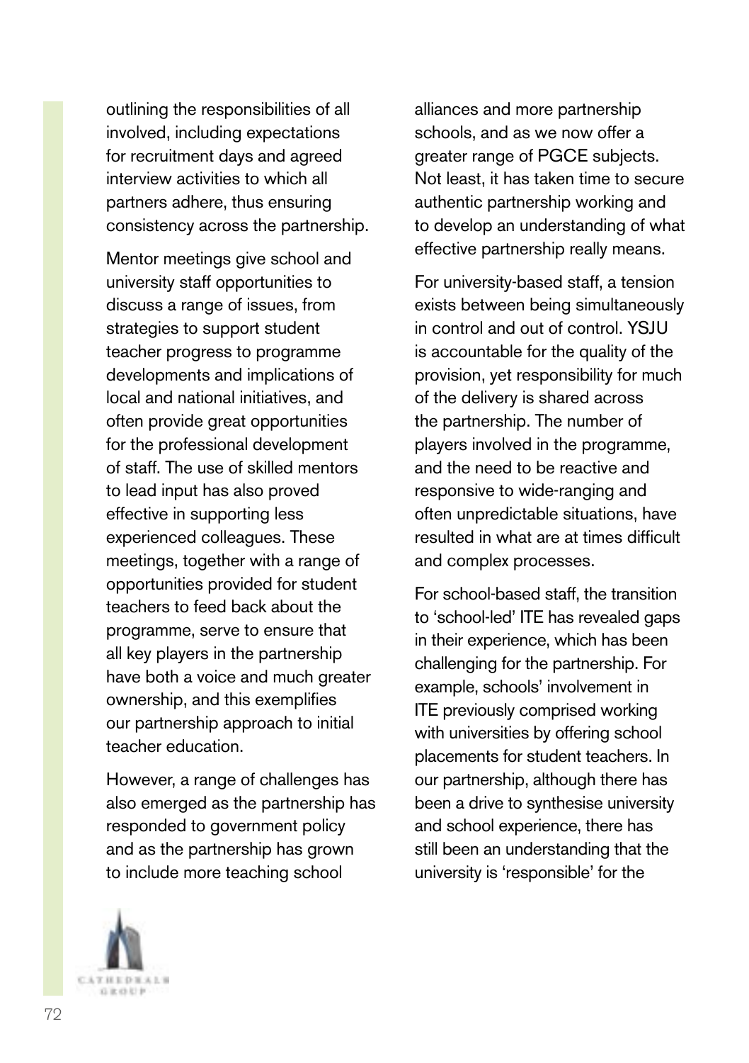outlining the responsibilities of all involved, including expectations for recruitment days and agreed interview activities to which all partners adhere, thus ensuring consistency across the partnership.

Mentor meetings give school and university staff opportunities to discuss a range of issues, from strategies to support student teacher progress to programme developments and implications of local and national initiatives, and often provide great opportunities for the professional development of staff. The use of skilled mentors to lead input has also proved effective in supporting less experienced colleagues. These meetings, together with a range of opportunities provided for student teachers to feed back about the programme, serve to ensure that all key players in the partnership have both a voice and much greater ownership, and this exemplifies our partnership approach to initial teacher education.

However, a range of challenges has also emerged as the partnership has responded to government policy and as the partnership has grown to include more teaching school alliances and more partnership schools, and as we now offer a greater range of PGCE subjects. Not least, it has taken time to secure authentic partnership working and to develop an understanding of what effective partnership really means.

For university-based staff, a tension exists between being simultaneously in control and out of control. YSJU is accountable for the quality of the provision, yet responsibility for much of the delivery is shared across the partnership. The number of players involved in the programme, and the need to be reactive and responsive to wide-ranging and often unpredictable situations, have resulted in what are at times difficult and complex processes.

For school-based staff, the transition to 'school-led' ITE has revealed gaps in their experience, which has been challenging for the partnership. For example, schools' involvement in ITE previously comprised working with universities by offering school placements for student teachers. In our partnership, although there has been a drive to synthesise university and school experience, there has still been an understanding that the university is 'responsible' for the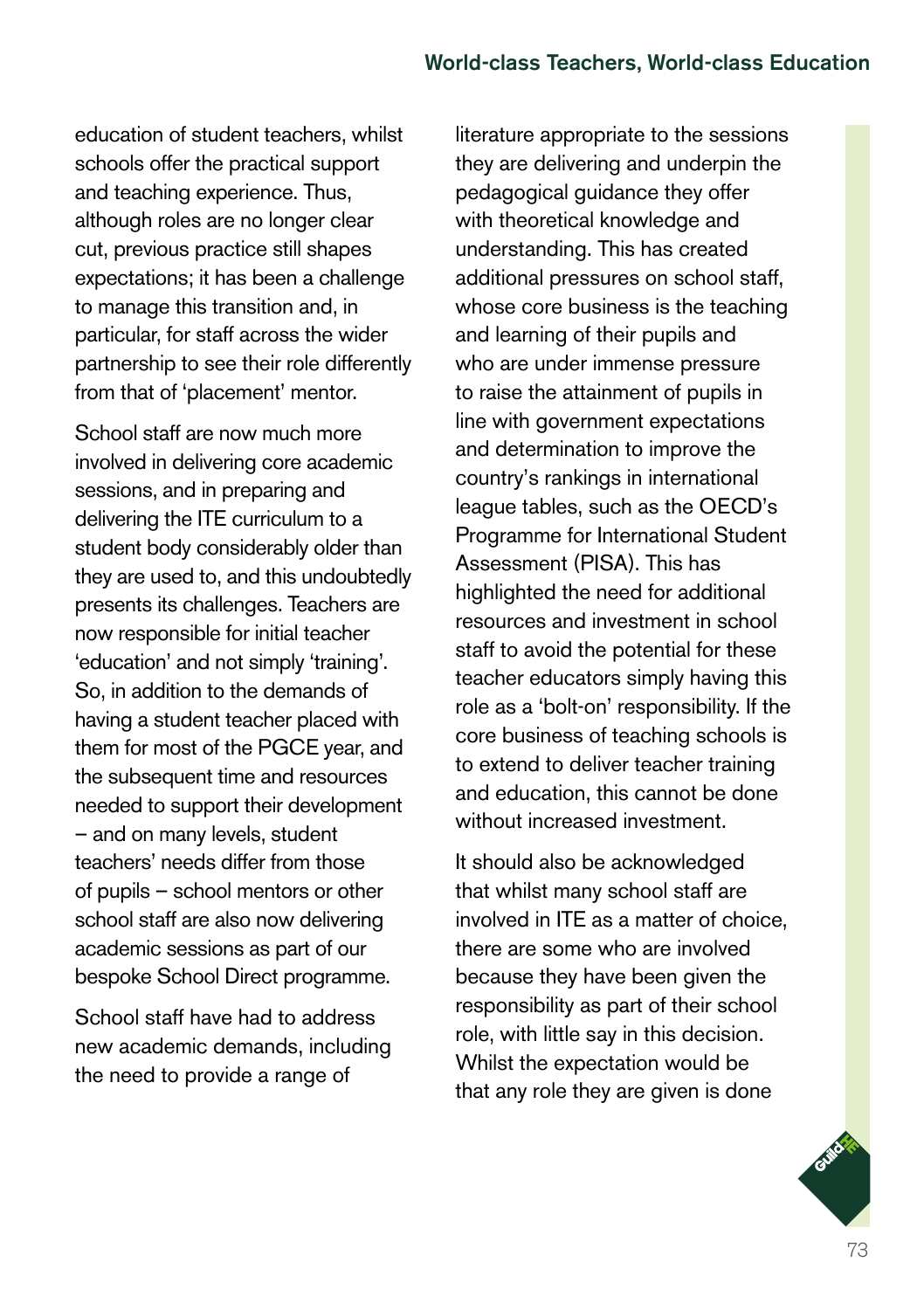education of student teachers, whilst schools offer the practical support and teaching experience. Thus, although roles are no longer clear cut, previous practice still shapes expectations; it has been a challenge to manage this transition and, in particular, for staff across the wider partnership to see their role differently from that of 'placement' mentor.

School staff are now much more involved in delivering core academic sessions, and in preparing and delivering the ITE curriculum to a student body considerably older than they are used to, and this undoubtedly presents its challenges. Teachers are now responsible for initial teacher 'education' and not simply 'training'. So, in addition to the demands of having a student teacher placed with them for most of the PGCE year, and the subsequent time and resources needed to support their development – and on many levels, student teachers' needs differ from those of pupils – school mentors or other school staff are also now delivering academic sessions as part of our bespoke School Direct programme.

School staff have had to address new academic demands, including the need to provide a range of literature appropriate to the sessions they are delivering and underpin the pedagogical guidance they offer with theoretical knowledge and understanding. This has created additional pressures on school staff, whose core business is the teaching and learning of their pupils and who are under immense pressure to raise the attainment of pupils in line with government expectations and determination to improve the country's rankings in international league tables, such as the OECD's Programme for International Student Assessment (PISA). This has highlighted the need for additional resources and investment in school staff to avoid the potential for these teacher educators simply having this role as a 'bolt-on' responsibility. If the core business of teaching schools is to extend to deliver teacher training and education, this cannot be done without increased investment.

It should also be acknowledged that whilst many school staff are involved in ITE as a matter of choice, there are some who are involved because they have been given the responsibility as part of their school role, with little say in this decision. Whilst the expectation would be that any role they are given is done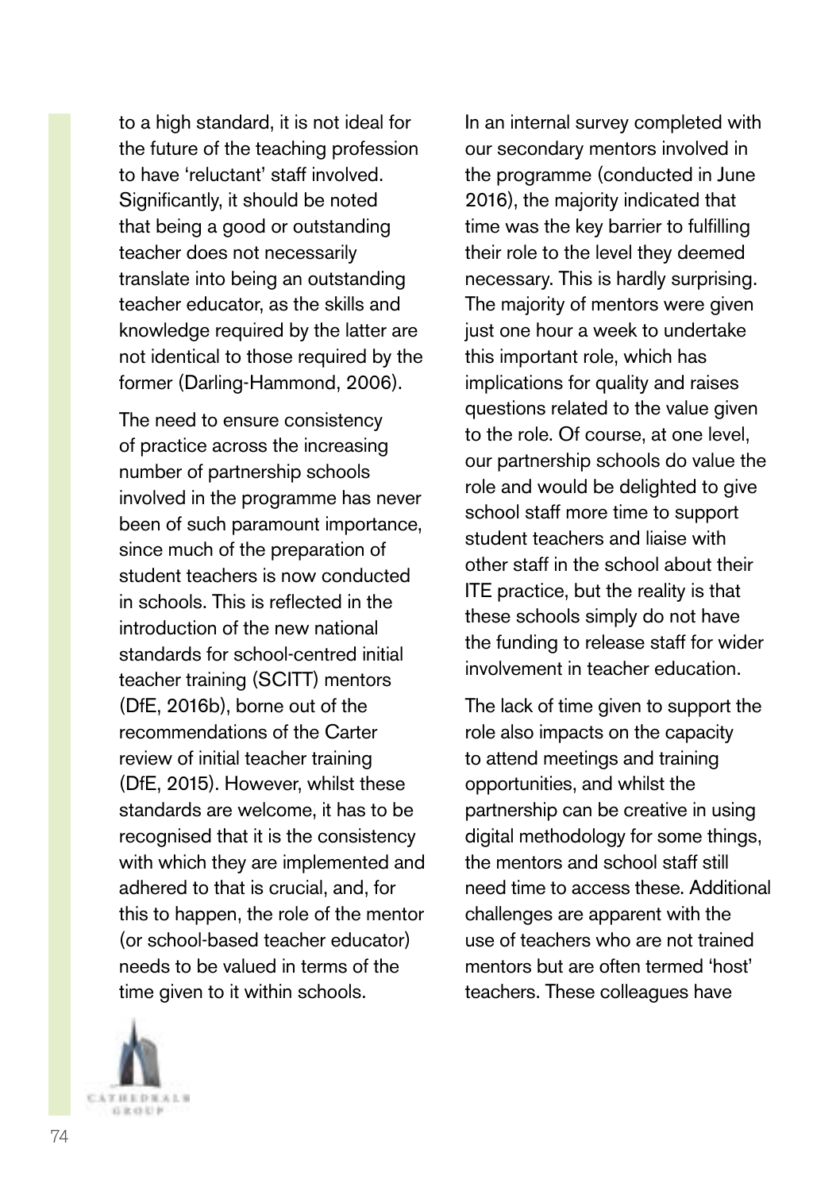to a high standard, it is not ideal for the future of the teaching profession to have 'reluctant' staff involved. Significantly, it should be noted that being a good or outstanding teacher does not necessarily translate into being an outstanding teacher educator, as the skills and knowledge required by the latter are not identical to those required by the former (Darling-Hammond, 2006).

The need to ensure consistency of practice across the increasing number of partnership schools involved in the programme has never been of such paramount importance, since much of the preparation of student teachers is now conducted in schools. This is reflected in the introduction of the new national standards for school-centred initial teacher training (SCITT) mentors (DfE, 2016b), borne out of the recommendations of the Carter review of initial teacher training (DfE, 2015). However, whilst these standards are welcome, it has to be recognised that it is the consistency with which they are implemented and adhered to that is crucial, and, for this to happen, the role of the mentor (or school-based teacher educator) needs to be valued in terms of the time given to it within schools.

In an internal survey completed with our secondary mentors involved in the programme (conducted in June 2016), the majority indicated that time was the key barrier to fulfilling their role to the level they deemed necessary. This is hardly surprising. The majority of mentors were given just one hour a week to undertake this important role, which has implications for quality and raises questions related to the value given to the role. Of course, at one level, our partnership schools do value the role and would be delighted to give school staff more time to support student teachers and liaise with other staff in the school about their ITE practice, but the reality is that these schools simply do not have the funding to release staff for wider involvement in teacher education.

The lack of time given to support the role also impacts on the capacity to attend meetings and training opportunities, and whilst the partnership can be creative in using digital methodology for some things, the mentors and school staff still need time to access these. Additional challenges are apparent with the use of teachers who are not trained mentors but are often termed 'host' teachers. These colleagues have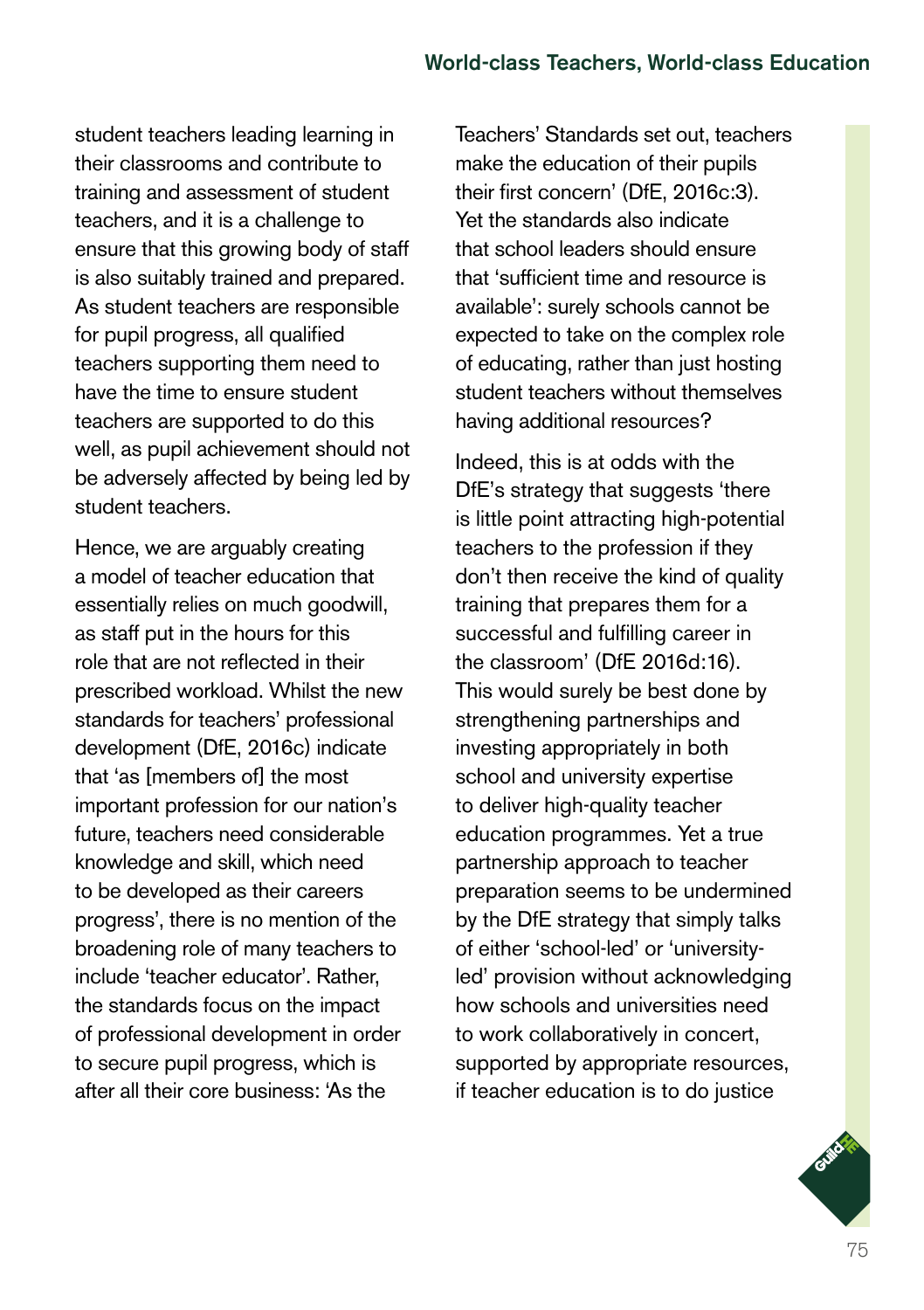student teachers leading learning in their classrooms and contribute to training and assessment of student teachers, and it is a challenge to ensure that this growing body of staff is also suitably trained and prepared. As student teachers are responsible for pupil progress, all qualified teachers supporting them need to have the time to ensure student teachers are supported to do this well, as pupil achievement should not be adversely affected by being led by student teachers.

Hence, we are arguably creating a model of teacher education that essentially relies on much goodwill, as staff put in the hours for this role that are not reflected in their prescribed workload. Whilst the new standards for teachers' professional development (DfE, 2016c) indicate that 'as [members of] the most important profession for our nation's future, teachers need considerable knowledge and skill, which need to be developed as their careers progress', there is no mention of the broadening role of many teachers to include 'teacher educator'. Rather, the standards focus on the impact of professional development in order to secure pupil progress, which is after all their core business: 'As the Teachers' Standards set out, teachers make the education of their pupils their first concern' (DfE, 2016c:3). Yet the standards also indicate that school leaders should ensure that 'sufficient time and resource is available': surely schools cannot be expected to take on the complex role of educating, rather than just hosting student teachers without themselves having additional resources?

Indeed, this is at odds with the DfE's strategy that suggests 'there is little point attracting high-potential teachers to the profession if they don't then receive the kind of quality training that prepares them for a successful and fulfilling career in the classroom' (DfE 2016d:16). This would surely be best done by strengthening partnerships and investing appropriately in both school and university expertise to deliver high-quality teacher education programmes. Yet a true partnership approach to teacher preparation seems to be undermined by the DfE strategy that simply talks of either 'school-led' or 'university-led' provision without acknowledging how schools and universities need to work collaboratively in concert, supported by appropriate resources, if teacher education is to do justice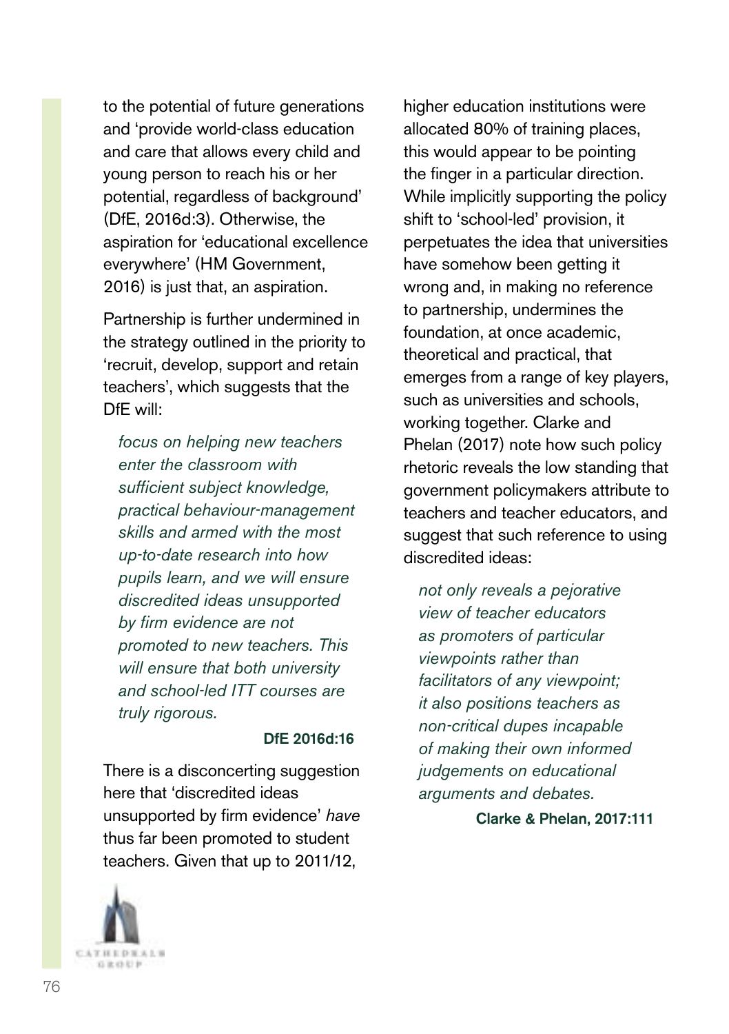to the potential of future generations and 'provide world-class education and care that allows every child and young person to reach his or her potential, regardless of background' (DfE, 2016d:3). Otherwise, the aspiration for 'educational excellence everywhere' (HM Government, 2016) is just that, an aspiration.

Partnership is further undermined in the strategy outlined in the priority to 'recruit, develop, support and retain teachers', which suggests that the DfE will:

> *focus on helping new teachers enter the classroom with sufficient subject knowledge, practical behaviour-management skills and armed with the most up-to-date research into how pupils learn, and we will ensure discredited ideas unsupported by firm evidence are not promoted to new teachers. This will ensure that both university and school-led ITT courses are truly rigorous.*
>
> **DfE 2016d:16**

There is a disconcerting suggestion here that 'discredited ideas unsupported by firm evidence' *have* thus far been promoted to student teachers. Given that up to 2011/12, higher education institutions were allocated 80% of training places, this would appear to be pointing the finger in a particular direction. While implicitly supporting the policy shift to 'school-led' provision, it perpetuates the idea that universities have somehow been getting it wrong and, in making no reference to partnership, undermines the foundation, at once academic, theoretical and practical, that emerges from a range of key players, such as universities and schools, working together. Clarke and Phelan (2017) note how such policy rhetoric reveals the low standing that government policymakers attribute to teachers and teacher educators, and suggest that such reference to using discredited ideas:

> *not only reveals a pejorative view of teacher educators as promoters of particular viewpoints rather than facilitators of any viewpoint; it also positions teachers as non-critical dupes incapable of making their own informed judgements on educational arguments and debates.*
>
> **Clarke & Phelan, 2017:111**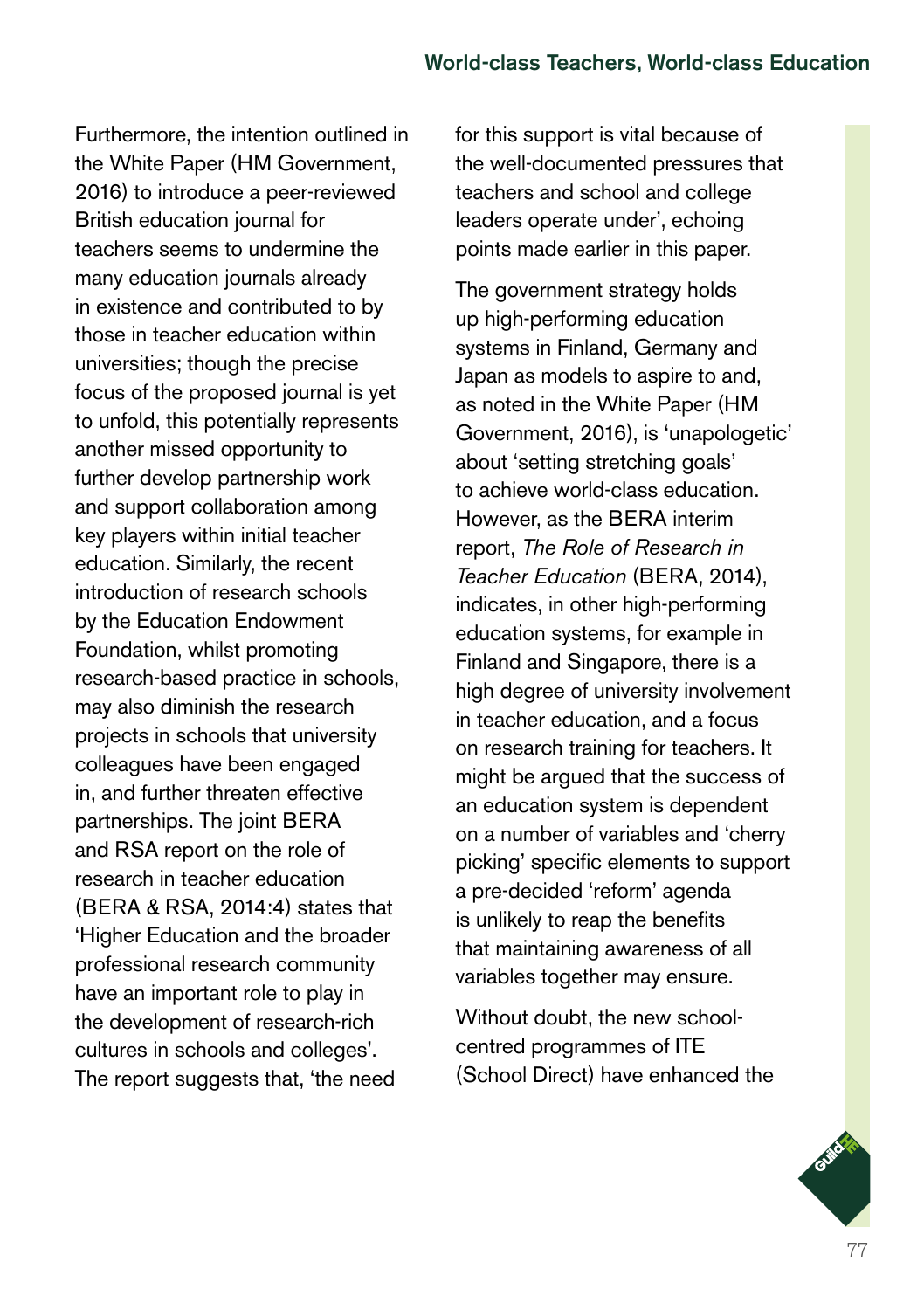Furthermore, the intention outlined in the White Paper (HM Government, 2016) to introduce a peer-reviewed British education journal for teachers seems to undermine the many education journals already in existence and contributed to by those in teacher education within universities; though the precise focus of the proposed journal is yet to unfold, this potentially represents another missed opportunity to further develop partnership work and support collaboration among key players within initial teacher education. Similarly, the recent introduction of research schools by the Education Endowment Foundation, whilst promoting research-based practice in schools, may also diminish the research projects in schools that university colleagues have been engaged in, and further threaten effective partnerships. The joint BERA and RSA report on the role of research in teacher education (BERA & RSA, 2014:4) states that 'Higher Education and the broader professional research community have an important role to play in the development of research-rich cultures in schools and colleges'. The report suggests that, 'the need for this support is vital because of the well-documented pressures that teachers and school and college leaders operate under', echoing points made earlier in this paper.

The government strategy holds up high-performing education systems in Finland, Germany and Japan as models to aspire to and, as noted in the White Paper (HM Government, 2016), is 'unapologetic' about 'setting stretching goals' to achieve world-class education. However, as the BERA interim report, *The Role of Research in Teacher Education* (BERA, 2014), indicates, in other high-performing education systems, for example in Finland and Singapore, there is a high degree of university involvement in teacher education, and a focus on research training for teachers. It might be argued that the success of an education system is dependent on a number of variables and 'cherry picking' specific elements to support a pre-decided 'reform' agenda is unlikely to reap the benefits that maintaining awareness of all variables together may ensure.

Without doubt, the new school-centred programmes of ITE (School Direct) have enhanced the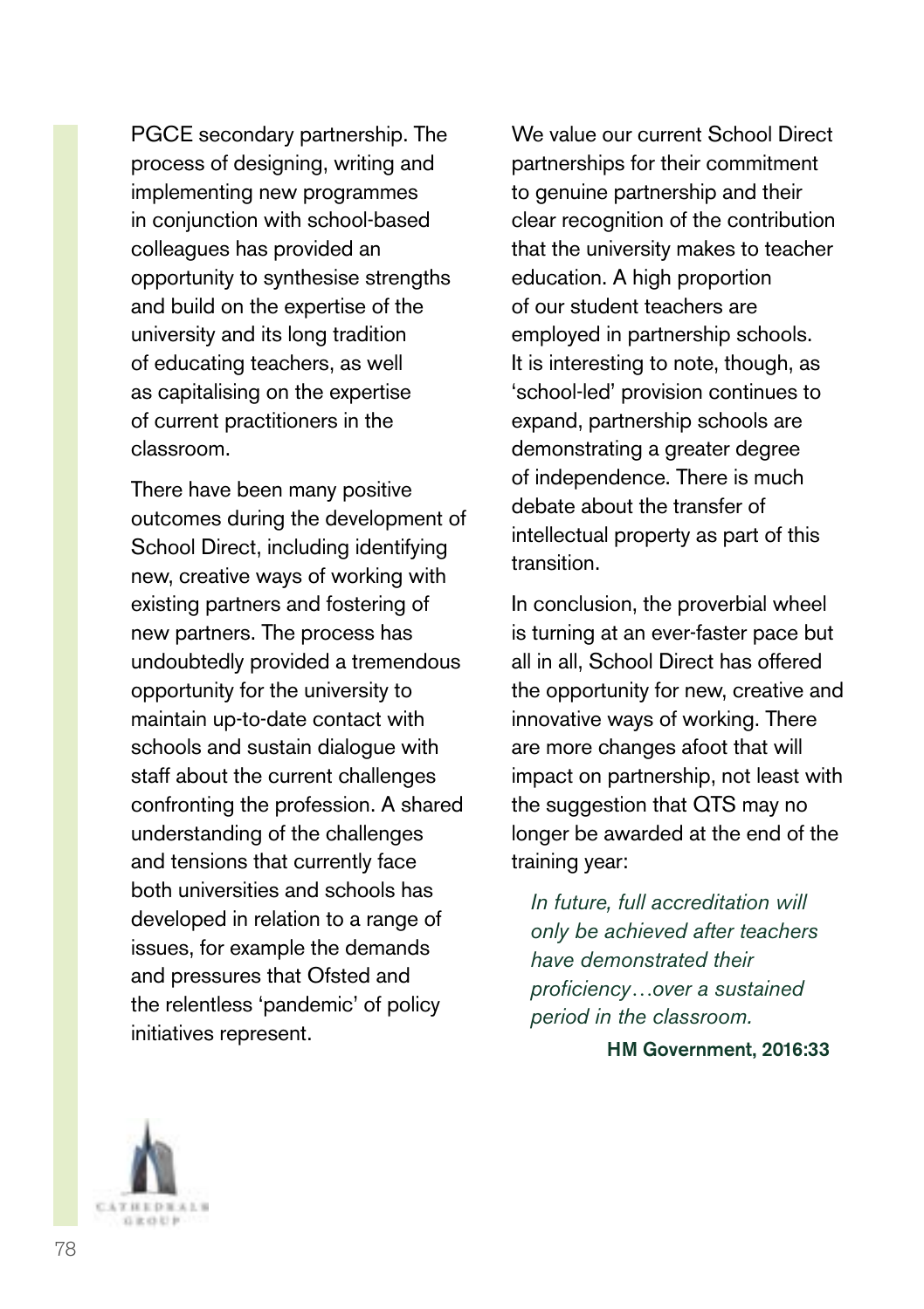PGCE secondary partnership. The process of designing, writing and implementing new programmes in conjunction with school-based colleagues has provided an opportunity to synthesise strengths and build on the expertise of the university and its long tradition of educating teachers, as well as capitalising on the expertise of current practitioners in the classroom.

There have been many positive outcomes during the development of School Direct, including identifying new, creative ways of working with existing partners and fostering of new partners. The process has undoubtedly provided a tremendous opportunity for the university to maintain up-to-date contact with schools and sustain dialogue with staff about the current challenges confronting the profession. A shared understanding of the challenges and tensions that currently face both universities and schools has developed in relation to a range of issues, for example the demands and pressures that Ofsted and the relentless 'pandemic' of policy initiatives represent.

We value our current School Direct partnerships for their commitment to genuine partnership and their clear recognition of the contribution that the university makes to teacher education. A high proportion of our student teachers are employed in partnership schools. It is interesting to note, though, as 'school-led' provision continues to expand, partnership schools are demonstrating a greater degree of independence. There is much debate about the transfer of intellectual property as part of this transition.

In conclusion, the proverbial wheel is turning at an ever-faster pace but all in all, School Direct has offered the opportunity for new, creative and innovative ways of working. There are more changes afoot that will impact on partnership, not least with the suggestion that QTS may no longer be awarded at the end of the training year:

> *In future, full accreditation will only be achieved after teachers have demonstrated their proficiency…over a sustained period in the classroom.*
>
> **HM Government, 2016:33**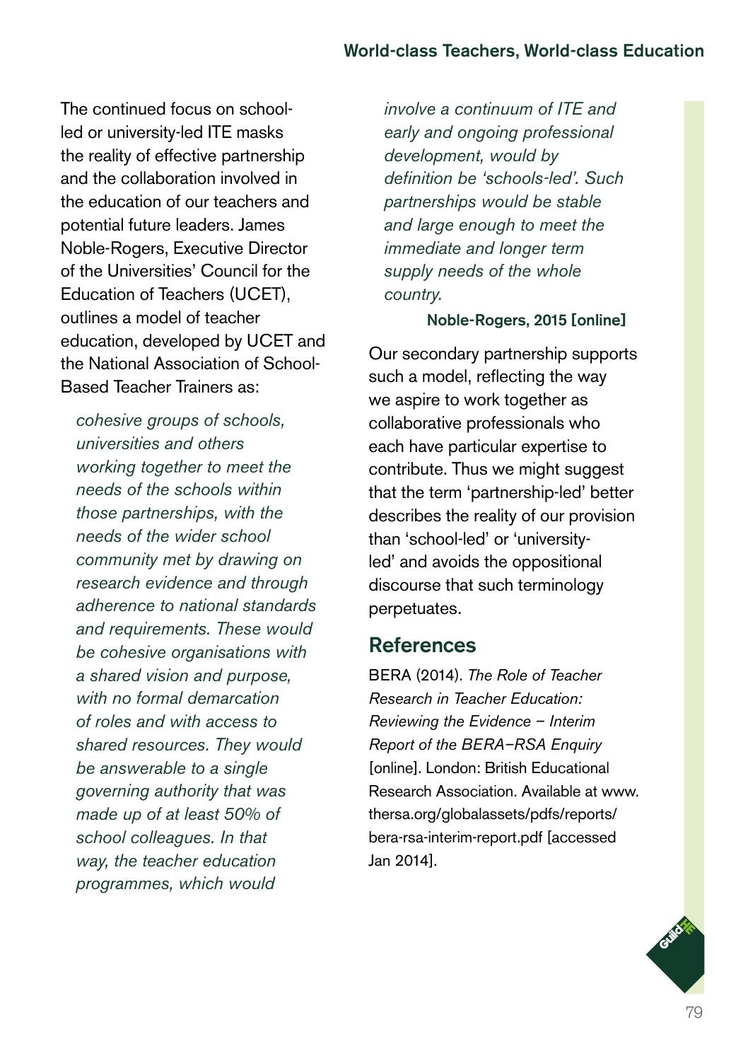The continued focus on school-led or university-led ITE masks the reality of effective partnership and the collaboration involved in the education of our teachers and potential future leaders. James Noble-Rogers, Executive Director of the Universities' Council for the Education of Teachers (UCET), outlines a model of teacher education, developed by UCET and the National Association of School-Based Teacher Trainers as:

> *cohesive groups of schools, universities and others working together to meet the needs of the schools within those partnerships, with the needs of the wider school community met by drawing on research evidence and through adherence to national standards and requirements. These would be cohesive organisations with a shared vision and purpose, with no formal demarcation of roles and with access to shared resources. They would be answerable to a single governing authority that was made up of at least 50% of school colleagues. In that way, the teacher education programmes, which would involve a continuum of ITE and early and ongoing professional development, would by definition be 'schools-led'. Such partnerships would be stable and large enough to meet the immediate and longer term supply needs of the whole country.*
>
> **Noble-Rogers, 2015 [online]**

Our secondary partnership supports such a model, reflecting the way we aspire to work together as collaborative professionals who each have particular expertise to contribute. Thus we might suggest that the term 'partnership-led' better describes the reality of our provision than 'school-led' or 'university-led' and avoids the oppositional discourse that such terminology perpetuates.

## References

BERA (2014). *The Role of Teacher Research in Teacher Education: Reviewing the Evidence – Interim Report of the BERA–RSA Enquiry* [online]. London: British Educational Research Association. Available at www.thersa.org/globalassets/pdfs/reports/bera-rsa-interim-report.pdf [accessed Jan 2014].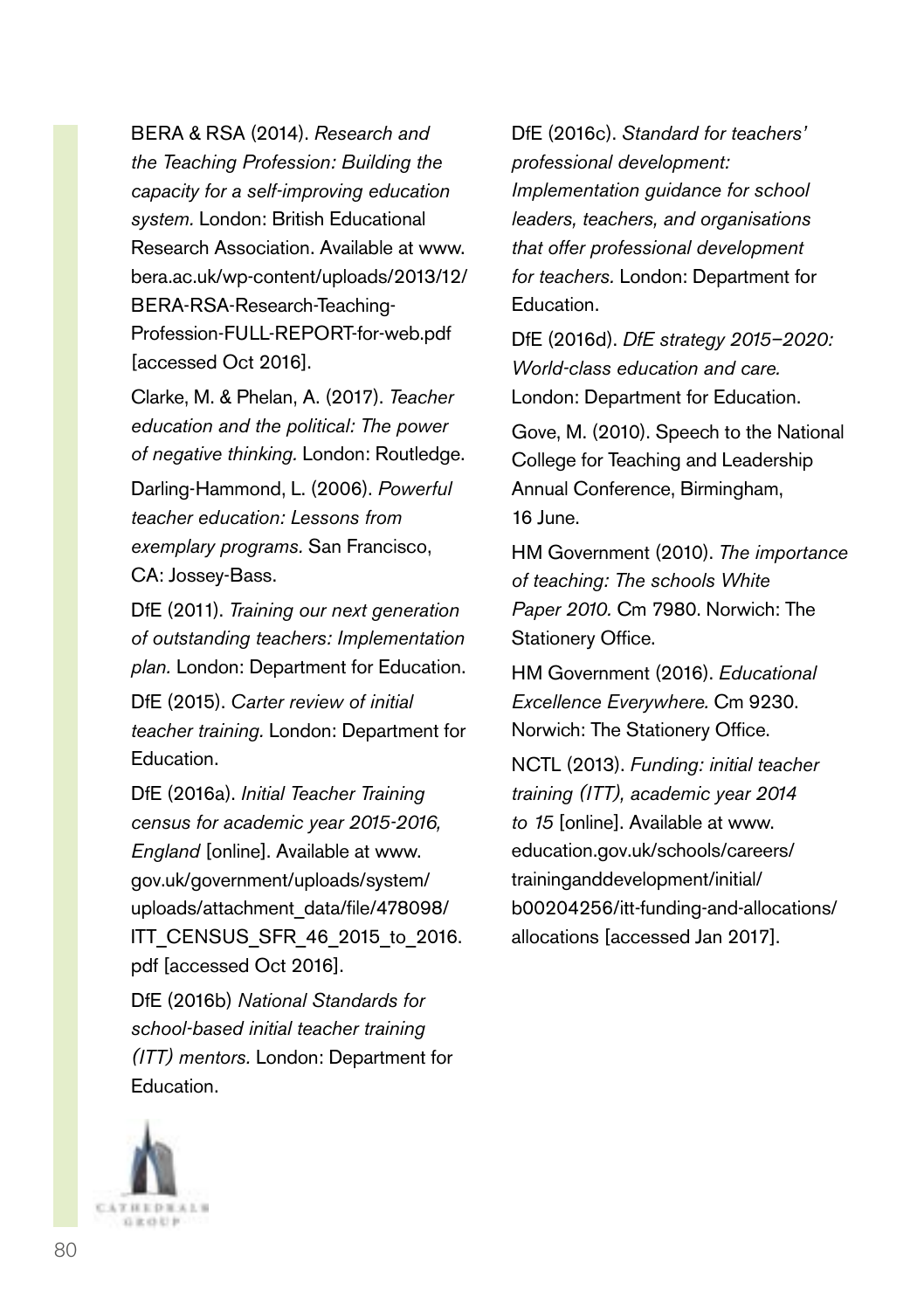BERA & RSA (2014). *Research and the Teaching Profession: Building the capacity for a self-improving education system.* London: British Educational Research Association. Available at www.bera.ac.uk/wp-content/uploads/2013/12/BERA-RSA-Research-Teaching-Profession-FULL-REPORT-for-web.pdf [accessed Oct 2016].

Clarke, M. & Phelan, A. (2017). *Teacher education and the political: The power of negative thinking.* London: Routledge.

Darling-Hammond, L. (2006). *Powerful teacher education: Lessons from exemplary programs.* San Francisco, CA: Jossey-Bass.

DfE (2011). *Training our next generation of outstanding teachers: Implementation plan.* London: Department for Education.

DfE (2015). *Carter review of initial teacher training.* London: Department for Education.

DfE (2016a). *Initial Teacher Training census for academic year 2015-2016, England* [online]. Available at www.gov.uk/government/uploads/system/uploads/attachment_data/file/478098/ITT_CENSUS_SFR_46_2015_to_2016.pdf [accessed Oct 2016].

DfE (2016b) *National Standards for school-based initial teacher training (ITT) mentors.* London: Department for Education.

DfE (2016c). *Standard for teachers' professional development: Implementation guidance for school leaders, teachers, and organisations that offer professional development for teachers.* London: Department for Education.

DfE (2016d). *DfE strategy 2015–2020: World-class education and care.* London: Department for Education.

Gove, M. (2010). Speech to the National College for Teaching and Leadership Annual Conference, Birmingham, 16 June.

HM Government (2010). *The importance of teaching: The schools White Paper 2010.* Cm 7980. Norwich: The Stationery Office.

HM Government (2016). *Educational Excellence Everywhere.* Cm 9230. Norwich: The Stationery Office.

NCTL (2013). *Funding: initial teacher training (ITT), academic year 2014 to 15* [online]. Available at www.education.gov.uk/schools/careers/traininganddevelopment/initial/b00204256/itt-funding-and-allocations/allocations [accessed Jan 2017].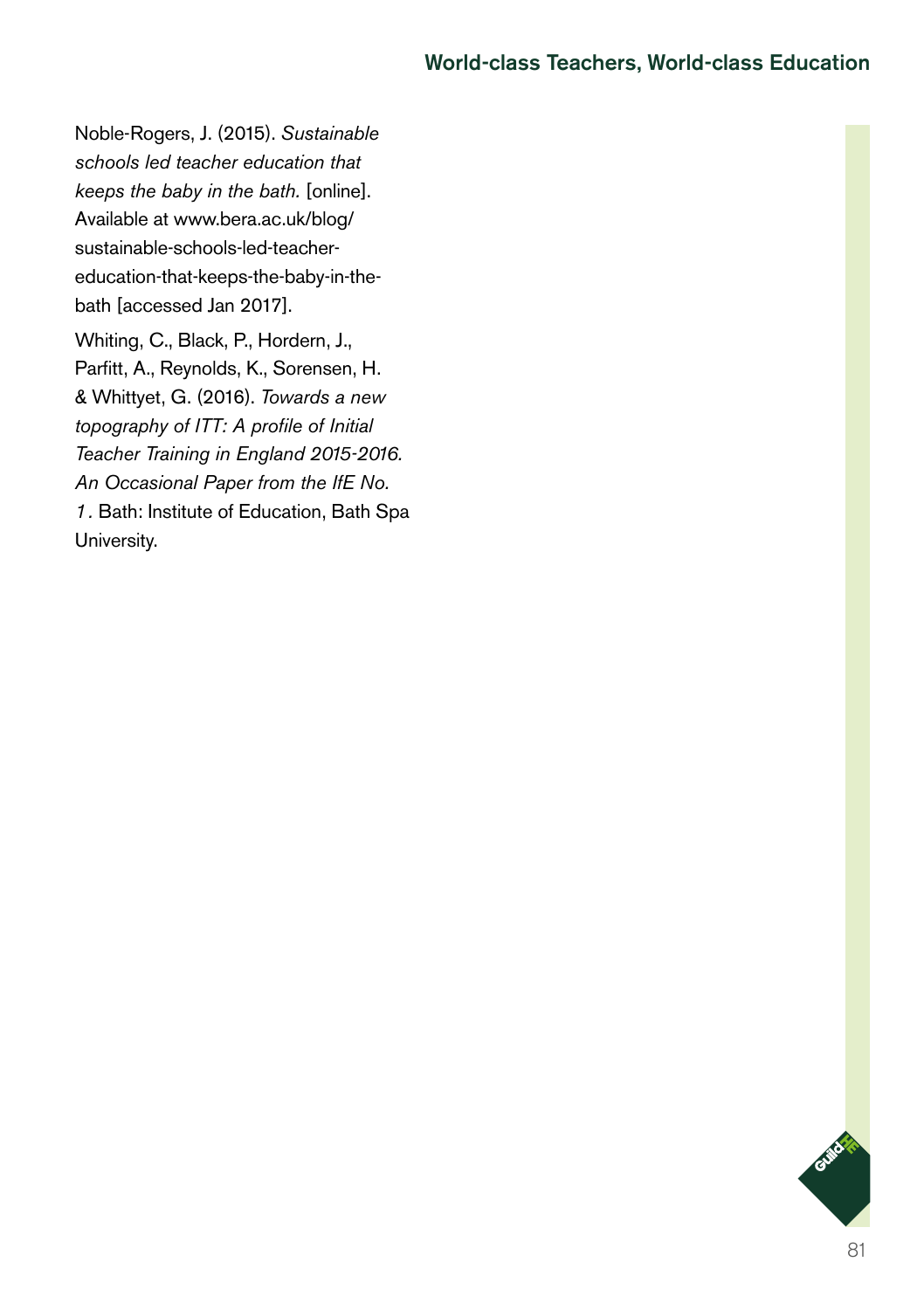Noble-Rogers, J. (2015). *Sustainable schools led teacher education that keeps the baby in the bath.* [online]. Available at www.bera.ac.uk/blog/sustainable-schools-led-teacher-education-that-keeps-the-baby-in-the-bath [accessed Jan 2017].

Whiting, C., Black, P., Hordern, J., Parfitt, A., Reynolds, K., Sorensen, H. & Whittyet, G. (2016). *Towards a new topography of ITT: A profile of Initial Teacher Training in England 2015-2016. An Occasional Paper from the IfE No. 1.* Bath: Institute of Education, Bath Spa University.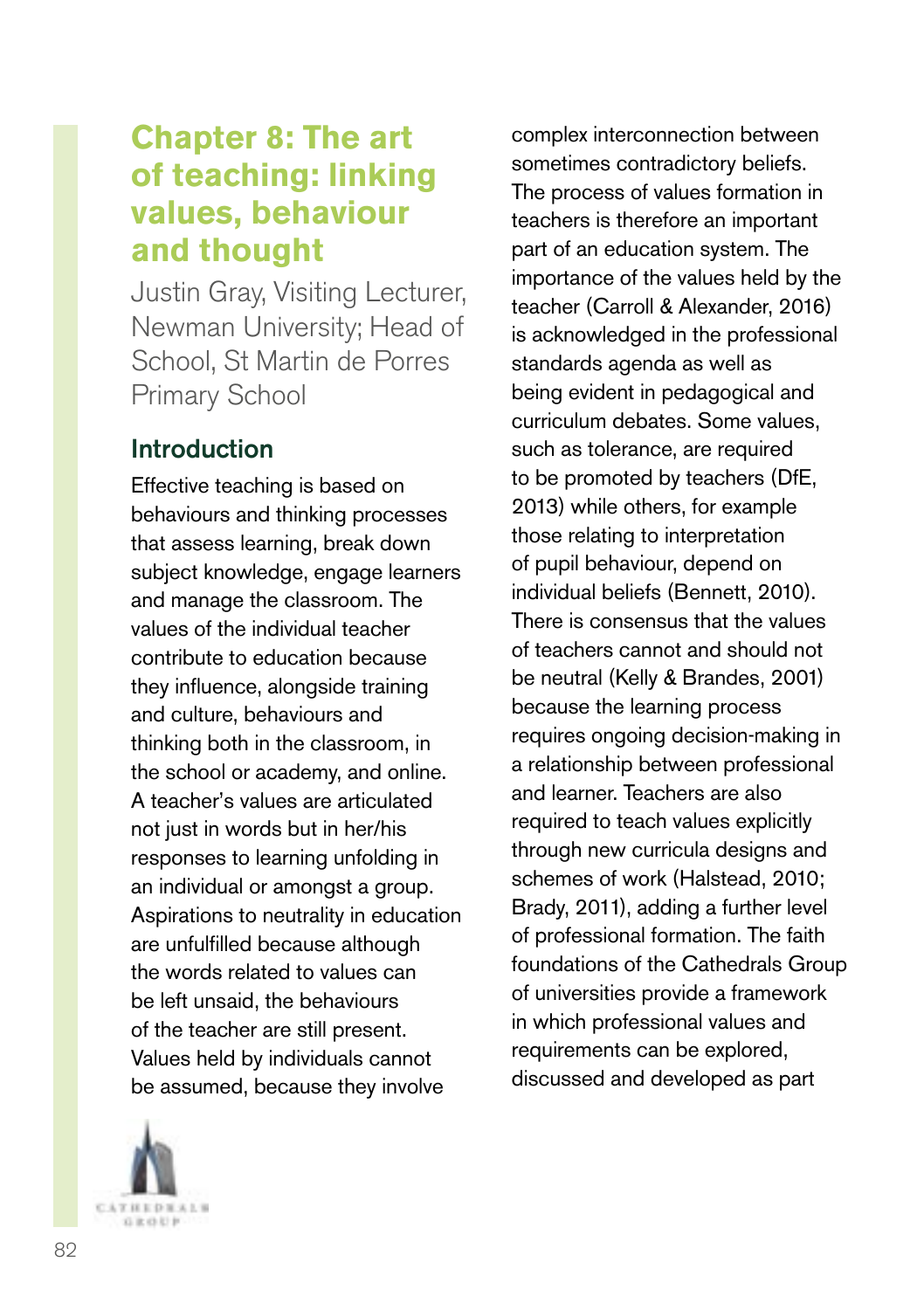# Chapter 8: The art of teaching: linking values, behaviour and thought

Justin Gray, Visiting Lecturer, Newman University; Head of School, St Martin de Porres Primary School

## Introduction

Effective teaching is based on behaviours and thinking processes that assess learning, break down subject knowledge, engage learners and manage the classroom. The values of the individual teacher contribute to education because they influence, alongside training and culture, behaviours and thinking both in the classroom, in the school or academy, and online. A teacher's values are articulated not just in words but in her/his responses to learning unfolding in an individual or amongst a group. Aspirations to neutrality in education are unfulfilled because although the words related to values can be left unsaid, the behaviours of the teacher are still present. Values held by individuals cannot be assumed, because they involve complex interconnection between sometimes contradictory beliefs. The process of values formation in teachers is therefore an important part of an education system. The importance of the values held by the teacher (Carroll & Alexander, 2016) is acknowledged in the professional standards agenda as well as being evident in pedagogical and curriculum debates. Some values, such as tolerance, are required to be promoted by teachers (DfE, 2013) while others, for example those relating to interpretation of pupil behaviour, depend on individual beliefs (Bennett, 2010). There is consensus that the values of teachers cannot and should not be neutral (Kelly & Brandes, 2001) because the learning process requires ongoing decision-making in a relationship between professional and learner. Teachers are also required to teach values explicitly through new curricula designs and schemes of work (Halstead, 2010; Brady, 2011), adding a further level of professional formation. The faith foundations of the Cathedrals Group of universities provide a framework in which professional values and requirements can be explored, discussed and developed as part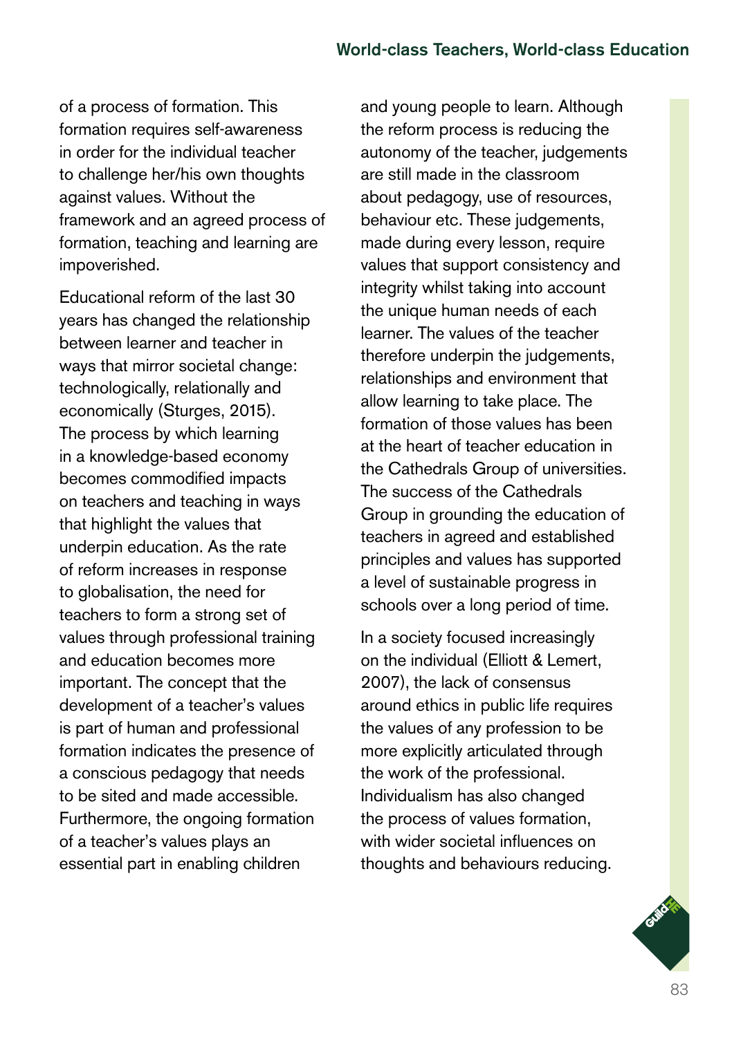of a process of formation. This formation requires self-awareness in order for the individual teacher to challenge her/his own thoughts against values. Without the framework and an agreed process of formation, teaching and learning are impoverished.

Educational reform of the last 30 years has changed the relationship between learner and teacher in ways that mirror societal change: technologically, relationally and economically (Sturges, 2015). The process by which learning in a knowledge-based economy becomes commodified impacts on teachers and teaching in ways that highlight the values that underpin education. As the rate of reform increases in response to globalisation, the need for teachers to form a strong set of values through professional training and education becomes more important. The concept that the development of a teacher's values is part of human and professional formation indicates the presence of a conscious pedagogy that needs to be sited and made accessible. Furthermore, the ongoing formation of a teacher's values plays an essential part in enabling children and young people to learn. Although the reform process is reducing the autonomy of the teacher, judgements are still made in the classroom about pedagogy, use of resources, behaviour etc. These judgements, made during every lesson, require values that support consistency and integrity whilst taking into account the unique human needs of each learner. The values of the teacher therefore underpin the judgements, relationships and environment that allow learning to take place. The formation of those values has been at the heart of teacher education in the Cathedrals Group of universities. The success of the Cathedrals Group in grounding the education of teachers in agreed and established principles and values has supported a level of sustainable progress in schools over a long period of time.

In a society focused increasingly on the individual (Elliott & Lemert, 2007), the lack of consensus around ethics in public life requires the values of any profession to be more explicitly articulated through the work of the professional. Individualism has also changed the process of values formation, with wider societal influences on thoughts and behaviours reducing.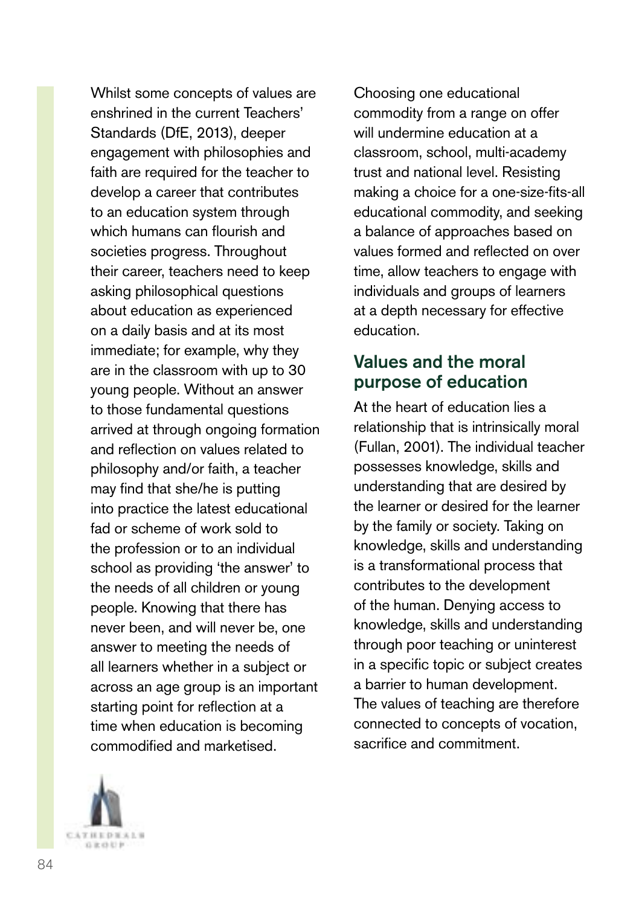Whilst some concepts of values are enshrined in the current Teachers' Standards (DfE, 2013), deeper engagement with philosophies and faith are required for the teacher to develop a career that contributes to an education system through which humans can flourish and societies progress. Throughout their career, teachers need to keep asking philosophical questions about education as experienced on a daily basis and at its most immediate; for example, why they are in the classroom with up to 30 young people. Without an answer to those fundamental questions arrived at through ongoing formation and reflection on values related to philosophy and/or faith, a teacher may find that she/he is putting into practice the latest educational fad or scheme of work sold to the profession or to an individual school as providing 'the answer' to the needs of all children or young people. Knowing that there has never been, and will never be, one answer to meeting the needs of all learners whether in a subject or across an age group is an important starting point for reflection at a time when education is becoming commodified and marketised.

Choosing one educational commodity from a range on offer will undermine education at a classroom, school, multi-academy trust and national level. Resisting making a choice for a one-size-fits-all educational commodity, and seeking a balance of approaches based on values formed and reflected on over time, allow teachers to engage with individuals and groups of learners at a depth necessary for effective education.

## Values and the moral purpose of education

At the heart of education lies a relationship that is intrinsically moral (Fullan, 2001). The individual teacher possesses knowledge, skills and understanding that are desired by the learner or desired for the learner by the family or society. Taking on knowledge, skills and understanding is a transformational process that contributes to the development of the human. Denying access to knowledge, skills and understanding through poor teaching or uninterest in a specific topic or subject creates a barrier to human development. The values of teaching are therefore connected to concepts of vocation, sacrifice and commitment.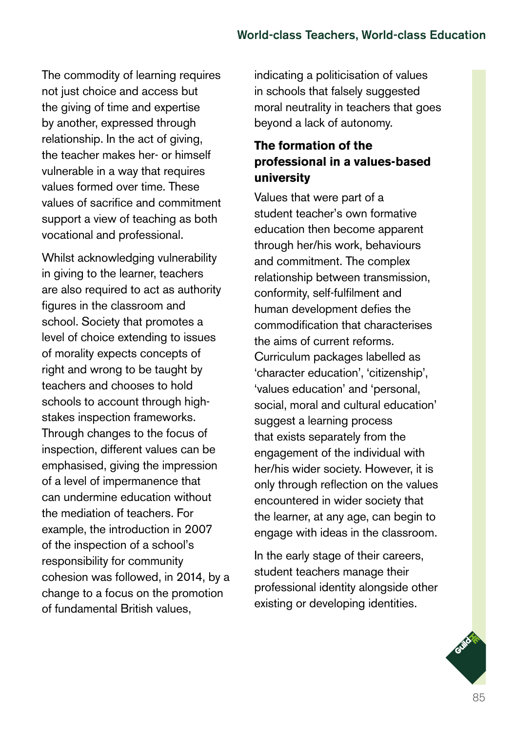The commodity of learning requires not just choice and access but the giving of time and expertise by another, expressed through relationship. In the act of giving, the teacher makes her- or himself vulnerable in a way that requires values formed over time. These values of sacrifice and commitment support a view of teaching as both vocational and professional.

Whilst acknowledging vulnerability in giving to the learner, teachers are also required to act as authority figures in the classroom and school. Society that promotes a level of choice extending to issues of morality expects concepts of right and wrong to be taught by teachers and chooses to hold schools to account through high-stakes inspection frameworks. Through changes to the focus of inspection, different values can be emphasised, giving the impression of a level of impermanence that can undermine education without the mediation of teachers. For example, the introduction in 2007 of the inspection of a school's responsibility for community cohesion was followed, in 2014, by a change to a focus on the promotion of fundamental British values, indicating a politicisation of values in schools that falsely suggested moral neutrality in teachers that goes beyond a lack of autonomy.

### The formation of the professional in a values-based university

Values that were part of a student teacher's own formative education then become apparent through her/his work, behaviours and commitment. The complex relationship between transmission, conformity, self-fulfilment and human development defies the commodification that characterises the aims of current reforms. Curriculum packages labelled as 'character education', 'citizenship', 'values education' and 'personal, social, moral and cultural education' suggest a learning process that exists separately from the engagement of the individual with her/his wider society. However, it is only through reflection on the values encountered in wider society that the learner, at any age, can begin to engage with ideas in the classroom.

In the early stage of their careers, student teachers manage their professional identity alongside other existing or developing identities.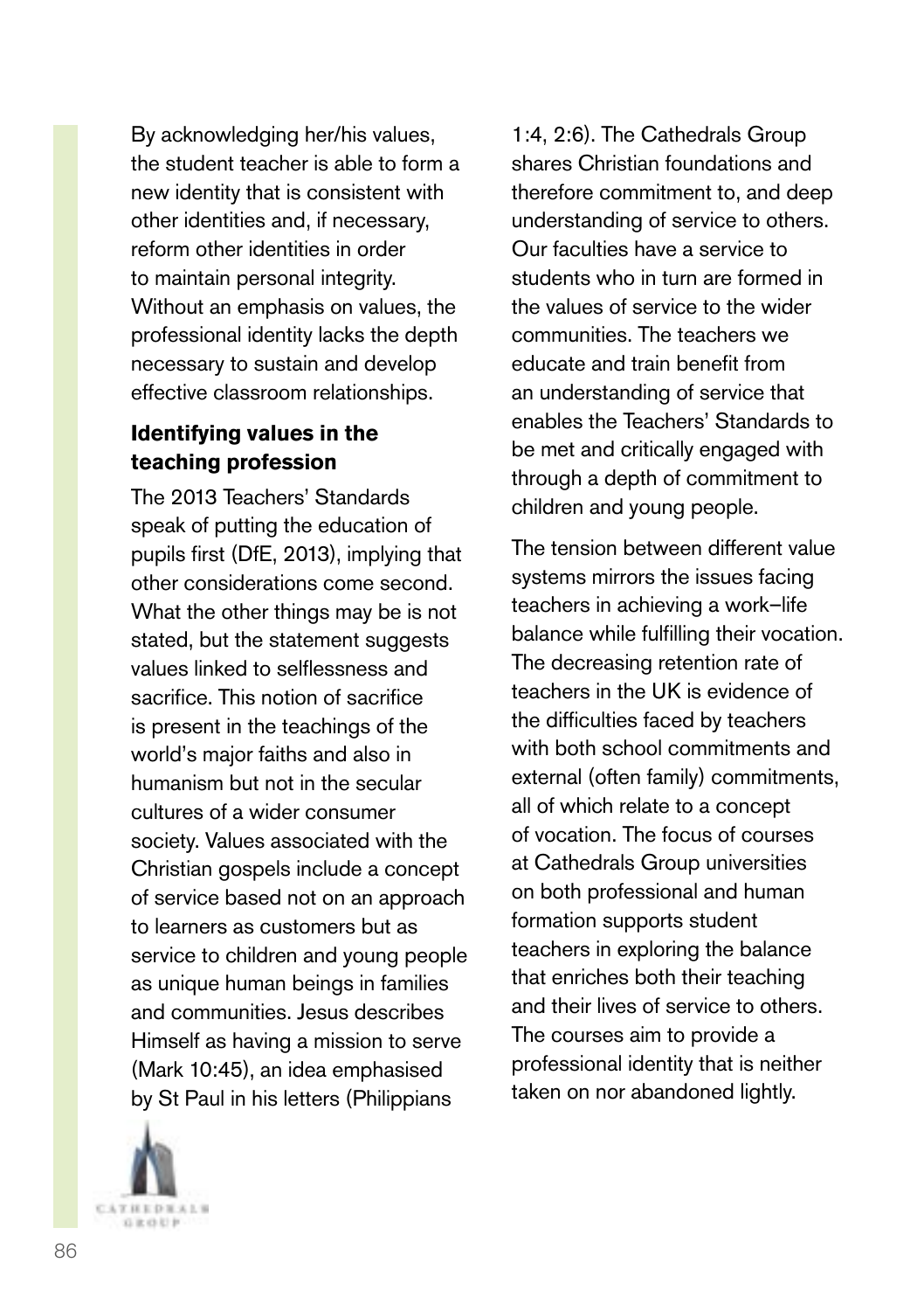By acknowledging her/his values, the student teacher is able to form a new identity that is consistent with other identities and, if necessary, reform other identities in order to maintain personal integrity. Without an emphasis on values, the professional identity lacks the depth necessary to sustain and develop effective classroom relationships.

### Identifying values in the teaching profession

The 2013 Teachers' Standards speak of putting the education of pupils first (DfE, 2013), implying that other considerations come second. What the other things may be is not stated, but the statement suggests values linked to selflessness and sacrifice. This notion of sacrifice is present in the teachings of the world's major faiths and also in humanism but not in the secular cultures of a wider consumer society. Values associated with the Christian gospels include a concept of service based not on an approach to learners as customers but as service to children and young people as unique human beings in families and communities. Jesus describes Himself as having a mission to serve (Mark 10:45), an idea emphasised by St Paul in his letters (Philippians 1:4, 2:6). The Cathedrals Group shares Christian foundations and therefore commitment to, and deep understanding of service to others. Our faculties have a service to students who in turn are formed in the values of service to the wider communities. The teachers we educate and train benefit from an understanding of service that enables the Teachers' Standards to be met and critically engaged with through a depth of commitment to children and young people.

The tension between different value systems mirrors the issues facing teachers in achieving a work–life balance while fulfilling their vocation. The decreasing retention rate of teachers in the UK is evidence of the difficulties faced by teachers with both school commitments and external (often family) commitments, all of which relate to a concept of vocation. The focus of courses at Cathedrals Group universities on both professional and human formation supports student teachers in exploring the balance that enriches both their teaching and their lives of service to others. The courses aim to provide a professional identity that is neither taken on nor abandoned lightly.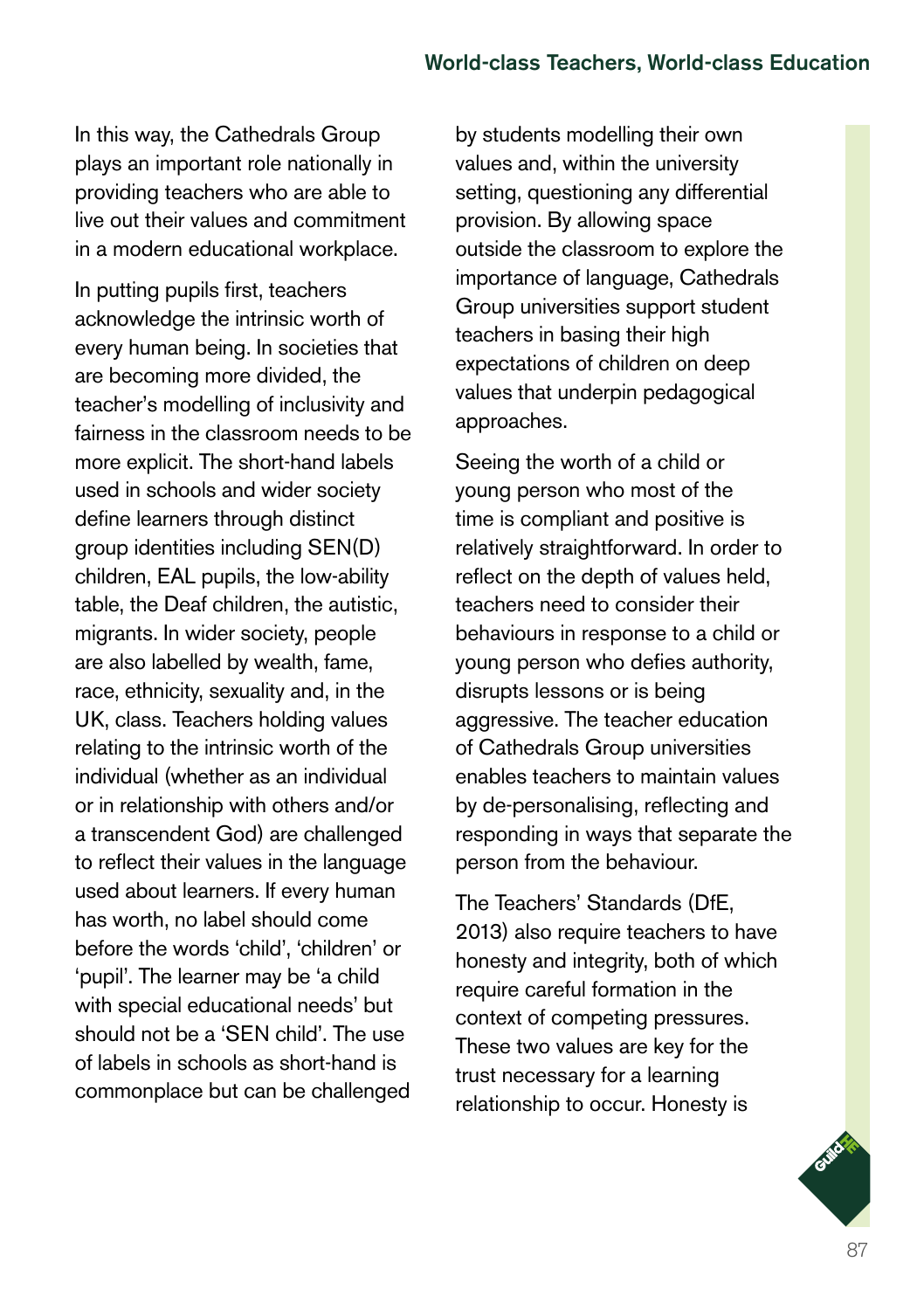In this way, the Cathedrals Group plays an important role nationally in providing teachers who are able to live out their values and commitment in a modern educational workplace.

In putting pupils first, teachers acknowledge the intrinsic worth of every human being. In societies that are becoming more divided, the teacher's modelling of inclusivity and fairness in the classroom needs to be more explicit. The short-hand labels used in schools and wider society define learners through distinct group identities including SEN(D) children, EAL pupils, the low-ability table, the Deaf children, the autistic, migrants. In wider society, people are also labelled by wealth, fame, race, ethnicity, sexuality and, in the UK, class. Teachers holding values relating to the intrinsic worth of the individual (whether as an individual or in relationship with others and/or a transcendent God) are challenged to reflect their values in the language used about learners. If every human has worth, no label should come before the words 'child', 'children' or 'pupil'. The learner may be 'a child with special educational needs' but should not be a 'SEN child'. The use of labels in schools as short-hand is commonplace but can be challenged by students modelling their own values and, within the university setting, questioning any differential provision. By allowing space outside the classroom to explore the importance of language, Cathedrals Group universities support student teachers in basing their high expectations of children on deep values that underpin pedagogical approaches.

Seeing the worth of a child or young person who most of the time is compliant and positive is relatively straightforward. In order to reflect on the depth of values held, teachers need to consider their behaviours in response to a child or young person who defies authority, disrupts lessons or is being aggressive. The teacher education of Cathedrals Group universities enables teachers to maintain values by de-personalising, reflecting and responding in ways that separate the person from the behaviour.

The Teachers' Standards (DfE, 2013) also require teachers to have honesty and integrity, both of which require careful formation in the context of competing pressures. These two values are key for the trust necessary for a learning relationship to occur. Honesty is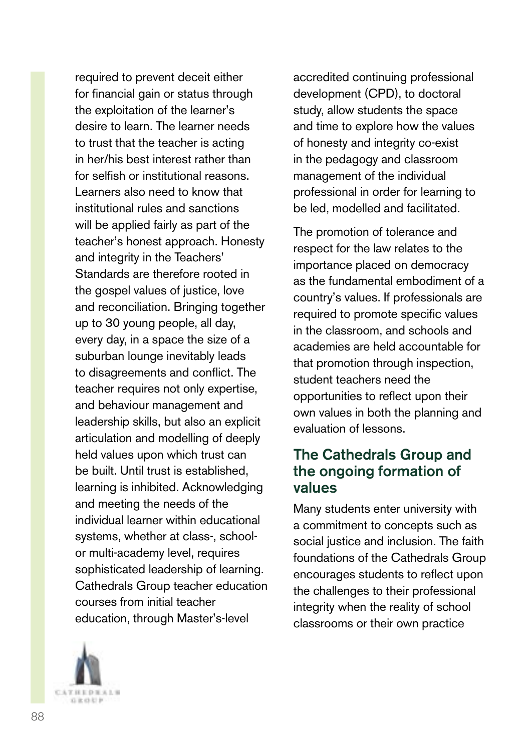required to prevent deceit either for financial gain or status through the exploitation of the learner's desire to learn. The learner needs to trust that the teacher is acting in her/his best interest rather than for selfish or institutional reasons. Learners also need to know that institutional rules and sanctions will be applied fairly as part of the teacher's honest approach. Honesty and integrity in the Teachers' Standards are therefore rooted in the gospel values of justice, love and reconciliation. Bringing together up to 30 young people, all day, every day, in a space the size of a suburban lounge inevitably leads to disagreements and conflict. The teacher requires not only expertise, and behaviour management and leadership skills, but also an explicit articulation and modelling of deeply held values upon which trust can be built. Until trust is established, learning is inhibited. Acknowledging and meeting the needs of the individual learner within educational systems, whether at class-, school- or multi-academy level, requires sophisticated leadership of learning. Cathedrals Group teacher education courses from initial teacher education, through Master's-level accredited continuing professional development (CPD), to doctoral study, allow students the space and time to explore how the values of honesty and integrity co-exist in the pedagogy and classroom management of the individual professional in order for learning to be led, modelled and facilitated.

The promotion of tolerance and respect for the law relates to the importance placed on democracy as the fundamental embodiment of a country's values. If professionals are required to promote specific values in the classroom, and schools and academies are held accountable for that promotion through inspection, student teachers need the opportunities to reflect upon their own values in both the planning and evaluation of lessons.

## The Cathedrals Group and the ongoing formation of values

Many students enter university with a commitment to concepts such as social justice and inclusion. The faith foundations of the Cathedrals Group encourages students to reflect upon the challenges to their professional integrity when the reality of school classrooms or their own practice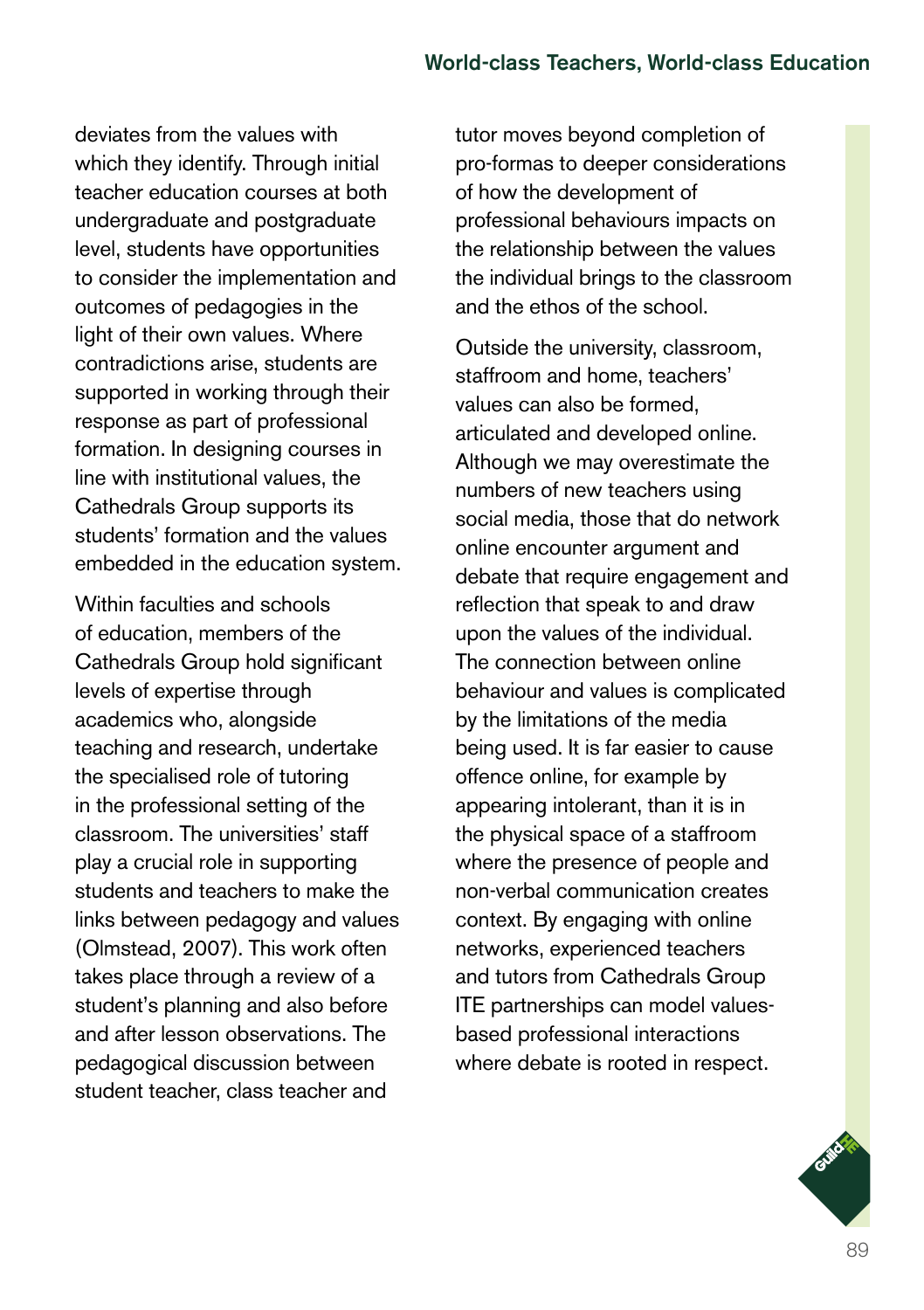deviates from the values with which they identify. Through initial teacher education courses at both undergraduate and postgraduate level, students have opportunities to consider the implementation and outcomes of pedagogies in the light of their own values. Where contradictions arise, students are supported in working through their response as part of professional formation. In designing courses in line with institutional values, the Cathedrals Group supports its students' formation and the values embedded in the education system.

Within faculties and schools of education, members of the Cathedrals Group hold significant levels of expertise through academics who, alongside teaching and research, undertake the specialised role of tutoring in the professional setting of the classroom. The universities' staff play a crucial role in supporting students and teachers to make the links between pedagogy and values (Olmstead, 2007). This work often takes place through a review of a student's planning and also before and after lesson observations. The pedagogical discussion between student teacher, class teacher and tutor moves beyond completion of pro-formas to deeper considerations of how the development of professional behaviours impacts on the relationship between the values the individual brings to the classroom and the ethos of the school.

Outside the university, classroom, staffroom and home, teachers' values can also be formed, articulated and developed online. Although we may overestimate the numbers of new teachers using social media, those that do network online encounter argument and debate that require engagement and reflection that speak to and draw upon the values of the individual. The connection between online behaviour and values is complicated by the limitations of the media being used. It is far easier to cause offence online, for example by appearing intolerant, than it is in the physical space of a staffroom where the presence of people and non-verbal communication creates context. By engaging with online networks, experienced teachers and tutors from Cathedrals Group ITE partnerships can model values-based professional interactions where debate is rooted in respect.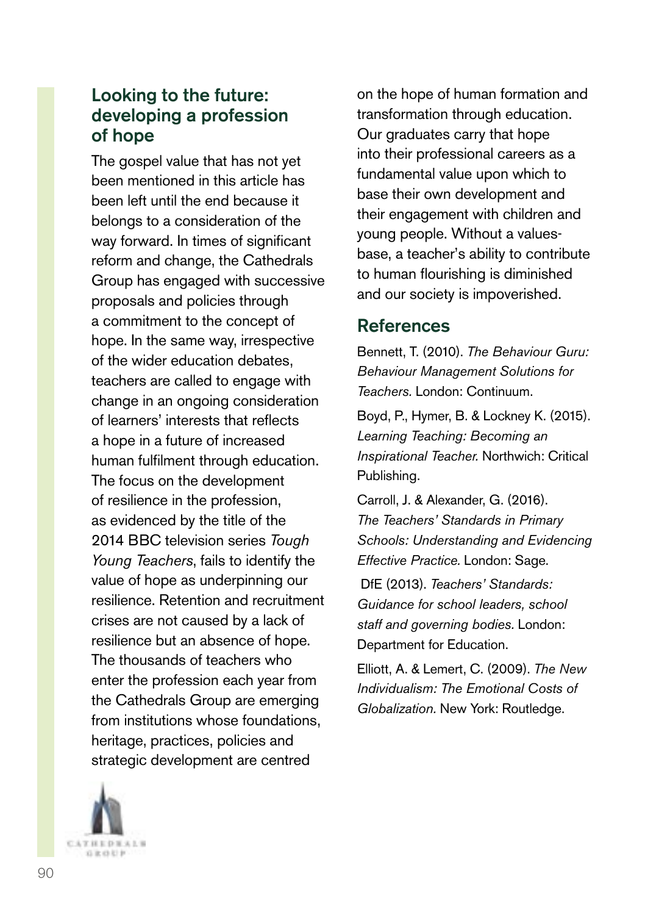## Looking to the future: developing a profession of hope

The gospel value that has not yet been mentioned in this article has been left until the end because it belongs to a consideration of the way forward. In times of significant reform and change, the Cathedrals Group has engaged with successive proposals and policies through a commitment to the concept of hope. In the same way, irrespective of the wider education debates, teachers are called to engage with change in an ongoing consideration of learners' interests that reflects a hope in a future of increased human fulfilment through education. The focus on the development of resilience in the profession, as evidenced by the title of the 2014 BBC television series *Tough Young Teachers*, fails to identify the value of hope as underpinning our resilience. Retention and recruitment crises are not caused by a lack of resilience but an absence of hope. The thousands of teachers who enter the profession each year from the Cathedrals Group are emerging from institutions whose foundations, heritage, practices, policies and strategic development are centred on the hope of human formation and transformation through education. Our graduates carry that hope into their professional careers as a fundamental value upon which to base their own development and their engagement with children and young people. Without a values-base, a teacher's ability to contribute to human flourishing is diminished and our society is impoverished.

## References

Bennett, T. (2010). *The Behaviour Guru: Behaviour Management Solutions for Teachers.* London: Continuum.

Boyd, P., Hymer, B. & Lockney K. (2015). *Learning Teaching: Becoming an Inspirational Teacher.* Northwich: Critical Publishing.

Carroll, J. & Alexander, G. (2016). *The Teachers' Standards in Primary Schools: Understanding and Evidencing Effective Practice.* London: Sage.

DfE (2013). *Teachers' Standards: Guidance for school leaders, school staff and governing bodies.* London: Department for Education.

Elliott, A. & Lemert, C. (2009). *The New Individualism: The Emotional Costs of Globalization.* New York: Routledge.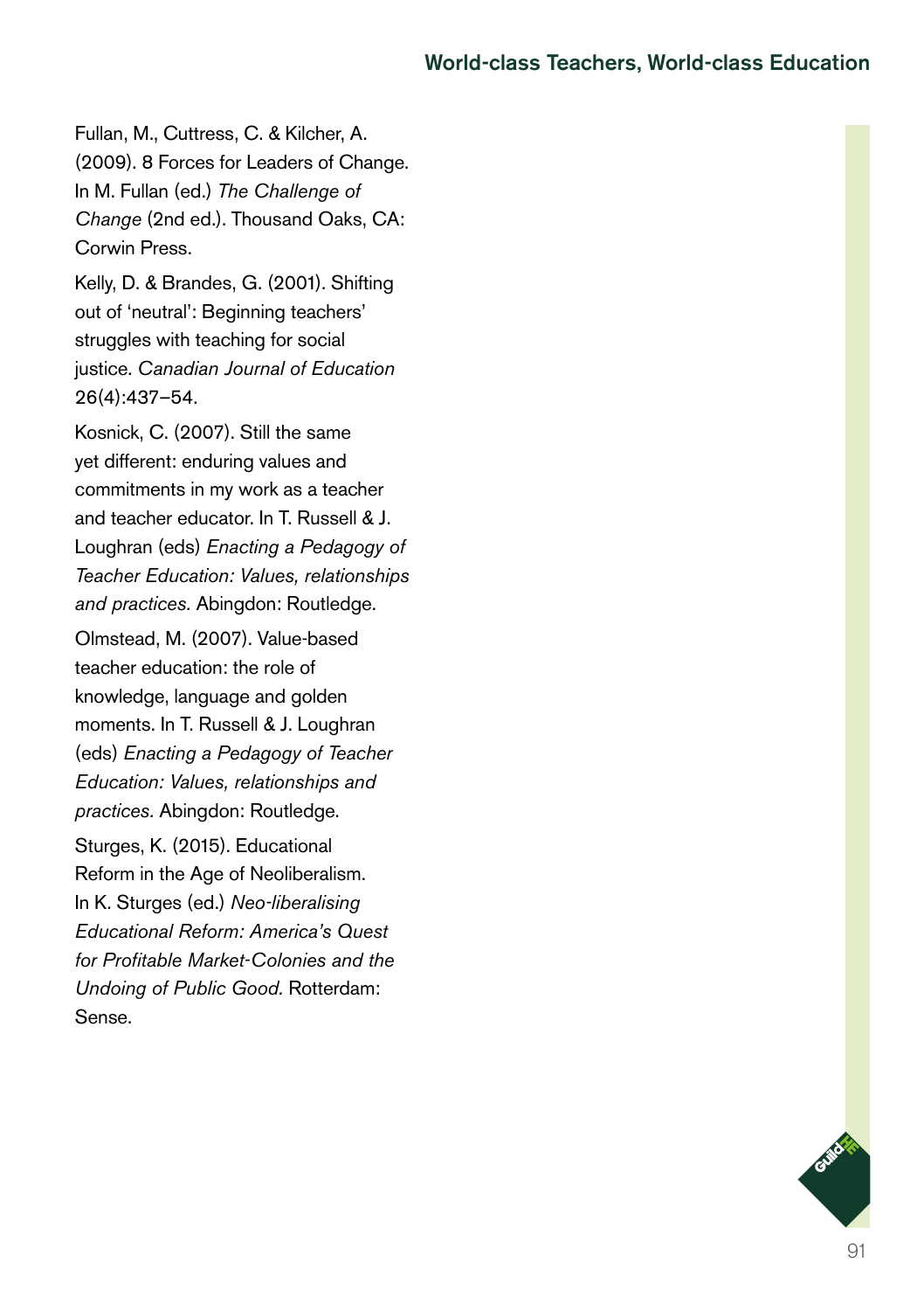Fullan, M., Cuttress, C. & Kilcher, A. (2009). 8 Forces for Leaders of Change. In M. Fullan (ed.) *The Challenge of Change* (2nd ed.). Thousand Oaks, CA: Corwin Press.

Kelly, D. & Brandes, G. (2001). Shifting out of 'neutral': Beginning teachers' struggles with teaching for social justice. *Canadian Journal of Education* 26(4):437–54.

Kosnick, C. (2007). Still the same yet different: enduring values and commitments in my work as a teacher and teacher educator. In T. Russell & J. Loughran (eds) *Enacting a Pedagogy of Teacher Education: Values, relationships and practices.* Abingdon: Routledge.

Olmstead, M. (2007). Value-based teacher education: the role of knowledge, language and golden moments. In T. Russell & J. Loughran (eds) *Enacting a Pedagogy of Teacher Education: Values, relationships and practices.* Abingdon: Routledge.

Sturges, K. (2015). Educational Reform in the Age of Neoliberalism. In K. Sturges (ed.) *Neo-liberalising Educational Reform: America's Quest for Profitable Market-Colonies and the Undoing of Public Good.* Rotterdam: Sense.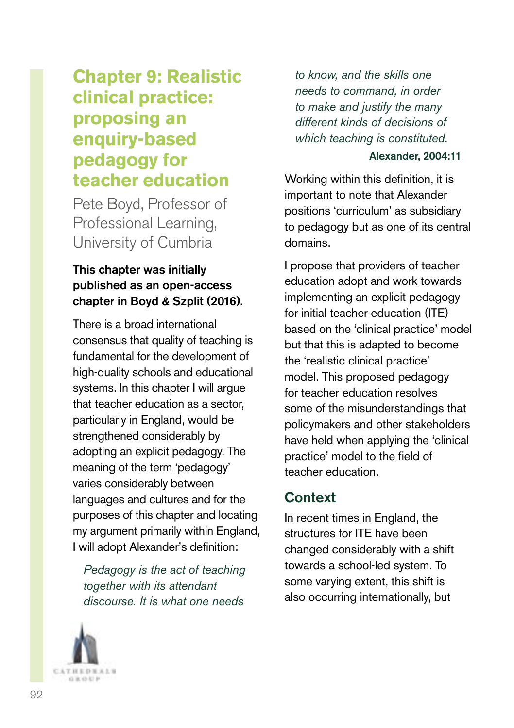# Chapter 9: Realistic clinical practice: proposing an enquiry-based pedagogy for teacher education

Pete Boyd, Professor of Professional Learning, University of Cumbria

**This chapter was initially published as an open-access chapter in Boyd & Szplit (2016).**

There is a broad international consensus that quality of teaching is fundamental for the development of high-quality schools and educational systems. In this chapter I will argue that teacher education as a sector, particularly in England, would be strengthened considerably by adopting an explicit pedagogy. The meaning of the term 'pedagogy' varies considerably between languages and cultures and for the purposes of this chapter and locating my argument primarily within England, I will adopt Alexander's definition:

> *Pedagogy is the act of teaching together with its attendant discourse. It is what one needs to know, and the skills one needs to command, in order to make and justify the many different kinds of decisions of which teaching is constituted.*
>
> **Alexander, 2004:11**

Working within this definition, it is important to note that Alexander positions 'curriculum' as subsidiary to pedagogy but as one of its central domains.

I propose that providers of teacher education adopt and work towards implementing an explicit pedagogy for initial teacher education (ITE) based on the 'clinical practice' model but that this is adapted to become the 'realistic clinical practice' model. This proposed pedagogy for teacher education resolves some of the misunderstandings that policymakers and other stakeholders have held when applying the 'clinical practice' model to the field of teacher education.

## Context

In recent times in England, the structures for ITE have been changed considerably with a shift towards a school-led system. To some varying extent, this shift is also occurring internationally, but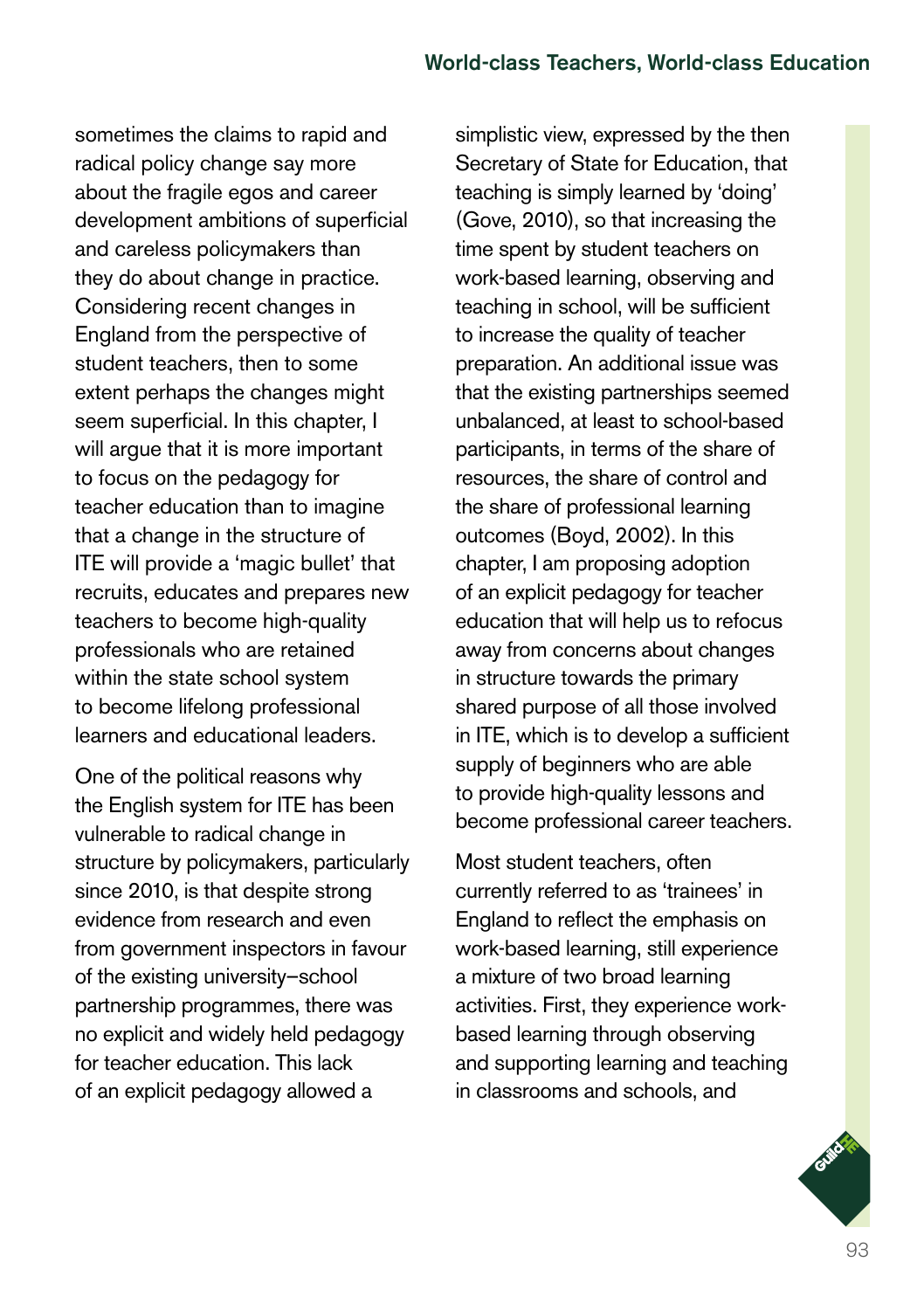sometimes the claims to rapid and radical policy change say more about the fragile egos and career development ambitions of superficial and careless policymakers than they do about change in practice. Considering recent changes in England from the perspective of student teachers, then to some extent perhaps the changes might seem superficial. In this chapter, I will argue that it is more important to focus on the pedagogy for teacher education than to imagine that a change in the structure of ITE will provide a 'magic bullet' that recruits, educates and prepares new teachers to become high-quality professionals who are retained within the state school system to become lifelong professional learners and educational leaders.

One of the political reasons why the English system for ITE has been vulnerable to radical change in structure by policymakers, particularly since 2010, is that despite strong evidence from research and even from government inspectors in favour of the existing university–school partnership programmes, there was no explicit and widely held pedagogy for teacher education. This lack of an explicit pedagogy allowed a simplistic view, expressed by the then Secretary of State for Education, that teaching is simply learned by 'doing' (Gove, 2010), so that increasing the time spent by student teachers on work-based learning, observing and teaching in school, will be sufficient to increase the quality of teacher preparation. An additional issue was that the existing partnerships seemed unbalanced, at least to school-based participants, in terms of the share of resources, the share of control and the share of professional learning outcomes (Boyd, 2002). In this chapter, I am proposing adoption of an explicit pedagogy for teacher education that will help us to refocus away from concerns about changes in structure towards the primary shared purpose of all those involved in ITE, which is to develop a sufficient supply of beginners who are able to provide high-quality lessons and become professional career teachers.

Most student teachers, often currently referred to as 'trainees' in England to reflect the emphasis on work-based learning, still experience a mixture of two broad learning activities. First, they experience work-based learning through observing and supporting learning and teaching in classrooms and schools, and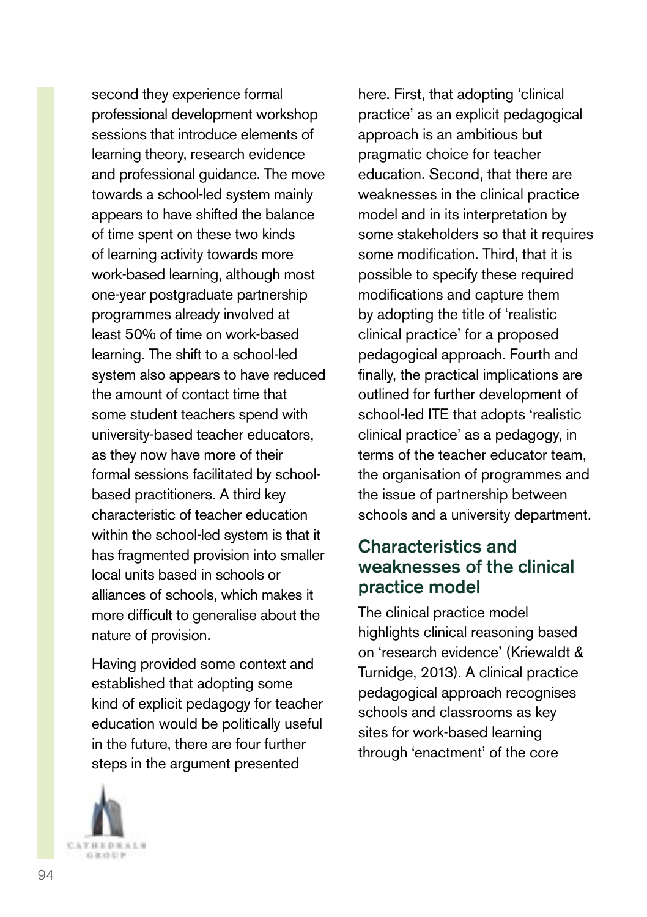second they experience formal professional development workshop sessions that introduce elements of learning theory, research evidence and professional guidance. The move towards a school-led system mainly appears to have shifted the balance of time spent on these two kinds of learning activity towards more work-based learning, although most one-year postgraduate partnership programmes already involved at least 50% of time on work-based learning. The shift to a school-led system also appears to have reduced the amount of contact time that some student teachers spend with university-based teacher educators, as they now have more of their formal sessions facilitated by school-based practitioners. A third key characteristic of teacher education within the school-led system is that it has fragmented provision into smaller local units based in schools or alliances of schools, which makes it more difficult to generalise about the nature of provision.

Having provided some context and established that adopting some kind of explicit pedagogy for teacher education would be politically useful in the future, there are four further steps in the argument presented here. First, that adopting 'clinical practice' as an explicit pedagogical approach is an ambitious but pragmatic choice for teacher education. Second, that there are weaknesses in the clinical practice model and in its interpretation by some stakeholders so that it requires some modification. Third, that it is possible to specify these required modifications and capture them by adopting the title of 'realistic clinical practice' for a proposed pedagogical approach. Fourth and finally, the practical implications are outlined for further development of school-led ITE that adopts 'realistic clinical practice' as a pedagogy, in terms of the teacher educator team, the organisation of programmes and the issue of partnership between schools and a university department.

## Characteristics and weaknesses of the clinical practice model

The clinical practice model highlights clinical reasoning based on 'research evidence' (Kriewaldt & Turnidge, 2013). A clinical practice pedagogical approach recognises schools and classrooms as key sites for work-based learning through 'enactment' of the core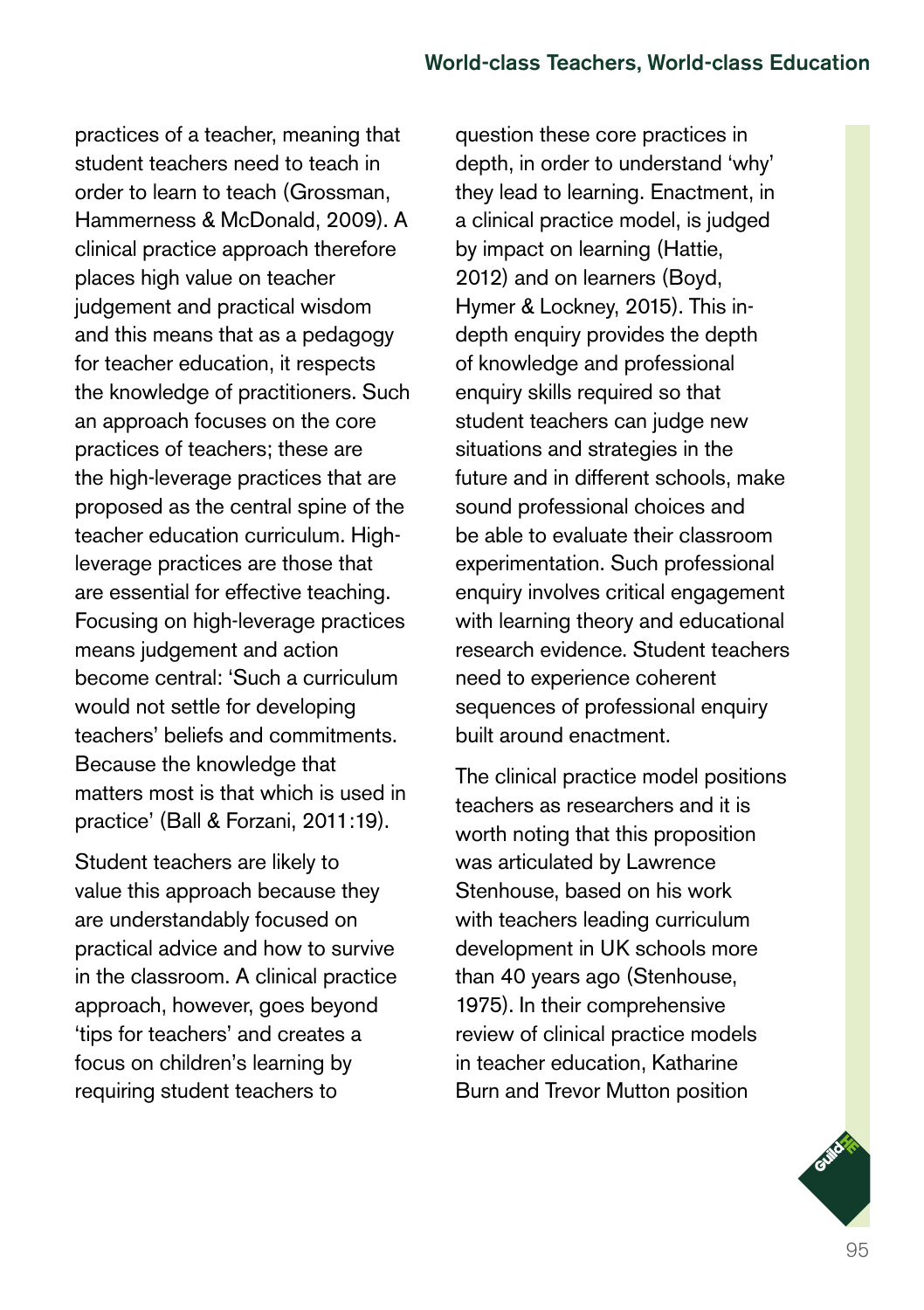practices of a teacher, meaning that student teachers need to teach in order to learn to teach (Grossman, Hammerness & McDonald, 2009). A clinical practice approach therefore places high value on teacher judgement and practical wisdom and this means that as a pedagogy for teacher education, it respects the knowledge of practitioners. Such an approach focuses on the core practices of teachers; these are the high-leverage practices that are proposed as the central spine of the teacher education curriculum. High-leverage practices are those that are essential for effective teaching. Focusing on high-leverage practices means judgement and action become central: 'Such a curriculum would not settle for developing teachers' beliefs and commitments. Because the knowledge that matters most is that which is used in practice' (Ball & Forzani, 2011:19).

Student teachers are likely to value this approach because they are understandably focused on practical advice and how to survive in the classroom. A clinical practice approach, however, goes beyond 'tips for teachers' and creates a focus on children's learning by requiring student teachers to question these core practices in depth, in order to understand 'why' they lead to learning. Enactment, in a clinical practice model, is judged by impact on learning (Hattie, 2012) and on learners (Boyd, Hymer & Lockney, 2015). This in-depth enquiry provides the depth of knowledge and professional enquiry skills required so that student teachers can judge new situations and strategies in the future and in different schools, make sound professional choices and be able to evaluate their classroom experimentation. Such professional enquiry involves critical engagement with learning theory and educational research evidence. Student teachers need to experience coherent sequences of professional enquiry built around enactment.

The clinical practice model positions teachers as researchers and it is worth noting that this proposition was articulated by Lawrence Stenhouse, based on his work with teachers leading curriculum development in UK schools more than 40 years ago (Stenhouse, 1975). In their comprehensive review of clinical practice models in teacher education, Katharine Burn and Trevor Mutton position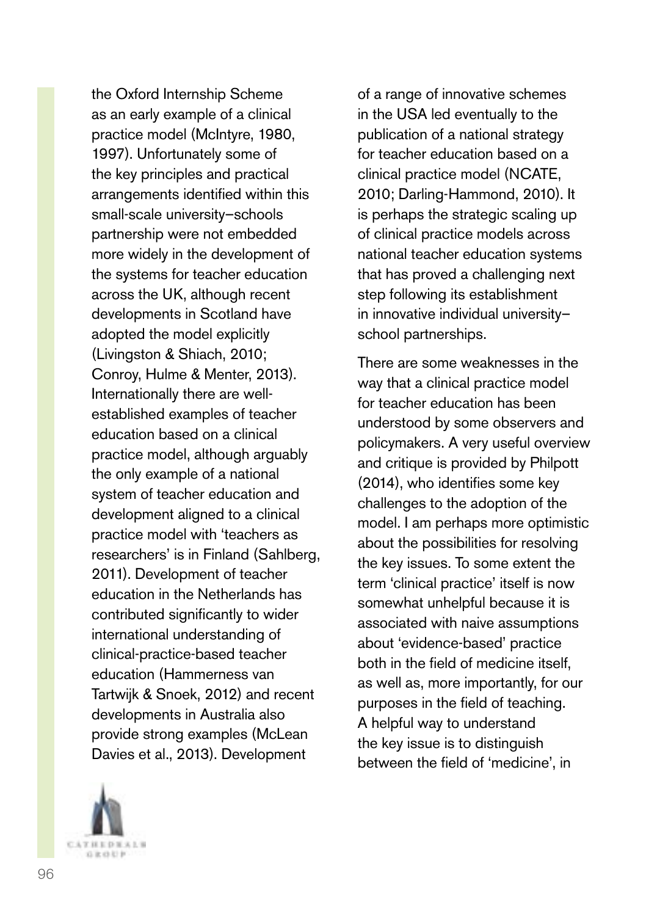the Oxford Internship Scheme as an early example of a clinical practice model (McIntyre, 1980, 1997). Unfortunately some of the key principles and practical arrangements identified within this small-scale university–schools partnership were not embedded more widely in the development of the systems for teacher education across the UK, although recent developments in Scotland have adopted the model explicitly (Livingston & Shiach, 2010; Conroy, Hulme & Menter, 2013). Internationally there are well-established examples of teacher education based on a clinical practice model, although arguably the only example of a national system of teacher education and development aligned to a clinical practice model with 'teachers as researchers' is in Finland (Sahlberg, 2011). Development of teacher education in the Netherlands has contributed significantly to wider international understanding of clinical-practice-based teacher education (Hammerness van Tartwijk & Snoek, 2012) and recent developments in Australia also provide strong examples (McLean Davies et al., 2013). Development of a range of innovative schemes in the USA led eventually to the publication of a national strategy for teacher education based on a clinical practice model (NCATE, 2010; Darling-Hammond, 2010). It is perhaps the strategic scaling up of clinical practice models across national teacher education systems that has proved a challenging next step following its establishment in innovative individual university–school partnerships.

There are some weaknesses in the way that a clinical practice model for teacher education has been understood by some observers and policymakers. A very useful overview and critique is provided by Philpott (2014), who identifies some key challenges to the adoption of the model. I am perhaps more optimistic about the possibilities for resolving the key issues. To some extent the term 'clinical practice' itself is now somewhat unhelpful because it is associated with naive assumptions about 'evidence-based' practice both in the field of medicine itself, as well as, more importantly, for our purposes in the field of teaching. A helpful way to understand the key issue is to distinguish between the field of 'medicine', in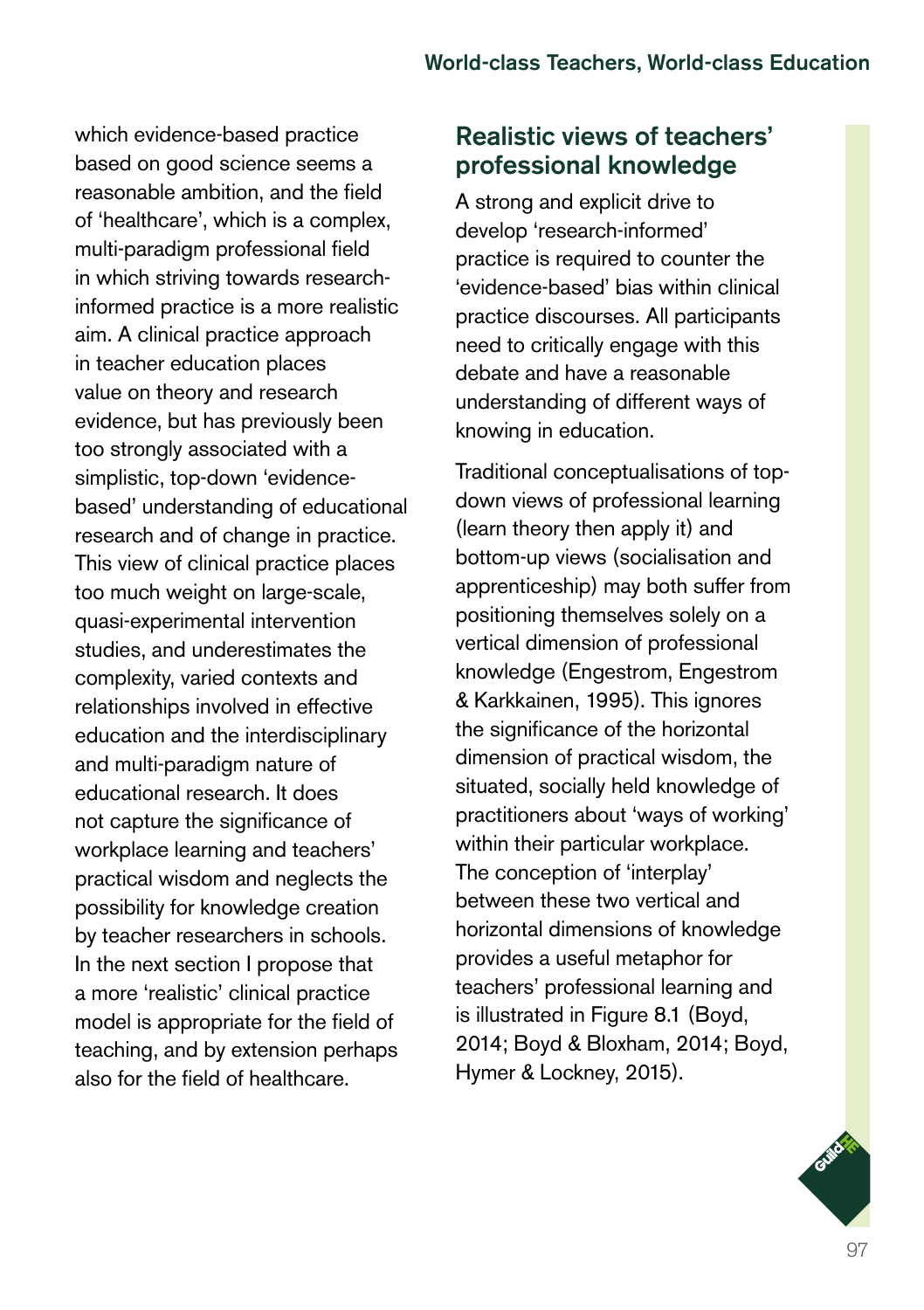which evidence-based practice based on good science seems a reasonable ambition, and the field of 'healthcare', which is a complex, multi-paradigm professional field in which striving towards research-informed practice is a more realistic aim. A clinical practice approach in teacher education places value on theory and research evidence, but has previously been too strongly associated with a simplistic, top-down 'evidence-based' understanding of educational research and of change in practice. This view of clinical practice places too much weight on large-scale, quasi-experimental intervention studies, and underestimates the complexity, varied contexts and relationships involved in effective education and the interdisciplinary and multi-paradigm nature of educational research. It does not capture the significance of workplace learning and teachers' practical wisdom and neglects the possibility for knowledge creation by teacher researchers in schools. In the next section I propose that a more 'realistic' clinical practice model is appropriate for the field of teaching, and by extension perhaps also for the field of healthcare.

## Realistic views of teachers' professional knowledge

A strong and explicit drive to develop 'research-informed' practice is required to counter the 'evidence-based' bias within clinical practice discourses. All participants need to critically engage with this debate and have a reasonable understanding of different ways of knowing in education.

Traditional conceptualisations of top-down views of professional learning (learn theory then apply it) and bottom-up views (socialisation and apprenticeship) may both suffer from positioning themselves solely on a vertical dimension of professional knowledge (Engestrom, Engestrom & Karkkainen, 1995). This ignores the significance of the horizontal dimension of practical wisdom, the situated, socially held knowledge of practitioners about 'ways of working' within their particular workplace. The conception of 'interplay' between these two vertical and horizontal dimensions of knowledge provides a useful metaphor for teachers' professional learning and is illustrated in Figure 8.1 (Boyd, 2014; Boyd & Bloxham, 2014; Boyd, Hymer & Lockney, 2015).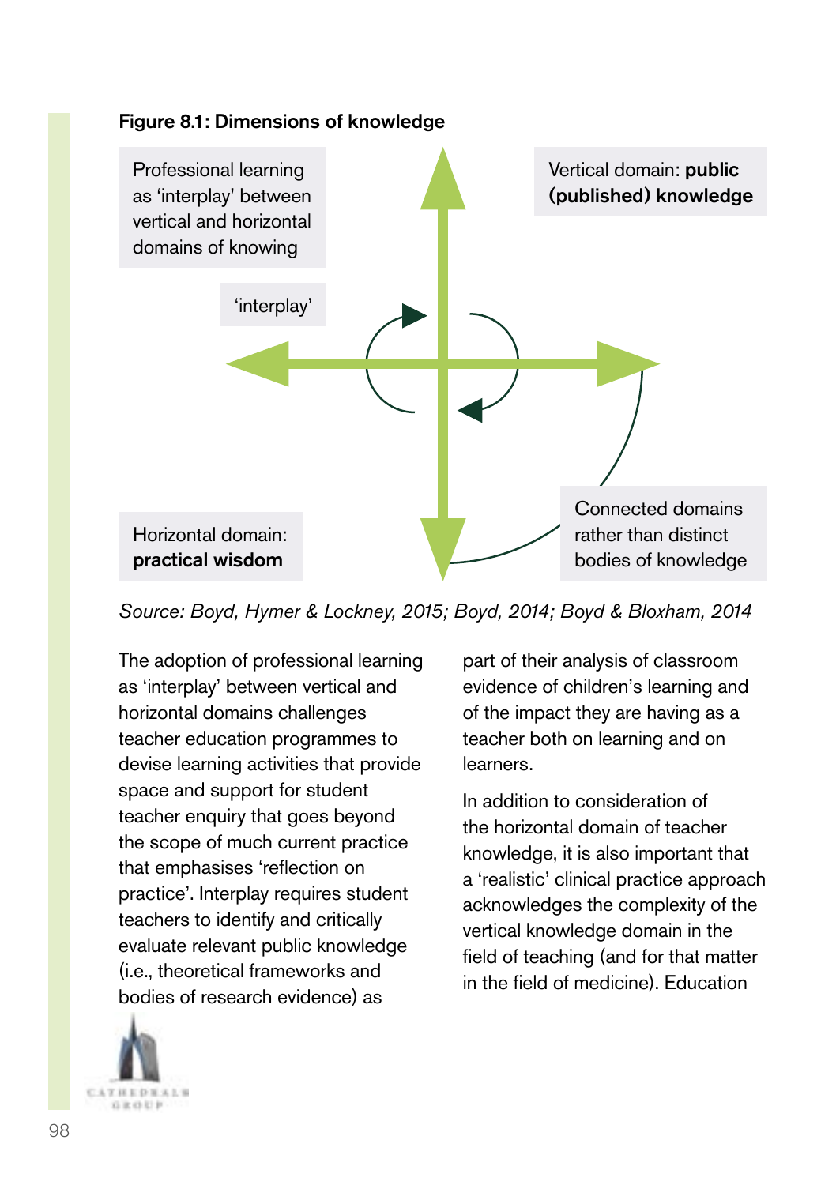**Figure 8.1: Dimensions of knowledge**

Professional learning as 'interplay' between vertical and horizontal domains of knowing

Vertical domain: **public (published) knowledge**

'interplay'

Horizontal domain: **practical wisdom**

Connected domains rather than distinct bodies of knowledge

*Source: Boyd, Hymer & Lockney, 2015; Boyd, 2014; Boyd & Bloxham, 2014*

The adoption of professional learning as 'interplay' between vertical and horizontal domains challenges teacher education programmes to devise learning activities that provide space and support for student teacher enquiry that goes beyond the scope of much current practice that emphasises 'reflection on practice'. Interplay requires student teachers to identify and critically evaluate relevant public knowledge (i.e., theoretical frameworks and bodies of research evidence) as part of their analysis of classroom evidence of children's learning and of the impact they are having as a teacher both on learning and on learners.

In addition to consideration of the horizontal domain of teacher knowledge, it is also important that a 'realistic' clinical practice approach acknowledges the complexity of the vertical knowledge domain in the field of teaching (and for that matter in the field of medicine). Education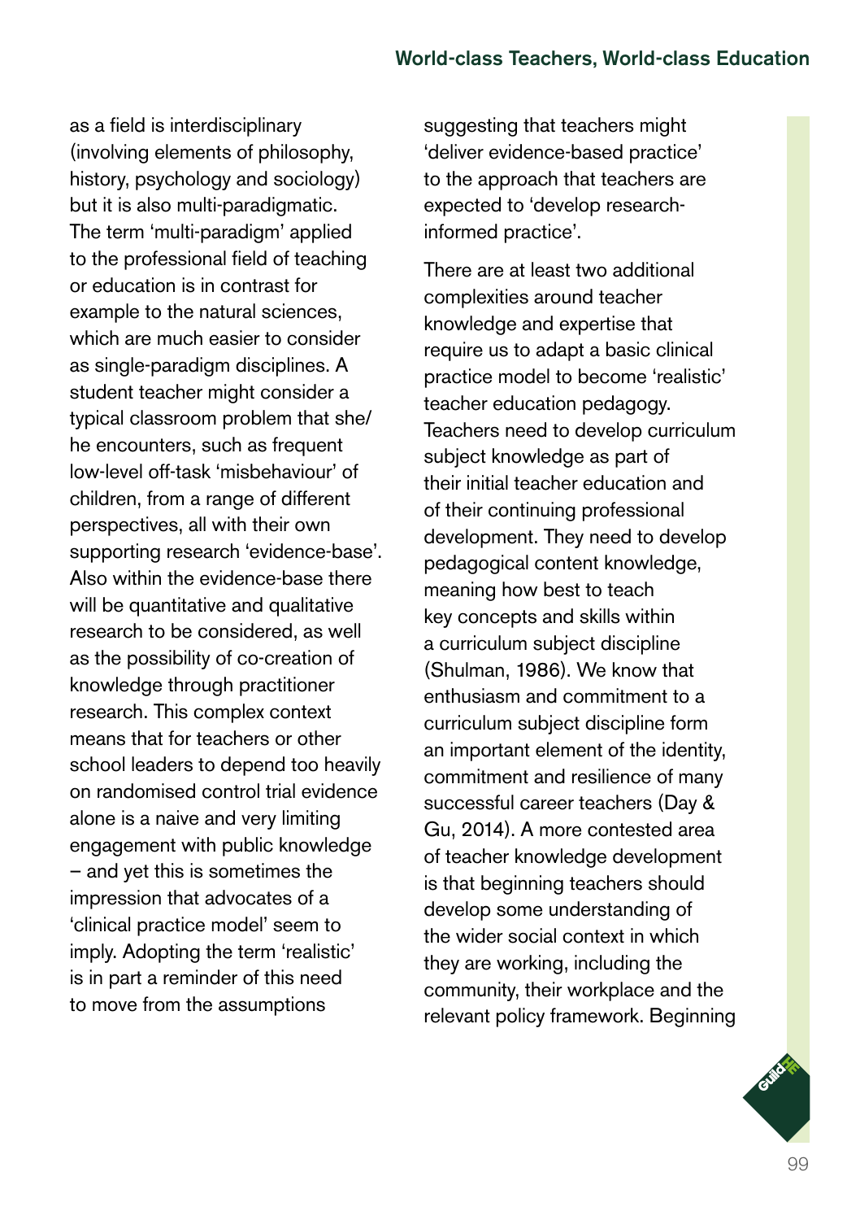as a field is interdisciplinary (involving elements of philosophy, history, psychology and sociology) but it is also multi-paradigmatic. The term 'multi-paradigm' applied to the professional field of teaching or education is in contrast for example to the natural sciences, which are much easier to consider as single-paradigm disciplines. A student teacher might consider a typical classroom problem that she/he encounters, such as frequent low-level off-task 'misbehaviour' of children, from a range of different perspectives, all with their own supporting research 'evidence-base'. Also within the evidence-base there will be quantitative and qualitative research to be considered, as well as the possibility of co-creation of knowledge through practitioner research. This complex context means that for teachers or other school leaders to depend too heavily on randomised control trial evidence alone is a naive and very limiting engagement with public knowledge – and yet this is sometimes the impression that advocates of a 'clinical practice model' seem to imply. Adopting the term 'realistic' is in part a reminder of this need to move from the assumptions suggesting that teachers might 'deliver evidence-based practice' to the approach that teachers are expected to 'develop research-informed practice'.

There are at least two additional complexities around teacher knowledge and expertise that require us to adapt a basic clinical practice model to become 'realistic' teacher education pedagogy. Teachers need to develop curriculum subject knowledge as part of their initial teacher education and of their continuing professional development. They need to develop pedagogical content knowledge, meaning how best to teach key concepts and skills within a curriculum subject discipline (Shulman, 1986). We know that enthusiasm and commitment to a curriculum subject discipline form an important element of the identity, commitment and resilience of many successful career teachers (Day & Gu, 2014). A more contested area of teacher knowledge development is that beginning teachers should develop some understanding of the wider social context in which they are working, including the community, their workplace and the relevant policy framework. Beginning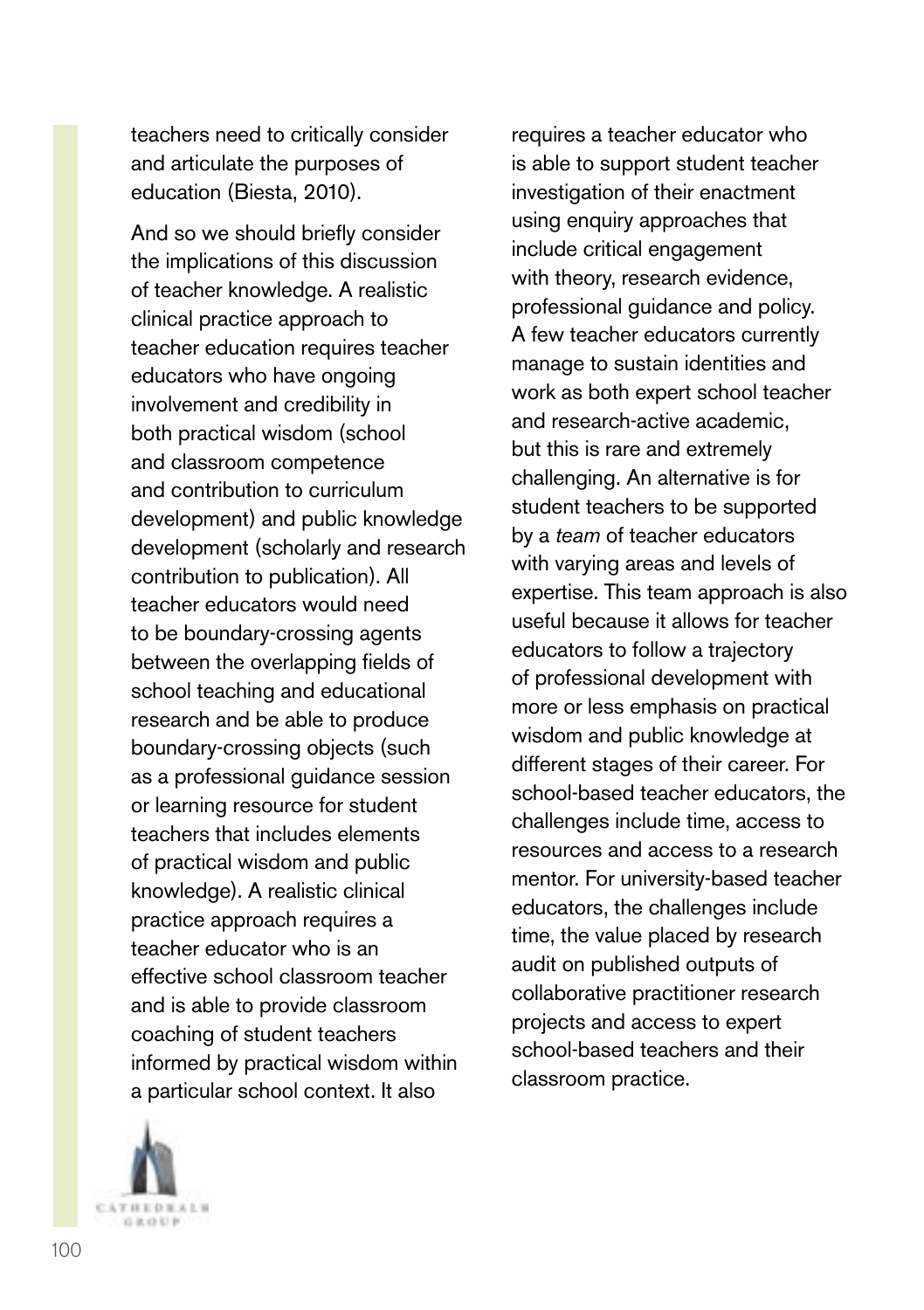teachers need to critically consider and articulate the purposes of education (Biesta, 2010).

And so we should briefly consider the implications of this discussion of teacher knowledge. A realistic clinical practice approach to teacher education requires teacher educators who have ongoing involvement and credibility in both practical wisdom (school and classroom competence and contribution to curriculum development) and public knowledge development (scholarly and research contribution to publication). All teacher educators would need to be boundary-crossing agents between the overlapping fields of school teaching and educational research and be able to produce boundary-crossing objects (such as a professional guidance session or learning resource for student teachers that includes elements of practical wisdom and public knowledge). A realistic clinical practice approach requires a teacher educator who is an effective school classroom teacher and is able to provide classroom coaching of student teachers informed by practical wisdom within a particular school context. It also requires a teacher educator who is able to support student teacher investigation of their enactment using enquiry approaches that include critical engagement with theory, research evidence, professional guidance and policy. A few teacher educators currently manage to sustain identities and work as both expert school teacher and research-active academic, but this is rare and extremely challenging. An alternative is for student teachers to be supported by a *team* of teacher educators with varying areas and levels of expertise. This team approach is also useful because it allows for teacher educators to follow a trajectory of professional development with more or less emphasis on practical wisdom and public knowledge at different stages of their career. For school-based teacher educators, the challenges include time, access to resources and access to a research mentor. For university-based teacher educators, the challenges include time, the value placed by research audit on published outputs of collaborative practitioner research projects and access to expert school-based teachers and their classroom practice.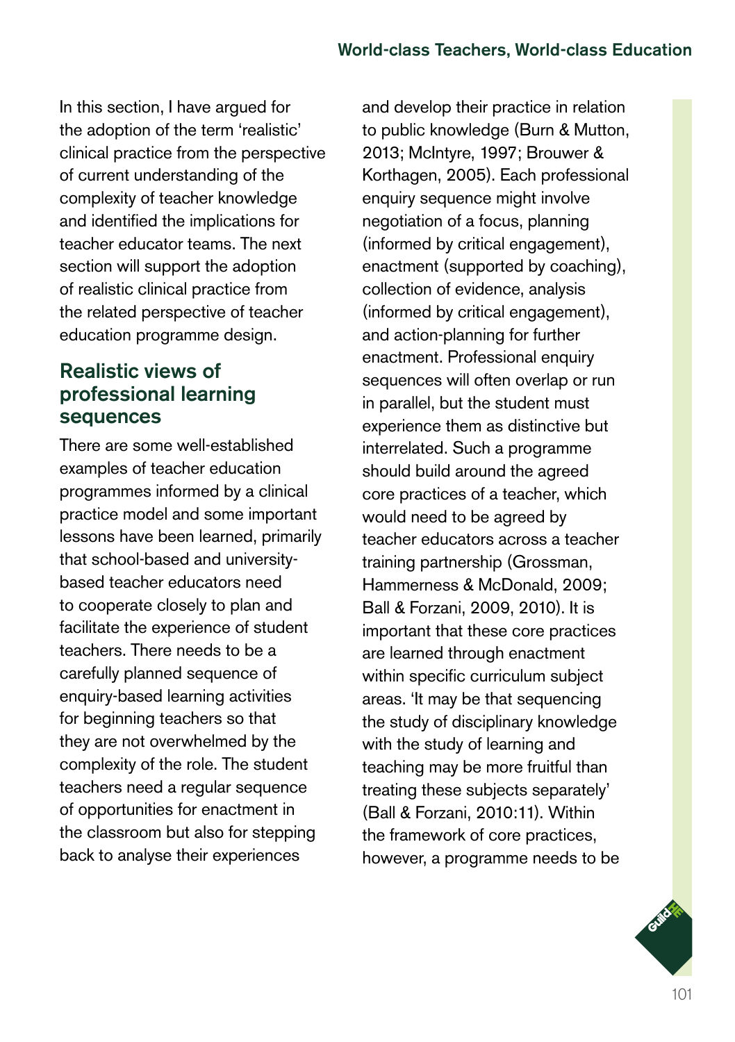In this section, I have argued for the adoption of the term 'realistic' clinical practice from the perspective of current understanding of the complexity of teacher knowledge and identified the implications for teacher educator teams. The next section will support the adoption of realistic clinical practice from the related perspective of teacher education programme design.

## Realistic views of professional learning sequences

There are some well-established examples of teacher education programmes informed by a clinical practice model and some important lessons have been learned, primarily that school-based and university-based teacher educators need to cooperate closely to plan and facilitate the experience of student teachers. There needs to be a carefully planned sequence of enquiry-based learning activities for beginning teachers so that they are not overwhelmed by the complexity of the role. The student teachers need a regular sequence of opportunities for enactment in the classroom but also for stepping back to analyse their experiences and develop their practice in relation to public knowledge (Burn & Mutton, 2013; McIntyre, 1997; Brouwer & Korthagen, 2005). Each professional enquiry sequence might involve negotiation of a focus, planning (informed by critical engagement), enactment (supported by coaching), collection of evidence, analysis (informed by critical engagement), and action-planning for further enactment. Professional enquiry sequences will often overlap or run in parallel, but the student must experience them as distinctive but interrelated. Such a programme should build around the agreed core practices of a teacher, which would need to be agreed by teacher educators across a teacher training partnership (Grossman, Hammerness & McDonald, 2009; Ball & Forzani, 2009, 2010). It is important that these core practices are learned through enactment within specific curriculum subject areas. 'It may be that sequencing the study of disciplinary knowledge with the study of learning and teaching may be more fruitful than treating these subjects separately' (Ball & Forzani, 2010:11). Within the framework of core practices, however, a programme needs to be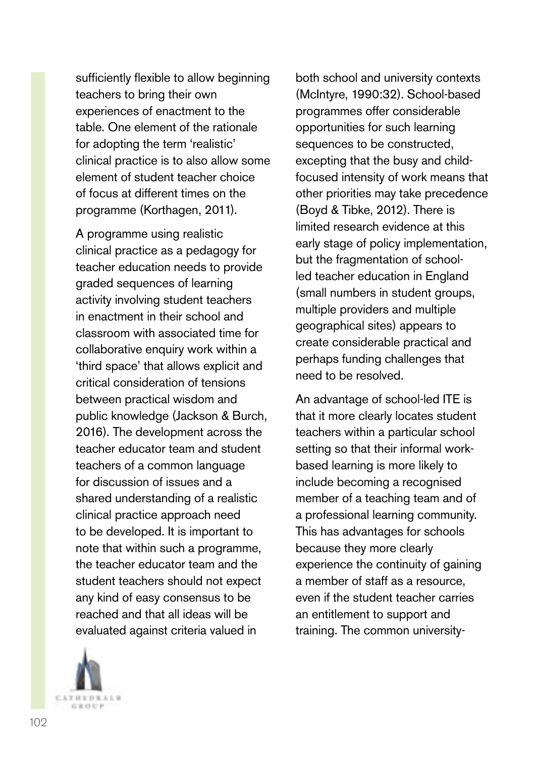sufficiently flexible to allow beginning teachers to bring their own experiences of enactment to the table. One element of the rationale for adopting the term 'realistic' clinical practice is to also allow some element of student teacher choice of focus at different times on the programme (Korthagen, 2011).

A programme using realistic clinical practice as a pedagogy for teacher education needs to provide graded sequences of learning activity involving student teachers in enactment in their school and classroom with associated time for collaborative enquiry work within a 'third space' that allows explicit and critical consideration of tensions between practical wisdom and public knowledge (Jackson & Burch, 2016). The development across the teacher educator team and student teachers of a common language for discussion of issues and a shared understanding of a realistic clinical practice approach need to be developed. It is important to note that within such a programme, the teacher educator team and the student teachers should not expect any kind of easy consensus to be reached and that all ideas will be evaluated against criteria valued in both school and university contexts (McIntyre, 1990:32). School-based programmes offer considerable opportunities for such learning sequences to be constructed, excepting that the busy and child-focused intensity of work means that other priorities may take precedence (Boyd & Tibke, 2012). There is limited research evidence at this early stage of policy implementation, but the fragmentation of school-led teacher education in England (small numbers in student groups, multiple providers and multiple geographical sites) appears to create considerable practical and perhaps funding challenges that need to be resolved.

An advantage of school-led ITE is that it more clearly locates student teachers within a particular school setting so that their informal work-based learning is more likely to include becoming a recognised member of a teaching team and of a professional learning community. This has advantages for schools because they more clearly experience the continuity of gaining a member of staff as a resource, even if the student teacher carries an entitlement to support and training. The common university-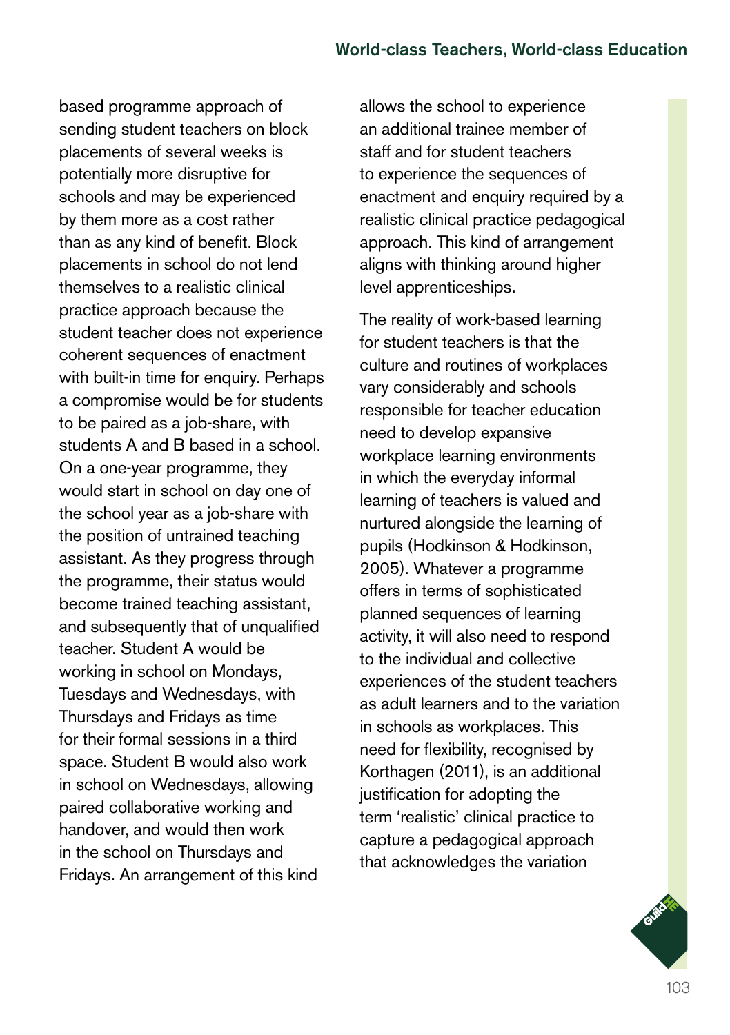based programme approach of sending student teachers on block placements of several weeks is potentially more disruptive for schools and may be experienced by them more as a cost rather than as any kind of benefit. Block placements in school do not lend themselves to a realistic clinical practice approach because the student teacher does not experience coherent sequences of enactment with built-in time for enquiry. Perhaps a compromise would be for students to be paired as a job-share, with students A and B based in a school. On a one-year programme, they would start in school on day one of the school year as a job-share with the position of untrained teaching assistant. As they progress through the programme, their status would become trained teaching assistant, and subsequently that of unqualified teacher. Student A would be working in school on Mondays, Tuesdays and Wednesdays, with Thursdays and Fridays as time for their formal sessions in a third space. Student B would also work in school on Wednesdays, allowing paired collaborative working and handover, and would then work in the school on Thursdays and Fridays. An arrangement of this kind allows the school to experience an additional trainee member of staff and for student teachers to experience the sequences of enactment and enquiry required by a realistic clinical practice pedagogical approach. This kind of arrangement aligns with thinking around higher level apprenticeships.

The reality of work-based learning for student teachers is that the culture and routines of workplaces vary considerably and schools responsible for teacher education need to develop expansive workplace learning environments in which the everyday informal learning of teachers is valued and nurtured alongside the learning of pupils (Hodkinson & Hodkinson, 2005). Whatever a programme offers in terms of sophisticated planned sequences of learning activity, it will also need to respond to the individual and collective experiences of the student teachers as adult learners and to the variation in schools as workplaces. This need for flexibility, recognised by Korthagen (2011), is an additional justification for adopting the term 'realistic' clinical practice to capture a pedagogical approach that acknowledges the variation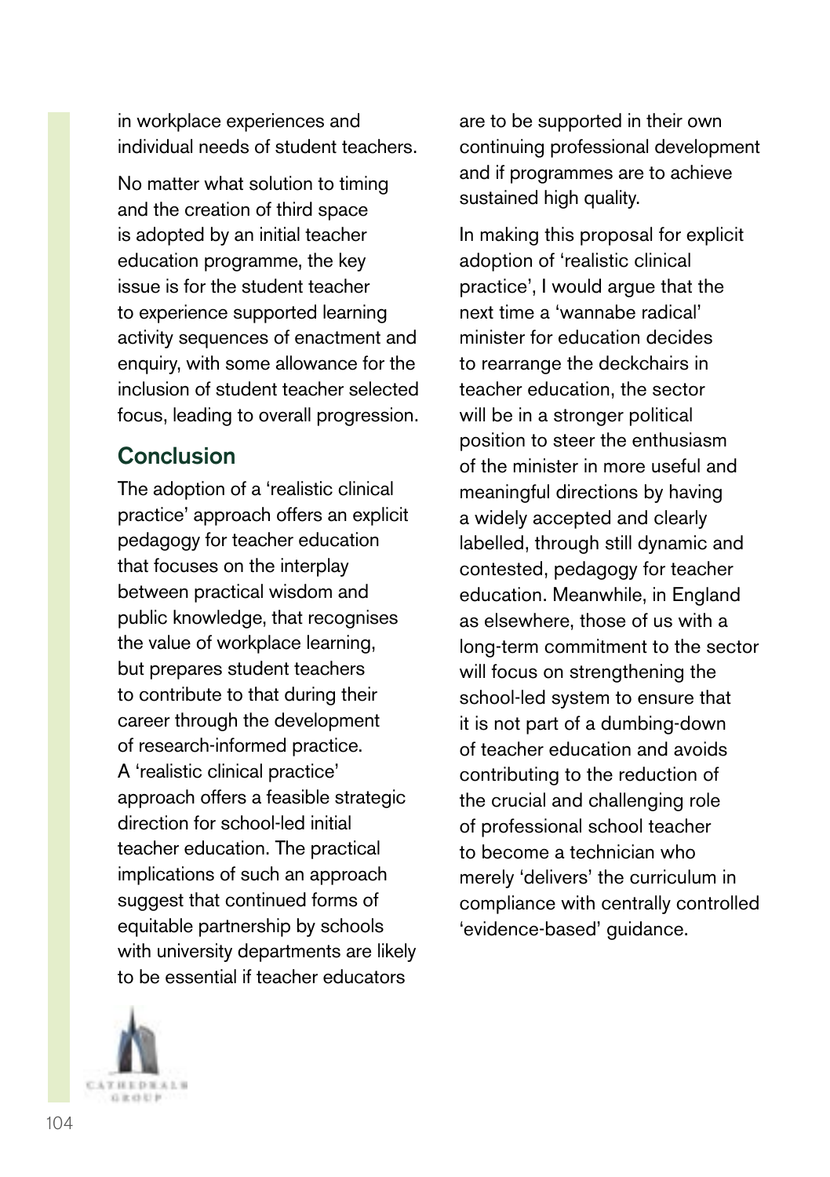in workplace experiences and individual needs of student teachers.

No matter what solution to timing and the creation of third space is adopted by an initial teacher education programme, the key issue is for the student teacher to experience supported learning activity sequences of enactment and enquiry, with some allowance for the inclusion of student teacher selected focus, leading to overall progression.

## Conclusion

The adoption of a 'realistic clinical practice' approach offers an explicit pedagogy for teacher education that focuses on the interplay between practical wisdom and public knowledge, that recognises the value of workplace learning, but prepares student teachers to contribute to that during their career through the development of research-informed practice. A 'realistic clinical practice' approach offers a feasible strategic direction for school-led initial teacher education. The practical implications of such an approach suggest that continued forms of equitable partnership by schools with university departments are likely to be essential if teacher educators are to be supported in their own continuing professional development and if programmes are to achieve sustained high quality.

In making this proposal for explicit adoption of 'realistic clinical practice', I would argue that the next time a 'wannabe radical' minister for education decides to rearrange the deckchairs in teacher education, the sector will be in a stronger political position to steer the enthusiasm of the minister in more useful and meaningful directions by having a widely accepted and clearly labelled, through still dynamic and contested, pedagogy for teacher education. Meanwhile, in England as elsewhere, those of us with a long-term commitment to the sector will focus on strengthening the school-led system to ensure that it is not part of a dumbing-down of teacher education and avoids contributing to the reduction of the crucial and challenging role of professional school teacher to become a technician who merely 'delivers' the curriculum in compliance with centrally controlled 'evidence-based' guidance.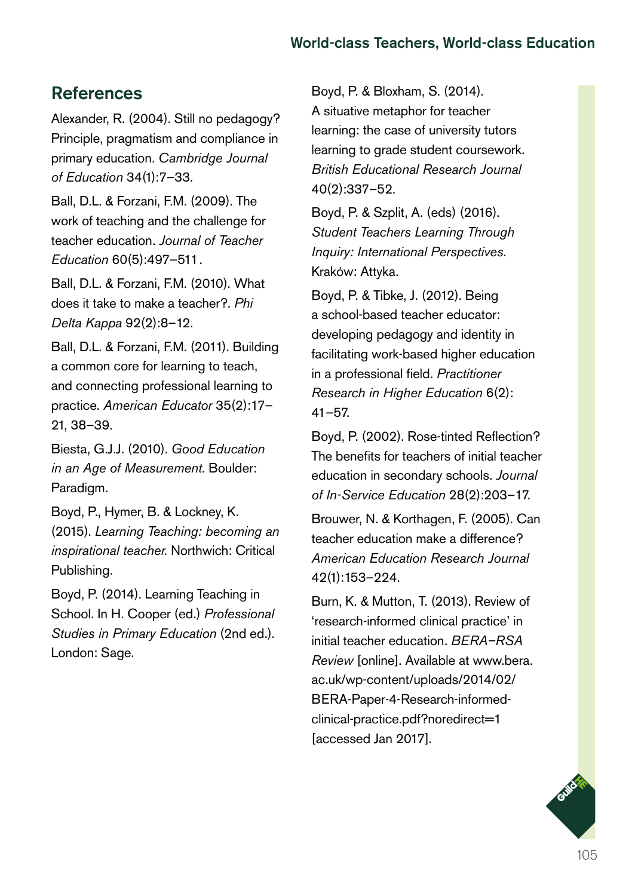## References

Alexander, R. (2004). Still no pedagogy? Principle, pragmatism and compliance in primary education. *Cambridge Journal of Education* 34(1):7–33.

Ball, D.L. & Forzani, F.M. (2009). The work of teaching and the challenge for teacher education. *Journal of Teacher Education* 60(5):497–511.

Ball, D.L. & Forzani, F.M. (2010). What does it take to make a teacher?. *Phi Delta Kappa* 92(2):8–12.

Ball, D.L. & Forzani, F.M. (2011). Building a common core for learning to teach, and connecting professional learning to practice. *American Educator* 35(2):17–21, 38–39.

Biesta, G.J.J. (2010). *Good Education in an Age of Measurement.* Boulder: Paradigm.

Boyd, P., Hymer, B. & Lockney, K. (2015). *Learning Teaching: becoming an inspirational teacher.* Northwich: Critical Publishing.

Boyd, P. (2014). Learning Teaching in School. In H. Cooper (ed.) *Professional Studies in Primary Education* (2nd ed.). London: Sage.

Boyd, P. & Bloxham, S. (2014). A situative metaphor for teacher learning: the case of university tutors learning to grade student coursework. *British Educational Research Journal* 40(2):337–52.

Boyd, P. & Szplit, A. (eds) (2016). *Student Teachers Learning Through Inquiry: International Perspectives.* Kraków: Attyka.

Boyd, P. & Tibke, J. (2012). Being a school-based teacher educator: developing pedagogy and identity in facilitating work-based higher education in a professional field. *Practitioner Research in Higher Education* 6(2): 41–57.

Boyd, P. (2002). Rose-tinted Reflection? The benefits for teachers of initial teacher education in secondary schools. *Journal of In-Service Education* 28(2):203–17.

Brouwer, N. & Korthagen, F. (2005). Can teacher education make a difference? *American Education Research Journal* 42(1):153–224.

Burn, K. & Mutton, T. (2013). Review of 'research-informed clinical practice' in initial teacher education. *BERA–RSA Review* [online]. Available at www.bera.ac.uk/wp-content/uploads/2014/02/BERA-Paper-4-Research-informed-clinical-practice.pdf?noredirect=1 [accessed Jan 2017].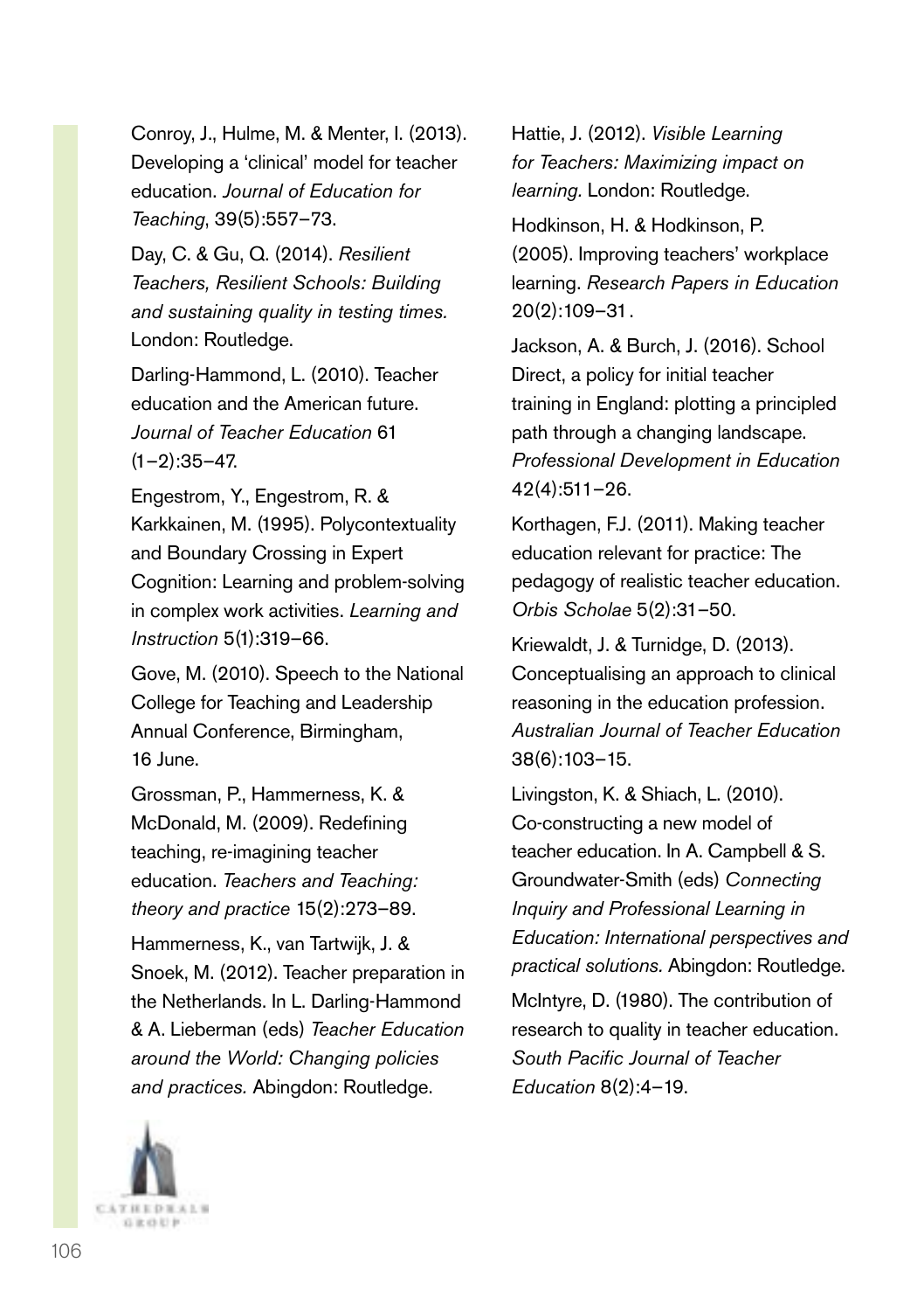Conroy, J., Hulme, M. & Menter, I. (2013). Developing a 'clinical' model for teacher education. *Journal of Education for Teaching*, 39(5):557–73.

Day, C. & Gu, Q. (2014). *Resilient Teachers, Resilient Schools: Building and sustaining quality in testing times.* London: Routledge.

Darling-Hammond, L. (2010). Teacher education and the American future. *Journal of Teacher Education* 61 (1–2):35–47.

Engestrom, Y., Engestrom, R. & Karkkainen, M. (1995). Polycontextuality and Boundary Crossing in Expert Cognition: Learning and problem-solving in complex work activities. *Learning and Instruction* 5(1):319–66.

Gove, M. (2010). Speech to the National College for Teaching and Leadership Annual Conference, Birmingham, 16 June.

Grossman, P., Hammerness, K. & McDonald, M. (2009). Redefining teaching, re-imagining teacher education. *Teachers and Teaching: theory and practice* 15(2):273–89.

Hammerness, K., van Tartwijk, J. & Snoek, M. (2012). Teacher preparation in the Netherlands. In L. Darling-Hammond & A. Lieberman (eds) *Teacher Education around the World: Changing policies and practices.* Abingdon: Routledge.

Hattie, J. (2012). *Visible Learning for Teachers: Maximizing impact on learning.* London: Routledge.

Hodkinson, H. & Hodkinson, P. (2005). Improving teachers' workplace learning. *Research Papers in Education* 20(2):109–31.

Jackson, A. & Burch, J. (2016). School Direct, a policy for initial teacher training in England: plotting a principled path through a changing landscape. *Professional Development in Education* 42(4):511–26.

Korthagen, F.J. (2011). Making teacher education relevant for practice: The pedagogy of realistic teacher education. *Orbis Scholae* 5(2):31–50.

Kriewaldt, J. & Turnidge, D. (2013). Conceptualising an approach to clinical reasoning in the education profession. *Australian Journal of Teacher Education* 38(6):103–15.

Livingston, K. & Shiach, L. (2010). Co-constructing a new model of teacher education. In A. Campbell & S. Groundwater-Smith (eds) *Connecting Inquiry and Professional Learning in Education: International perspectives and practical solutions.* Abingdon: Routledge.

McIntyre, D. (1980). The contribution of research to quality in teacher education. *South Pacific Journal of Teacher Education* 8(2):4–19.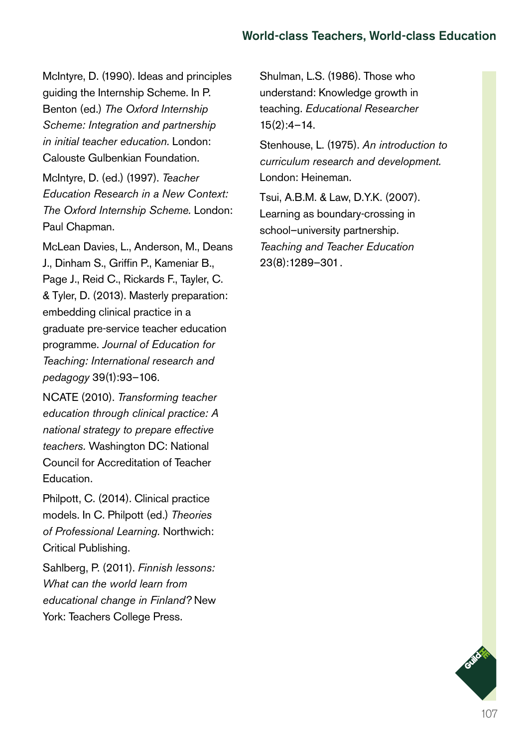McIntyre, D. (1990). Ideas and principles guiding the Internship Scheme. In P. Benton (ed.) *The Oxford Internship Scheme: Integration and partnership in initial teacher education.* London: Calouste Gulbenkian Foundation.

McIntyre, D. (ed.) (1997). *Teacher Education Research in a New Context: The Oxford Internship Scheme.* London: Paul Chapman.

McLean Davies, L., Anderson, M., Deans J., Dinham S., Griffin P., Kameniar B., Page J., Reid C., Rickards F., Tayler, C. & Tyler, D. (2013). Masterly preparation: embedding clinical practice in a graduate pre-service teacher education programme. *Journal of Education for Teaching: International research and pedagogy* 39(1):93–106.

NCATE (2010). *Transforming teacher education through clinical practice: A national strategy to prepare effective teachers.* Washington DC: National Council for Accreditation of Teacher Education.

Philpott, C. (2014). Clinical practice models. In C. Philpott (ed.) *Theories of Professional Learning.* Northwich: Critical Publishing.

Sahlberg, P. (2011). *Finnish lessons: What can the world learn from educational change in Finland?* New York: Teachers College Press.

Shulman, L.S. (1986). Those who understand: Knowledge growth in teaching. *Educational Researcher* 15(2):4–14.

Stenhouse, L. (1975). *An introduction to curriculum research and development.* London: Heineman.

Tsui, A.B.M. & Law, D.Y.K. (2007). Learning as boundary-crossing in school–university partnership. *Teaching and Teacher Education* 23(8):1289–301.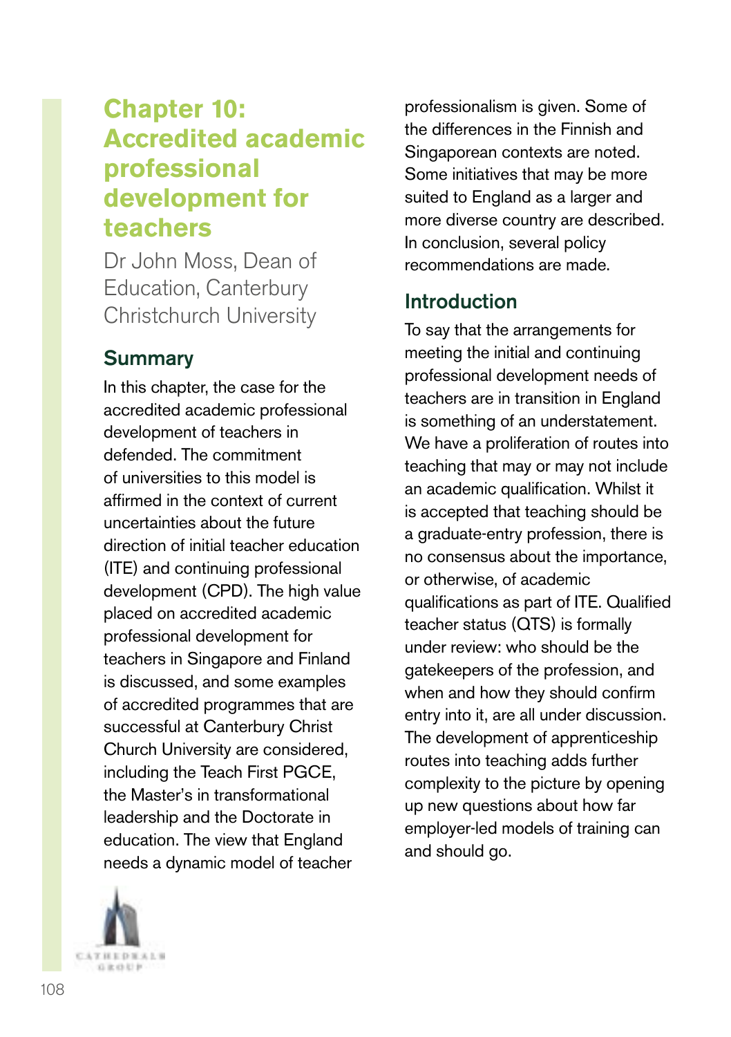# Chapter 10: Accredited academic professional development for teachers

Dr John Moss, Dean of Education, Canterbury Christchurch University

## Summary

In this chapter, the case for the accredited academic professional development of teachers in defended. The commitment of universities to this model is affirmed in the context of current uncertainties about the future direction of initial teacher education (ITE) and continuing professional development (CPD). The high value placed on accredited academic professional development for teachers in Singapore and Finland is discussed, and some examples of accredited programmes that are successful at Canterbury Christ Church University are considered, including the Teach First PGCE, the Master's in transformational leadership and the Doctorate in education. The view that England needs a dynamic model of teacher professionalism is given. Some of the differences in the Finnish and Singaporean contexts are noted. Some initiatives that may be more suited to England as a larger and more diverse country are described. In conclusion, several policy recommendations are made.

## Introduction

To say that the arrangements for meeting the initial and continuing professional development needs of teachers are in transition in England is something of an understatement. We have a proliferation of routes into teaching that may or may not include an academic qualification. Whilst it is accepted that teaching should be a graduate-entry profession, there is no consensus about the importance, or otherwise, of academic qualifications as part of ITE. Qualified teacher status (QTS) is formally under review: who should be the gatekeepers of the profession, and when and how they should confirm entry into it, are all under discussion. The development of apprenticeship routes into teaching adds further complexity to the picture by opening up new questions about how far employer-led models of training can and should go.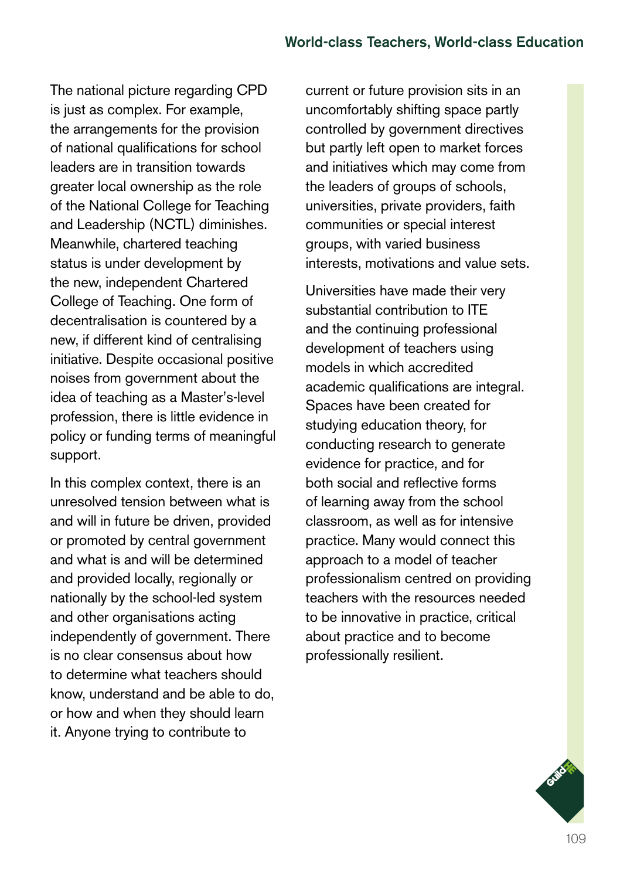The national picture regarding CPD is just as complex. For example, the arrangements for the provision of national qualifications for school leaders are in transition towards greater local ownership as the role of the National College for Teaching and Leadership (NCTL) diminishes. Meanwhile, chartered teaching status is under development by the new, independent Chartered College of Teaching. One form of decentralisation is countered by a new, if different kind of centralising initiative. Despite occasional positive noises from government about the idea of teaching as a Master's-level profession, there is little evidence in policy or funding terms of meaningful support.

In this complex context, there is an unresolved tension between what is and will in future be driven, provided or promoted by central government and what is and will be determined and provided locally, regionally or nationally by the school-led system and other organisations acting independently of government. There is no clear consensus about how to determine what teachers should know, understand and be able to do, or how and when they should learn it. Anyone trying to contribute to current or future provision sits in an uncomfortably shifting space partly controlled by government directives but partly left open to market forces and initiatives which may come from the leaders of groups of schools, universities, private providers, faith communities or special interest groups, with varied business interests, motivations and value sets.

Universities have made their very substantial contribution to ITE and the continuing professional development of teachers using models in which accredited academic qualifications are integral. Spaces have been created for studying education theory, for conducting research to generate evidence for practice, and for both social and reflective forms of learning away from the school classroom, as well as for intensive practice. Many would connect this approach to a model of teacher professionalism centred on providing teachers with the resources needed to be innovative in practice, critical about practice and to become professionally resilient.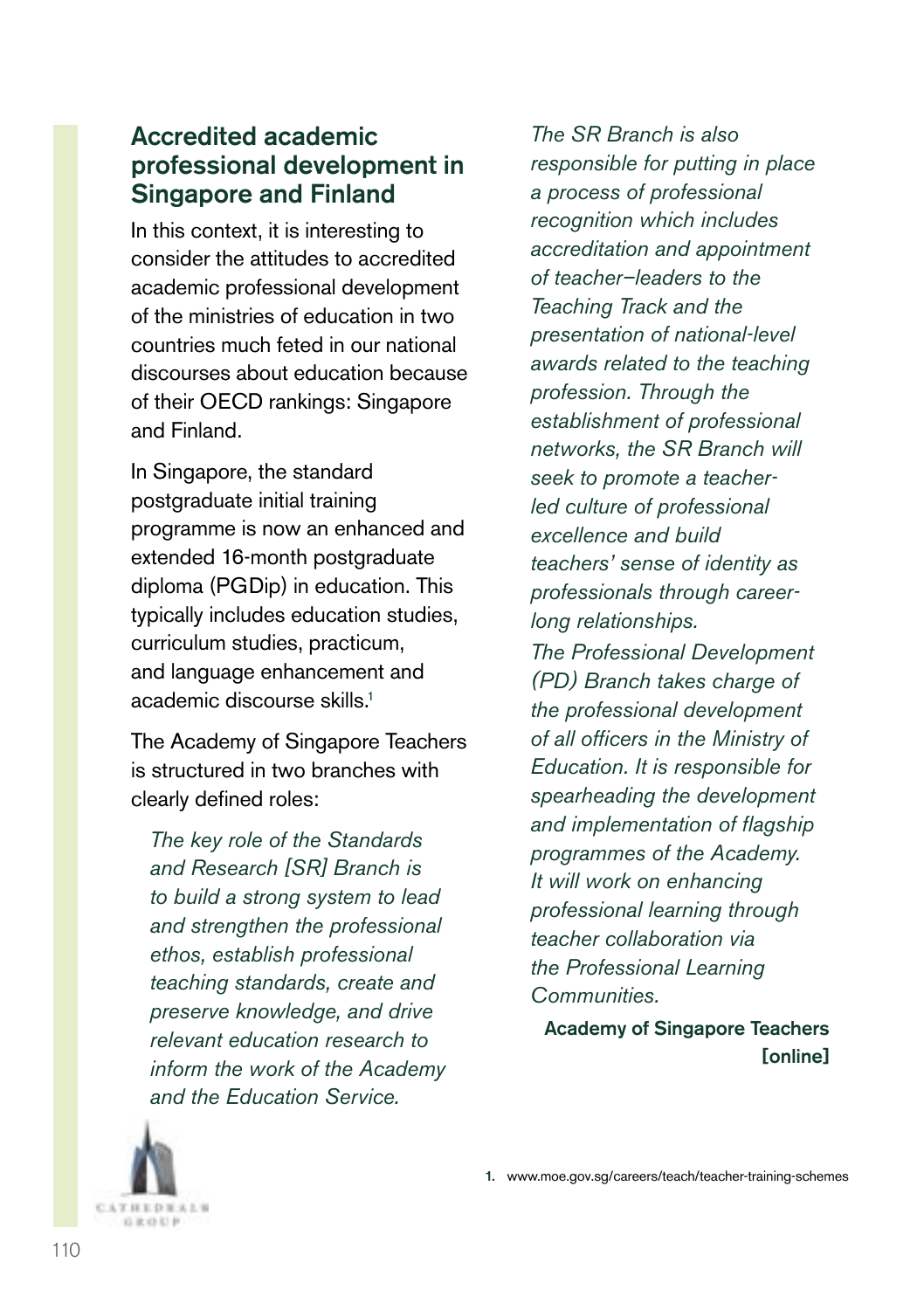## Accredited academic professional development in Singapore and Finland

In this context, it is interesting to consider the attitudes to accredited academic professional development of the ministries of education in two countries much feted in our national discourses about education because of their OECD rankings: Singapore and Finland.

In Singapore, the standard postgraduate initial training programme is now an enhanced and extended 16-month postgraduate diploma (PGDip) in education. This typically includes education studies, curriculum studies, practicum, and language enhancement and academic discourse skills.[1]

The Academy of Singapore Teachers is structured in two branches with clearly defined roles:

> *The key role of the Standards and Research [SR] Branch is to build a strong system to lead and strengthen the professional ethos, establish professional teaching standards, create and preserve knowledge, and drive relevant education research to inform the work of the Academy and the Education Service.*
>
> *The SR Branch is also responsible for putting in place a process of professional recognition which includes accreditation and appointment of teacher–leaders to the Teaching Track and the presentation of national-level awards related to the teaching profession. Through the establishment of professional networks, the SR Branch will seek to promote a teacher-led culture of professional excellence and build teachers' sense of identity as professionals through career-long relationships.*
>
> *The Professional Development (PD) Branch takes charge of the professional development of all officers in the Ministry of Education. It is responsible for spearheading the development and implementation of flagship programmes of the Academy. It will work on enhancing professional learning through teacher collaboration via the Professional Learning Communities.*
>
> **Academy of Singapore Teachers [online]**

1. www.moe.gov.sg/careers/teach/teacher-training-schemes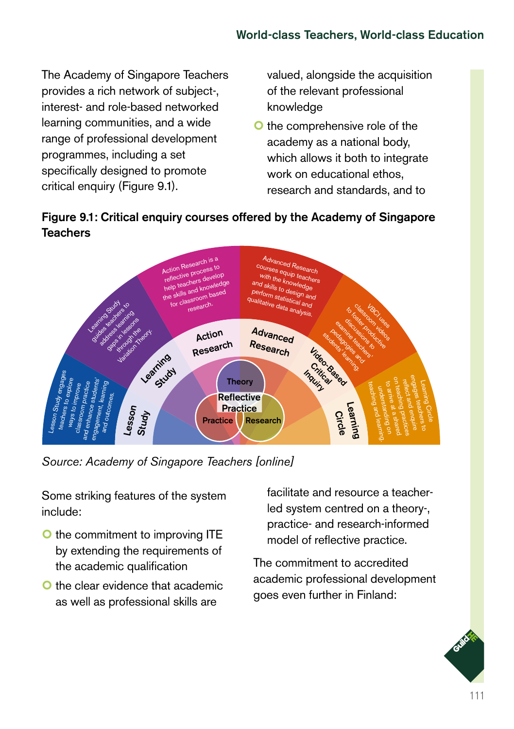The Academy of Singapore Teachers provides a rich network of subject-, interest- and role-based networked learning communities, and a wide range of professional development programmes, including a set specifically designed to promote critical enquiry (Figure 9.1).

**Figure 9.1: Critical enquiry courses offered by the Academy of Singapore Teachers**

Lesson Study engages teachers to explore ways to improve classroom practice and enhance students' engagement, learning and outcomes.

Learning Study guides teachers to address learning gaps in lessons through the Variation Theory.

Action Research is a reflective process to help teachers develop the skills and knowledge for classroom based research.

Advanced Research courses equip teachers with the knowledge and skills to design and perform statistical and qualitative data analysis.

VBCI uses classroom videos to foster productive discussions to examine teachers' pedagogies and students' learning.

Learning Circle engages teachers to reflect and enquire on teaching practices to arrive at a shared understanding on teaching and learning.

Lesson Study | Learning Study | Action Research | Advanced Research | Video-Based Critical Inquiry | Learning Circle

Theory | Reflective Practice | Practice | Research

*Source: Academy of Singapore Teachers [online]*

Some striking features of the system include:

- the commitment to improving ITE by extending the requirements of the academic qualification
- the clear evidence that academic as well as professional skills are valued, alongside the acquisition of the relevant professional knowledge
- the comprehensive role of the academy as a national body, which allows it both to integrate work on educational ethos, research and standards, and to facilitate and resource a teacher-led system centred on a theory-, practice- and research-informed model of reflective practice.

The commitment to accredited academic professional development goes even further in Finland: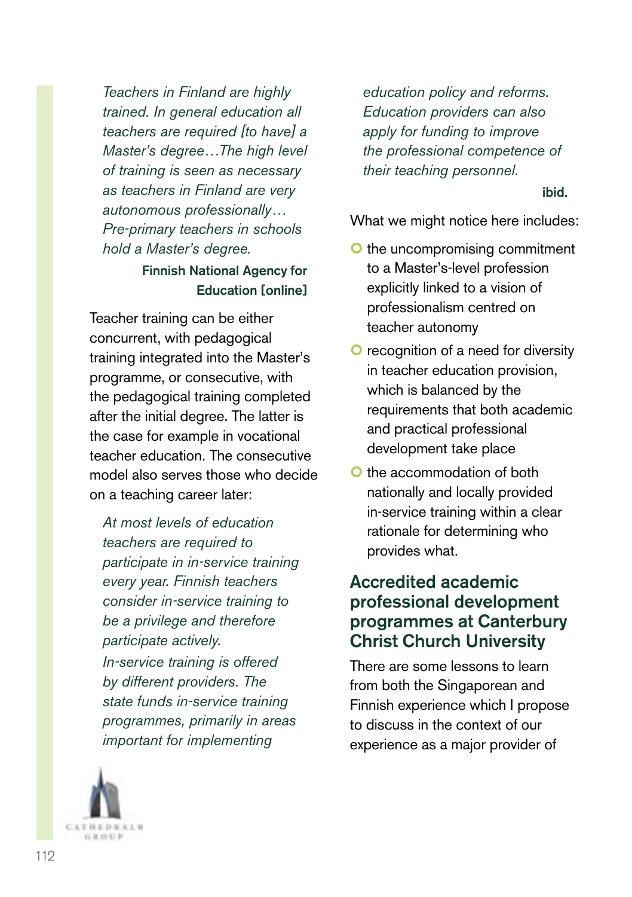*Teachers in Finland are highly trained. In general education all teachers are required [to have] a Master's degree…The high level of training is seen as necessary as teachers in Finland are very autonomous professionally… Pre-primary teachers in schools hold a Master's degree.*

**Finnish National Agency for Education [online]**

Teacher training can be either concurrent, with pedagogical training integrated into the Master's programme, or consecutive, with the pedagogical training completed after the initial degree. The latter is the case for example in vocational teacher education. The consecutive model also serves those who decide on a teaching career later:

*At most levels of education teachers are required to participate in in-service training every year. Finnish teachers consider in-service training to be a privilege and therefore participate actively.*
*In-service training is offered by different providers. The state funds in-service training programmes, primarily in areas important for implementing education policy and reforms. Education providers can also apply for funding to improve the professional competence of their teaching personnel.*

**ibid.**

What we might notice here includes:

- the uncompromising commitment to a Master's-level profession explicitly linked to a vision of professionalism centred on teacher autonomy
- recognition of a need for diversity in teacher education provision, which is balanced by the requirements that both academic and practical professional development take place
- the accommodation of both nationally and locally provided in-service training within a clear rationale for determining who provides what.

## Accredited academic professional development programmes at Canterbury Christ Church University

There are some lessons to learn from both the Singaporean and Finnish experience which I propose to discuss in the context of our experience as a major provider of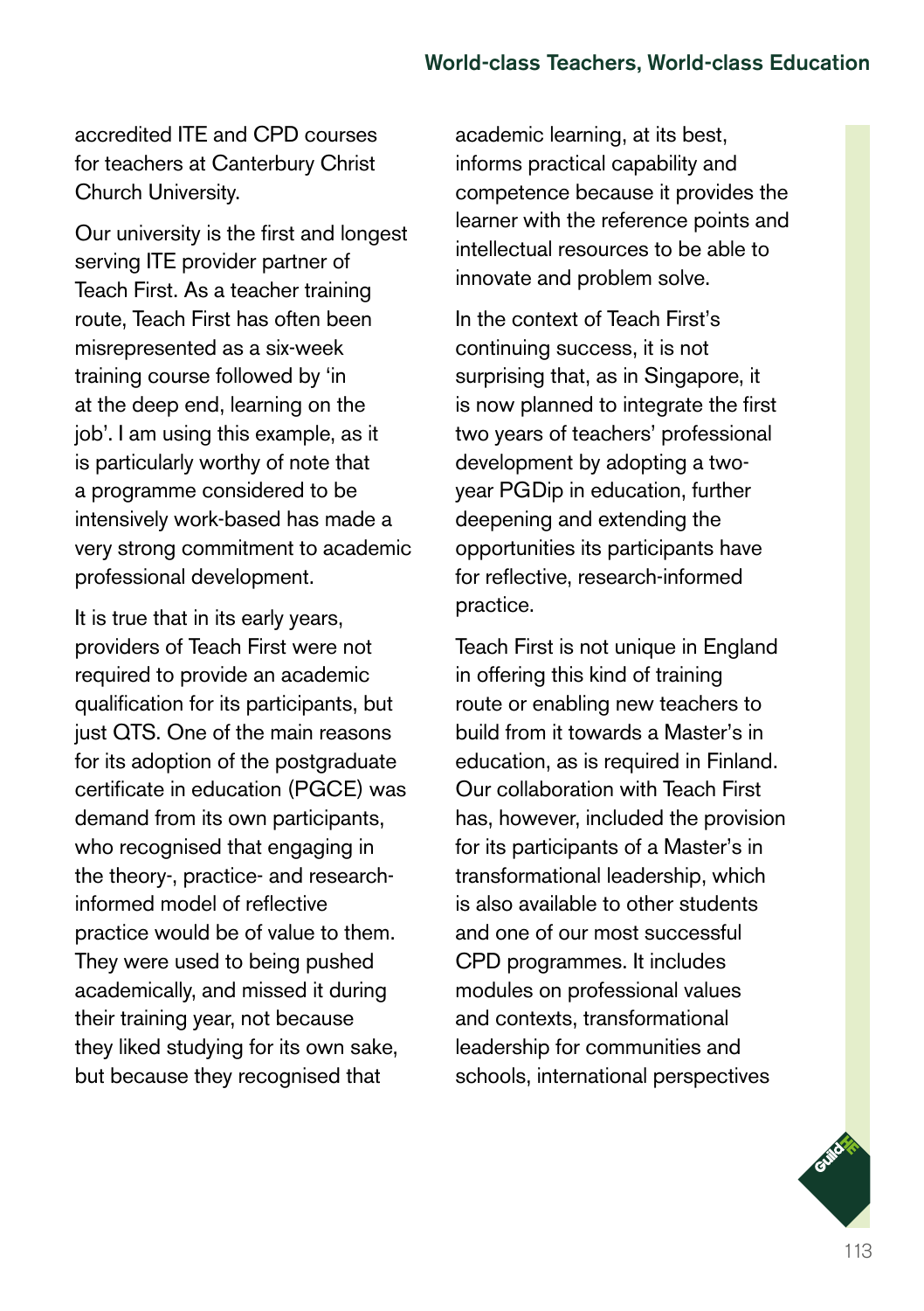accredited ITE and CPD courses for teachers at Canterbury Christ Church University.

Our university is the first and longest serving ITE provider partner of Teach First. As a teacher training route, Teach First has often been misrepresented as a six-week training course followed by 'in at the deep end, learning on the job'. I am using this example, as it is particularly worthy of note that a programme considered to be intensively work-based has made a very strong commitment to academic professional development.

It is true that in its early years, providers of Teach First were not required to provide an academic qualification for its participants, but just QTS. One of the main reasons for its adoption of the postgraduate certificate in education (PGCE) was demand from its own participants, who recognised that engaging in the theory-, practice- and research-informed model of reflective practice would be of value to them. They were used to being pushed academically, and missed it during their training year, not because they liked studying for its own sake, but because they recognised that academic learning, at its best, informs practical capability and competence because it provides the learner with the reference points and intellectual resources to be able to innovate and problem solve.

In the context of Teach First's continuing success, it is not surprising that, as in Singapore, it is now planned to integrate the first two years of teachers' professional development by adopting a two-year PGDip in education, further deepening and extending the opportunities its participants have for reflective, research-informed practice.

Teach First is not unique in England in offering this kind of training route or enabling new teachers to build from it towards a Master's in education, as is required in Finland. Our collaboration with Teach First has, however, included the provision for its participants of a Master's in transformational leadership, which is also available to other students and one of our most successful CPD programmes. It includes modules on professional values and contexts, transformational leadership for communities and schools, international perspectives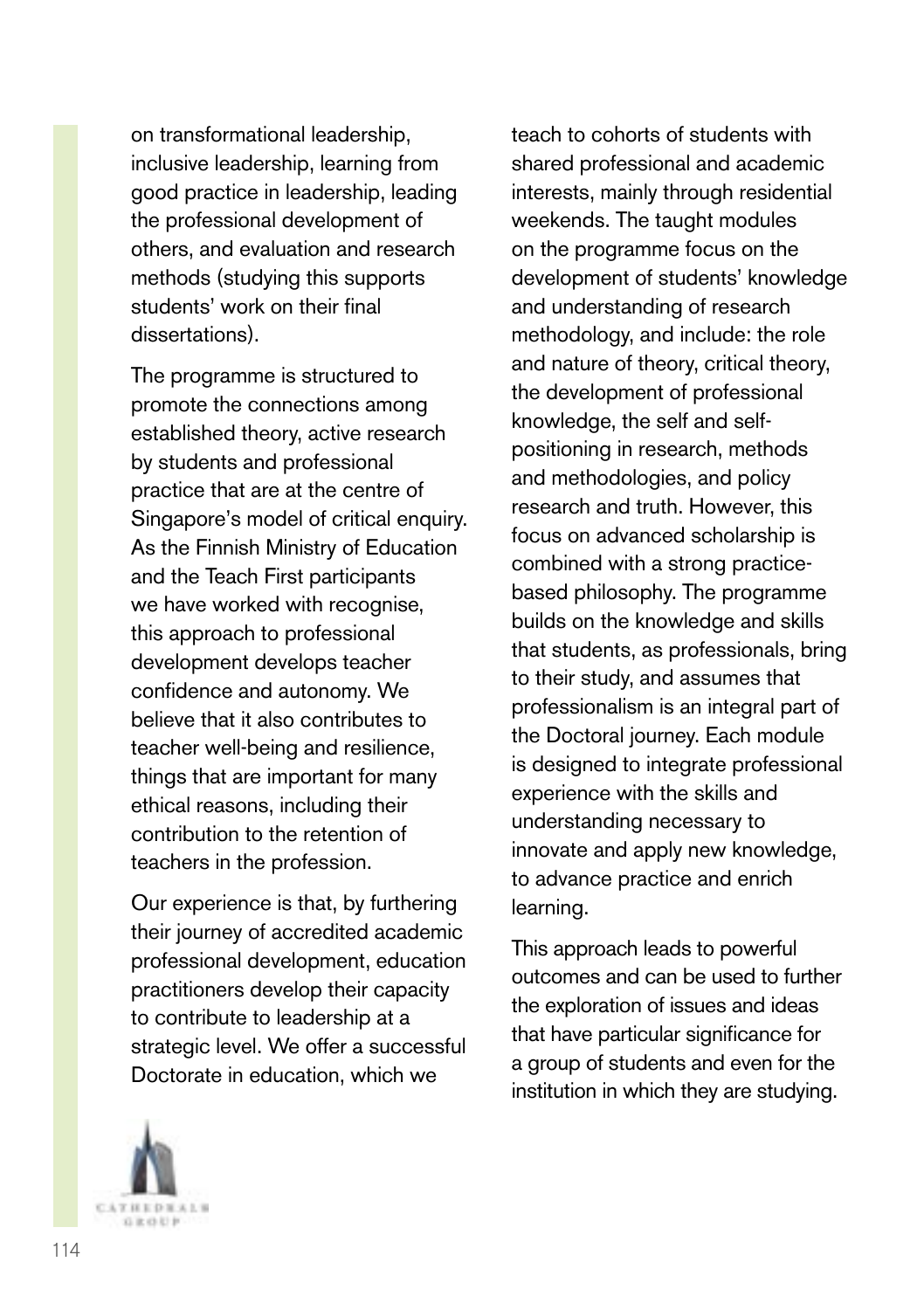on transformational leadership, inclusive leadership, learning from good practice in leadership, leading the professional development of others, and evaluation and research methods (studying this supports students' work on their final dissertations).

The programme is structured to promote the connections among established theory, active research by students and professional practice that are at the centre of Singapore's model of critical enquiry. As the Finnish Ministry of Education and the Teach First participants we have worked with recognise, this approach to professional development develops teacher confidence and autonomy. We believe that it also contributes to teacher well-being and resilience, things that are important for many ethical reasons, including their contribution to the retention of teachers in the profession.

Our experience is that, by furthering their journey of accredited academic professional development, education practitioners develop their capacity to contribute to leadership at a strategic level. We offer a successful Doctorate in education, which we teach to cohorts of students with shared professional and academic interests, mainly through residential weekends. The taught modules on the programme focus on the development of students' knowledge and understanding of research methodology, and include: the role and nature of theory, critical theory, the development of professional knowledge, the self and self-positioning in research, methods and methodologies, and policy research and truth. However, this focus on advanced scholarship is combined with a strong practice-based philosophy. The programme builds on the knowledge and skills that students, as professionals, bring to their study, and assumes that professionalism is an integral part of the Doctoral journey. Each module is designed to integrate professional experience with the skills and understanding necessary to innovate and apply new knowledge, to advance practice and enrich learning.

This approach leads to powerful outcomes and can be used to further the exploration of issues and ideas that have particular significance for a group of students and even for the institution in which they are studying.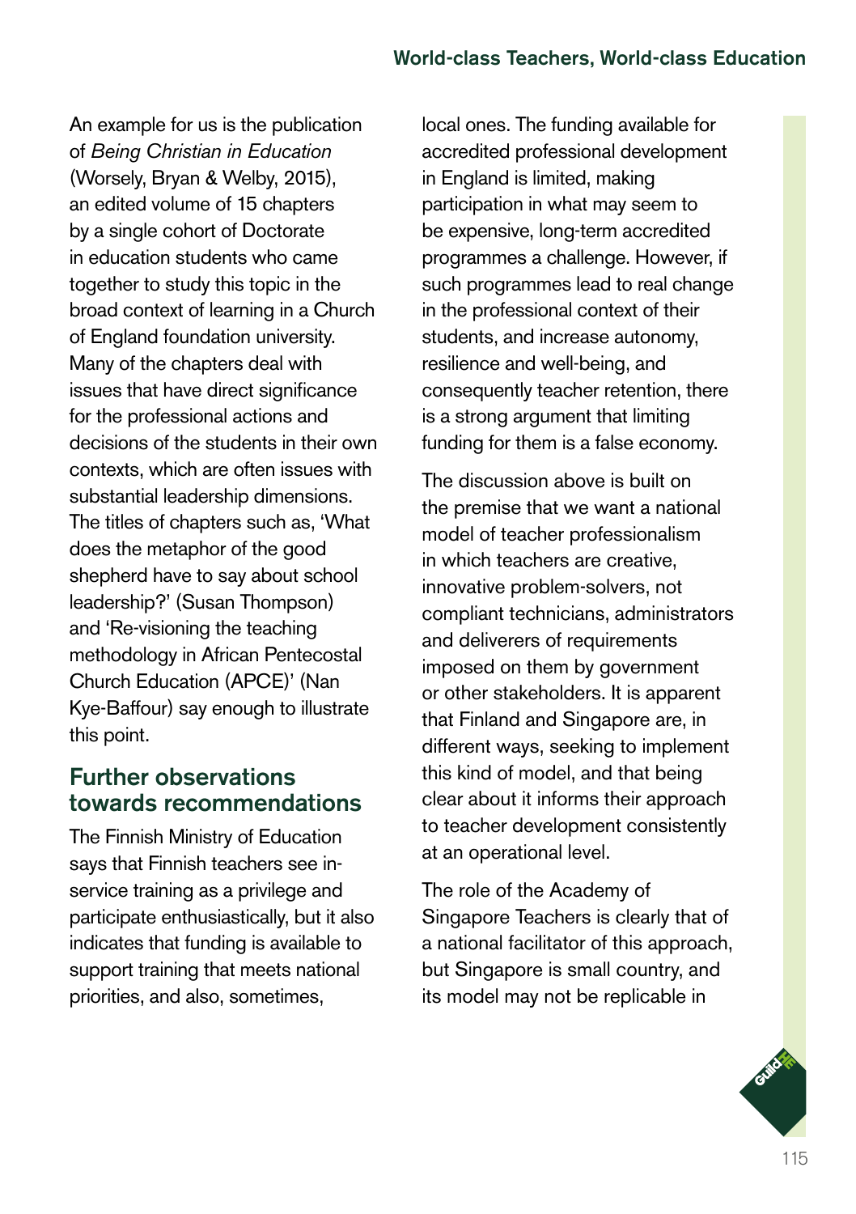An example for us is the publication of *Being Christian in Education* (Worsely, Bryan & Welby, 2015), an edited volume of 15 chapters by a single cohort of Doctorate in education students who came together to study this topic in the broad context of learning in a Church of England foundation university. Many of the chapters deal with issues that have direct significance for the professional actions and decisions of the students in their own contexts, which are often issues with substantial leadership dimensions. The titles of chapters such as, 'What does the metaphor of the good shepherd have to say about school leadership?' (Susan Thompson) and 'Re-visioning the teaching methodology in African Pentecostal Church Education (APCE)' (Nan Kye-Baffour) say enough to illustrate this point.

## Further observations towards recommendations

The Finnish Ministry of Education says that Finnish teachers see in-service training as a privilege and participate enthusiastically, but it also indicates that funding is available to support training that meets national priorities, and also, sometimes, local ones. The funding available for accredited professional development in England is limited, making participation in what may seem to be expensive, long-term accredited programmes a challenge. However, if such programmes lead to real change in the professional context of their students, and increase autonomy, resilience and well-being, and consequently teacher retention, there is a strong argument that limiting funding for them is a false economy.

The discussion above is built on the premise that we want a national model of teacher professionalism in which teachers are creative, innovative problem-solvers, not compliant technicians, administrators and deliverers of requirements imposed on them by government or other stakeholders. It is apparent that Finland and Singapore are, in different ways, seeking to implement this kind of model, and that being clear about it informs their approach to teacher development consistently at an operational level.

The role of the Academy of Singapore Teachers is clearly that of a national facilitator of this approach, but Singapore is small country, and its model may not be replicable in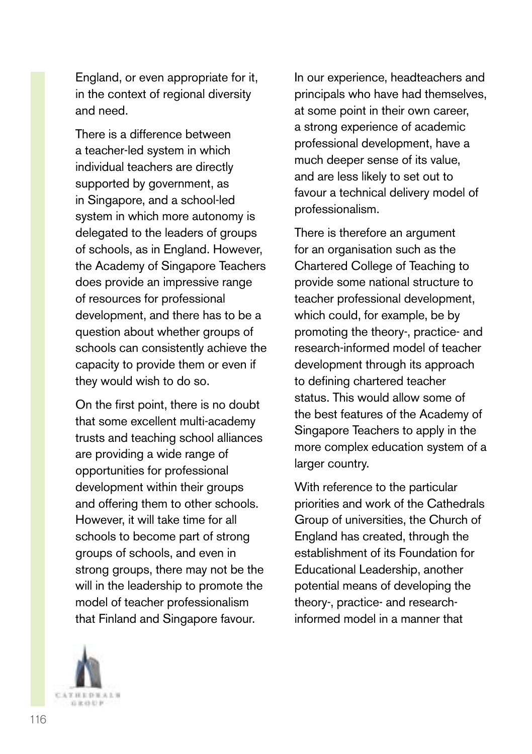England, or even appropriate for it, in the context of regional diversity and need.

There is a difference between a teacher-led system in which individual teachers are directly supported by government, as in Singapore, and a school-led system in which more autonomy is delegated to the leaders of groups of schools, as in England. However, the Academy of Singapore Teachers does provide an impressive range of resources for professional development, and there has to be a question about whether groups of schools can consistently achieve the capacity to provide them or even if they would wish to do so.

On the first point, there is no doubt that some excellent multi-academy trusts and teaching school alliances are providing a wide range of opportunities for professional development within their groups and offering them to other schools. However, it will take time for all schools to become part of strong groups of schools, and even in strong groups, there may not be the will in the leadership to promote the model of teacher professionalism that Finland and Singapore favour.

In our experience, headteachers and principals who have had themselves, at some point in their own career, a strong experience of academic professional development, have a much deeper sense of its value, and are less likely to set out to favour a technical delivery model of professionalism.

There is therefore an argument for an organisation such as the Chartered College of Teaching to provide some national structure to teacher professional development, which could, for example, be by promoting the theory-, practice- and research-informed model of teacher development through its approach to defining chartered teacher status. This would allow some of the best features of the Academy of Singapore Teachers to apply in the more complex education system of a larger country.

With reference to the particular priorities and work of the Cathedrals Group of universities, the Church of England has created, through the establishment of its Foundation for Educational Leadership, another potential means of developing the theory-, practice- and research-informed model in a manner that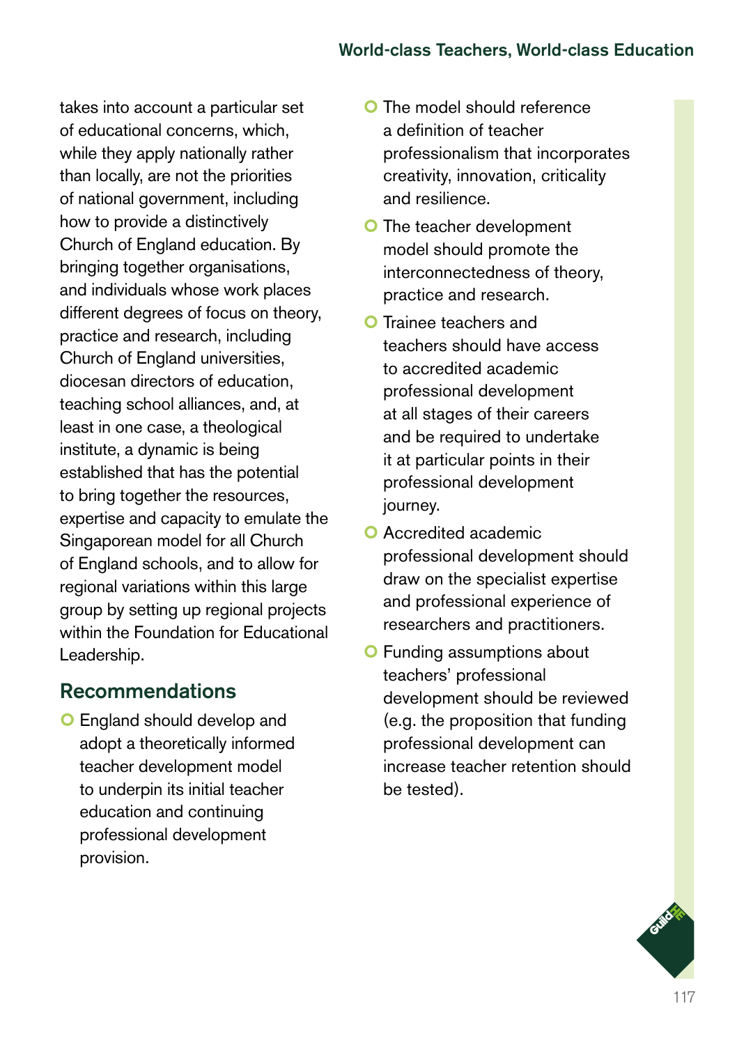takes into account a particular set of educational concerns, which, while they apply nationally rather than locally, are not the priorities of national government, including how to provide a distinctively Church of England education. By bringing together organisations, and individuals whose work places different degrees of focus on theory, practice and research, including Church of England universities, diocesan directors of education, teaching school alliances, and, at least in one case, a theological institute, a dynamic is being established that has the potential to bring together the resources, expertise and capacity to emulate the Singaporean model for all Church of England schools, and to allow for regional variations within this large group by setting up regional projects within the Foundation for Educational Leadership.

## Recommendations

- England should develop and adopt a theoretically informed teacher development model to underpin its initial teacher education and continuing professional development provision.
- The model should reference a definition of teacher professionalism that incorporates creativity, innovation, criticality and resilience.
- The teacher development model should promote the interconnectedness of theory, practice and research.
- Trainee teachers and teachers should have access to accredited academic professional development at all stages of their careers and be required to undertake it at particular points in their professional development journey.
- Accredited academic professional development should draw on the specialist expertise and professional experience of researchers and practitioners.
- Funding assumptions about teachers' professional development should be reviewed (e.g. the proposition that funding professional development can increase teacher retention should be tested).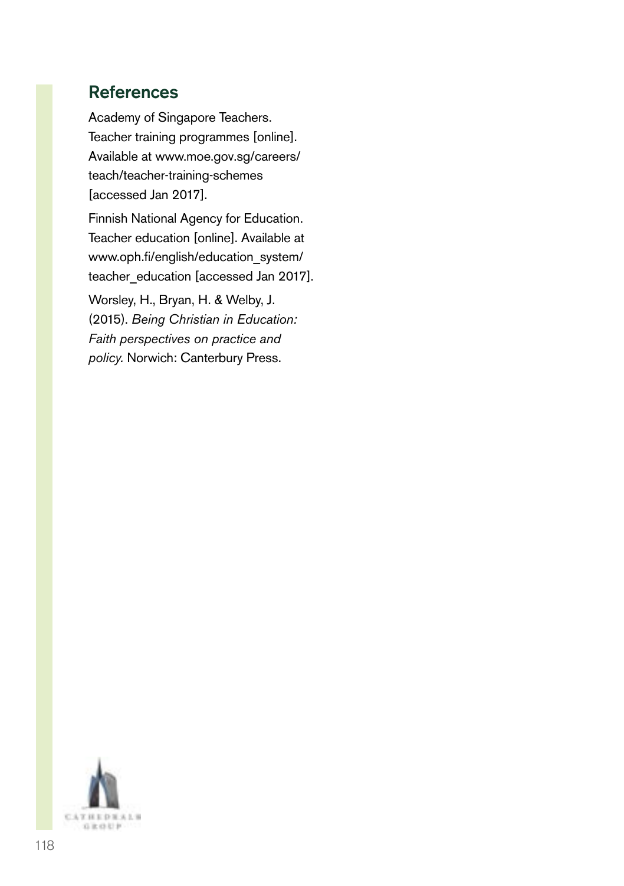## References

Academy of Singapore Teachers. Teacher training programmes [online]. Available at www.moe.gov.sg/careers/teach/teacher-training-schemes [accessed Jan 2017].

Finnish National Agency for Education. Teacher education [online]. Available at www.oph.fi/english/education_system/teacher_education [accessed Jan 2017].

Worsley, H., Bryan, H. & Welby, J. (2015). *Being Christian in Education: Faith perspectives on practice and policy.* Norwich: Canterbury Press.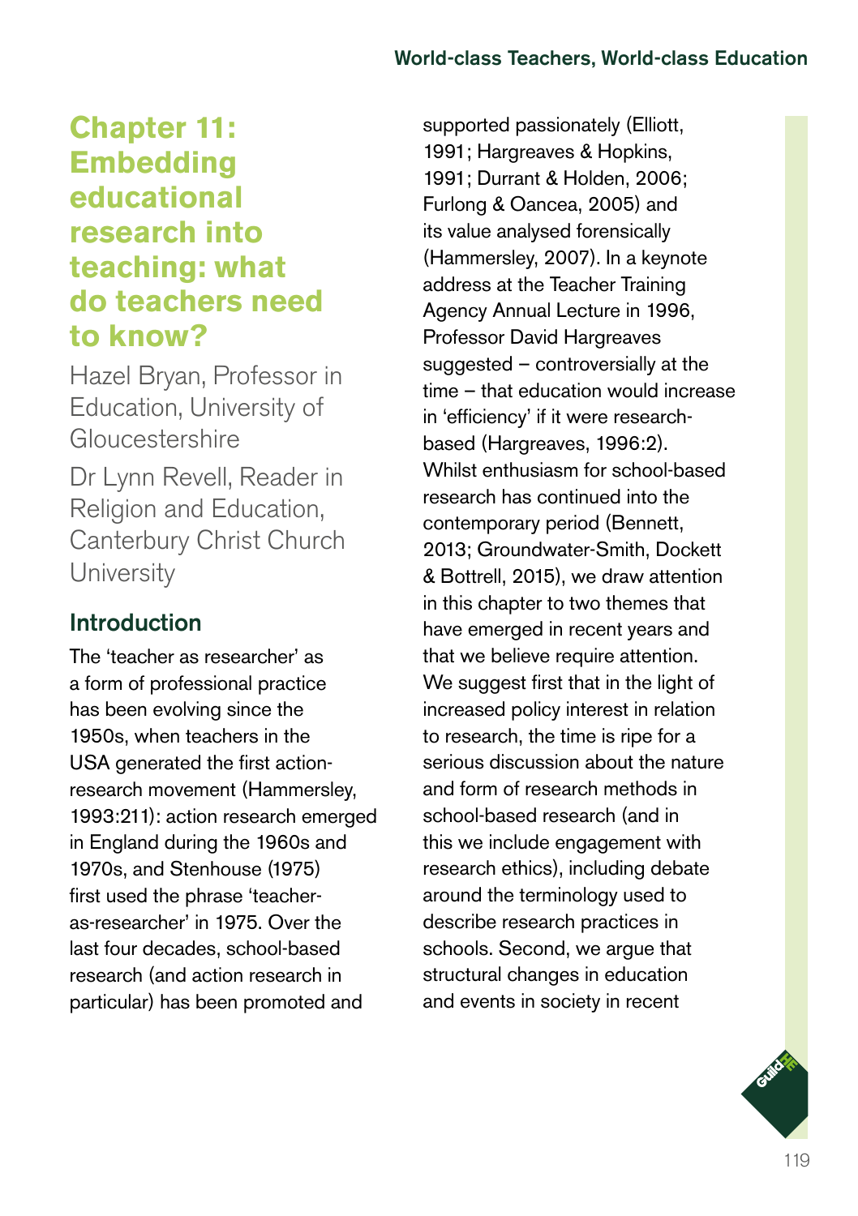# Chapter 11: Embedding educational research into teaching: what do teachers need to know?

Hazel Bryan, Professor in Education, University of Gloucestershire

Dr Lynn Revell, Reader in Religion and Education, Canterbury Christ Church University

## Introduction

The 'teacher as researcher' as a form of professional practice has been evolving since the 1950s, when teachers in the USA generated the first action-research movement (Hammersley, 1993:211): action research emerged in England during the 1960s and 1970s, and Stenhouse (1975) first used the phrase 'teacher-as-researcher' in 1975. Over the last four decades, school-based research (and action research in particular) has been promoted and supported passionately (Elliott, 1991; Hargreaves & Hopkins, 1991; Durrant & Holden, 2006; Furlong & Oancea, 2005) and its value analysed forensically (Hammersley, 2007). In a keynote address at the Teacher Training Agency Annual Lecture in 1996, Professor David Hargreaves suggested – controversially at the time – that education would increase in 'efficiency' if it were research-based (Hargreaves, 1996:2). Whilst enthusiasm for school-based research has continued into the contemporary period (Bennett, 2013; Groundwater-Smith, Dockett & Bottrell, 2015), we draw attention in this chapter to two themes that have emerged in recent years and that we believe require attention. We suggest first that in the light of increased policy interest in relation to research, the time is ripe for a serious discussion about the nature and form of research methods in school-based research (and in this we include engagement with research ethics), including debate around the terminology used to describe research practices in schools. Second, we argue that structural changes in education and events in society in recent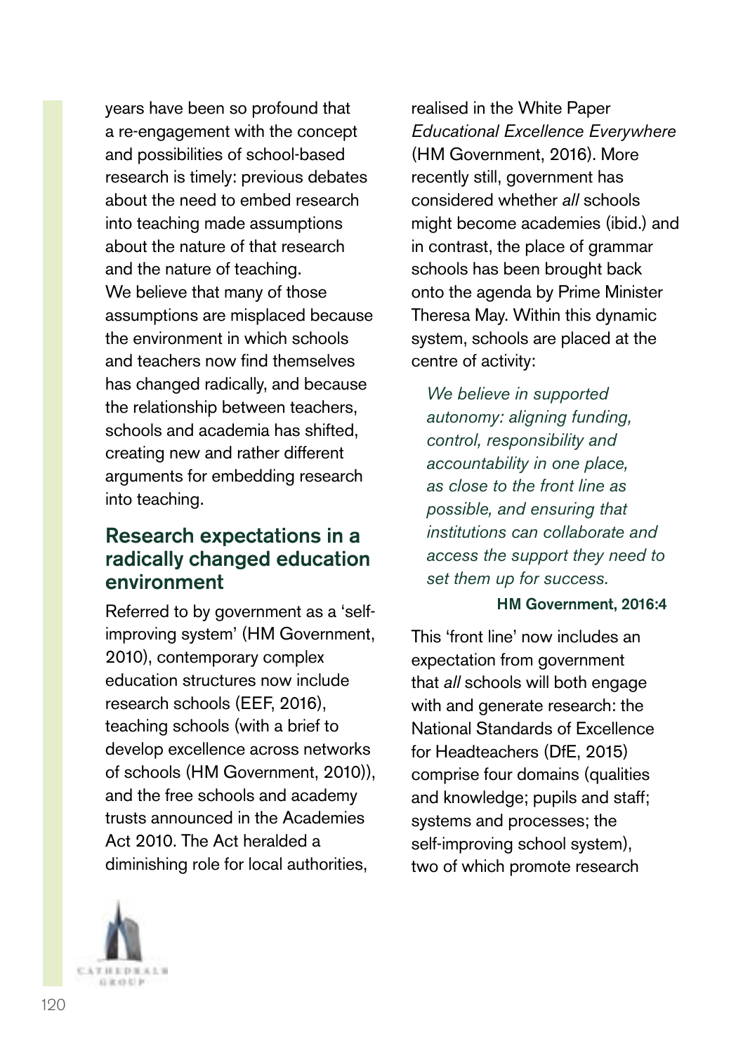years have been so profound that a re-engagement with the concept and possibilities of school-based research is timely: previous debates about the need to embed research into teaching made assumptions about the nature of that research and the nature of teaching. We believe that many of those assumptions are misplaced because the environment in which schools and teachers now find themselves has changed radically, and because the relationship between teachers, schools and academia has shifted, creating new and rather different arguments for embedding research into teaching.

## Research expectations in a radically changed education environment

Referred to by government as a 'self-improving system' (HM Government, 2010), contemporary complex education structures now include research schools (EEF, 2016), teaching schools (with a brief to develop excellence across networks of schools (HM Government, 2010)), and the free schools and academy trusts announced in the Academies Act 2010. The Act heralded a diminishing role for local authorities, realised in the White Paper *Educational Excellence Everywhere* (HM Government, 2016). More recently still, government has considered whether *all* schools might become academies (ibid.) and in contrast, the place of grammar schools has been brought back onto the agenda by Prime Minister Theresa May. Within this dynamic system, schools are placed at the centre of activity:

> *We believe in supported autonomy: aligning funding, control, responsibility and accountability in one place, as close to the front line as possible, and ensuring that institutions can collaborate and access the support they need to set them up for success.*
>
> **HM Government, 2016:4**

This 'front line' now includes an expectation from government that *all* schools will both engage with and generate research: the National Standards of Excellence for Headteachers (DfE, 2015) comprise four domains (qualities and knowledge; pupils and staff; systems and processes; the self-improving school system), two of which promote research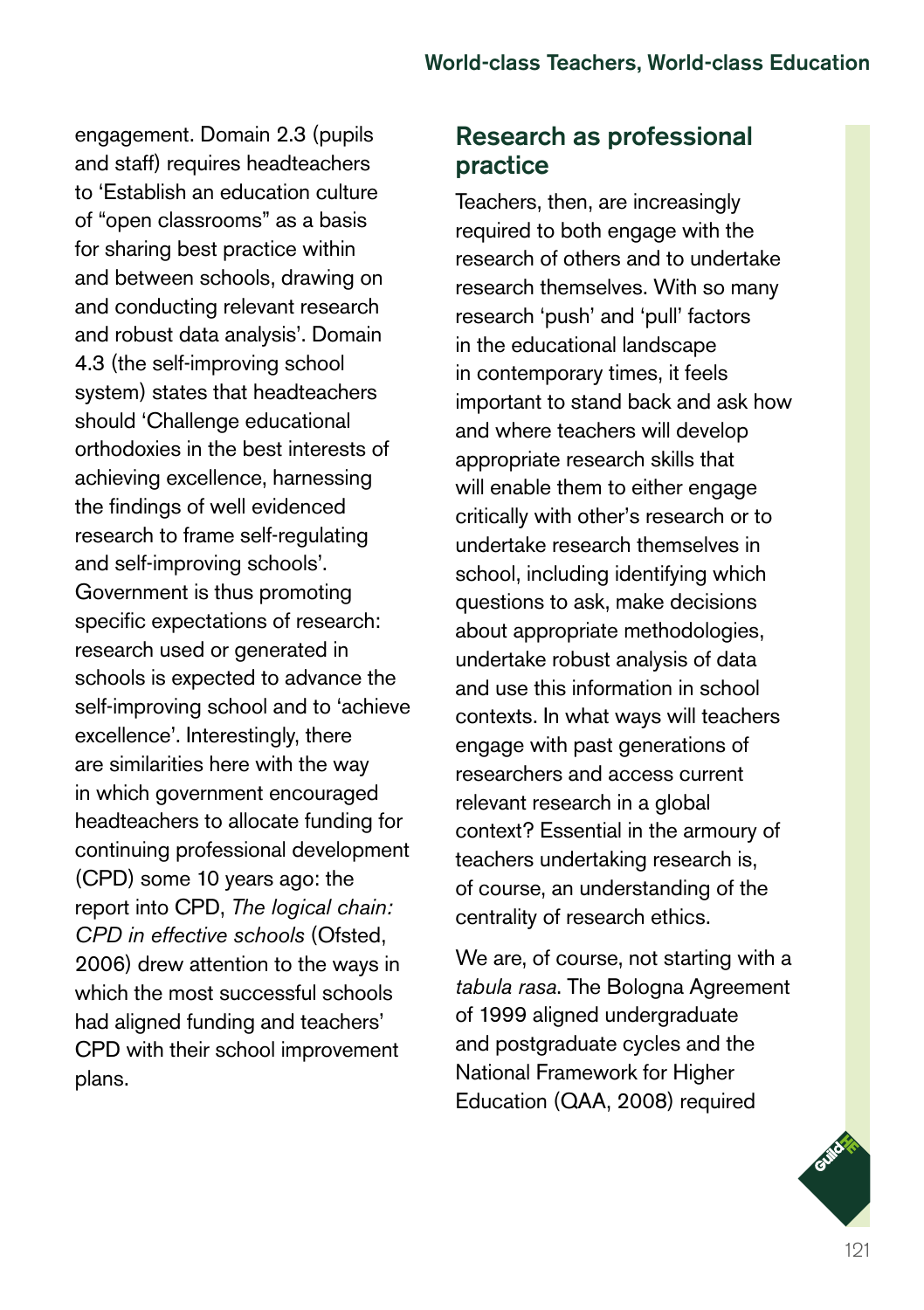engagement. Domain 2.3 (pupils and staff) requires headteachers to 'Establish an education culture of "open classrooms" as a basis for sharing best practice within and between schools, drawing on and conducting relevant research and robust data analysis'. Domain 4.3 (the self-improving school system) states that headteachers should 'Challenge educational orthodoxies in the best interests of achieving excellence, harnessing the findings of well evidenced research to frame self-regulating and self-improving schools'. Government is thus promoting specific expectations of research: research used or generated in schools is expected to advance the self-improving school and to 'achieve excellence'. Interestingly, there are similarities here with the way in which government encouraged headteachers to allocate funding for continuing professional development (CPD) some 10 years ago: the report into CPD, *The logical chain: CPD in effective schools* (Ofsted, 2006) drew attention to the ways in which the most successful schools had aligned funding and teachers' CPD with their school improvement plans.

## Research as professional practice

Teachers, then, are increasingly required to both engage with the research of others and to undertake research themselves. With so many research 'push' and 'pull' factors in the educational landscape in contemporary times, it feels important to stand back and ask how and where teachers will develop appropriate research skills that will enable them to either engage critically with other's research or to undertake research themselves in school, including identifying which questions to ask, make decisions about appropriate methodologies, undertake robust analysis of data and use this information in school contexts. In what ways will teachers engage with past generations of researchers and access current relevant research in a global context? Essential in the armoury of teachers undertaking research is, of course, an understanding of the centrality of research ethics.

We are, of course, not starting with a *tabula rasa*. The Bologna Agreement of 1999 aligned undergraduate and postgraduate cycles and the National Framework for Higher Education (QAA, 2008) required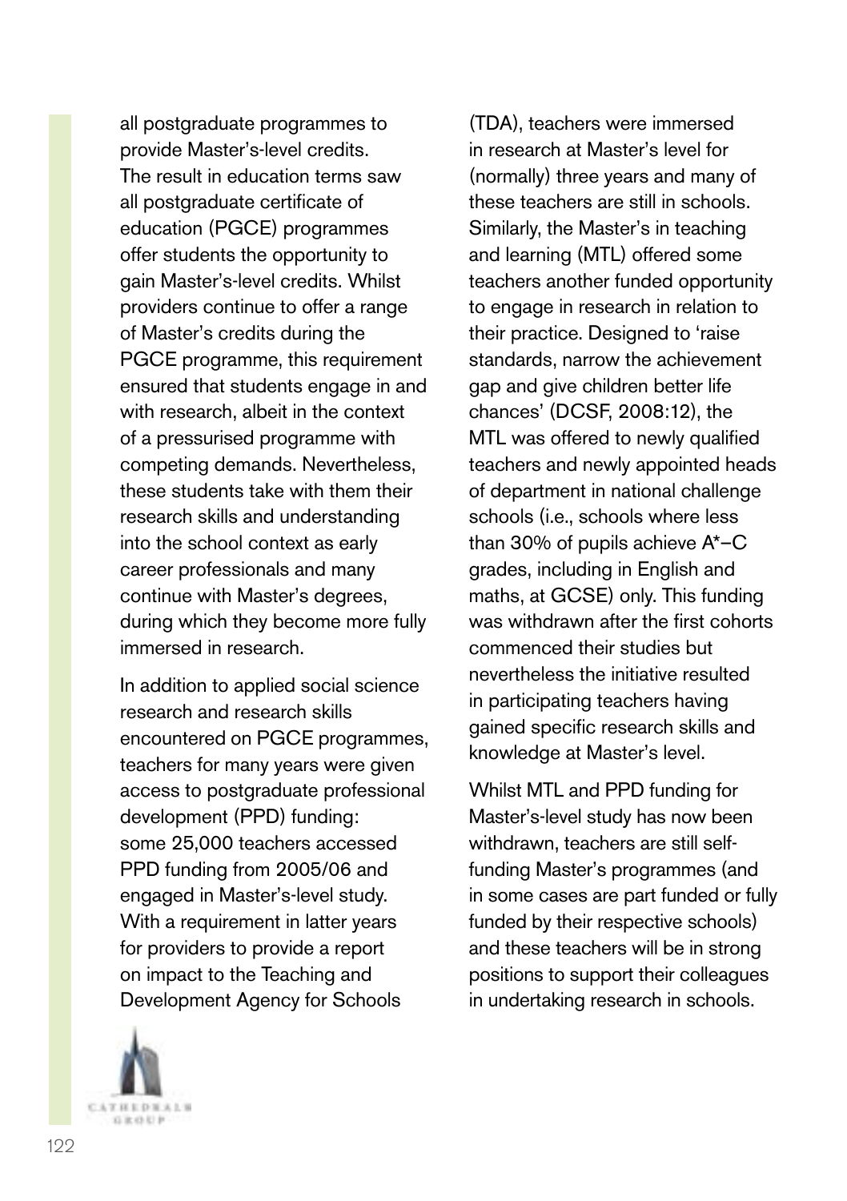all postgraduate programmes to provide Master's-level credits. The result in education terms saw all postgraduate certificate of education (PGCE) programmes offer students the opportunity to gain Master's-level credits. Whilst providers continue to offer a range of Master's credits during the PGCE programme, this requirement ensured that students engage in and with research, albeit in the context of a pressurised programme with competing demands. Nevertheless, these students take with them their research skills and understanding into the school context as early career professionals and many continue with Master's degrees, during which they become more fully immersed in research.

In addition to applied social science research and research skills encountered on PGCE programmes, teachers for many years were given access to postgraduate professional development (PPD) funding: some 25,000 teachers accessed PPD funding from 2005/06 and engaged in Master's-level study. With a requirement in latter years for providers to provide a report on impact to the Teaching and Development Agency for Schools (TDA), teachers were immersed in research at Master's level for (normally) three years and many of these teachers are still in schools. Similarly, the Master's in teaching and learning (MTL) offered some teachers another funded opportunity to engage in research in relation to their practice. Designed to 'raise standards, narrow the achievement gap and give children better life chances' (DCSF, 2008:12), the MTL was offered to newly qualified teachers and newly appointed heads of department in national challenge schools (i.e., schools where less than 30% of pupils achieve A*–C grades, including in English and maths, at GCSE) only. This funding was withdrawn after the first cohorts commenced their studies but nevertheless the initiative resulted in participating teachers having gained specific research skills and knowledge at Master's level.

Whilst MTL and PPD funding for Master's-level study has now been withdrawn, teachers are still self-funding Master's programmes (and in some cases are part funded or fully funded by their respective schools) and these teachers will be in strong positions to support their colleagues in undertaking research in schools.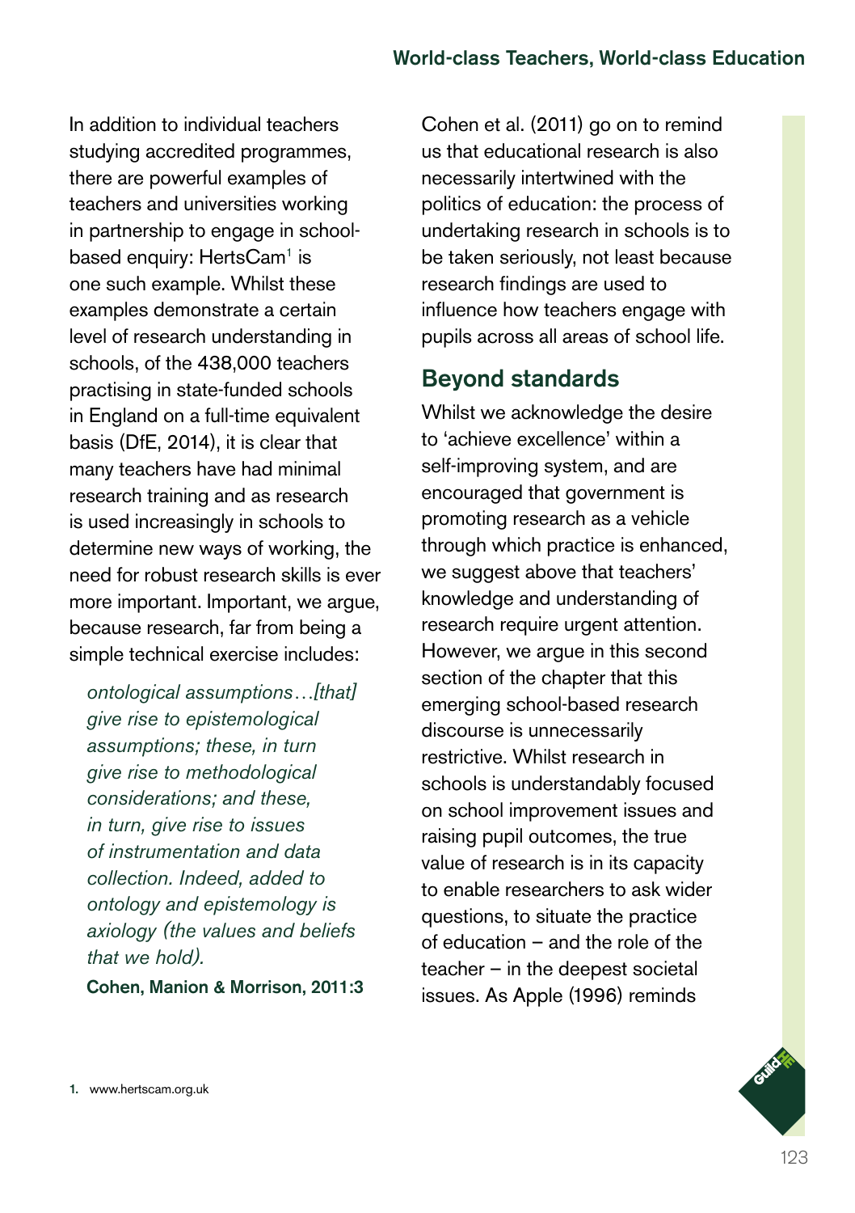In addition to individual teachers studying accredited programmes, there are powerful examples of teachers and universities working in partnership to engage in school-based enquiry: HertsCam[1] is one such example. Whilst these examples demonstrate a certain level of research understanding in schools, of the 438,000 teachers practising in state-funded schools in England on a full-time equivalent basis (DfE, 2014), it is clear that many teachers have had minimal research training and as research is used increasingly in schools to determine new ways of working, the need for robust research skills is ever more important. Important, we argue, because research, far from being a simple technical exercise includes:

> *ontological assumptions…[that] give rise to epistemological assumptions; these, in turn give rise to methodological considerations; and these, in turn, give rise to issues of instrumentation and data collection. Indeed, added to ontology and epistemology is axiology (the values and beliefs that we hold).*
>
> **Cohen, Manion & Morrison, 2011:3**

Cohen et al. (2011) go on to remind us that educational research is also necessarily intertwined with the politics of education: the process of undertaking research in schools is to be taken seriously, not least because research findings are used to influence how teachers engage with pupils across all areas of school life.

## Beyond standards

Whilst we acknowledge the desire to 'achieve excellence' within a self-improving system, and are encouraged that government is promoting research as a vehicle through which practice is enhanced, we suggest above that teachers' knowledge and understanding of research require urgent attention. However, we argue in this second section of the chapter that this emerging school-based research discourse is unnecessarily restrictive. Whilst research in schools is understandably focused on school improvement issues and raising pupil outcomes, the true value of research is in its capacity to enable researchers to ask wider questions, to situate the practice of education – and the role of the teacher – in the deepest societal issues. As Apple (1996) reminds

1. www.hertscam.org.uk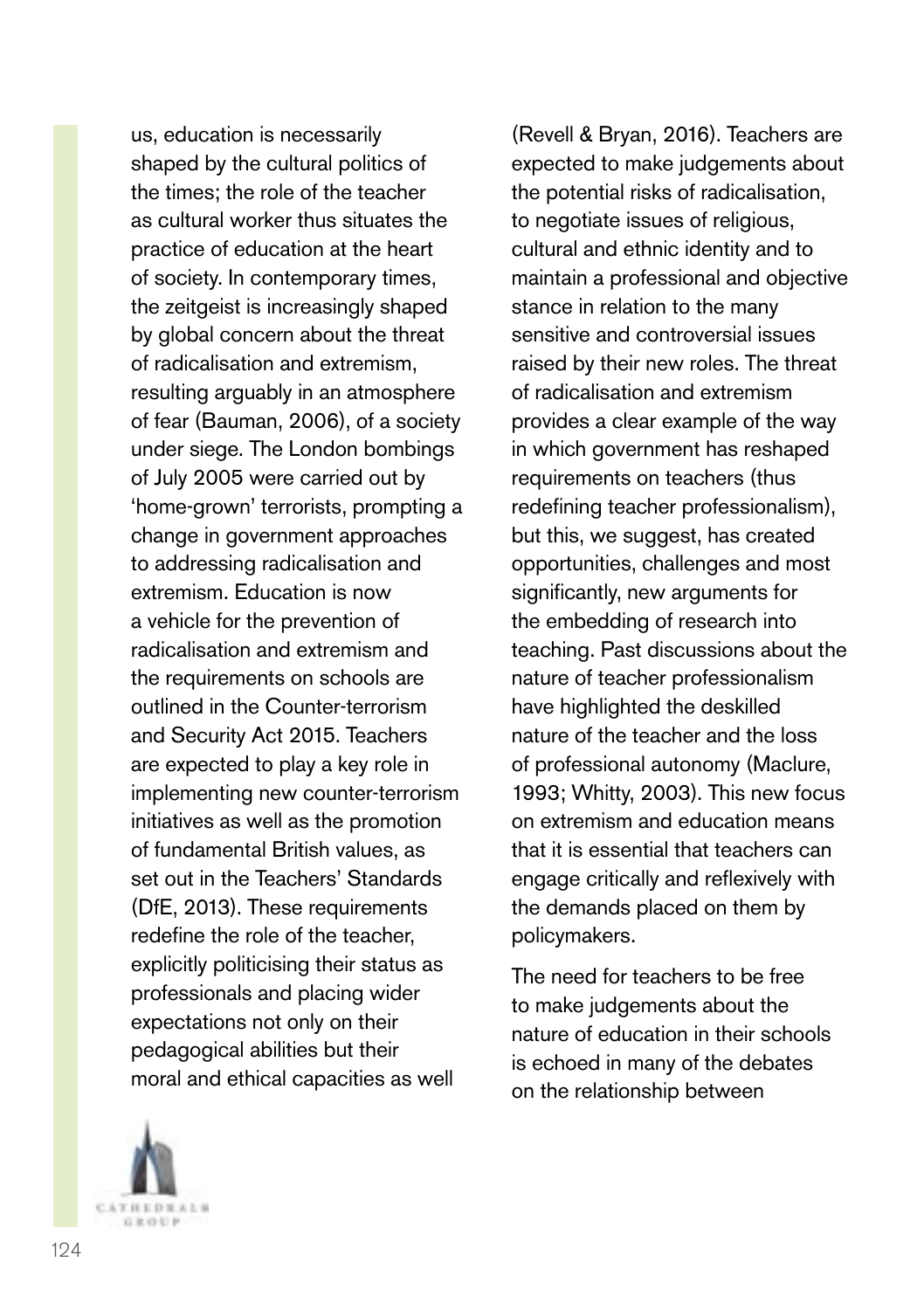us, education is necessarily shaped by the cultural politics of the times; the role of the teacher as cultural worker thus situates the practice of education at the heart of society. In contemporary times, the zeitgeist is increasingly shaped by global concern about the threat of radicalisation and extremism, resulting arguably in an atmosphere of fear (Bauman, 2006), of a society under siege. The London bombings of July 2005 were carried out by 'home-grown' terrorists, prompting a change in government approaches to addressing radicalisation and extremism. Education is now a vehicle for the prevention of radicalisation and extremism and the requirements on schools are outlined in the Counter-terrorism and Security Act 2015. Teachers are expected to play a key role in implementing new counter-terrorism initiatives as well as the promotion of fundamental British values, as set out in the Teachers' Standards (DfE, 2013). These requirements redefine the role of the teacher, explicitly politicising their status as professionals and placing wider expectations not only on their pedagogical abilities but their moral and ethical capacities as well (Revell & Bryan, 2016). Teachers are expected to make judgements about the potential risks of radicalisation, to negotiate issues of religious, cultural and ethnic identity and to maintain a professional and objective stance in relation to the many sensitive and controversial issues raised by their new roles. The threat of radicalisation and extremism provides a clear example of the way in which government has reshaped requirements on teachers (thus redefining teacher professionalism), but this, we suggest, has created opportunities, challenges and most significantly, new arguments for the embedding of research into teaching. Past discussions about the nature of teacher professionalism have highlighted the deskilled nature of the teacher and the loss of professional autonomy (Maclure, 1993; Whitty, 2003). This new focus on extremism and education means that it is essential that teachers can engage critically and reflexively with the demands placed on them by policymakers.

The need for teachers to be free to make judgements about the nature of education in their schools is echoed in many of the debates on the relationship between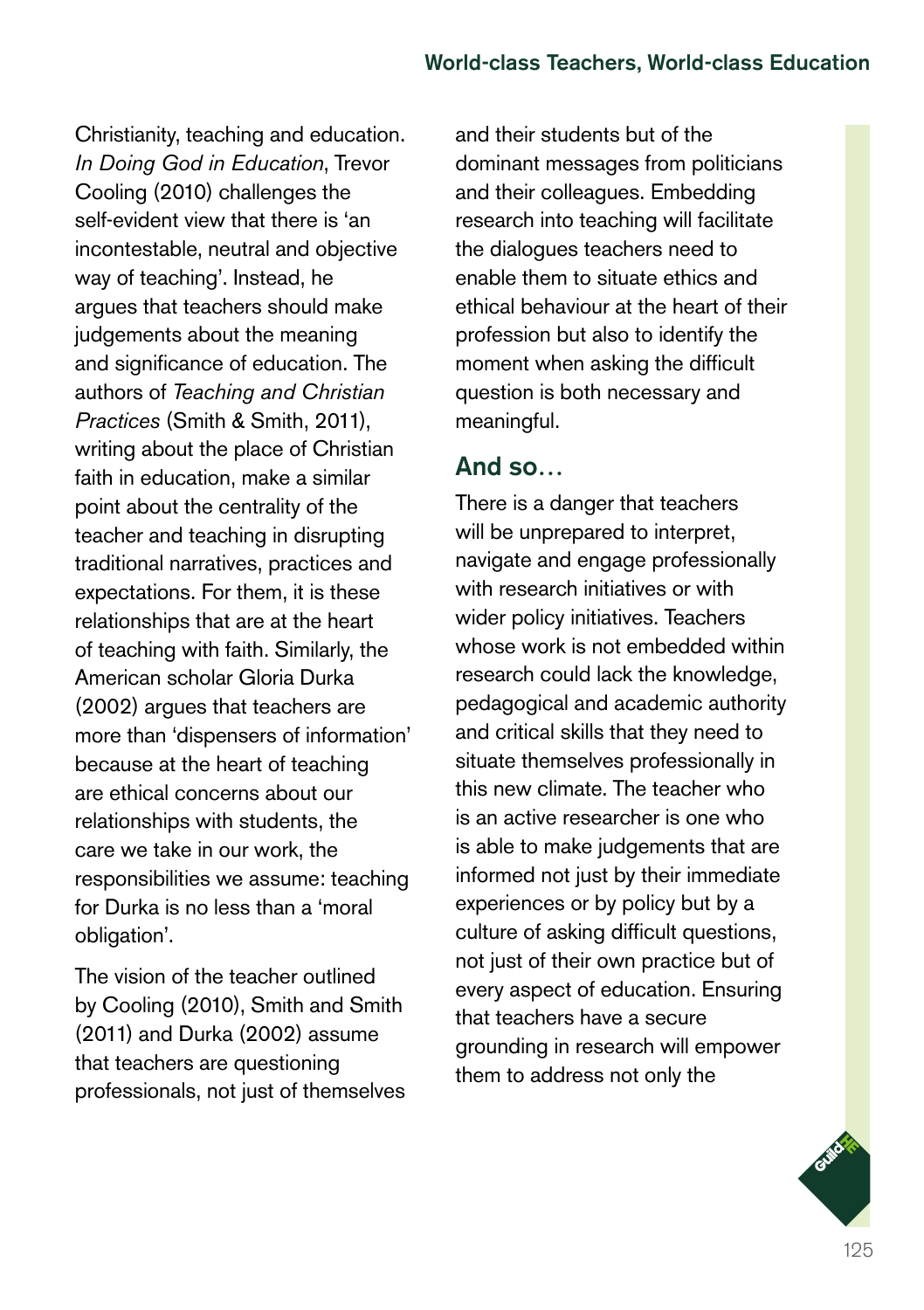Christianity, teaching and education. *In Doing God in Education*, Trevor Cooling (2010) challenges the self-evident view that there is 'an incontestable, neutral and objective way of teaching'. Instead, he argues that teachers should make judgements about the meaning and significance of education. The authors of *Teaching and Christian Practices* (Smith & Smith, 2011), writing about the place of Christian faith in education, make a similar point about the centrality of the teacher and teaching in disrupting traditional narratives, practices and expectations. For them, it is these relationships that are at the heart of teaching with faith. Similarly, the American scholar Gloria Durka (2002) argues that teachers are more than 'dispensers of information' because at the heart of teaching are ethical concerns about our relationships with students, the care we take in our work, the responsibilities we assume: teaching for Durka is no less than a 'moral obligation'.

The vision of the teacher outlined by Cooling (2010), Smith and Smith (2011) and Durka (2002) assume that teachers are questioning professionals, not just of themselves and their students but of the dominant messages from politicians and their colleagues. Embedding research into teaching will facilitate the dialogues teachers need to enable them to situate ethics and ethical behaviour at the heart of their profession but also to identify the moment when asking the difficult question is both necessary and meaningful.

## And so…

There is a danger that teachers will be unprepared to interpret, navigate and engage professionally with research initiatives or with wider policy initiatives. Teachers whose work is not embedded within research could lack the knowledge, pedagogical and academic authority and critical skills that they need to situate themselves professionally in this new climate. The teacher who is an active researcher is one who is able to make judgements that are informed not just by their immediate experiences or by policy but by a culture of asking difficult questions, not just of their own practice but of every aspect of education. Ensuring that teachers have a secure grounding in research will empower them to address not only the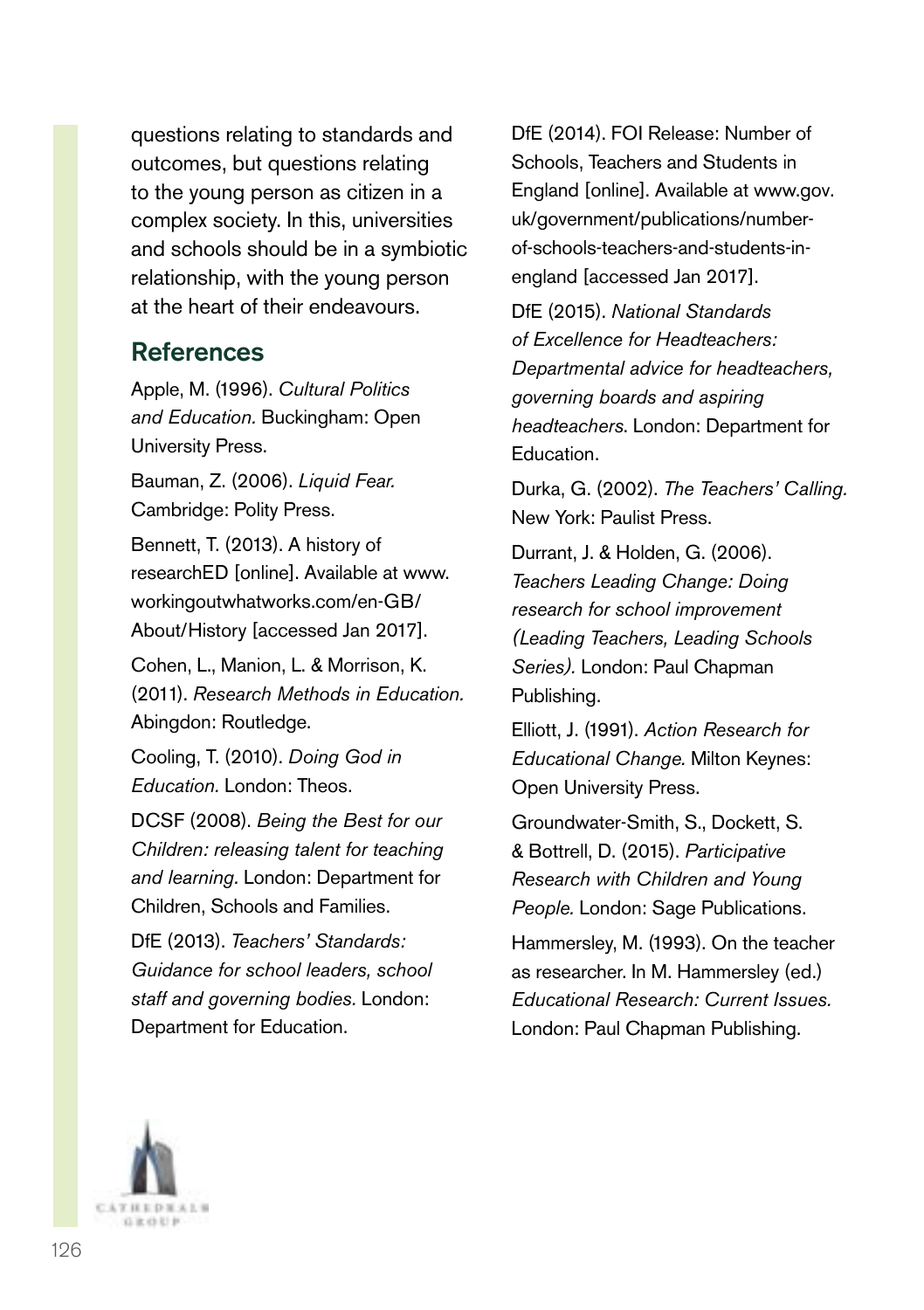questions relating to standards and outcomes, but questions relating to the young person as citizen in a complex society. In this, universities and schools should be in a symbiotic relationship, with the young person at the heart of their endeavours.

## References

Apple, M. (1996). *Cultural Politics and Education.* Buckingham: Open University Press.

Bauman, Z. (2006). *Liquid Fear.* Cambridge: Polity Press.

Bennett, T. (2013). A history of researchED [online]. Available at www.workingoutwhatworks.com/en-GB/About/History [accessed Jan 2017].

Cohen, L., Manion, L. & Morrison, K. (2011). *Research Methods in Education.* Abingdon: Routledge.

Cooling, T. (2010). *Doing God in Education.* London: Theos.

DCSF (2008). *Being the Best for our Children: releasing talent for teaching and learning.* London: Department for Children, Schools and Families.

DfE (2013). *Teachers' Standards: Guidance for school leaders, school staff and governing bodies.* London: Department for Education.

DfE (2014). FOI Release: Number of Schools, Teachers and Students in England [online]. Available at www.gov.uk/government/publications/number-of-schools-teachers-and-students-in-england [accessed Jan 2017].

DfE (2015). *National Standards of Excellence for Headteachers: Departmental advice for headteachers, governing boards and aspiring headteachers*. London: Department for Education.

Durka, G. (2002). *The Teachers' Calling.* New York: Paulist Press.

Durrant, J. & Holden, G. (2006). *Teachers Leading Change: Doing research for school improvement (Leading Teachers, Leading Schools Series).* London: Paul Chapman Publishing.

Elliott, J. (1991). *Action Research for Educational Change.* Milton Keynes: Open University Press.

Groundwater-Smith, S., Dockett, S. & Bottrell, D. (2015). *Participative Research with Children and Young People.* London: Sage Publications.

Hammersley, M. (1993). On the teacher as researcher. In M. Hammersley (ed.) *Educational Research: Current Issues.* London: Paul Chapman Publishing.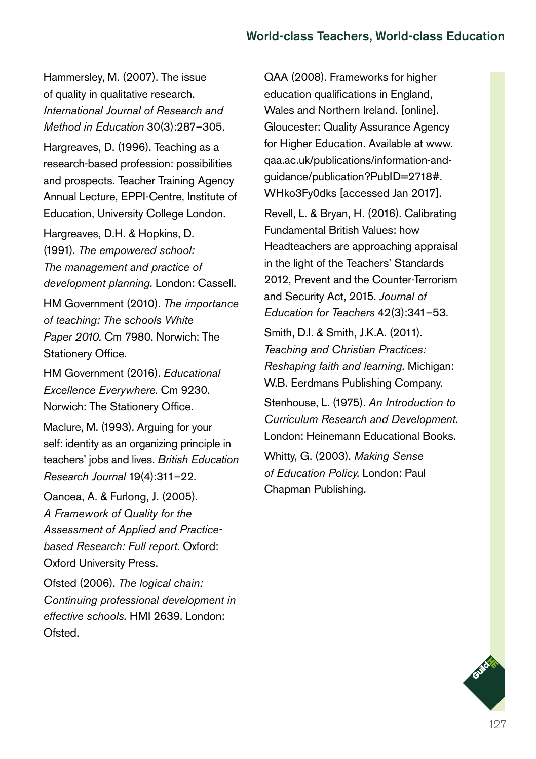Hammersley, M. (2007). The issue of quality in qualitative research. *International Journal of Research and Method in Education* 30(3):287–305.

Hargreaves, D. (1996). Teaching as a research-based profession: possibilities and prospects. Teacher Training Agency Annual Lecture, EPPI-Centre, Institute of Education, University College London.

Hargreaves, D.H. & Hopkins, D. (1991). *The empowered school: The management and practice of development planning.* London: Cassell.

HM Government (2010). *The importance of teaching: The schools White Paper 2010.* Cm 7980. Norwich: The Stationery Office.

HM Government (2016). *Educational Excellence Everywhere.* Cm 9230. Norwich: The Stationery Office.

Maclure, M. (1993). Arguing for your self: identity as an organizing principle in teachers' jobs and lives. *British Education Research Journal* 19(4):311–22.

Oancea, A. & Furlong, J. (2005). *A Framework of Quality for the Assessment of Applied and Practice-based Research: Full report.* Oxford: Oxford University Press.

Ofsted (2006). *The logical chain: Continuing professional development in effective schools.* HMI 2639. London: Ofsted.

QAA (2008). Frameworks for higher education qualifications in England, Wales and Northern Ireland. [online]. Gloucester: Quality Assurance Agency for Higher Education. Available at www.qaa.ac.uk/publications/information-and-guidance/publication?PubID=2718#.WHko3Fy0dks [accessed Jan 2017].

Revell, L. & Bryan, H. (2016). Calibrating Fundamental British Values: how Headteachers are approaching appraisal in the light of the Teachers' Standards 2012, Prevent and the Counter-Terrorism and Security Act, 2015. *Journal of Education for Teachers* 42(3):341–53.

Smith, D.I. & Smith, J.K.A. (2011). *Teaching and Christian Practices: Reshaping faith and learning.* Michigan: W.B. Eerdmans Publishing Company.

Stenhouse, L. (1975). *An Introduction to Curriculum Research and Development.* London: Heinemann Educational Books.

Whitty, G. (2003). *Making Sense of Education Policy.* London: Paul Chapman Publishing.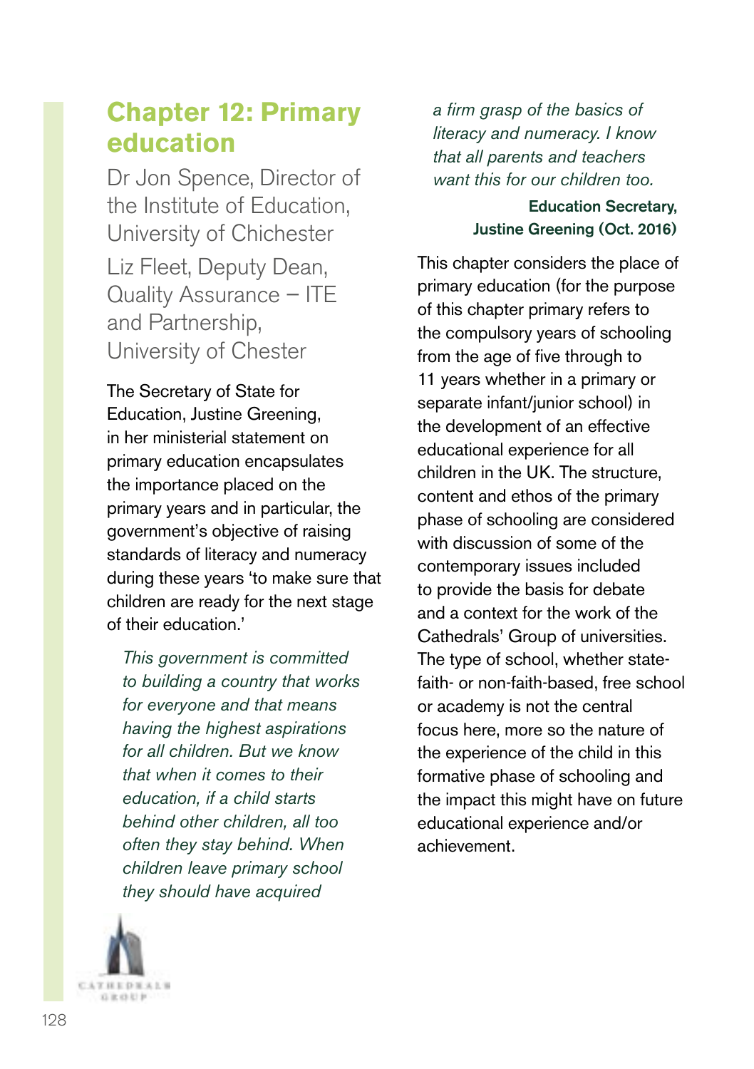# Chapter 12: Primary education

Dr Jon Spence, Director of the Institute of Education, University of Chichester

Liz Fleet, Deputy Dean, Quality Assurance – ITE and Partnership, University of Chester

The Secretary of State for Education, Justine Greening, in her ministerial statement on primary education encapsulates the importance placed on the primary years and in particular, the government's objective of raising standards of literacy and numeracy during these years 'to make sure that children are ready for the next stage of their education.'

> *This government is committed to building a country that works for everyone and that means having the highest aspirations for all children. But we know that when it comes to their education, if a child starts behind other children, all too often they stay behind. When children leave primary school they should have acquired a firm grasp of the basics of literacy and numeracy. I know that all parents and teachers want this for our children too.*
>
> **Education Secretary, Justine Greening (Oct. 2016)**

This chapter considers the place of primary education (for the purpose of this chapter primary refers to the compulsory years of schooling from the age of five through to 11 years whether in a primary or separate infant/junior school) in the development of an effective educational experience for all children in the UK. The structure, content and ethos of the primary phase of schooling are considered with discussion of some of the contemporary issues included to provide the basis for debate and a context for the work of the Cathedrals' Group of universities. The type of school, whether state-faith- or non-faith-based, free school or academy is not the central focus here, more so the nature of the experience of the child in this formative phase of schooling and the impact this might have on future educational experience and/or achievement.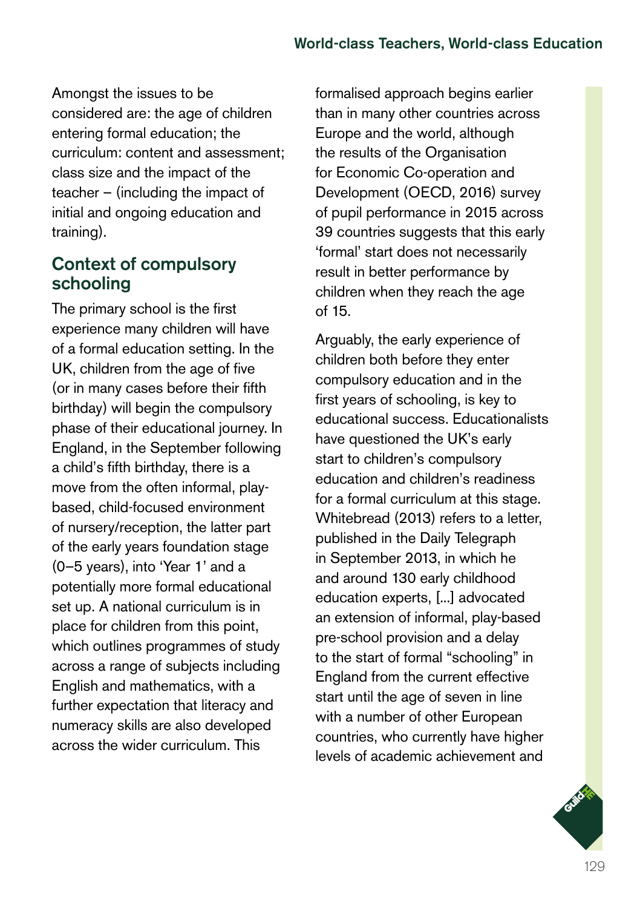Amongst the issues to be considered are: the age of children entering formal education; the curriculum: content and assessment; class size and the impact of the teacher – (including the impact of initial and ongoing education and training).

## Context of compulsory schooling

The primary school is the first experience many children will have of a formal education setting. In the UK, children from the age of five (or in many cases before their fifth birthday) will begin the compulsory phase of their educational journey. In England, in the September following a child's fifth birthday, there is a move from the often informal, play-based, child-focused environment of nursery/reception, the latter part of the early years foundation stage (0–5 years), into 'Year 1' and a potentially more formal educational set up. A national curriculum is in place for children from this point, which outlines programmes of study across a range of subjects including English and mathematics, with a further expectation that literacy and numeracy skills are also developed across the wider curriculum. This formalised approach begins earlier than in many other countries across Europe and the world, although the results of the Organisation for Economic Co-operation and Development (OECD, 2016) survey of pupil performance in 2015 across 39 countries suggests that this early 'formal' start does not necessarily result in better performance by children when they reach the age of 15.

Arguably, the early experience of children both before they enter compulsory education and in the first years of schooling, is key to educational success. Educationalists have questioned the UK's early start to children's compulsory education and children's readiness for a formal curriculum at this stage. Whitebread (2013) refers to a letter, published in the Daily Telegraph in September 2013, in which he and around 130 early childhood education experts, [...] advocated an extension of informal, play-based pre-school provision and a delay to the start of formal "schooling" in England from the current effective start until the age of seven in line with a number of other European countries, who currently have higher levels of academic achievement and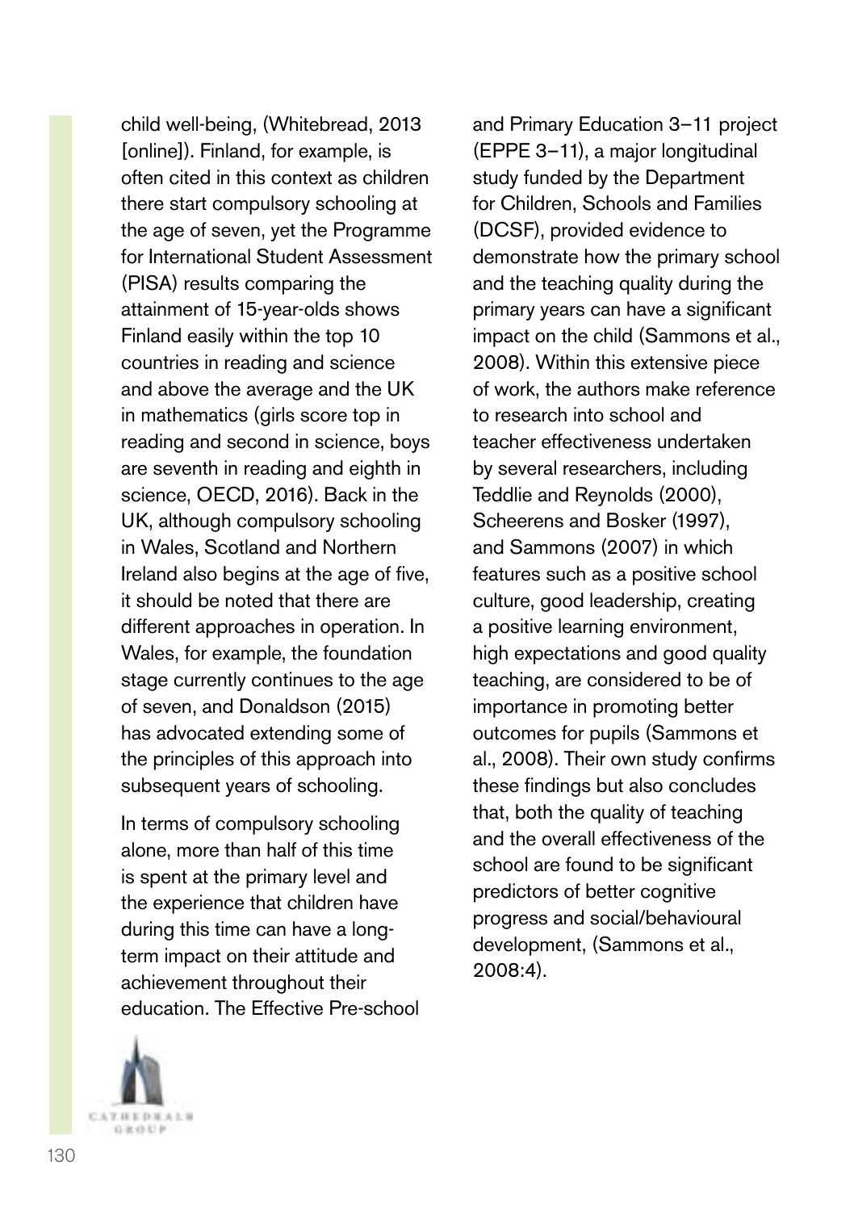child well-being, (Whitebread, 2013 [online]). Finland, for example, is often cited in this context as children there start compulsory schooling at the age of seven, yet the Programme for International Student Assessment (PISA) results comparing the attainment of 15-year-olds shows Finland easily within the top 10 countries in reading and science and above the average and the UK in mathematics (girls score top in reading and second in science, boys are seventh in reading and eighth in science, OECD, 2016). Back in the UK, although compulsory schooling in Wales, Scotland and Northern Ireland also begins at the age of five, it should be noted that there are different approaches in operation. In Wales, for example, the foundation stage currently continues to the age of seven, and Donaldson (2015) has advocated extending some of the principles of this approach into subsequent years of schooling.

In terms of compulsory schooling alone, more than half of this time is spent at the primary level and the experience that children have during this time can have a long-term impact on their attitude and achievement throughout their education. The Effective Pre-school and Primary Education 3–11 project (EPPE 3–11), a major longitudinal study funded by the Department for Children, Schools and Families (DCSF), provided evidence to demonstrate how the primary school and the teaching quality during the primary years can have a significant impact on the child (Sammons et al., 2008). Within this extensive piece of work, the authors make reference to research into school and teacher effectiveness undertaken by several researchers, including Teddlie and Reynolds (2000), Scheerens and Bosker (1997), and Sammons (2007) in which features such as a positive school culture, good leadership, creating a positive learning environment, high expectations and good quality teaching, are considered to be of importance in promoting better outcomes for pupils (Sammons et al., 2008). Their own study confirms these findings but also concludes that, both the quality of teaching and the overall effectiveness of the school are found to be significant predictors of better cognitive progress and social/behavioural development, (Sammons et al., 2008:4).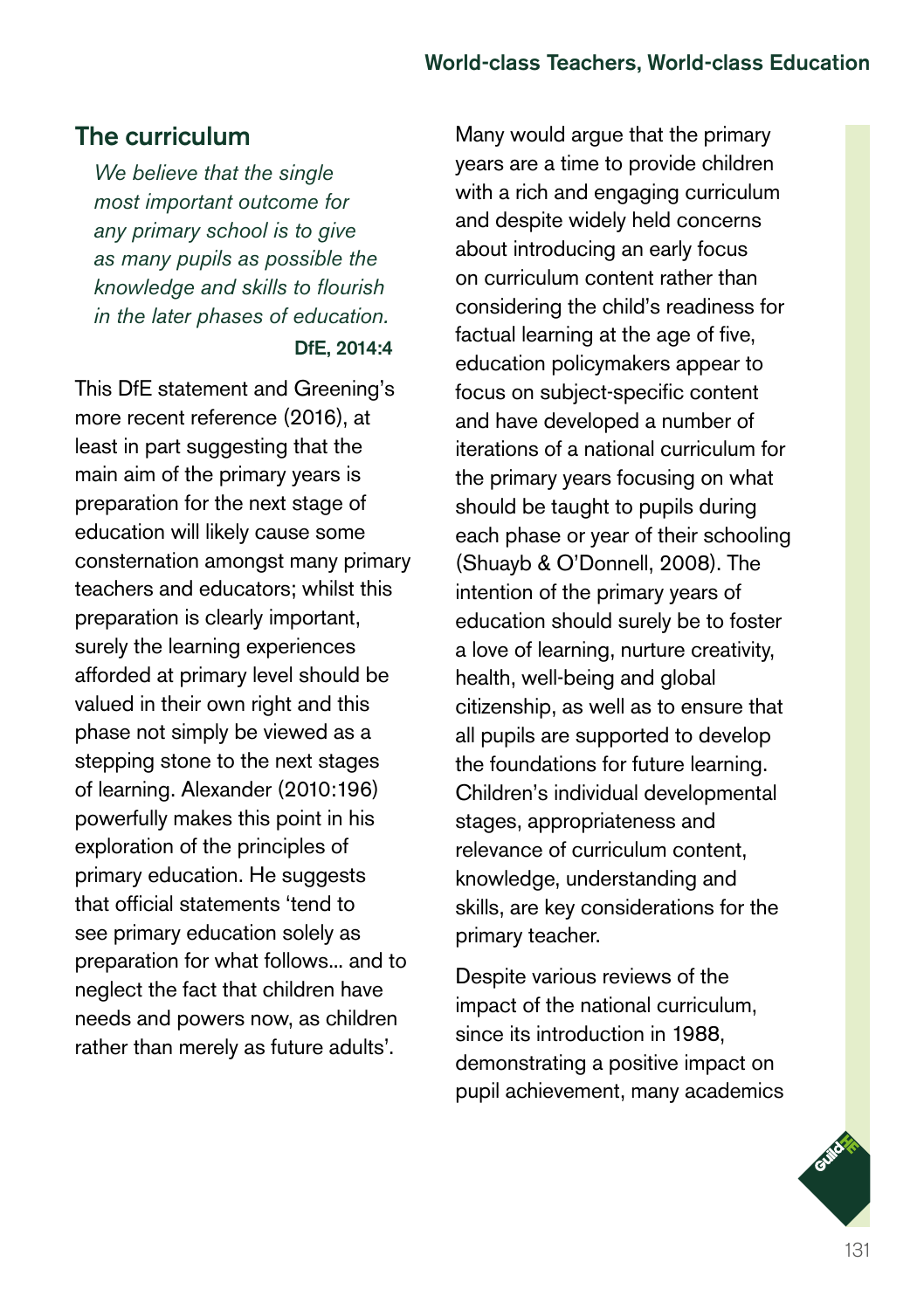## The curriculum

> *We believe that the single most important outcome for any primary school is to give as many pupils as possible the knowledge and skills to flourish in the later phases of education.*
>
> **DfE, 2014:4**

This DfE statement and Greening's more recent reference (2016), at least in part suggesting that the main aim of the primary years is preparation for the next stage of education will likely cause some consternation amongst many primary teachers and educators; whilst this preparation is clearly important, surely the learning experiences afforded at primary level should be valued in their own right and this phase not simply be viewed as a stepping stone to the next stages of learning. Alexander (2010:196) powerfully makes this point in his exploration of the principles of primary education. He suggests that official statements 'tend to see primary education solely as preparation for what follows... and to neglect the fact that children have needs and powers now, as children rather than merely as future adults'.

Many would argue that the primary years are a time to provide children with a rich and engaging curriculum and despite widely held concerns about introducing an early focus on curriculum content rather than considering the child's readiness for factual learning at the age of five, education policymakers appear to focus on subject-specific content and have developed a number of iterations of a national curriculum for the primary years focusing on what should be taught to pupils during each phase or year of their schooling (Shuayb & O'Donnell, 2008). The intention of the primary years of education should surely be to foster a love of learning, nurture creativity, health, well-being and global citizenship, as well as to ensure that all pupils are supported to develop the foundations for future learning. Children's individual developmental stages, appropriateness and relevance of curriculum content, knowledge, understanding and skills, are key considerations for the primary teacher.

Despite various reviews of the impact of the national curriculum, since its introduction in 1988, demonstrating a positive impact on pupil achievement, many academics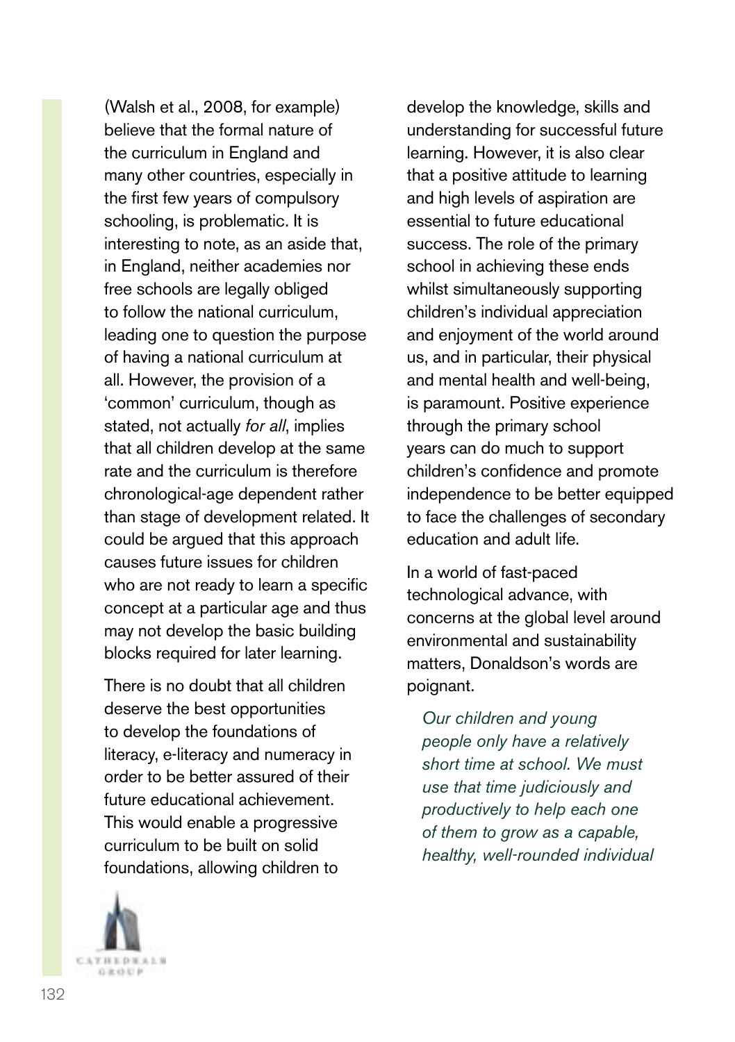(Walsh et al., 2008, for example) believe that the formal nature of the curriculum in England and many other countries, especially in the first few years of compulsory schooling, is problematic. It is interesting to note, as an aside that, in England, neither academies nor free schools are legally obliged to follow the national curriculum, leading one to question the purpose of having a national curriculum at all. However, the provision of a 'common' curriculum, though as stated, not actually *for all*, implies that all children develop at the same rate and the curriculum is therefore chronological-age dependent rather than stage of development related. It could be argued that this approach causes future issues for children who are not ready to learn a specific concept at a particular age and thus may not develop the basic building blocks required for later learning.

There is no doubt that all children deserve the best opportunities to develop the foundations of literacy, e-literacy and numeracy in order to be better assured of their future educational achievement. This would enable a progressive curriculum to be built on solid foundations, allowing children to develop the knowledge, skills and understanding for successful future learning. However, it is also clear that a positive attitude to learning and high levels of aspiration are essential to future educational success. The role of the primary school in achieving these ends whilst simultaneously supporting children's individual appreciation and enjoyment of the world around us, and in particular, their physical and mental health and well-being, is paramount. Positive experience through the primary school years can do much to support children's confidence and promote independence to be better equipped to face the challenges of secondary education and adult life.

In a world of fast-paced technological advance, with concerns at the global level around environmental and sustainability matters, Donaldson's words are poignant.

> *Our children and young people only have a relatively short time at school. We must use that time judiciously and productively to help each one of them to grow as a capable, healthy, well-rounded individual*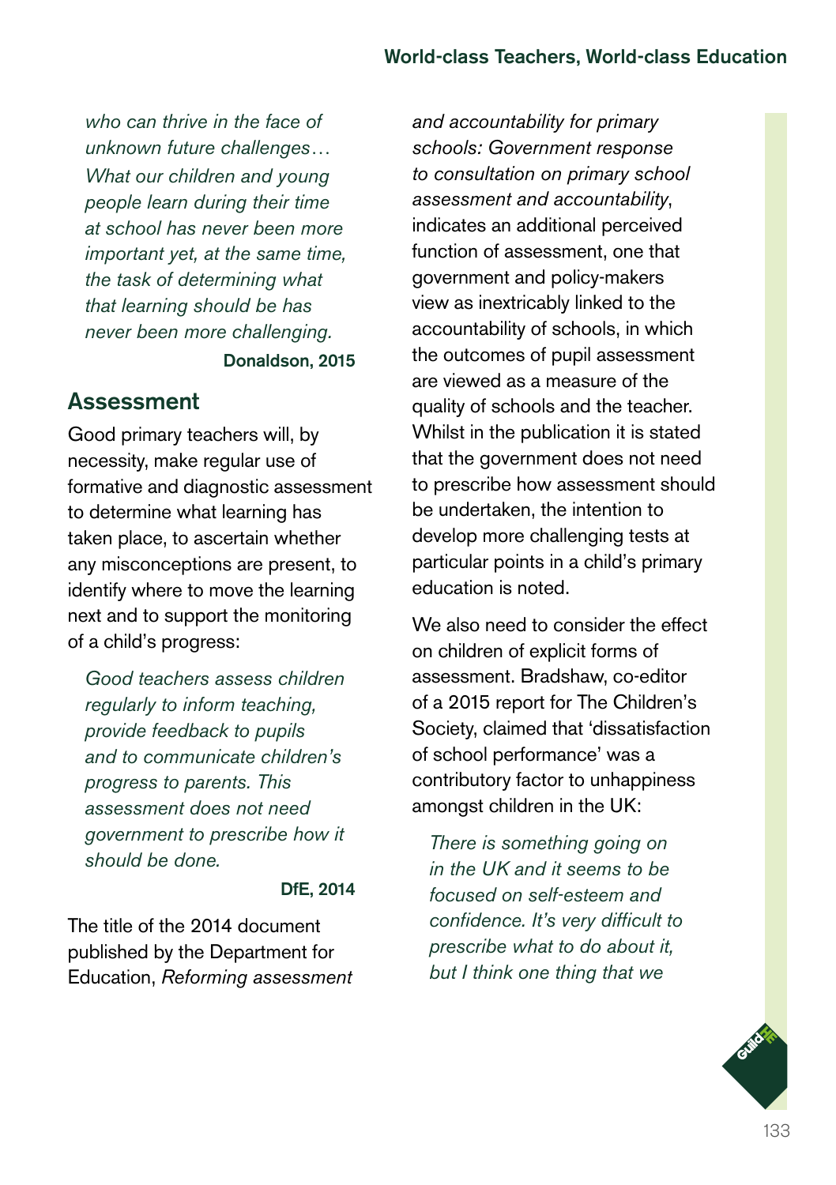*who can thrive in the face of unknown future challenges… What our children and young people learn during their time at school has never been more important yet, at the same time, the task of determining what that learning should be has never been more challenging.*

**Donaldson, 2015**

## Assessment

Good primary teachers will, by necessity, make regular use of formative and diagnostic assessment to determine what learning has taken place, to ascertain whether any misconceptions are present, to identify where to move the learning next and to support the monitoring of a child's progress:

*Good teachers assess children regularly to inform teaching, provide feedback to pupils and to communicate children's progress to parents. This assessment does not need government to prescribe how it should be done.*

**DfE, 2014**

The title of the 2014 document published by the Department for Education, *Reforming assessment and accountability for primary schools: Government response to consultation on primary school assessment and accountability*, indicates an additional perceived function of assessment, one that government and policy-makers view as inextricably linked to the accountability of schools, in which the outcomes of pupil assessment are viewed as a measure of the quality of schools and the teacher. Whilst in the publication it is stated that the government does not need to prescribe how assessment should be undertaken, the intention to develop more challenging tests at particular points in a child's primary education is noted.

We also need to consider the effect on children of explicit forms of assessment. Bradshaw, co-editor of a 2015 report for The Children's Society, claimed that 'dissatisfaction of school performance' was a contributory factor to unhappiness amongst children in the UK:

*There is something going on in the UK and it seems to be focused on self-esteem and confidence. It's very difficult to prescribe what to do about it, but I think one thing that we*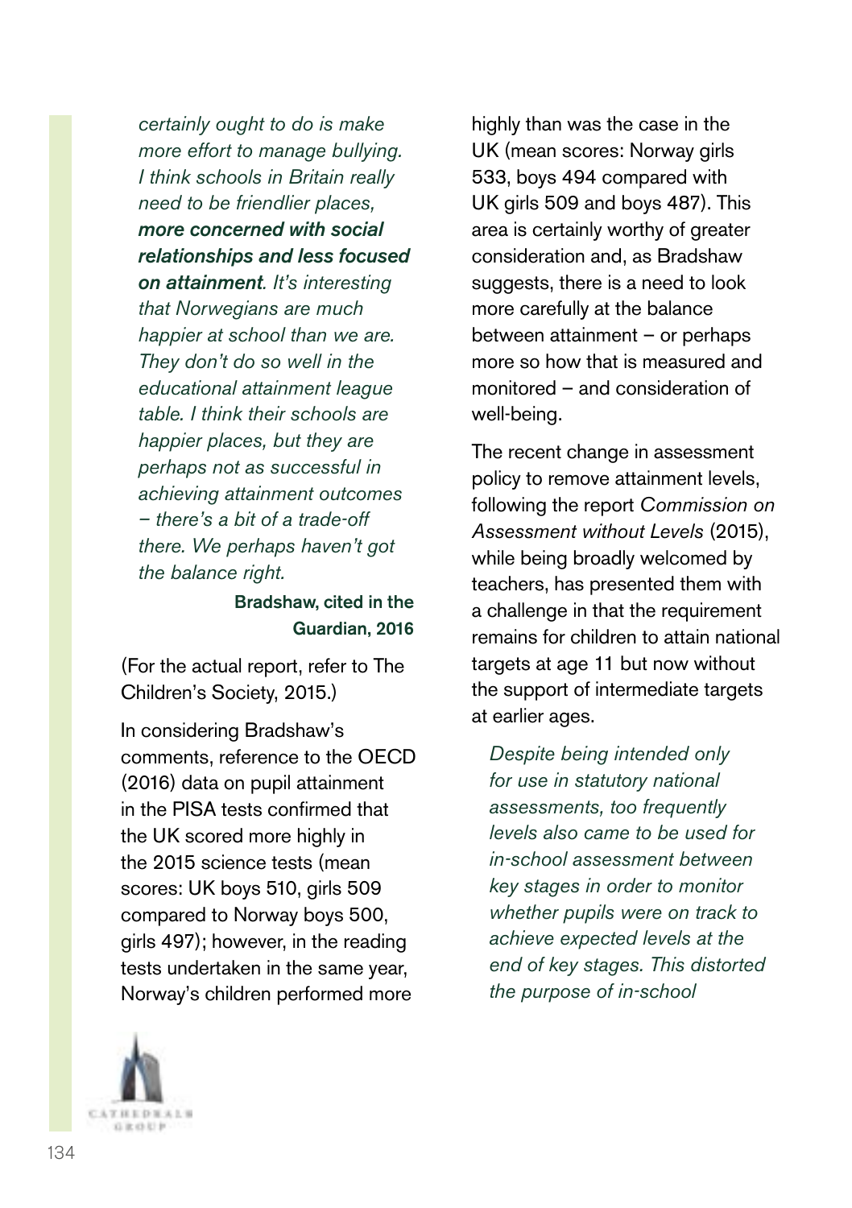*certainly ought to do is make more effort to manage bullying. I think schools in Britain really need to be friendlier places,* ***more concerned with social relationships and less focused on attainment****. It's interesting that Norwegians are much happier at school than we are. They don't do so well in the educational attainment league table. I think their schools are happier places, but they are perhaps not as successful in achieving attainment outcomes – there's a bit of a trade-off there. We perhaps haven't got the balance right.*

**Bradshaw, cited in the Guardian, 2016**

(For the actual report, refer to The Children's Society, 2015.)

In considering Bradshaw's comments, reference to the OECD (2016) data on pupil attainment in the PISA tests confirmed that the UK scored more highly in the 2015 science tests (mean scores: UK boys 510, girls 509 compared to Norway boys 500, girls 497); however, in the reading tests undertaken in the same year, Norway's children performed more highly than was the case in the UK (mean scores: Norway girls 533, boys 494 compared with UK girls 509 and boys 487). This area is certainly worthy of greater consideration and, as Bradshaw suggests, there is a need to look more carefully at the balance between attainment – or perhaps more so how that is measured and monitored – and consideration of well-being.

The recent change in assessment policy to remove attainment levels, following the report *Commission on Assessment without Levels* (2015), while being broadly welcomed by teachers, has presented them with a challenge in that the requirement remains for children to attain national targets at age 11 but now without the support of intermediate targets at earlier ages.

*Despite being intended only for use in statutory national assessments, too frequently levels also came to be used for in-school assessment between key stages in order to monitor whether pupils were on track to achieve expected levels at the end of key stages. This distorted the purpose of in-school*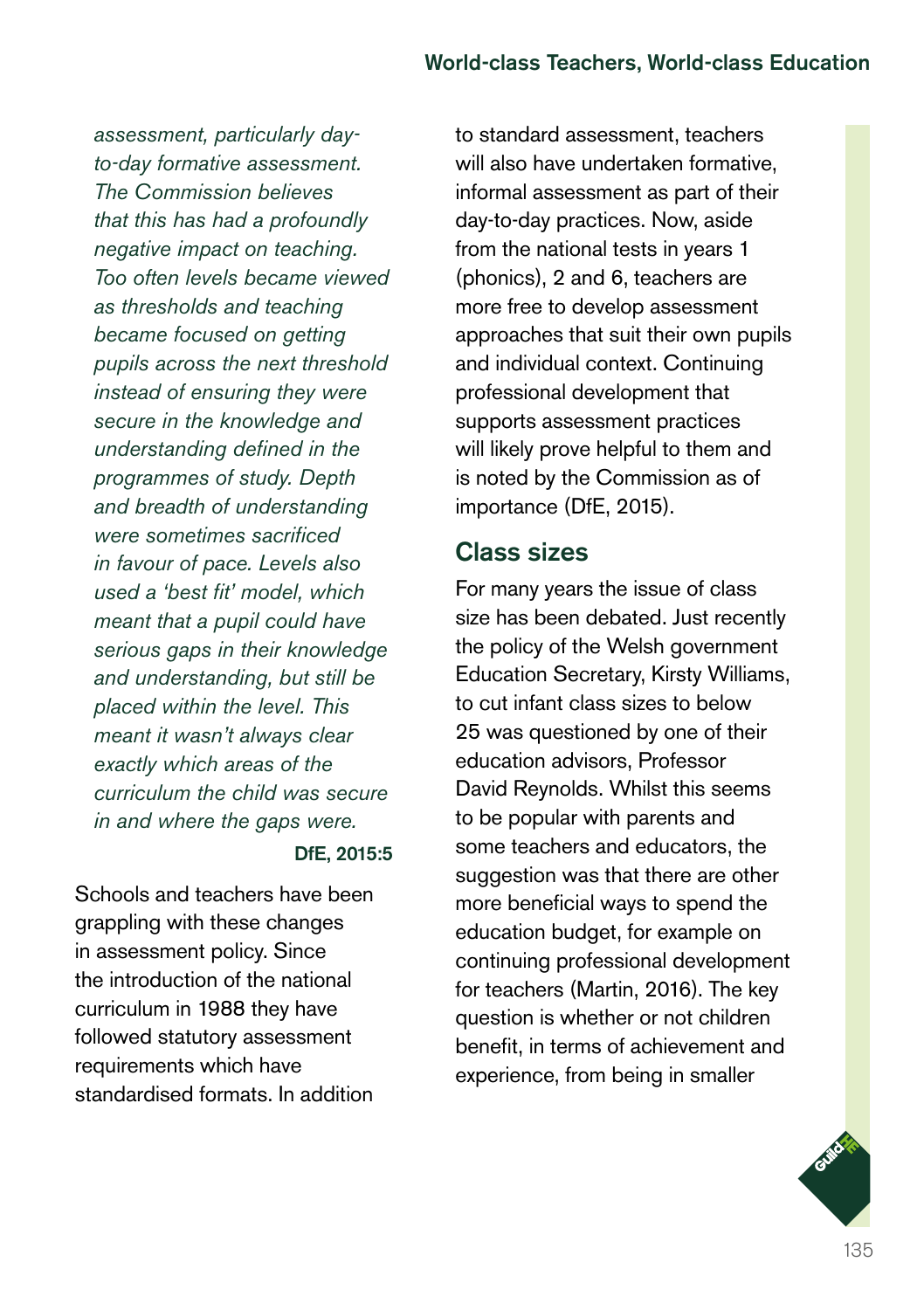*assessment, particularly day-to-day formative assessment. The Commission believes that this has had a profoundly negative impact on teaching. Too often levels became viewed as thresholds and teaching became focused on getting pupils across the next threshold instead of ensuring they were secure in the knowledge and understanding defined in the programmes of study. Depth and breadth of understanding were sometimes sacrificed in favour of pace. Levels also used a 'best fit' model, which meant that a pupil could have serious gaps in their knowledge and understanding, but still be placed within the level. This meant it wasn't always clear exactly which areas of the curriculum the child was secure in and where the gaps were.*

**DfE, 2015:5**

Schools and teachers have been grappling with these changes in assessment policy. Since the introduction of the national curriculum in 1988 they have followed statutory assessment requirements which have standardised formats. In addition to standard assessment, teachers will also have undertaken formative, informal assessment as part of their day-to-day practices. Now, aside from the national tests in years 1 (phonics), 2 and 6, teachers are more free to develop assessment approaches that suit their own pupils and individual context. Continuing professional development that supports assessment practices will likely prove helpful to them and is noted by the Commission as of importance (DfE, 2015).

## Class sizes

For many years the issue of class size has been debated. Just recently the policy of the Welsh government Education Secretary, Kirsty Williams, to cut infant class sizes to below 25 was questioned by one of their education advisors, Professor David Reynolds. Whilst this seems to be popular with parents and some teachers and educators, the suggestion was that there are other more beneficial ways to spend the education budget, for example on continuing professional development for teachers (Martin, 2016). The key question is whether or not children benefit, in terms of achievement and experience, from being in smaller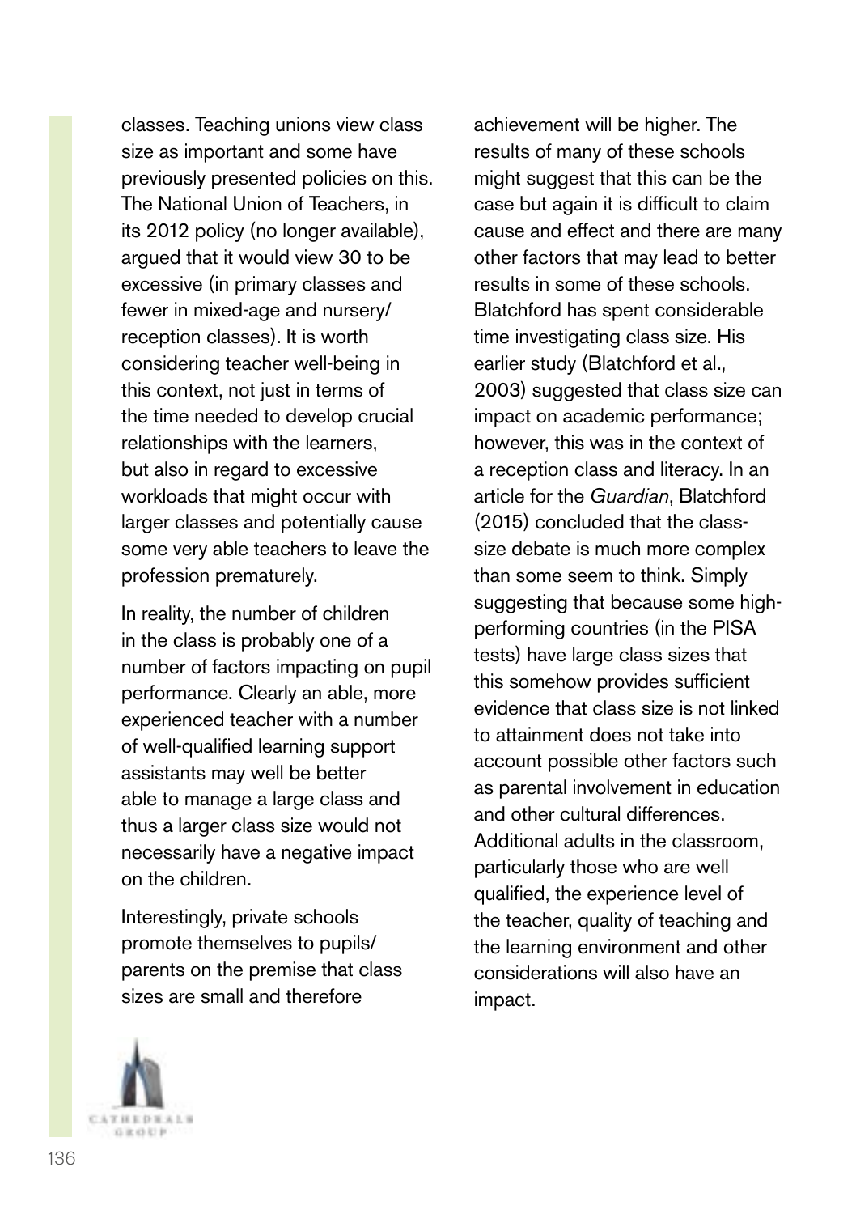classes. Teaching unions view class size as important and some have previously presented policies on this. The National Union of Teachers, in its 2012 policy (no longer available), argued that it would view 30 to be excessive (in primary classes and fewer in mixed-age and nursery/reception classes). It is worth considering teacher well-being in this context, not just in terms of the time needed to develop crucial relationships with the learners, but also in regard to excessive workloads that might occur with larger classes and potentially cause some very able teachers to leave the profession prematurely.

In reality, the number of children in the class is probably one of a number of factors impacting on pupil performance. Clearly an able, more experienced teacher with a number of well-qualified learning support assistants may well be better able to manage a large class and thus a larger class size would not necessarily have a negative impact on the children.

Interestingly, private schools promote themselves to pupils/parents on the premise that class sizes are small and therefore achievement will be higher. The results of many of these schools might suggest that this can be the case but again it is difficult to claim cause and effect and there are many other factors that may lead to better results in some of these schools. Blatchford has spent considerable time investigating class size. His earlier study (Blatchford et al., 2003) suggested that class size can impact on academic performance; however, this was in the context of a reception class and literacy. In an article for the *Guardian*, Blatchford (2015) concluded that the class-size debate is much more complex than some seem to think. Simply suggesting that because some high-performing countries (in the PISA tests) have large class sizes that this somehow provides sufficient evidence that class size is not linked to attainment does not take into account possible other factors such as parental involvement in education and other cultural differences. Additional adults in the classroom, particularly those who are well qualified, the experience level of the teacher, quality of teaching and the learning environment and other considerations will also have an impact.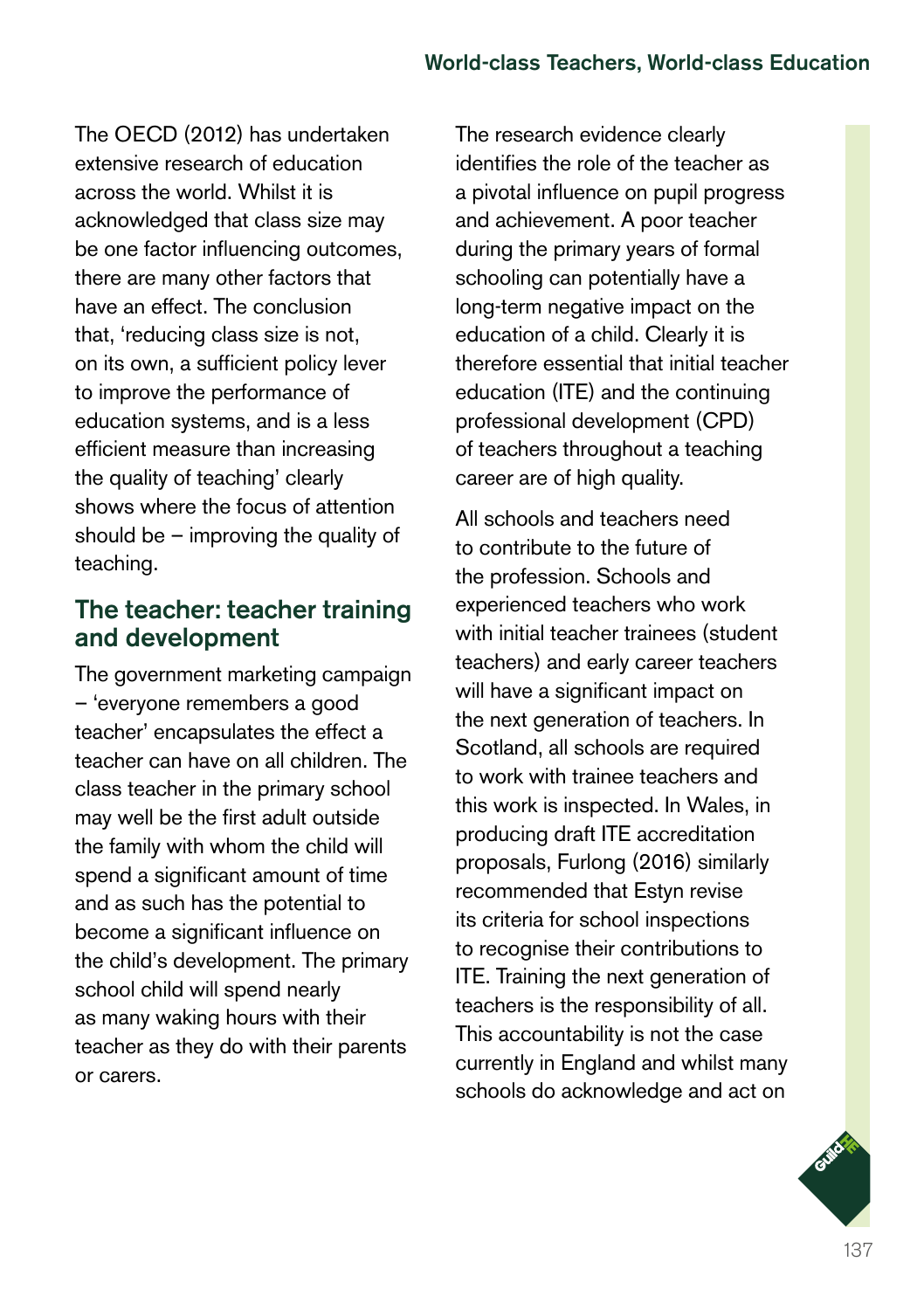The OECD (2012) has undertaken extensive research of education across the world. Whilst it is acknowledged that class size may be one factor influencing outcomes, there are many other factors that have an effect. The conclusion that, 'reducing class size is not, on its own, a sufficient policy lever to improve the performance of education systems, and is a less efficient measure than increasing the quality of teaching' clearly shows where the focus of attention should be – improving the quality of teaching.

## The teacher: teacher training and development

The government marketing campaign – 'everyone remembers a good teacher' encapsulates the effect a teacher can have on all children. The class teacher in the primary school may well be the first adult outside the family with whom the child will spend a significant amount of time and as such has the potential to become a significant influence on the child's development. The primary school child will spend nearly as many waking hours with their teacher as they do with their parents or carers.

The research evidence clearly identifies the role of the teacher as a pivotal influence on pupil progress and achievement. A poor teacher during the primary years of formal schooling can potentially have a long-term negative impact on the education of a child. Clearly it is therefore essential that initial teacher education (ITE) and the continuing professional development (CPD) of teachers throughout a teaching career are of high quality.

All schools and teachers need to contribute to the future of the profession. Schools and experienced teachers who work with initial teacher trainees (student teachers) and early career teachers will have a significant impact on the next generation of teachers. In Scotland, all schools are required to work with trainee teachers and this work is inspected. In Wales, in producing draft ITE accreditation proposals, Furlong (2016) similarly recommended that Estyn revise its criteria for school inspections to recognise their contributions to ITE. Training the next generation of teachers is the responsibility of all. This accountability is not the case currently in England and whilst many schools do acknowledge and act on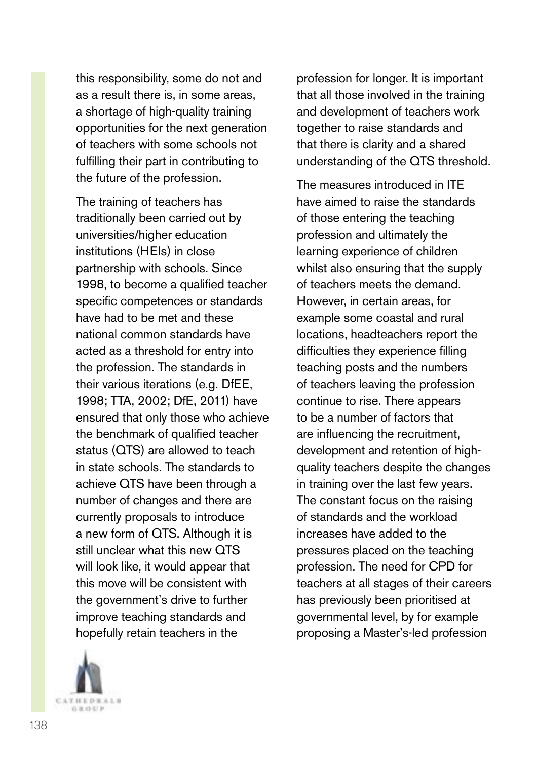this responsibility, some do not and as a result there is, in some areas, a shortage of high-quality training opportunities for the next generation of teachers with some schools not fulfilling their part in contributing to the future of the profession.

The training of teachers has traditionally been carried out by universities/higher education institutions (HEIs) in close partnership with schools. Since 1998, to become a qualified teacher specific competences or standards have had to be met and these national common standards have acted as a threshold for entry into the profession. The standards in their various iterations (e.g. DfEE, 1998; TTA, 2002; DfE, 2011) have ensured that only those who achieve the benchmark of qualified teacher status (QTS) are allowed to teach in state schools. The standards to achieve QTS have been through a number of changes and there are currently proposals to introduce a new form of QTS. Although it is still unclear what this new QTS will look like, it would appear that this move will be consistent with the government's drive to further improve teaching standards and hopefully retain teachers in the profession for longer. It is important that all those involved in the training and development of teachers work together to raise standards and that there is clarity and a shared understanding of the QTS threshold.

The measures introduced in ITE have aimed to raise the standards of those entering the teaching profession and ultimately the learning experience of children whilst also ensuring that the supply of teachers meets the demand. However, in certain areas, for example some coastal and rural locations, headteachers report the difficulties they experience filling teaching posts and the numbers of teachers leaving the profession continue to rise. There appears to be a number of factors that are influencing the recruitment, development and retention of high-quality teachers despite the changes in training over the last few years. The constant focus on the raising of standards and the workload increases have added to the pressures placed on the teaching profession. The need for CPD for teachers at all stages of their careers has previously been prioritised at governmental level, by for example proposing a Master's-led profession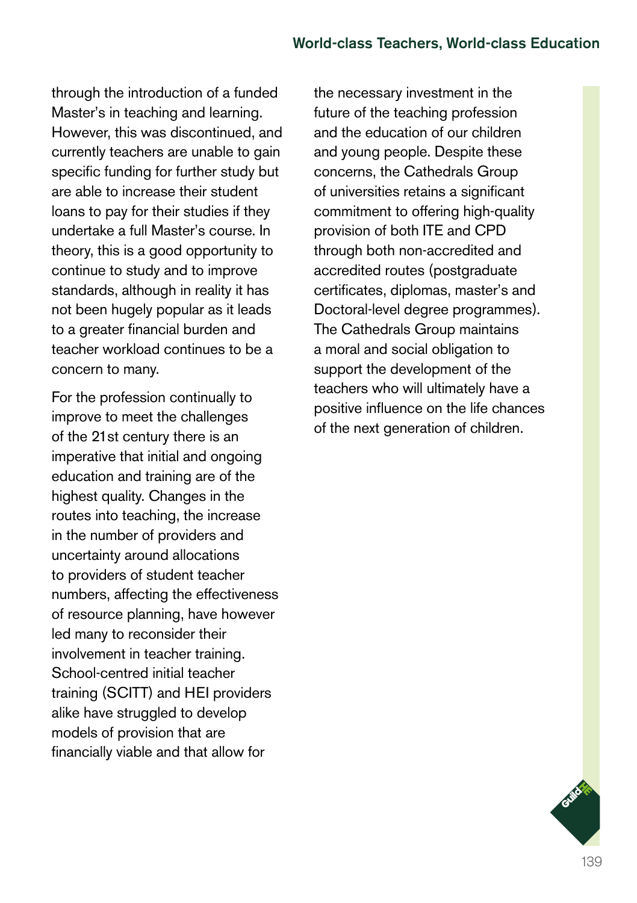through the introduction of a funded Master's in teaching and learning. However, this was discontinued, and currently teachers are unable to gain specific funding for further study but are able to increase their student loans to pay for their studies if they undertake a full Master's course. In theory, this is a good opportunity to continue to study and to improve standards, although in reality it has not been hugely popular as it leads to a greater financial burden and teacher workload continues to be a concern to many.

For the profession continually to improve to meet the challenges of the 21st century there is an imperative that initial and ongoing education and training are of the highest quality. Changes in the routes into teaching, the increase in the number of providers and uncertainty around allocations to providers of student teacher numbers, affecting the effectiveness of resource planning, have however led many to reconsider their involvement in teacher training. School-centred initial teacher training (SCITT) and HEI providers alike have struggled to develop models of provision that are financially viable and that allow for the necessary investment in the future of the teaching profession and the education of our children and young people. Despite these concerns, the Cathedrals Group of universities retains a significant commitment to offering high-quality provision of both ITE and CPD through both non-accredited and accredited routes (postgraduate certificates, diplomas, master's and Doctoral-level degree programmes). The Cathedrals Group maintains a moral and social obligation to support the development of the teachers who will ultimately have a positive influence on the life chances of the next generation of children.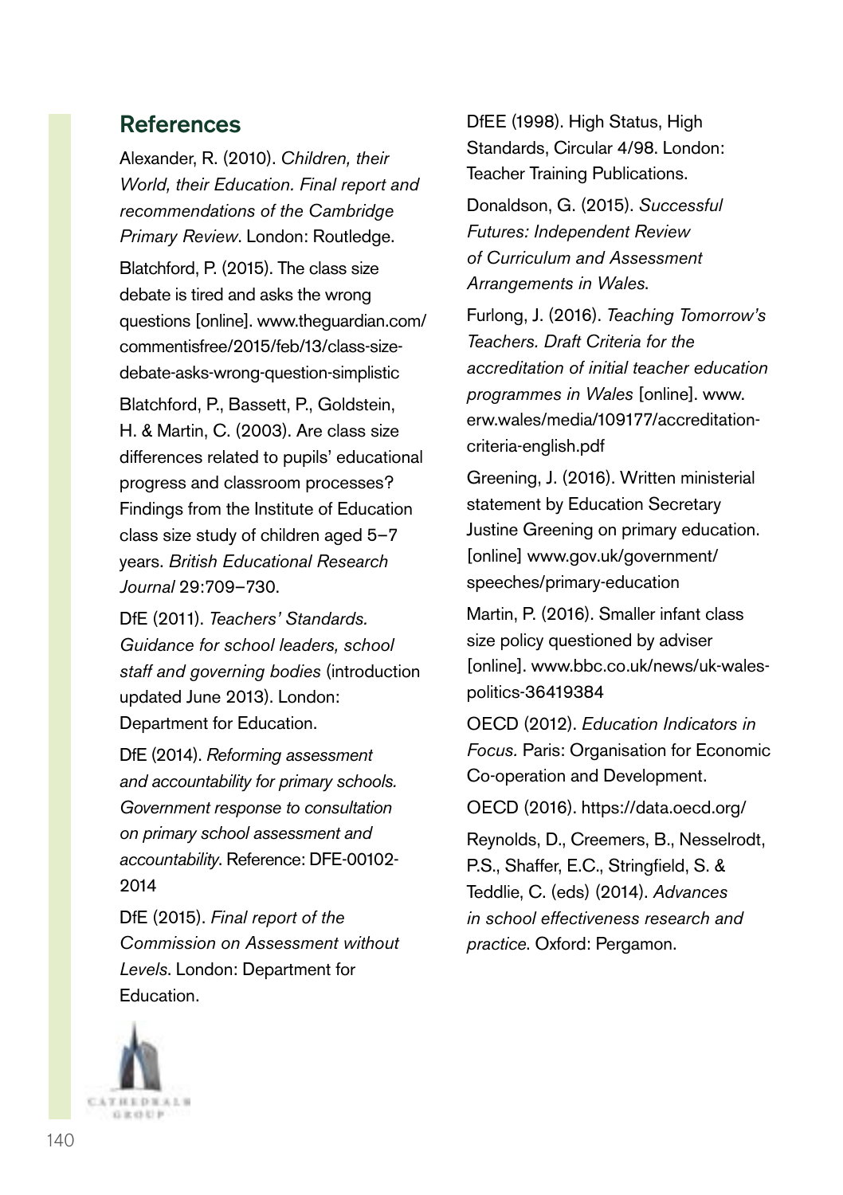## References

Alexander, R. (2010). *Children, their World, their Education. Final report and recommendations of the Cambridge Primary Review*. London: Routledge.

Blatchford, P. (2015). The class size debate is tired and asks the wrong questions [online]. www.theguardian.com/commentisfree/2015/feb/13/class-size-debate-asks-wrong-question-simplistic

Blatchford, P., Bassett, P., Goldstein, H. & Martin, C. (2003). Are class size differences related to pupils' educational progress and classroom processes? Findings from the Institute of Education class size study of children aged 5–7 years. *British Educational Research Journal* 29:709–730.

DfE (2011). *Teachers' Standards. Guidance for school leaders, school staff and governing bodies* (introduction updated June 2013). London: Department for Education.

DfE (2014). *Reforming assessment and accountability for primary schools. Government response to consultation on primary school assessment and accountability*. Reference: DFE-00102-2014

DfE (2015). *Final report of the Commission on Assessment without Levels*. London: Department for Education.

DfEE (1998). High Status, High Standards, Circular 4/98. London: Teacher Training Publications.

Donaldson, G. (2015). *Successful Futures: Independent Review of Curriculum and Assessment Arrangements in Wales*.

Furlong, J. (2016). *Teaching Tomorrow's Teachers. Draft Criteria for the accreditation of initial teacher education programmes in Wales* [online]. www.erw.wales/media/109177/accreditation-criteria-english.pdf

Greening, J. (2016). Written ministerial statement by Education Secretary Justine Greening on primary education. [online] www.gov.uk/government/speeches/primary-education

Martin, P. (2016). Smaller infant class size policy questioned by adviser [online]. www.bbc.co.uk/news/uk-wales-politics-36419384

OECD (2012). *Education Indicators in Focus.* Paris: Organisation for Economic Co-operation and Development.

OECD (2016). https://data.oecd.org/

Reynolds, D., Creemers, B., Nesselrodt, P.S., Shaffer, E.C., Stringfield, S. & Teddlie, C. (eds) (2014). *Advances in school effectiveness research and practice*. Oxford: Pergamon.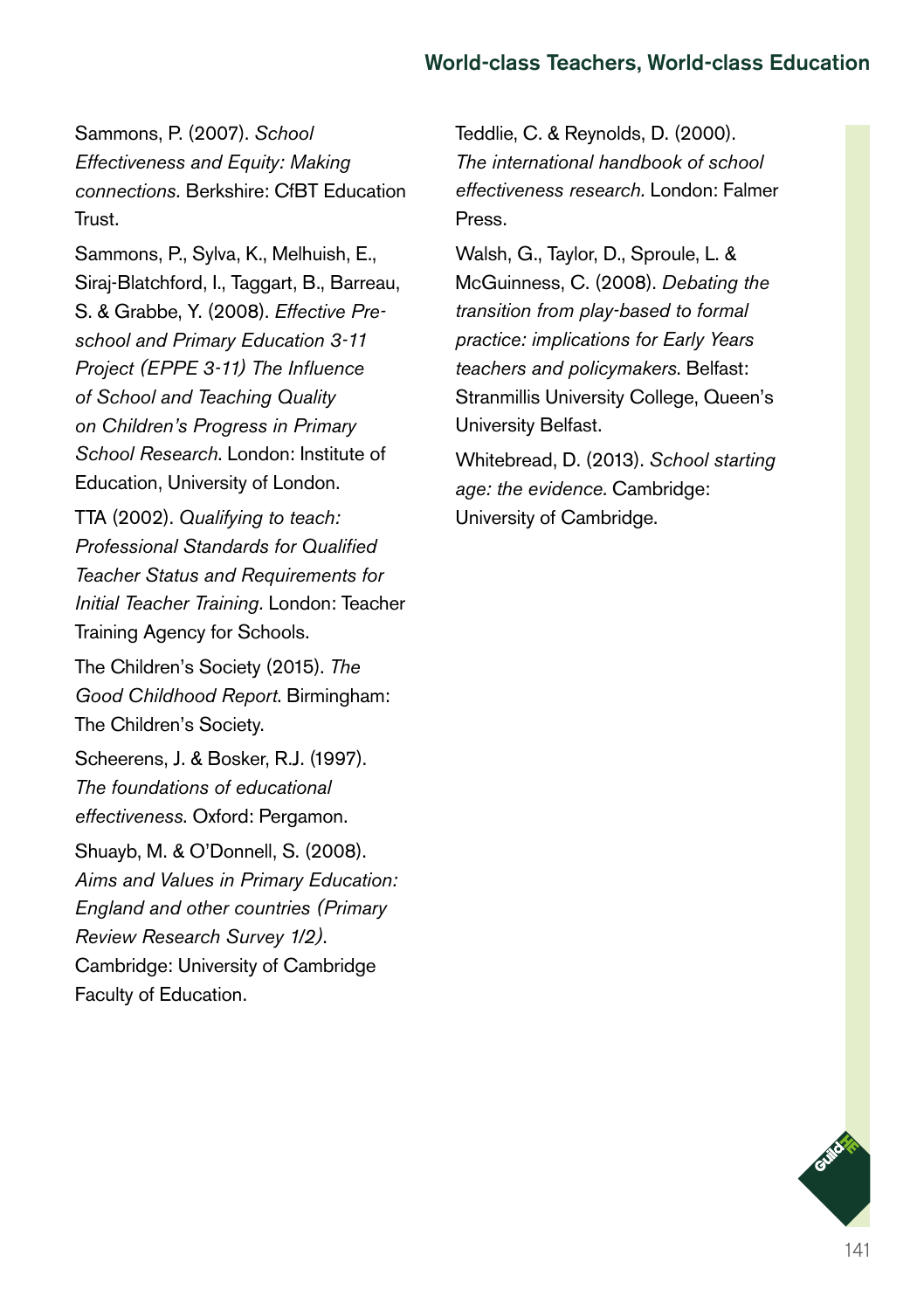Sammons, P. (2007). *School Effectiveness and Equity: Making connections.* Berkshire: CfBT Education Trust.

Sammons, P., Sylva, K., Melhuish, E., Siraj-Blatchford, I., Taggart, B., Barreau, S. & Grabbe, Y. (2008). *Effective Pre-school and Primary Education 3-11 Project (EPPE 3-11) The Influence of School and Teaching Quality on Children's Progress in Primary School Research*. London: Institute of Education, University of London.

TTA (2002). *Qualifying to teach: Professional Standards for Qualified Teacher Status and Requirements for Initial Teacher Training*. London: Teacher Training Agency for Schools.

The Children's Society (2015). *The Good Childhood Report*. Birmingham: The Children's Society.

Scheerens, J. & Bosker, R.J. (1997). *The foundations of educational effectiveness*. Oxford: Pergamon.

Shuayb, M. & O'Donnell, S. (2008). *Aims and Values in Primary Education: England and other countries (Primary Review Research Survey 1/2)*. Cambridge: University of Cambridge Faculty of Education.

Teddlie, C. & Reynolds, D. (2000). *The international handbook of school effectiveness research*. London: Falmer Press.

Walsh, G., Taylor, D., Sproule, L. & McGuinness, C. (2008). *Debating the transition from play-based to formal practice: implications for Early Years teachers and policymakers*. Belfast: Stranmillis University College, Queen's University Belfast.

Whitebread, D. (2013). *School starting age: the evidence*. Cambridge: University of Cambridge.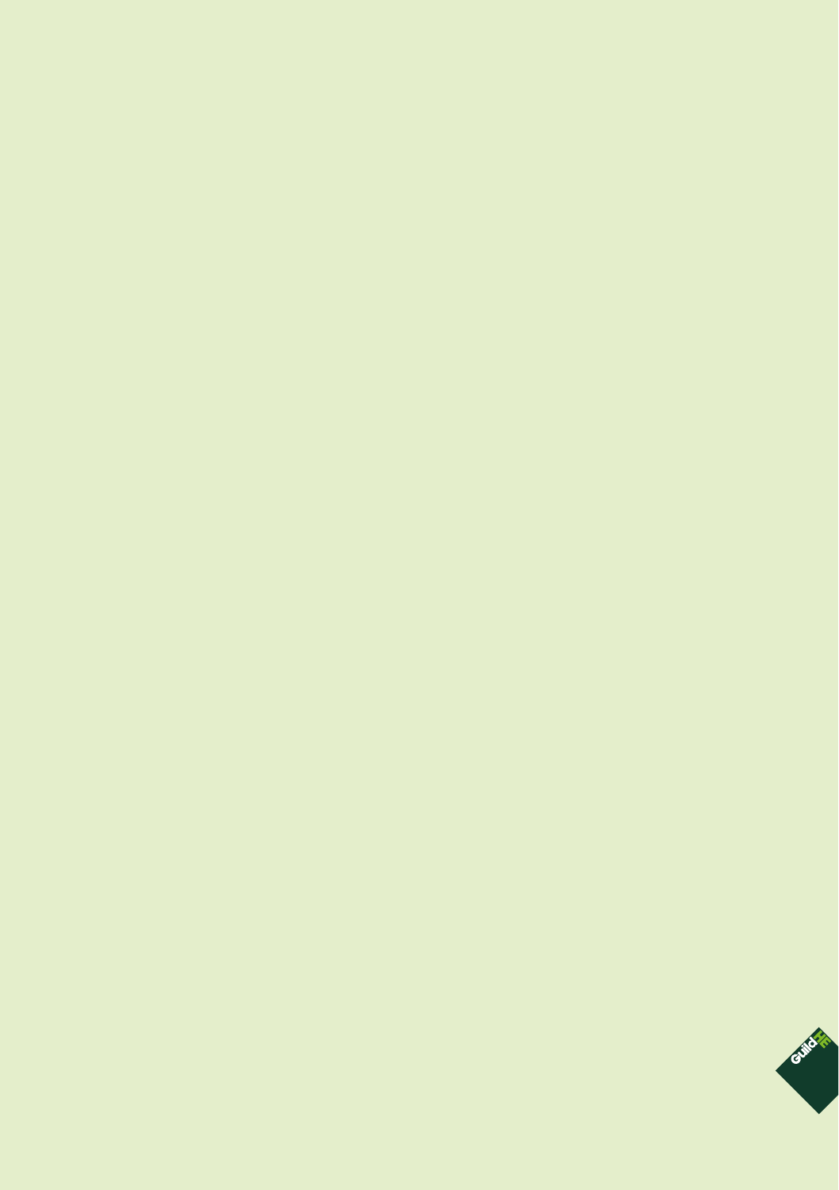GuildHE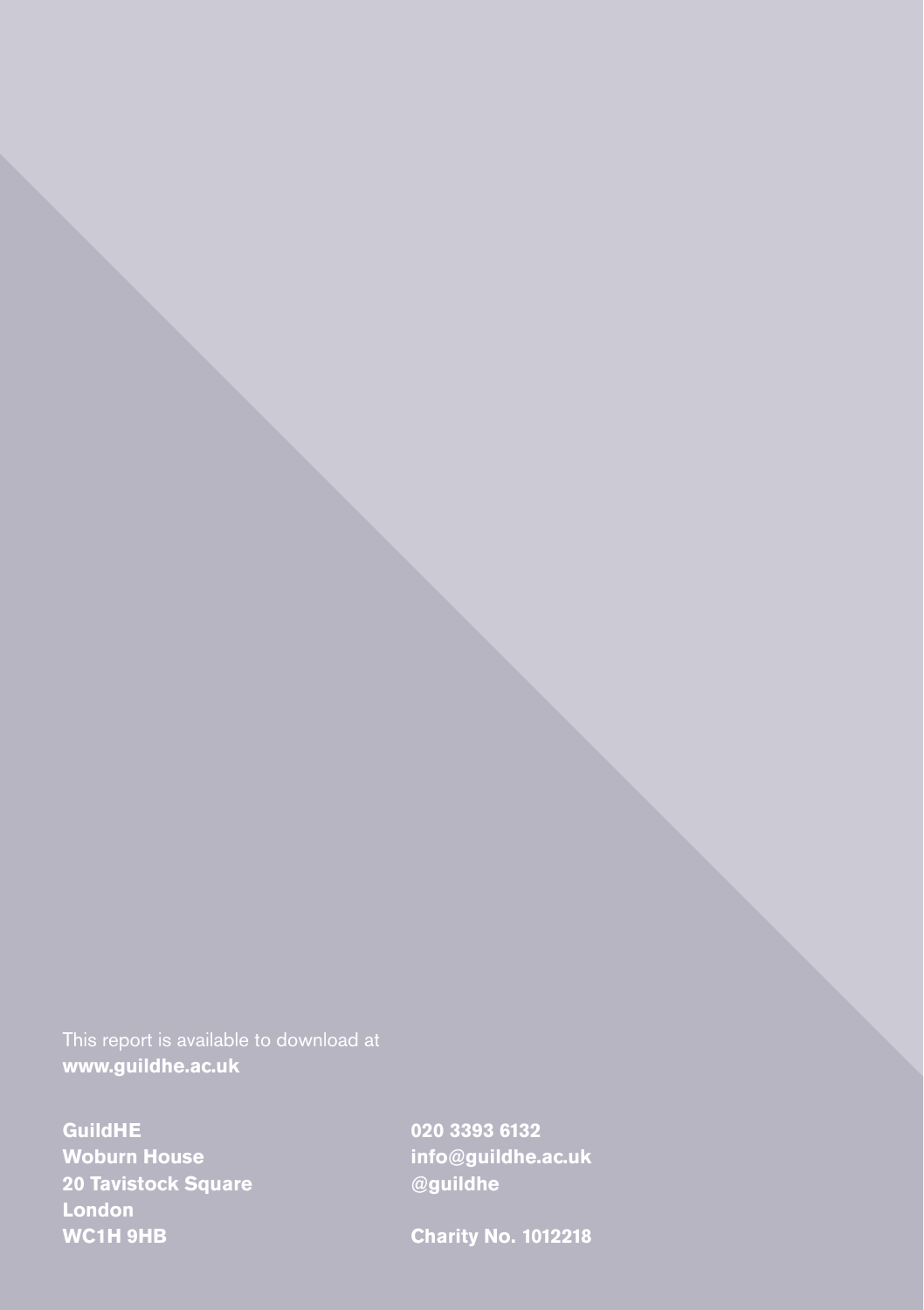This report is available to download at
**www.guildhe.ac.uk**

**GuildHE**
**Woburn House**
**20 Tavistock Square**
**London**
**WC1H 9HB**

**020 3393 6132**
**info@guildhe.ac.uk**
**@guildhe**

**Charity No. 1012218**